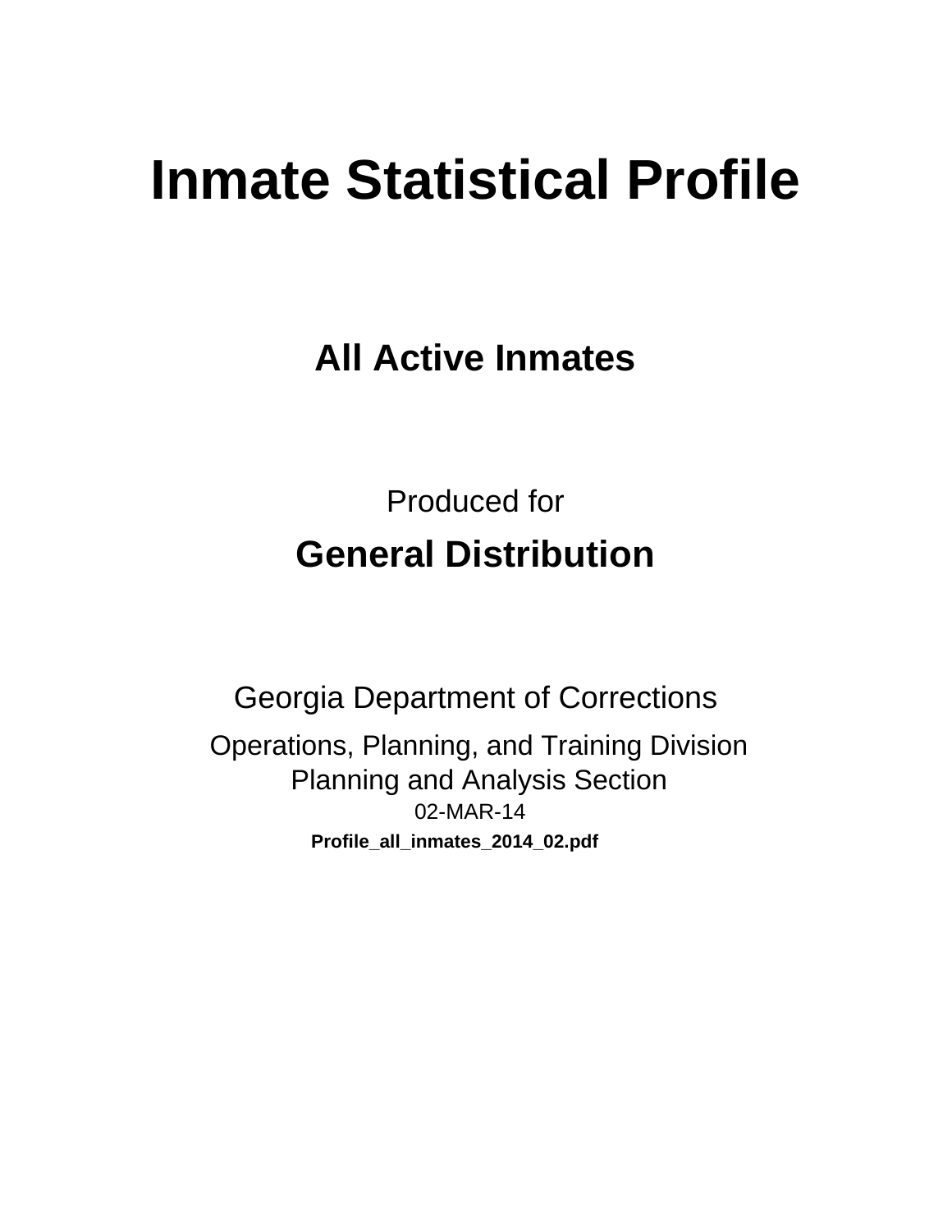# Inmate Statistical Profile

## All Active Inmates

Produced for

## General Distribution

Georgia Department of Corrections

Operations, Planning, and Training Division
Planning and Analysis Section
02-MAR-14

**Profile_all_inmates_2014_02.pdf**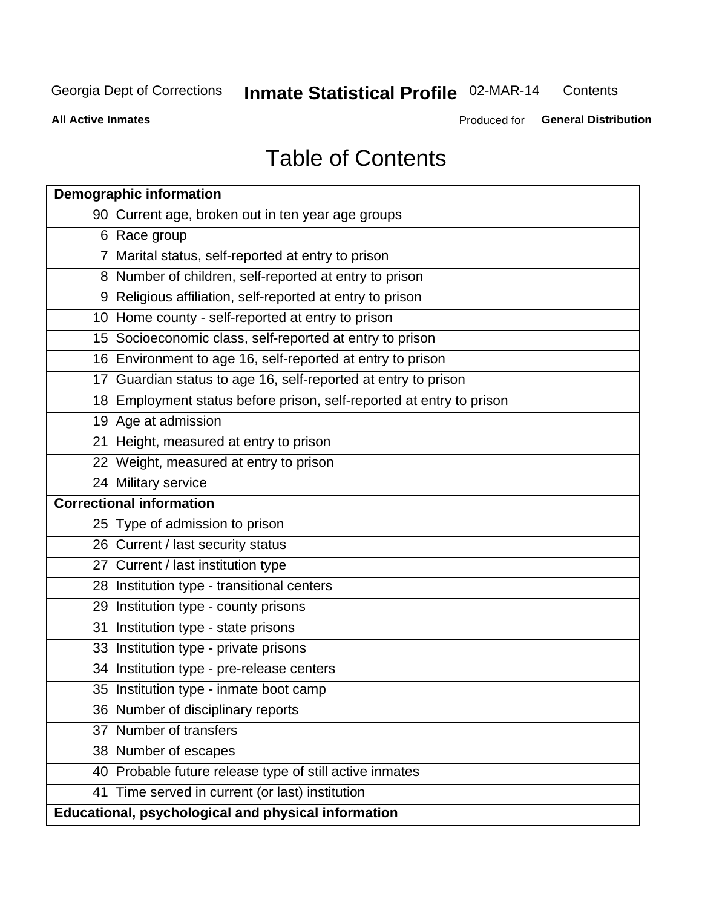# Table of Contents

| Demographic information | |
|---|---|
| 90 | Current age, broken out in ten year age groups |
| 6 | Race group |
| 7 | Marital status, self-reported at entry to prison |
| 8 | Number of children, self-reported at entry to prison |
| 9 | Religious affiliation, self-reported at entry to prison |
| 10 | Home county - self-reported at entry to prison |
| 15 | Socioeconomic class, self-reported at entry to prison |
| 16 | Environment to age 16, self-reported at entry to prison |
| 17 | Guardian status to age 16, self-reported at entry to prison |
| 18 | Employment status before prison, self-reported at entry to prison |
| 19 | Age at admission |
| 21 | Height, measured at entry to prison |
| 22 | Weight, measured at entry to prison |
| 24 | Military service |
| **Correctional information** | |
| 25 | Type of admission to prison |
| 26 | Current / last security status |
| 27 | Current / last institution type |
| 28 | Institution type - transitional centers |
| 29 | Institution type - county prisons |
| 31 | Institution type - state prisons |
| 33 | Institution type - private prisons |
| 34 | Institution type - pre-release centers |
| 35 | Institution type - inmate boot camp |
| 36 | Number of disciplinary reports |
| 37 | Number of transfers |
| 38 | Number of escapes |
| 40 | Probable future release type of still active inmates |
| 41 | Time served in current (or last) institution |
| **Educational, psychological and physical information** | |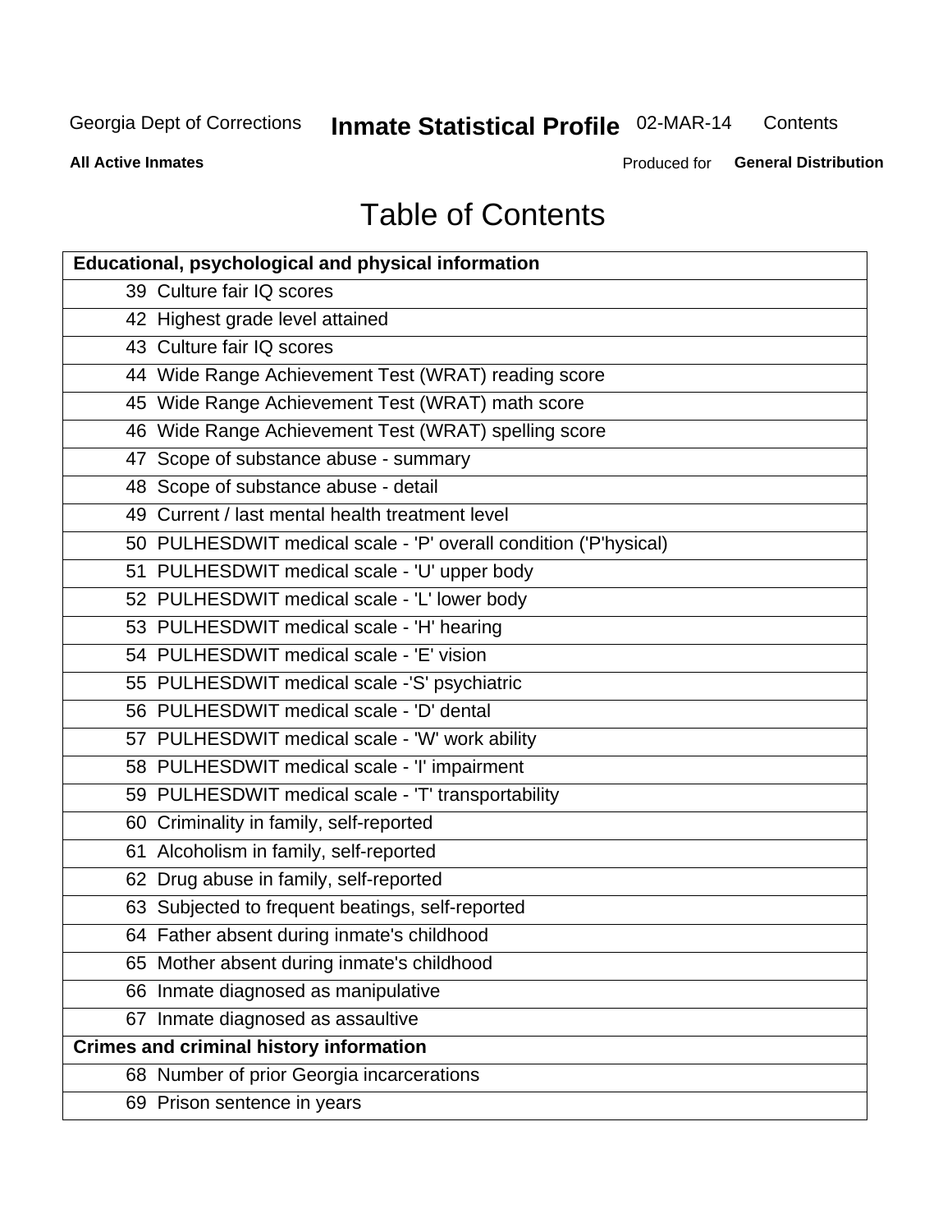Georgia Dept of Corrections **Inmate Statistical Profile** 02-MAR-14 Contents

**All Active Inmates** Produced for **General Distribution**

# Table of Contents

| **Educational, psychological and physical information** |
|---|
| 39 Culture fair IQ scores |
| 42 Highest grade level attained |
| 43 Culture fair IQ scores |
| 44 Wide Range Achievement Test (WRAT) reading score |
| 45 Wide Range Achievement Test (WRAT) math score |
| 46 Wide Range Achievement Test (WRAT) spelling score |
| 47 Scope of substance abuse - summary |
| 48 Scope of substance abuse - detail |
| 49 Current / last mental health treatment level |
| 50 PULHESDWIT medical scale - 'P' overall condition ('P'hysical) |
| 51 PULHESDWIT medical scale - 'U' upper body |
| 52 PULHESDWIT medical scale - 'L' lower body |
| 53 PULHESDWIT medical scale - 'H' hearing |
| 54 PULHESDWIT medical scale - 'E' vision |
| 55 PULHESDWIT medical scale -'S' psychiatric |
| 56 PULHESDWIT medical scale - 'D' dental |
| 57 PULHESDWIT medical scale - 'W' work ability |
| 58 PULHESDWIT medical scale - 'I' impairment |
| 59 PULHESDWIT medical scale - 'T' transportability |
| 60 Criminality in family, self-reported |
| 61 Alcoholism in family, self-reported |
| 62 Drug abuse in family, self-reported |
| 63 Subjected to frequent beatings, self-reported |
| 64 Father absent during inmate's childhood |
| 65 Mother absent during inmate's childhood |
| 66 Inmate diagnosed as manipulative |
| 67 Inmate diagnosed as assaultive |
| **Crimes and criminal history information** |
| 68 Number of prior Georgia incarcerations |
| 69 Prison sentence in years |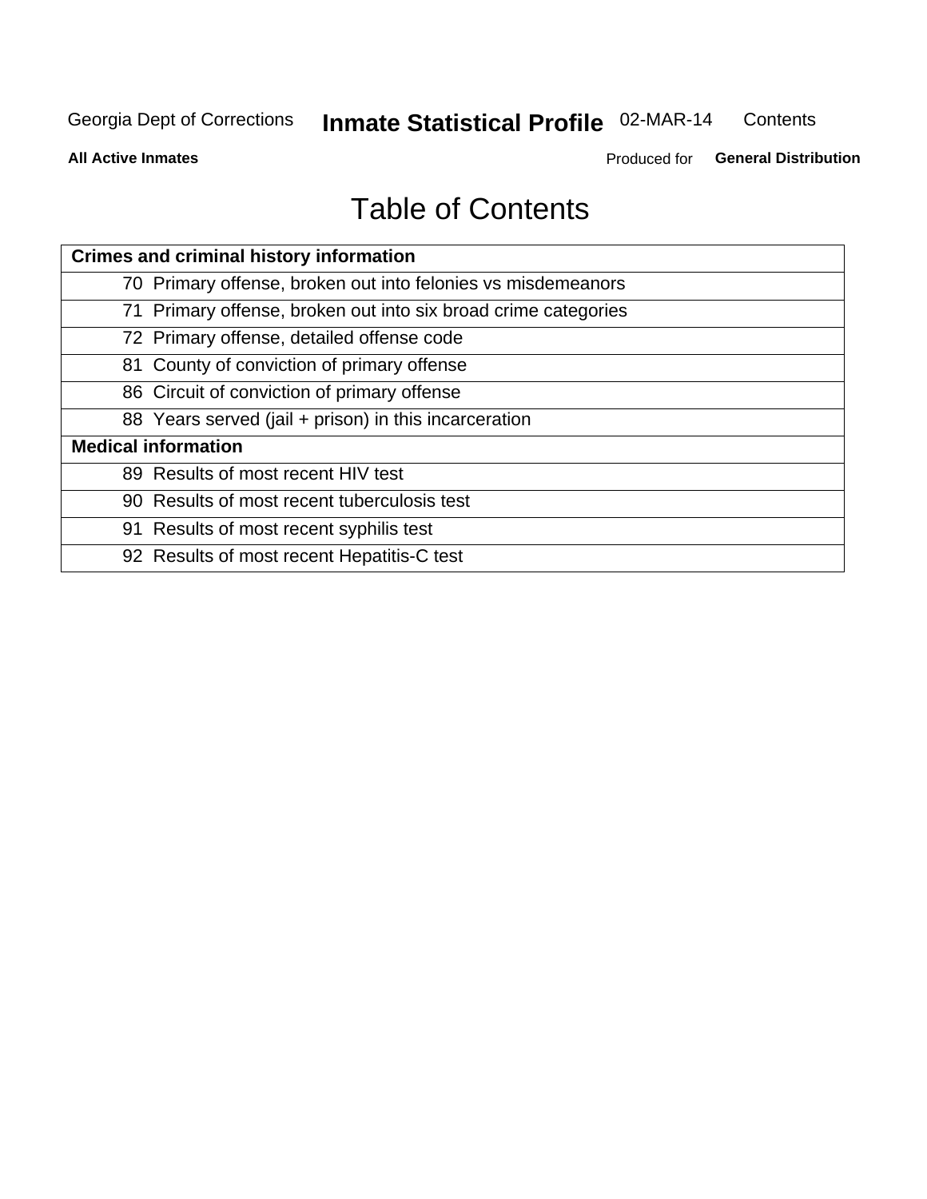# Table of Contents

| Crimes and criminal history information | |
|---|---|
| 70 | Primary offense, broken out into felonies vs misdemeanors |
| 71 | Primary offense, broken out into six broad crime categories |
| 72 | Primary offense, detailed offense code |
| 81 | County of conviction of primary offense |
| 86 | Circuit of conviction of primary offense |
| 88 | Years served (jail + prison) in this incarceration |
| **Medical information** | |
| 89 | Results of most recent HIV test |
| 90 | Results of most recent tuberculosis test |
| 91 | Results of most recent syphilis test |
| 92 | Results of most recent Hepatitis-C test |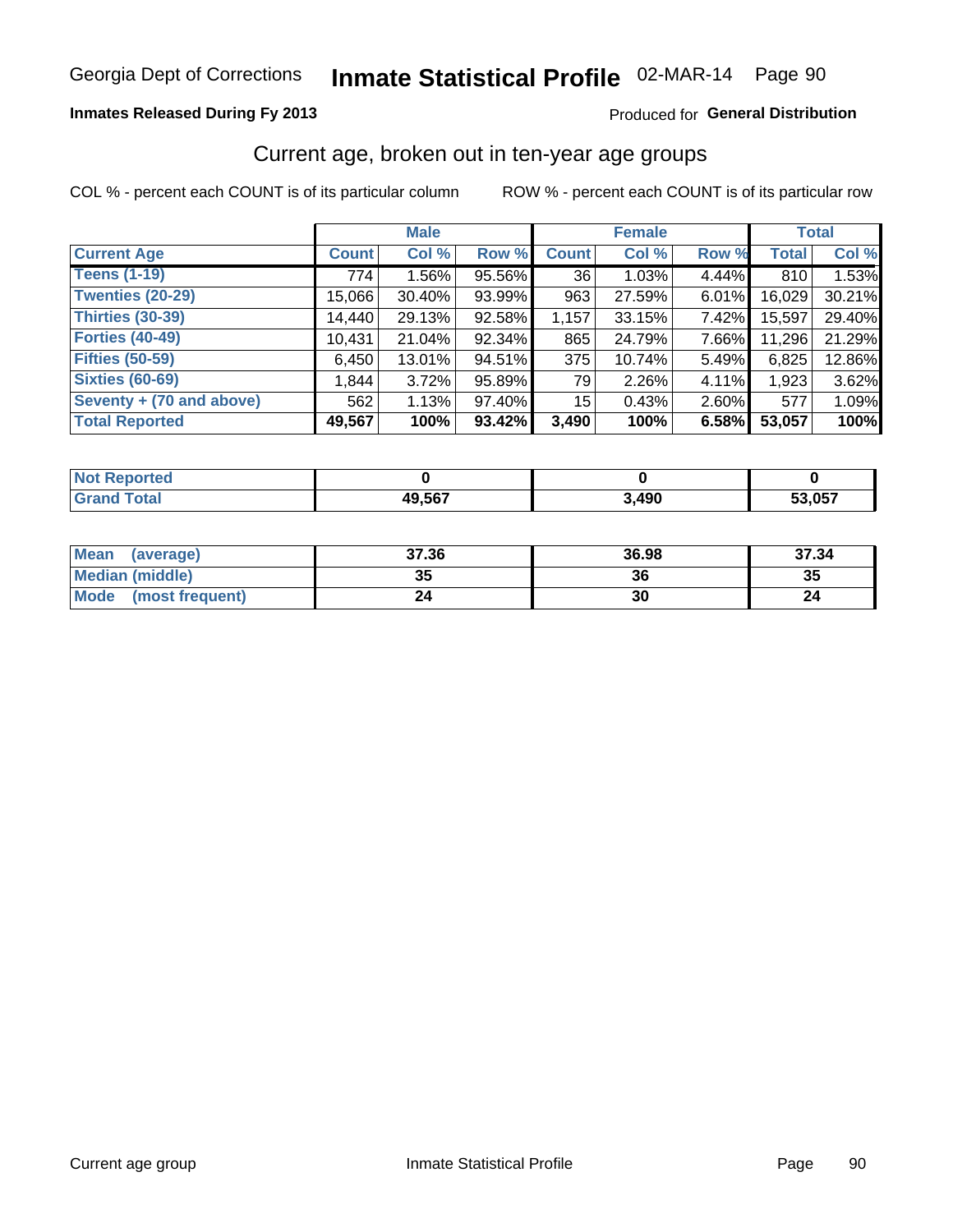Georgia Dept of Corrections **Inmate Statistical Profile** 02-MAR-14

**Inmates Released During Fy 2013**

Produced for **General Distribution**

## Current age, broken out in ten-year age groups

COL % - percent each COUNT is of its particular column

ROW % - percent each COUNT is of its particular row

| | Male | | | Female | | | Total | |
|---|---|---|---|---|---|---|---|---|
| **Current Age** | **Count** | **Col %** | **Row %** | **Count** | **Col %** | **Row %** | **Total** | **Col %** |
| Teens (1-19) | 774 | 1.56% | 95.56% | 36 | 1.03% | 4.44% | 810 | 1.53% |
| Twenties (20-29) | 15,066 | 30.40% | 93.99% | 963 | 27.59% | 6.01% | 16,029 | 30.21% |
| Thirties (30-39) | 14,440 | 29.13% | 92.58% | 1,157 | 33.15% | 7.42% | 15,597 | 29.40% |
| Forties (40-49) | 10,431 | 21.04% | 92.34% | 865 | 24.79% | 7.66% | 11,296 | 21.29% |
| Fifties (50-59) | 6,450 | 13.01% | 94.51% | 375 | 10.74% | 5.49% | 6,825 | 12.86% |
| Sixties (60-69) | 1,844 | 3.72% | 95.89% | 79 | 2.26% | 4.11% | 1,923 | 3.62% |
| Seventy + (70 and above) | 562 | 1.13% | 97.40% | 15 | 0.43% | 2.60% | 577 | 1.09% |
| **Total Reported** | **49,567** | **100%** | **93.42%** | **3,490** | **100%** | **6.58%** | **53,057** | **100%** |

| | Male | Female | Total |
|---|---|---|---|
| Not Reported | 0 | 0 | 0 |
| Grand Total | 49,567 | 3,490 | 53,057 |

| | Male | Female | Total |
|---|---|---|---|
| Mean (average) | 37.36 | 36.98 | 37.34 |
| Median (middle) | 35 | 36 | 35 |
| Mode (most frequent) | 24 | 30 | 24 |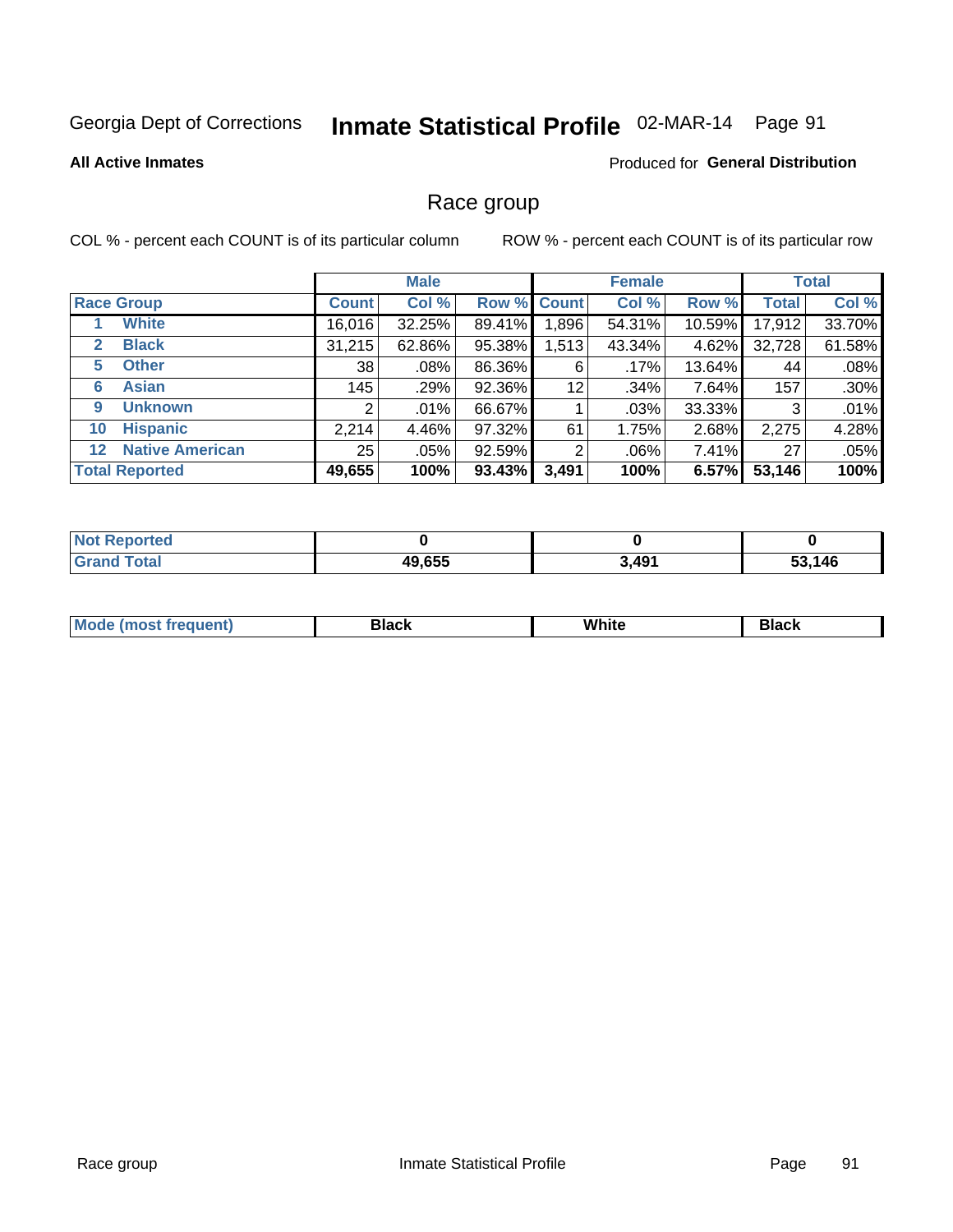Georgia Dept of Corrections **Inmate Statistical Profile** 02-MAR-14 Page 91

**All Active Inmates**

Produced for **General Distribution**

## Race group

COL % - percent each COUNT is of its particular column ROW % - percent each COUNT is of its particular row

| | Male | | | Female | | | Total | |
|---|---|---|---|---|---|---|---|---|
| **Race Group** | **Count** | **Col %** | **Row %** | **Count** | **Col %** | **Row %** | **Total** | **Col %** |
| 1 **White** | 16,016 | 32.25% | 89.41% | 1,896 | 54.31% | 10.59% | 17,912 | 33.70% |
| 2 **Black** | 31,215 | 62.86% | 95.38% | 1,513 | 43.34% | 4.62% | 32,728 | 61.58% |
| 5 **Other** | 38 | .08% | 86.36% | 6 | .17% | 13.64% | 44 | .08% |
| 6 **Asian** | 145 | .29% | 92.36% | 12 | .34% | 7.64% | 157 | .30% |
| 9 **Unknown** | 2 | .01% | 66.67% | 1 | .03% | 33.33% | 3 | .01% |
| 10 **Hispanic** | 2,214 | 4.46% | 97.32% | 61 | 1.75% | 2.68% | 2,275 | 4.28% |
| 12 **Native American** | 25 | .05% | 92.59% | 2 | .06% | 7.41% | 27 | .05% |
| **Total Reported** | **49,655** | **100%** | **93.43%** | **3,491** | **100%** | **6.57%** | **53,146** | **100%** |

| | Male | Female | Total |
|---|---|---|---|
| **Not Reported** | **0** | **0** | **0** |
| **Grand Total** | **49,655** | **3,491** | **53,146** |

| | Male | Female | Total |
|---|---|---|---|
| **Mode (most frequent)** | **Black** | **White** | **Black** |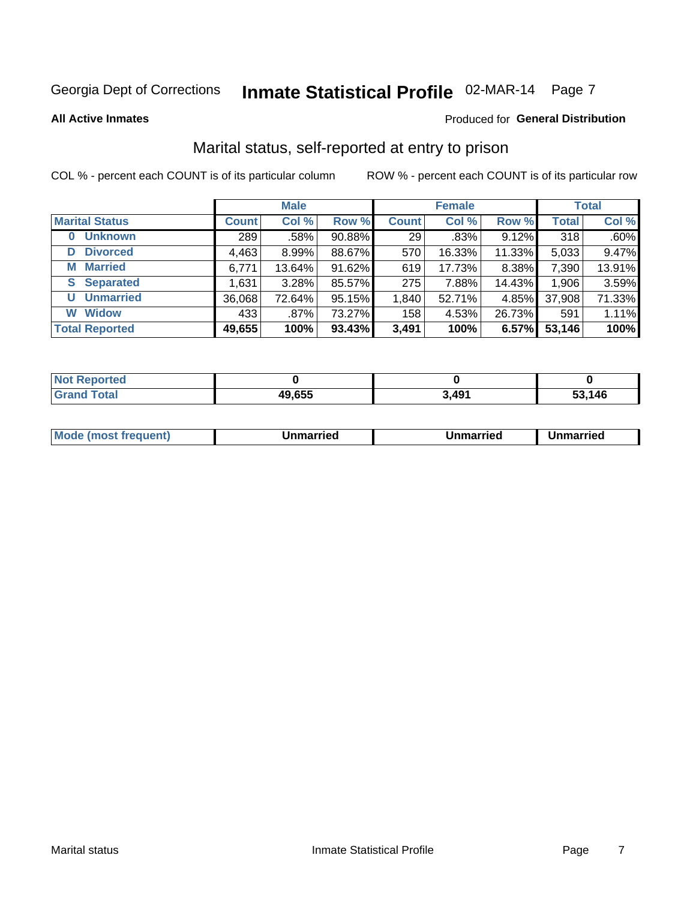Georgia Dept of Corrections **Inmate Statistical Profile** 02-MAR-14

**All Active Inmates**

Produced for **General Distribution**

## Marital status, self-reported at entry to prison

COL % - percent each COUNT is of its particular column ROW % - percent each COUNT is of its particular row

| | Male | | | Female | | | Total | |
|---|---|---|---|---|---|---|---|---|
| **Marital Status** | **Count** | **Col %** | **Row %** | **Count** | **Col %** | **Row %** | **Total** | **Col %** |
| **0 Unknown** | 289 | .58% | 90.88% | 29 | .83% | 9.12% | 318 | .60% |
| **D Divorced** | 4,463 | 8.99% | 88.67% | 570 | 16.33% | 11.33% | 5,033 | 9.47% |
| **M Married** | 6,771 | 13.64% | 91.62% | 619 | 17.73% | 8.38% | 7,390 | 13.91% |
| **S Separated** | 1,631 | 3.28% | 85.57% | 275 | 7.88% | 14.43% | 1,906 | 3.59% |
| **U Unmarried** | 36,068 | 72.64% | 95.15% | 1,840 | 52.71% | 4.85% | 37,908 | 71.33% |
| **W Widow** | 433 | .87% | 73.27% | 158 | 4.53% | 26.73% | 591 | 1.11% |
| **Total Reported** | **49,655** | **100%** | **93.43%** | **3,491** | **100%** | **6.57%** | **53,146** | **100%** |

| | Male | Female | Total |
|---|---|---|---|
| **Not Reported** | **0** | **0** | **0** |
| **Grand Total** | **49,655** | **3,491** | **53,146** |

| | Male | Female | Total |
|---|---|---|---|
| **Mode (most frequent)** | **Unmarried** | **Unmarried** | **Unmarried** |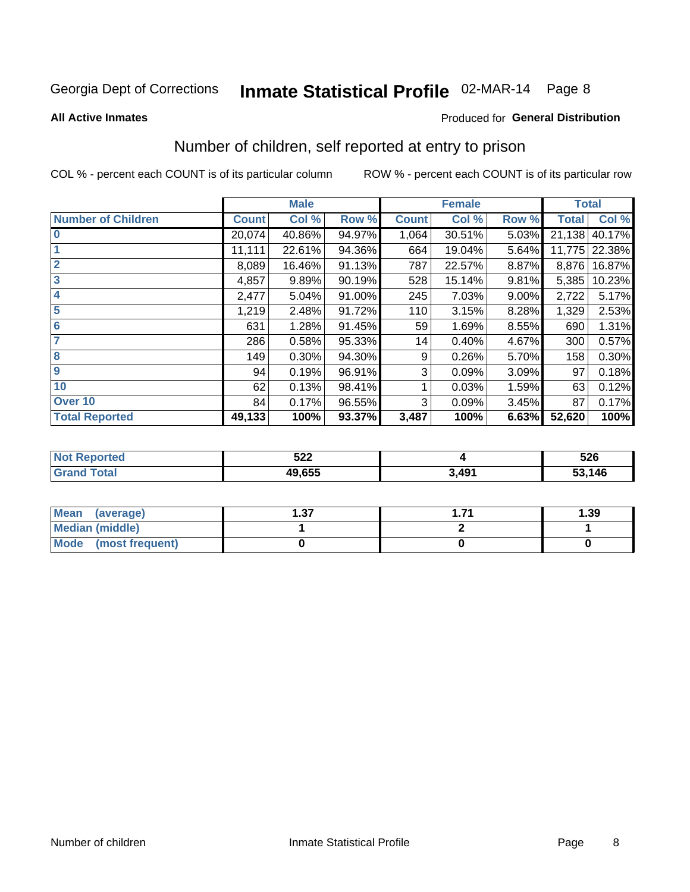Georgia Dept of Corrections **Inmate Statistical Profile** 02-MAR-14

**All Active Inmates** Produced for **General Distribution**

## Number of children, self reported at entry to prison

COL % - percent each COUNT is of its particular column ROW % - percent each COUNT is of its particular row

| | Male | | | Female | | | Total | |
|---|---|---|---|---|---|---|---|---|
| **Number of Children** | **Count** | **Col %** | **Row %** | **Count** | **Col %** | **Row %** | **Total** | **Col %** |
| **0** | 20,074 | 40.86% | 94.97% | 1,064 | 30.51% | 5.03% | 21,138 | 40.17% |
| **1** | 11,111 | 22.61% | 94.36% | 664 | 19.04% | 5.64% | 11,775 | 22.38% |
| **2** | 8,089 | 16.46% | 91.13% | 787 | 22.57% | 8.87% | 8,876 | 16.87% |
| **3** | 4,857 | 9.89% | 90.19% | 528 | 15.14% | 9.81% | 5,385 | 10.23% |
| **4** | 2,477 | 5.04% | 91.00% | 245 | 7.03% | 9.00% | 2,722 | 5.17% |
| **5** | 1,219 | 2.48% | 91.72% | 110 | 3.15% | 8.28% | 1,329 | 2.53% |
| **6** | 631 | 1.28% | 91.45% | 59 | 1.69% | 8.55% | 690 | 1.31% |
| **7** | 286 | 0.58% | 95.33% | 14 | 0.40% | 4.67% | 300 | 0.57% |
| **8** | 149 | 0.30% | 94.30% | 9 | 0.26% | 5.70% | 158 | 0.30% |
| **9** | 94 | 0.19% | 96.91% | 3 | 0.09% | 3.09% | 97 | 0.18% |
| **10** | 62 | 0.13% | 98.41% | 1 | 0.03% | 1.59% | 63 | 0.12% |
| **Over 10** | 84 | 0.17% | 96.55% | 3 | 0.09% | 3.45% | 87 | 0.17% |
| **Total Reported** | **49,133** | **100%** | **93.37%** | **3,487** | **100%** | **6.63%** | **52,620** | **100%** |

| | Male | Female | Total |
|---|---|---|---|
| **Not Reported** | **522** | **4** | **526** |
| **Grand Total** | **49,655** | **3,491** | **53,146** |

| | Male | Female | Total |
|---|---|---|---|
| **Mean (average)** | **1.37** | **1.71** | **1.39** |
| **Median (middle)** | **1** | **2** | **1** |
| **Mode (most frequent)** | **0** | **0** | **0** |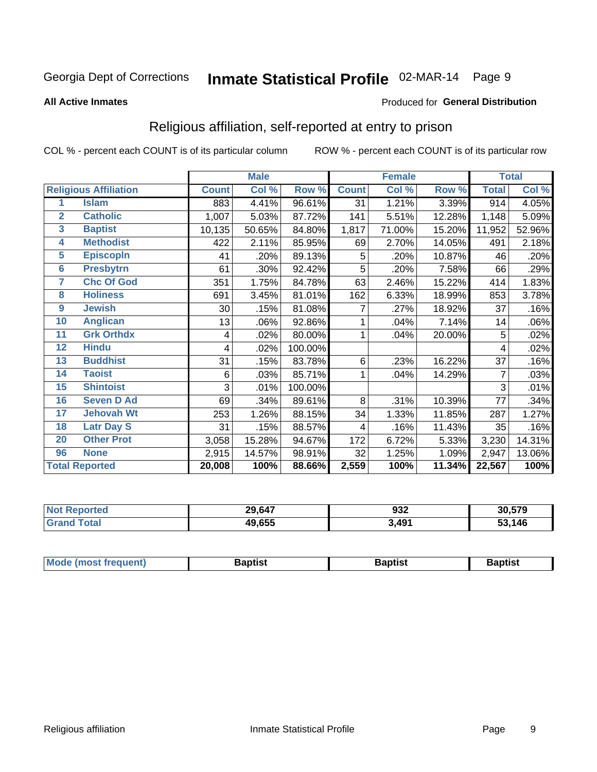Georgia Dept of Corrections **Inmate Statistical Profile** 02-MAR-14

**All Active Inmates**

Produced for **General Distribution**

## Religious affiliation, self-reported at entry to prison

COL % - percent each COUNT is of its particular column ROW % - percent each COUNT is of its particular row

| | | Male | | | Female | | | Total | |
|---|---|---|---|---|---|---|---|---|---|
| **Religious Affiliation** | | **Count** | **Col %** | **Row %** | **Count** | **Col %** | **Row %** | **Total** | **Col %** |
| 1 | Islam | 883 | 4.41% | 96.61% | 31 | 1.21% | 3.39% | 914 | 4.05% |
| 2 | Catholic | 1,007 | 5.03% | 87.72% | 141 | 5.51% | 12.28% | 1,148 | 5.09% |
| 3 | Baptist | 10,135 | 50.65% | 84.80% | 1,817 | 71.00% | 15.20% | 11,952 | 52.96% |
| 4 | Methodist | 422 | 2.11% | 85.95% | 69 | 2.70% | 14.05% | 491 | 2.18% |
| 5 | Episcopln | 41 | .20% | 89.13% | 5 | .20% | 10.87% | 46 | .20% |
| 6 | Presbytrn | 61 | .30% | 92.42% | 5 | .20% | 7.58% | 66 | .29% |
| 7 | Chc Of God | 351 | 1.75% | 84.78% | 63 | 2.46% | 15.22% | 414 | 1.83% |
| 8 | Holiness | 691 | 3.45% | 81.01% | 162 | 6.33% | 18.99% | 853 | 3.78% |
| 9 | Jewish | 30 | .15% | 81.08% | 7 | .27% | 18.92% | 37 | .16% |
| 10 | Anglican | 13 | .06% | 92.86% | 1 | .04% | 7.14% | 14 | .06% |
| 11 | Grk Orthdx | 4 | .02% | 80.00% | 1 | .04% | 20.00% | 5 | .02% |
| 12 | Hindu | 4 | .02% | 100.00% | | | | 4 | .02% |
| 13 | Buddhist | 31 | .15% | 83.78% | 6 | .23% | 16.22% | 37 | .16% |
| 14 | Taoist | 6 | .03% | 85.71% | 1 | .04% | 14.29% | 7 | .03% |
| 15 | Shintoist | 3 | .01% | 100.00% | | | | 3 | .01% |
| 16 | Seven D Ad | 69 | .34% | 89.61% | 8 | .31% | 10.39% | 77 | .34% |
| 17 | Jehovah Wt | 253 | 1.26% | 88.15% | 34 | 1.33% | 11.85% | 287 | 1.27% |
| 18 | Latr Day S | 31 | .15% | 88.57% | 4 | .16% | 11.43% | 35 | .16% |
| 20 | Other Prot | 3,058 | 15.28% | 94.67% | 172 | 6.72% | 5.33% | 3,230 | 14.31% |
| 96 | None | 2,915 | 14.57% | 98.91% | 32 | 1.25% | 1.09% | 2,947 | 13.06% |
| **Total Reported** | | **20,008** | **100%** | **88.66%** | **2,559** | **100%** | **11.34%** | **22,567** | **100%** |

| | Male | Female | Total |
|---|---|---|---|
| **Not Reported** | **29,647** | **932** | **30,579** |
| **Grand Total** | **49,655** | **3,491** | **53,146** |

| | Male | Female | Total |
|---|---|---|---|
| **Mode (most frequent)** | **Baptist** | **Baptist** | **Baptist** |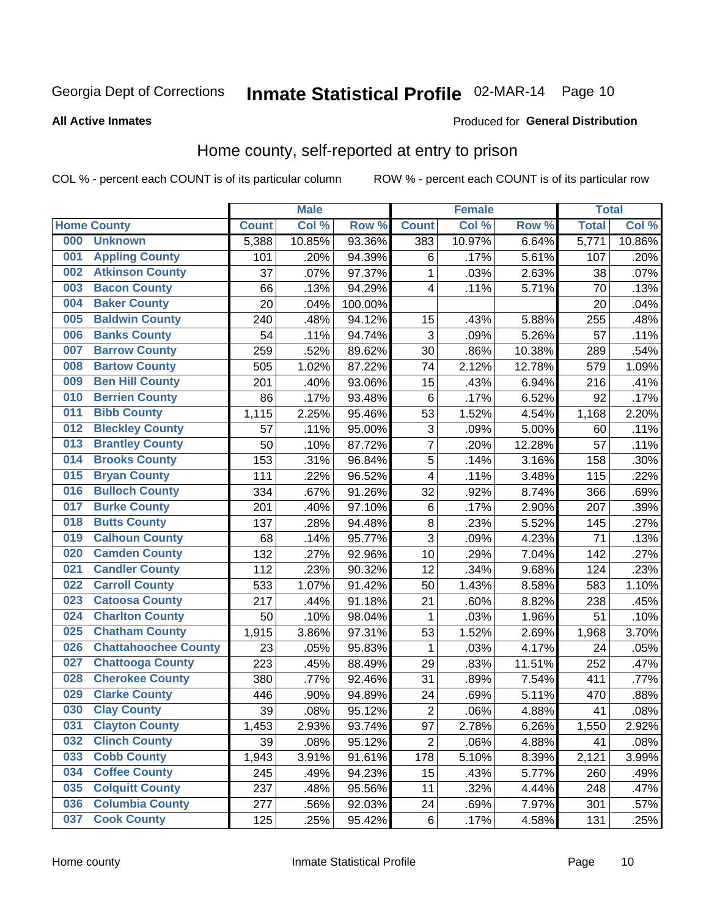Georgia Dept of Corrections **Inmate Statistical Profile** 02-MAR-14

**All Active Inmates**

Produced for **General Distribution**

## Home county, self-reported at entry to prison

COL % - percent each COUNT is of its particular column ROW % - percent each COUNT is of its particular row

| Home County | | Male | | | Female | | | Total | |
|---|---|---|---|---|---|---|---|---|---|
| | | Count | Col % | Row % | Count | Col % | Row % | Total | Col % |
| 000 | Unknown | 5,388 | 10.85% | 93.36% | 383 | 10.97% | 6.64% | 5,771 | 10.86% |
| 001 | Appling County | 101 | .20% | 94.39% | 6 | .17% | 5.61% | 107 | .20% |
| 002 | Atkinson County | 37 | .07% | 97.37% | 1 | .03% | 2.63% | 38 | .07% |
| 003 | Bacon County | 66 | .13% | 94.29% | 4 | .11% | 5.71% | 70 | .13% |
| 004 | Baker County | 20 | .04% | 100.00% | | | | 20 | .04% |
| 005 | Baldwin County | 240 | .48% | 94.12% | 15 | .43% | 5.88% | 255 | .48% |
| 006 | Banks County | 54 | .11% | 94.74% | 3 | .09% | 5.26% | 57 | .11% |
| 007 | Barrow County | 259 | .52% | 89.62% | 30 | .86% | 10.38% | 289 | .54% |
| 008 | Bartow County | 505 | 1.02% | 87.22% | 74 | 2.12% | 12.78% | 579 | 1.09% |
| 009 | Ben Hill County | 201 | .40% | 93.06% | 15 | .43% | 6.94% | 216 | .41% |
| 010 | Berrien County | 86 | .17% | 93.48% | 6 | .17% | 6.52% | 92 | .17% |
| 011 | Bibb County | 1,115 | 2.25% | 95.46% | 53 | 1.52% | 4.54% | 1,168 | 2.20% |
| 012 | Bleckley County | 57 | .11% | 95.00% | 3 | .09% | 5.00% | 60 | .11% |
| 013 | Brantley County | 50 | .10% | 87.72% | 7 | .20% | 12.28% | 57 | .11% |
| 014 | Brooks County | 153 | .31% | 96.84% | 5 | .14% | 3.16% | 158 | .30% |
| 015 | Bryan County | 111 | .22% | 96.52% | 4 | .11% | 3.48% | 115 | .22% |
| 016 | Bulloch County | 334 | .67% | 91.26% | 32 | .92% | 8.74% | 366 | .69% |
| 017 | Burke County | 201 | .40% | 97.10% | 6 | .17% | 2.90% | 207 | .39% |
| 018 | Butts County | 137 | .28% | 94.48% | 8 | .23% | 5.52% | 145 | .27% |
| 019 | Calhoun County | 68 | .14% | 95.77% | 3 | .09% | 4.23% | 71 | .13% |
| 020 | Camden County | 132 | .27% | 92.96% | 10 | .29% | 7.04% | 142 | .27% |
| 021 | Candler County | 112 | .23% | 90.32% | 12 | .34% | 9.68% | 124 | .23% |
| 022 | Carroll County | 533 | 1.07% | 91.42% | 50 | 1.43% | 8.58% | 583 | 1.10% |
| 023 | Catoosa County | 217 | .44% | 91.18% | 21 | .60% | 8.82% | 238 | .45% |
| 024 | Charlton County | 50 | .10% | 98.04% | 1 | .03% | 1.96% | 51 | .10% |
| 025 | Chatham County | 1,915 | 3.86% | 97.31% | 53 | 1.52% | 2.69% | 1,968 | 3.70% |
| 026 | Chattahoochee County | 23 | .05% | 95.83% | 1 | .03% | 4.17% | 24 | .05% |
| 027 | Chattooga County | 223 | .45% | 88.49% | 29 | .83% | 11.51% | 252 | .47% |
| 028 | Cherokee County | 380 | .77% | 92.46% | 31 | .89% | 7.54% | 411 | .77% |
| 029 | Clarke County | 446 | .90% | 94.89% | 24 | .69% | 5.11% | 470 | .88% |
| 030 | Clay County | 39 | .08% | 95.12% | 2 | .06% | 4.88% | 41 | .08% |
| 031 | Clayton County | 1,453 | 2.93% | 93.74% | 97 | 2.78% | 6.26% | 1,550 | 2.92% |
| 032 | Clinch County | 39 | .08% | 95.12% | 2 | .06% | 4.88% | 41 | .08% |
| 033 | Cobb County | 1,943 | 3.91% | 91.61% | 178 | 5.10% | 8.39% | 2,121 | 3.99% |
| 034 | Coffee County | 245 | .49% | 94.23% | 15 | .43% | 5.77% | 260 | .49% |
| 035 | Colquitt County | 237 | .48% | 95.56% | 11 | .32% | 4.44% | 248 | .47% |
| 036 | Columbia County | 277 | .56% | 92.03% | 24 | .69% | 7.97% | 301 | .57% |
| 037 | Cook County | 125 | .25% | 95.42% | 6 | .17% | 4.58% | 131 | .25% |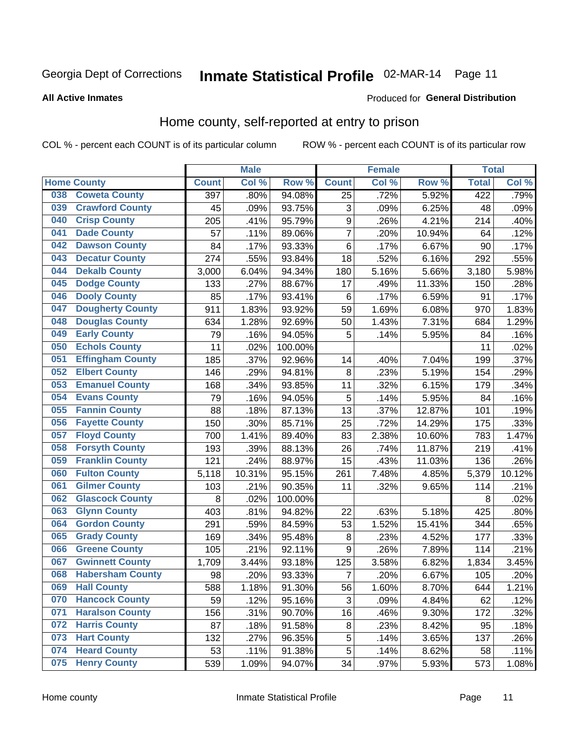Georgia Dept of Corrections **Inmate Statistical Profile** 02-MAR-14

**All Active Inmates**

Produced for **General Distribution**

## Home county, self-reported at entry to prison

COL % - percent each COUNT is of its particular column ROW % - percent each COUNT is of its particular row

| Home County | | Male | | | Female | | | Total | |
|---|---|---|---|---|---|---|---|---|---|
| | | Count | Col % | Row % | Count | Col % | Row % | Total | Col % |
| 038 | Coweta County | 397 | .80% | 94.08% | 25 | .72% | 5.92% | 422 | .79% |
| 039 | Crawford County | 45 | .09% | 93.75% | 3 | .09% | 6.25% | 48 | .09% |
| 040 | Crisp County | 205 | .41% | 95.79% | 9 | .26% | 4.21% | 214 | .40% |
| 041 | Dade County | 57 | .11% | 89.06% | 7 | .20% | 10.94% | 64 | .12% |
| 042 | Dawson County | 84 | .17% | 93.33% | 6 | .17% | 6.67% | 90 | .17% |
| 043 | Decatur County | 274 | .55% | 93.84% | 18 | .52% | 6.16% | 292 | .55% |
| 044 | Dekalb County | 3,000 | 6.04% | 94.34% | 180 | 5.16% | 5.66% | 3,180 | 5.98% |
| 045 | Dodge County | 133 | .27% | 88.67% | 17 | .49% | 11.33% | 150 | .28% |
| 046 | Dooly County | 85 | .17% | 93.41% | 6 | .17% | 6.59% | 91 | .17% |
| 047 | Dougherty County | 911 | 1.83% | 93.92% | 59 | 1.69% | 6.08% | 970 | 1.83% |
| 048 | Douglas County | 634 | 1.28% | 92.69% | 50 | 1.43% | 7.31% | 684 | 1.29% |
| 049 | Early County | 79 | .16% | 94.05% | 5 | .14% | 5.95% | 84 | .16% |
| 050 | Echols County | 11 | .02% | 100.00% | | | | 11 | .02% |
| 051 | Effingham County | 185 | .37% | 92.96% | 14 | .40% | 7.04% | 199 | .37% |
| 052 | Elbert County | 146 | .29% | 94.81% | 8 | .23% | 5.19% | 154 | .29% |
| 053 | Emanuel County | 168 | .34% | 93.85% | 11 | .32% | 6.15% | 179 | .34% |
| 054 | Evans County | 79 | .16% | 94.05% | 5 | .14% | 5.95% | 84 | .16% |
| 055 | Fannin County | 88 | .18% | 87.13% | 13 | .37% | 12.87% | 101 | .19% |
| 056 | Fayette County | 150 | .30% | 85.71% | 25 | .72% | 14.29% | 175 | .33% |
| 057 | Floyd County | 700 | 1.41% | 89.40% | 83 | 2.38% | 10.60% | 783 | 1.47% |
| 058 | Forsyth County | 193 | .39% | 88.13% | 26 | .74% | 11.87% | 219 | .41% |
| 059 | Franklin County | 121 | .24% | 88.97% | 15 | .43% | 11.03% | 136 | .26% |
| 060 | Fulton County | 5,118 | 10.31% | 95.15% | 261 | 7.48% | 4.85% | 5,379 | 10.12% |
| 061 | Gilmer County | 103 | .21% | 90.35% | 11 | .32% | 9.65% | 114 | .21% |
| 062 | Glascock County | 8 | .02% | 100.00% | | | | 8 | .02% |
| 063 | Glynn County | 403 | .81% | 94.82% | 22 | .63% | 5.18% | 425 | .80% |
| 064 | Gordon County | 291 | .59% | 84.59% | 53 | 1.52% | 15.41% | 344 | .65% |
| 065 | Grady County | 169 | .34% | 95.48% | 8 | .23% | 4.52% | 177 | .33% |
| 066 | Greene County | 105 | .21% | 92.11% | 9 | .26% | 7.89% | 114 | .21% |
| 067 | Gwinnett County | 1,709 | 3.44% | 93.18% | 125 | 3.58% | 6.82% | 1,834 | 3.45% |
| 068 | Habersham County | 98 | .20% | 93.33% | 7 | .20% | 6.67% | 105 | .20% |
| 069 | Hall County | 588 | 1.18% | 91.30% | 56 | 1.60% | 8.70% | 644 | 1.21% |
| 070 | Hancock County | 59 | .12% | 95.16% | 3 | .09% | 4.84% | 62 | .12% |
| 071 | Haralson County | 156 | .31% | 90.70% | 16 | .46% | 9.30% | 172 | .32% |
| 072 | Harris County | 87 | .18% | 91.58% | 8 | .23% | 8.42% | 95 | .18% |
| 073 | Hart County | 132 | .27% | 96.35% | 5 | .14% | 3.65% | 137 | .26% |
| 074 | Heard County | 53 | .11% | 91.38% | 5 | .14% | 8.62% | 58 | .11% |
| 075 | Henry County | 539 | 1.09% | 94.07% | 34 | .97% | 5.93% | 573 | 1.08% |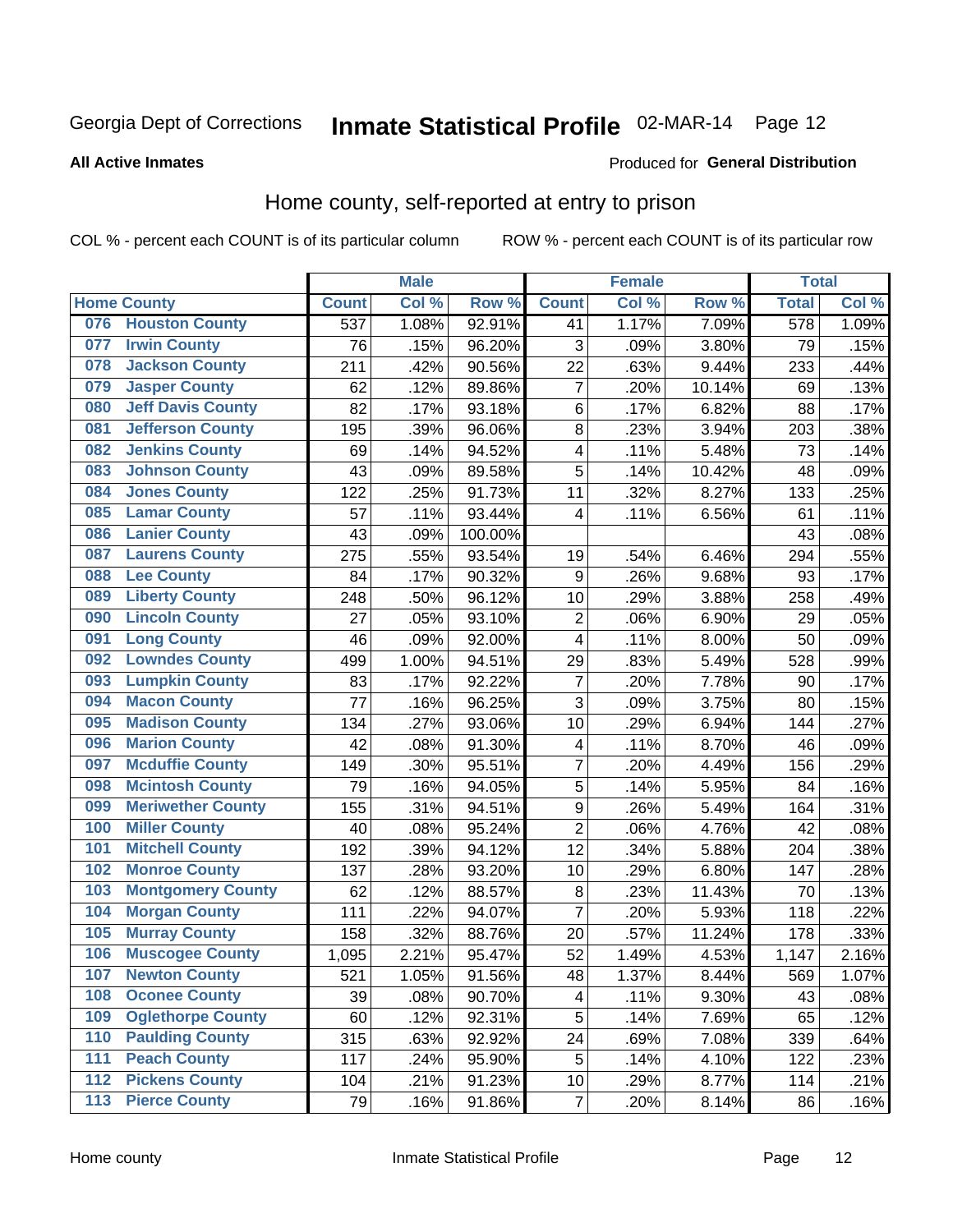Georgia Dept of Corrections **Inmate Statistical Profile** 02-MAR-14

**All Active Inmates**

Produced for **General Distribution**

## Home county, self-reported at entry to prison

COL % - percent each COUNT is of its particular column ROW % - percent each COUNT is of its particular row

| Home County | | Male | | | Female | | | Total | |
|---|---|---|---|---|---|---|---|---|---|
| | | Count | Col % | Row % | Count | Col % | Row % | Total | Col % |
| 076 | Houston County | 537 | 1.08% | 92.91% | 41 | 1.17% | 7.09% | 578 | 1.09% |
| 077 | Irwin County | 76 | .15% | 96.20% | 3 | .09% | 3.80% | 79 | .15% |
| 078 | Jackson County | 211 | .42% | 90.56% | 22 | .63% | 9.44% | 233 | .44% |
| 079 | Jasper County | 62 | .12% | 89.86% | 7 | .20% | 10.14% | 69 | .13% |
| 080 | Jeff Davis County | 82 | .17% | 93.18% | 6 | .17% | 6.82% | 88 | .17% |
| 081 | Jefferson County | 195 | .39% | 96.06% | 8 | .23% | 3.94% | 203 | .38% |
| 082 | Jenkins County | 69 | .14% | 94.52% | 4 | .11% | 5.48% | 73 | .14% |
| 083 | Johnson County | 43 | .09% | 89.58% | 5 | .14% | 10.42% | 48 | .09% |
| 084 | Jones County | 122 | .25% | 91.73% | 11 | .32% | 8.27% | 133 | .25% |
| 085 | Lamar County | 57 | .11% | 93.44% | 4 | .11% | 6.56% | 61 | .11% |
| 086 | Lanier County | 43 | .09% | 100.00% | | | | 43 | .08% |
| 087 | Laurens County | 275 | .55% | 93.54% | 19 | .54% | 6.46% | 294 | .55% |
| 088 | Lee County | 84 | .17% | 90.32% | 9 | .26% | 9.68% | 93 | .17% |
| 089 | Liberty County | 248 | .50% | 96.12% | 10 | .29% | 3.88% | 258 | .49% |
| 090 | Lincoln County | 27 | .05% | 93.10% | 2 | .06% | 6.90% | 29 | .05% |
| 091 | Long County | 46 | .09% | 92.00% | 4 | .11% | 8.00% | 50 | .09% |
| 092 | Lowndes County | 499 | 1.00% | 94.51% | 29 | .83% | 5.49% | 528 | .99% |
| 093 | Lumpkin County | 83 | .17% | 92.22% | 7 | .20% | 7.78% | 90 | .17% |
| 094 | Macon County | 77 | .16% | 96.25% | 3 | .09% | 3.75% | 80 | .15% |
| 095 | Madison County | 134 | .27% | 93.06% | 10 | .29% | 6.94% | 144 | .27% |
| 096 | Marion County | 42 | .08% | 91.30% | 4 | .11% | 8.70% | 46 | .09% |
| 097 | Mcduffie County | 149 | .30% | 95.51% | 7 | .20% | 4.49% | 156 | .29% |
| 098 | Mcintosh County | 79 | .16% | 94.05% | 5 | .14% | 5.95% | 84 | .16% |
| 099 | Meriwether County | 155 | .31% | 94.51% | 9 | .26% | 5.49% | 164 | .31% |
| 100 | Miller County | 40 | .08% | 95.24% | 2 | .06% | 4.76% | 42 | .08% |
| 101 | Mitchell County | 192 | .39% | 94.12% | 12 | .34% | 5.88% | 204 | .38% |
| 102 | Monroe County | 137 | .28% | 93.20% | 10 | .29% | 6.80% | 147 | .28% |
| 103 | Montgomery County | 62 | .12% | 88.57% | 8 | .23% | 11.43% | 70 | .13% |
| 104 | Morgan County | 111 | .22% | 94.07% | 7 | .20% | 5.93% | 118 | .22% |
| 105 | Murray County | 158 | .32% | 88.76% | 20 | .57% | 11.24% | 178 | .33% |
| 106 | Muscogee County | 1,095 | 2.21% | 95.47% | 52 | 1.49% | 4.53% | 1,147 | 2.16% |
| 107 | Newton County | 521 | 1.05% | 91.56% | 48 | 1.37% | 8.44% | 569 | 1.07% |
| 108 | Oconee County | 39 | .08% | 90.70% | 4 | .11% | 9.30% | 43 | .08% |
| 109 | Oglethorpe County | 60 | .12% | 92.31% | 5 | .14% | 7.69% | 65 | .12% |
| 110 | Paulding County | 315 | .63% | 92.92% | 24 | .69% | 7.08% | 339 | .64% |
| 111 | Peach County | 117 | .24% | 95.90% | 5 | .14% | 4.10% | 122 | .23% |
| 112 | Pickens County | 104 | .21% | 91.23% | 10 | .29% | 8.77% | 114 | .21% |
| 113 | Pierce County | 79 | .16% | 91.86% | 7 | .20% | 8.14% | 86 | .16% |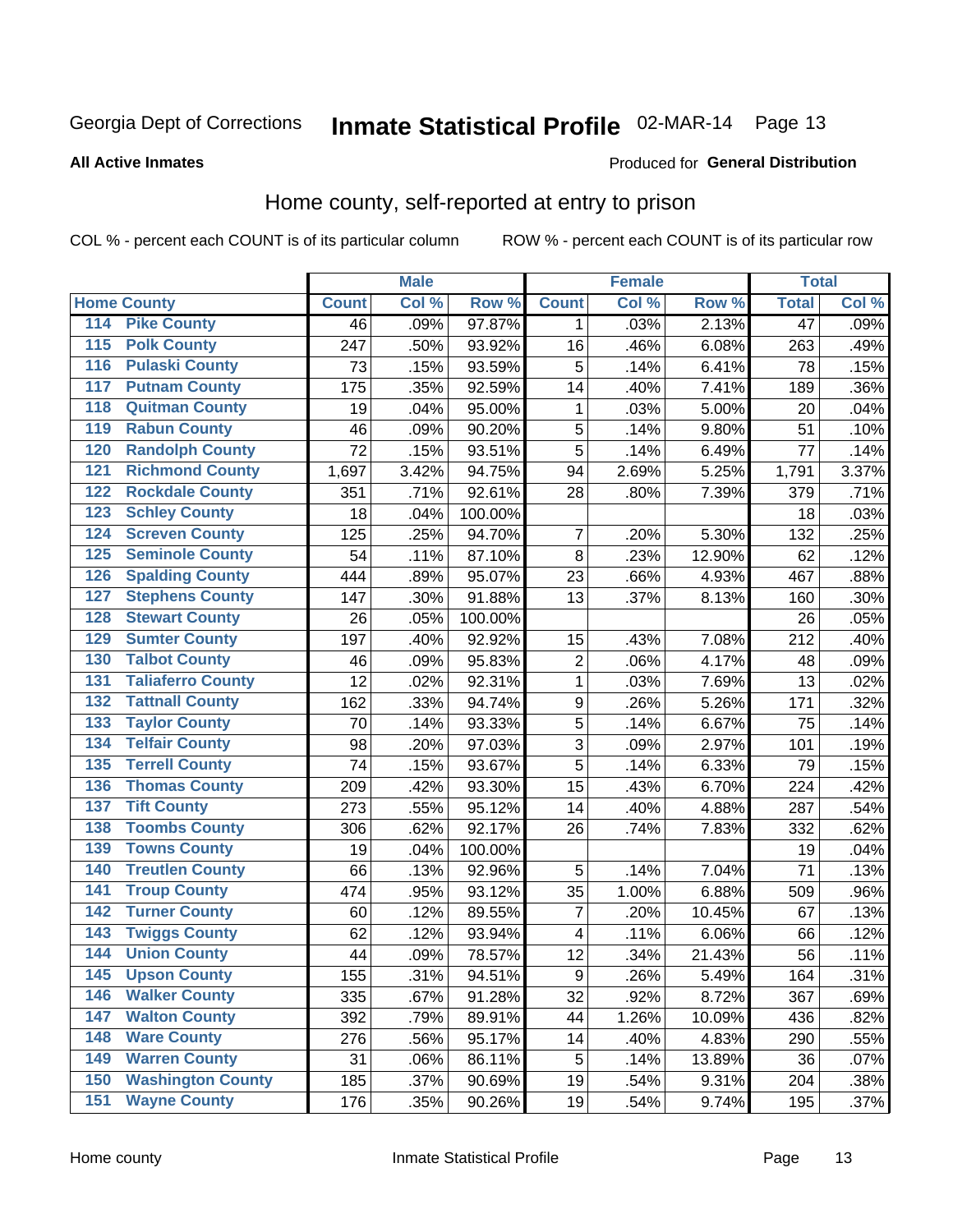Georgia Dept of Corrections **Inmate Statistical Profile** 02-MAR-14 Page 13

**All Active Inmates**

Produced for **General Distribution**

## Home county, self-reported at entry to prison

COL % - percent each COUNT is of its particular column ROW % - percent each COUNT is of its particular row

| Home County | | Male | | | Female | | | Total | |
|---|---|---|---|---|---|---|---|---|---|
| | | Count | Col % | Row % | Count | Col % | Row % | Total | Col % |
| 114 | Pike County | 46 | .09% | 97.87% | 1 | .03% | 2.13% | 47 | .09% |
| 115 | Polk County | 247 | .50% | 93.92% | 16 | .46% | 6.08% | 263 | .49% |
| 116 | Pulaski County | 73 | .15% | 93.59% | 5 | .14% | 6.41% | 78 | .15% |
| 117 | Putnam County | 175 | .35% | 92.59% | 14 | .40% | 7.41% | 189 | .36% |
| 118 | Quitman County | 19 | .04% | 95.00% | 1 | .03% | 5.00% | 20 | .04% |
| 119 | Rabun County | 46 | .09% | 90.20% | 5 | .14% | 9.80% | 51 | .10% |
| 120 | Randolph County | 72 | .15% | 93.51% | 5 | .14% | 6.49% | 77 | .14% |
| 121 | Richmond County | 1,697 | 3.42% | 94.75% | 94 | 2.69% | 5.25% | 1,791 | 3.37% |
| 122 | Rockdale County | 351 | .71% | 92.61% | 28 | .80% | 7.39% | 379 | .71% |
| 123 | Schley County | 18 | .04% | 100.00% | | | | 18 | .03% |
| 124 | Screven County | 125 | .25% | 94.70% | 7 | .20% | 5.30% | 132 | .25% |
| 125 | Seminole County | 54 | .11% | 87.10% | 8 | .23% | 12.90% | 62 | .12% |
| 126 | Spalding County | 444 | .89% | 95.07% | 23 | .66% | 4.93% | 467 | .88% |
| 127 | Stephens County | 147 | .30% | 91.88% | 13 | .37% | 8.13% | 160 | .30% |
| 128 | Stewart County | 26 | .05% | 100.00% | | | | 26 | .05% |
| 129 | Sumter County | 197 | .40% | 92.92% | 15 | .43% | 7.08% | 212 | .40% |
| 130 | Talbot County | 46 | .09% | 95.83% | 2 | .06% | 4.17% | 48 | .09% |
| 131 | Taliaferro County | 12 | .02% | 92.31% | 1 | .03% | 7.69% | 13 | .02% |
| 132 | Tattnall County | 162 | .33% | 94.74% | 9 | .26% | 5.26% | 171 | .32% |
| 133 | Taylor County | 70 | .14% | 93.33% | 5 | .14% | 6.67% | 75 | .14% |
| 134 | Telfair County | 98 | .20% | 97.03% | 3 | .09% | 2.97% | 101 | .19% |
| 135 | Terrell County | 74 | .15% | 93.67% | 5 | .14% | 6.33% | 79 | .15% |
| 136 | Thomas County | 209 | .42% | 93.30% | 15 | .43% | 6.70% | 224 | .42% |
| 137 | Tift County | 273 | .55% | 95.12% | 14 | .40% | 4.88% | 287 | .54% |
| 138 | Toombs County | 306 | .62% | 92.17% | 26 | .74% | 7.83% | 332 | .62% |
| 139 | Towns County | 19 | .04% | 100.00% | | | | 19 | .04% |
| 140 | Treutlen County | 66 | .13% | 92.96% | 5 | .14% | 7.04% | 71 | .13% |
| 141 | Troup County | 474 | .95% | 93.12% | 35 | 1.00% | 6.88% | 509 | .96% |
| 142 | Turner County | 60 | .12% | 89.55% | 7 | .20% | 10.45% | 67 | .13% |
| 143 | Twiggs County | 62 | .12% | 93.94% | 4 | .11% | 6.06% | 66 | .12% |
| 144 | Union County | 44 | .09% | 78.57% | 12 | .34% | 21.43% | 56 | .11% |
| 145 | Upson County | 155 | .31% | 94.51% | 9 | .26% | 5.49% | 164 | .31% |
| 146 | Walker County | 335 | .67% | 91.28% | 32 | .92% | 8.72% | 367 | .69% |
| 147 | Walton County | 392 | .79% | 89.91% | 44 | 1.26% | 10.09% | 436 | .82% |
| 148 | Ware County | 276 | .56% | 95.17% | 14 | .40% | 4.83% | 290 | .55% |
| 149 | Warren County | 31 | .06% | 86.11% | 5 | .14% | 13.89% | 36 | .07% |
| 150 | Washington County | 185 | .37% | 90.69% | 19 | .54% | 9.31% | 204 | .38% |
| 151 | Wayne County | 176 | .35% | 90.26% | 19 | .54% | 9.74% | 195 | .37% |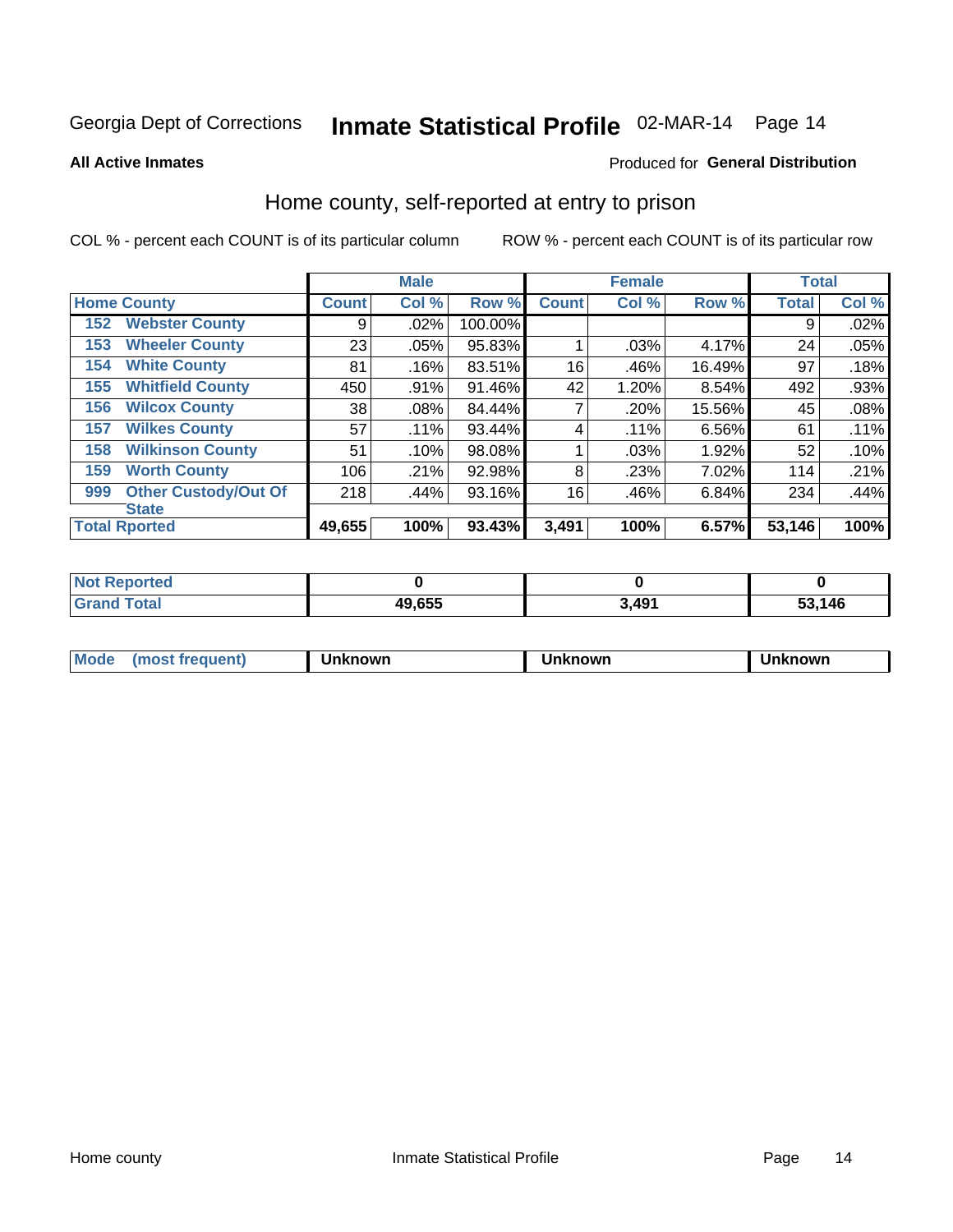Georgia Dept of Corrections **Inmate Statistical Profile** 02-MAR-14

**All Active Inmates**

Produced for **General Distribution**

## Home county, self-reported at entry to prison

COL % - percent each COUNT is of its particular column

ROW % - percent each COUNT is of its particular row

| Home County | | Male | | | Female | | | Total | |
|---|---|---|---|---|---|---|---|---|---|
| | | Count | Col % | Row % | Count | Col % | Row % | Total | Col % |
| 152 | Webster County | 9 | .02% | 100.00% | | | | 9 | .02% |
| 153 | Wheeler County | 23 | .05% | 95.83% | 1 | .03% | 4.17% | 24 | .05% |
| 154 | White County | 81 | .16% | 83.51% | 16 | .46% | 16.49% | 97 | .18% |
| 155 | Whitfield County | 450 | .91% | 91.46% | 42 | 1.20% | 8.54% | 492 | .93% |
| 156 | Wilcox County | 38 | .08% | 84.44% | 7 | .20% | 15.56% | 45 | .08% |
| 157 | Wilkes County | 57 | .11% | 93.44% | 4 | .11% | 6.56% | 61 | .11% |
| 158 | Wilkinson County | 51 | .10% | 98.08% | 1 | .03% | 1.92% | 52 | .10% |
| 159 | Worth County | 106 | .21% | 92.98% | 8 | .23% | 7.02% | 114 | .21% |
| 999 | Other Custody/Out Of State | 218 | .44% | 93.16% | 16 | .46% | 6.84% | 234 | .44% |
| Total Rported | | 49,655 | 100% | 93.43% | 3,491 | 100% | 6.57% | 53,146 | 100% |

| | Male | Female | Total |
|---|---|---|---|
| Not Reported | 0 | 0 | 0 |
| Grand Total | 49,655 | 3,491 | 53,146 |

| | Male | Female | Total |
|---|---|---|---|
| Mode (most frequent) | Unknown | Unknown | Unknown |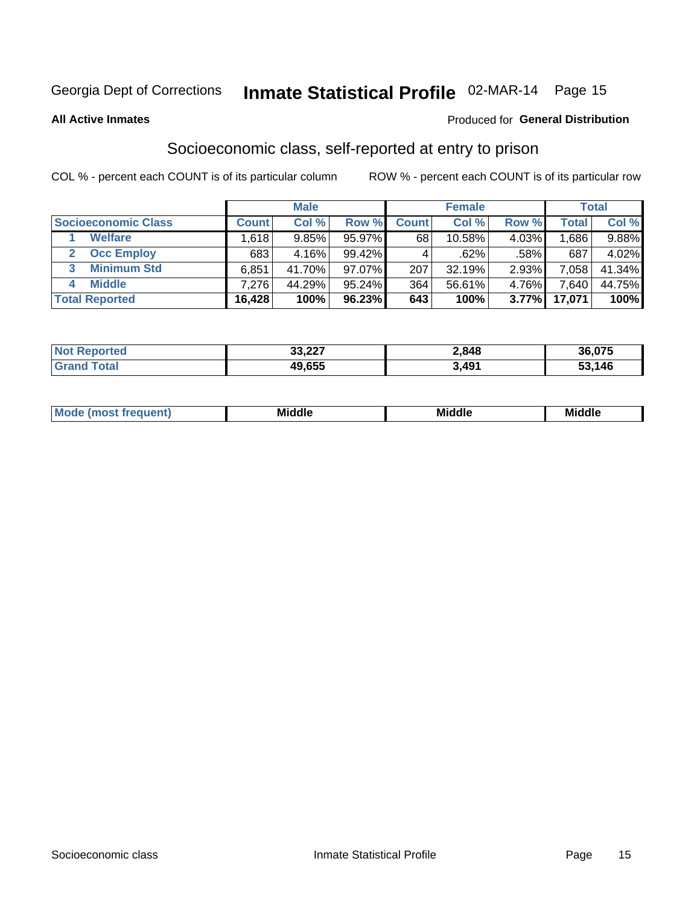Georgia Dept of Corrections **Inmate Statistical Profile** 02-MAR-14

**All Active Inmates**

Produced for **General Distribution**

## Socioeconomic class, self-reported at entry to prison

COL % - percent each COUNT is of its particular column    ROW % - percent each COUNT is of its particular row

| | Male | | | Female | | | Total | |
|---|---|---|---|---|---|---|---|---|
| **Socioeconomic Class** | **Count** | **Col %** | **Row %** | **Count** | **Col %** | **Row %** | **Total** | **Col %** |
| 1 **Welfare** | 1,618 | 9.85% | 95.97% | 68 | 10.58% | 4.03% | 1,686 | 9.88% |
| 2 **Occ Employ** | 683 | 4.16% | 99.42% | 4 | .62% | .58% | 687 | 4.02% |
| 3 **Minimum Std** | 6,851 | 41.70% | 97.07% | 207 | 32.19% | 2.93% | 7,058 | 41.34% |
| 4 **Middle** | 7,276 | 44.29% | 95.24% | 364 | 56.61% | 4.76% | 7,640 | 44.75% |
| **Total Reported** | **16,428** | **100%** | **96.23%** | **643** | **100%** | **3.77%** | **17,071** | **100%** |

| | Male | Female | Total |
|---|---|---|---|
| **Not Reported** | **33,227** | **2,848** | **36,075** |
| **Grand Total** | **49,655** | **3,491** | **53,146** |

| | Male | Female | Total |
|---|---|---|---|
| **Mode (most frequent)** | **Middle** | **Middle** | **Middle** |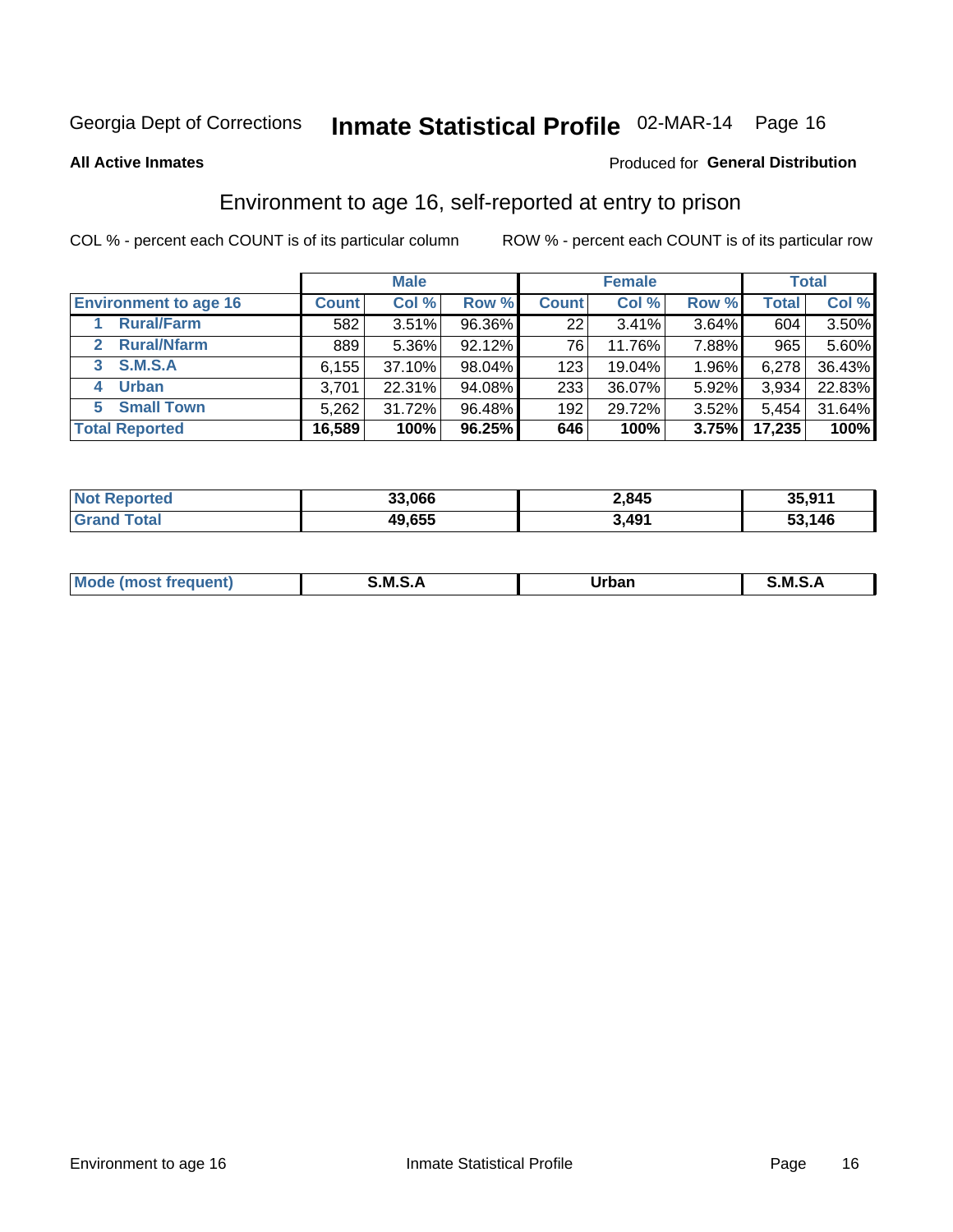Georgia Dept of Corrections **Inmate Statistical Profile** 02-MAR-14

**All Active Inmates**

Produced for **General Distribution**

## Environment to age 16, self-reported at entry to prison

COL % - percent each COUNT is of its particular column

ROW % - percent each COUNT is of its particular row

| | Male | | | Female | | | Total | |
|---|---|---|---|---|---|---|---|---|
| **Environment to age 16** | **Count** | **Col %** | **Row %** | **Count** | **Col %** | **Row %** | **Total** | **Col %** |
| 1 **Rural/Farm** | 582 | 3.51% | 96.36% | 22 | 3.41% | 3.64% | 604 | 3.50% |
| 2 **Rural/Nfarm** | 889 | 5.36% | 92.12% | 76 | 11.76% | 7.88% | 965 | 5.60% |
| 3 **S.M.S.A** | 6,155 | 37.10% | 98.04% | 123 | 19.04% | 1.96% | 6,278 | 36.43% |
| 4 **Urban** | 3,701 | 22.31% | 94.08% | 233 | 36.07% | 5.92% | 3,934 | 22.83% |
| 5 **Small Town** | 5,262 | 31.72% | 96.48% | 192 | 29.72% | 3.52% | 5,454 | 31.64% |
| **Total Reported** | **16,589** | **100%** | **96.25%** | **646** | **100%** | **3.75%** | **17,235** | **100%** |

| | Male | Female | Total |
|---|---|---|---|
| **Not Reported** | **33,066** | **2,845** | **35,911** |
| **Grand Total** | **49,655** | **3,491** | **53,146** |

| | Male | Female | Total |
|---|---|---|---|
| **Mode (most frequent)** | **S.M.S.A** | **Urban** | **S.M.S.A** |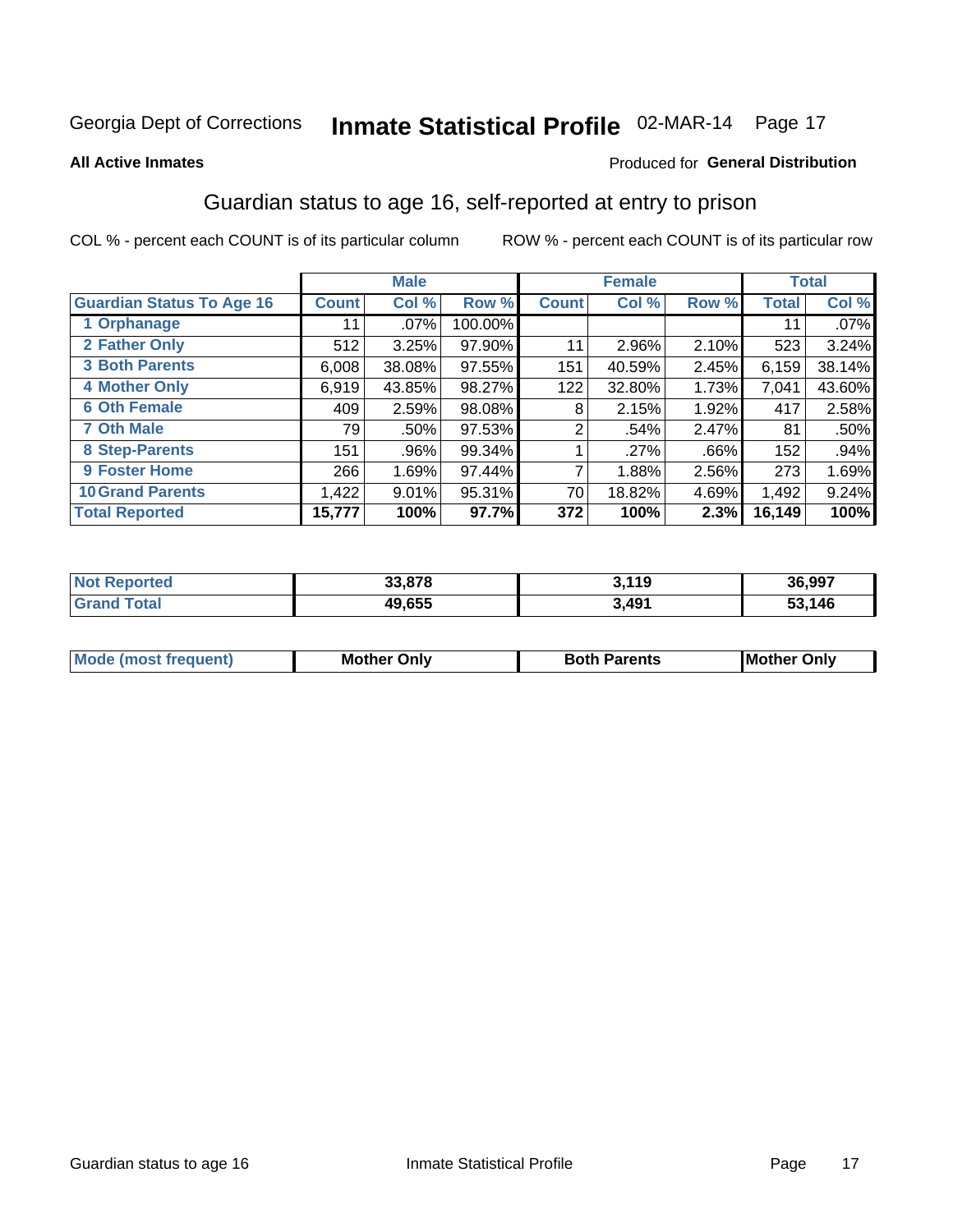Georgia Dept of Corrections **Inmate Statistical Profile** 02-MAR-14

**All Active Inmates** Produced for **General Distribution**

## Guardian status to age 16, self-reported at entry to prison

COL % - percent each COUNT is of its particular column ROW % - percent each COUNT is of its particular row

| | Male | | | Female | | | Total | |
|---|---|---|---|---|---|---|---|---|
| **Guardian Status To Age 16** | **Count** | **Col %** | **Row %** | **Count** | **Col %** | **Row %** | **Total** | **Col %** |
| 1 Orphanage | 11 | .07% | 100.00% | | | | 11 | .07% |
| 2 Father Only | 512 | 3.25% | 97.90% | 11 | 2.96% | 2.10% | 523 | 3.24% |
| 3 Both Parents | 6,008 | 38.08% | 97.55% | 151 | 40.59% | 2.45% | 6,159 | 38.14% |
| 4 Mother Only | 6,919 | 43.85% | 98.27% | 122 | 32.80% | 1.73% | 7,041 | 43.60% |
| 6 Oth Female | 409 | 2.59% | 98.08% | 8 | 2.15% | 1.92% | 417 | 2.58% |
| 7 Oth Male | 79 | .50% | 97.53% | 2 | .54% | 2.47% | 81 | .50% |
| 8 Step-Parents | 151 | .96% | 99.34% | 1 | .27% | .66% | 152 | .94% |
| 9 Foster Home | 266 | 1.69% | 97.44% | 7 | 1.88% | 2.56% | 273 | 1.69% |
| 10 Grand Parents | 1,422 | 9.01% | 95.31% | 70 | 18.82% | 4.69% | 1,492 | 9.24% |
| **Total Reported** | **15,777** | **100%** | **97.7%** | **372** | **100%** | **2.3%** | **16,149** | **100%** |

| | Male | Female | Total |
|---|---|---|---|
| Not Reported | 33,878 | 3,119 | 36,997 |
| Grand Total | 49,655 | 3,491 | 53,146 |

| | Male | Female | Total |
|---|---|---|---|
| Mode (most frequent) | Mother Only | Both Parents | Mother Only |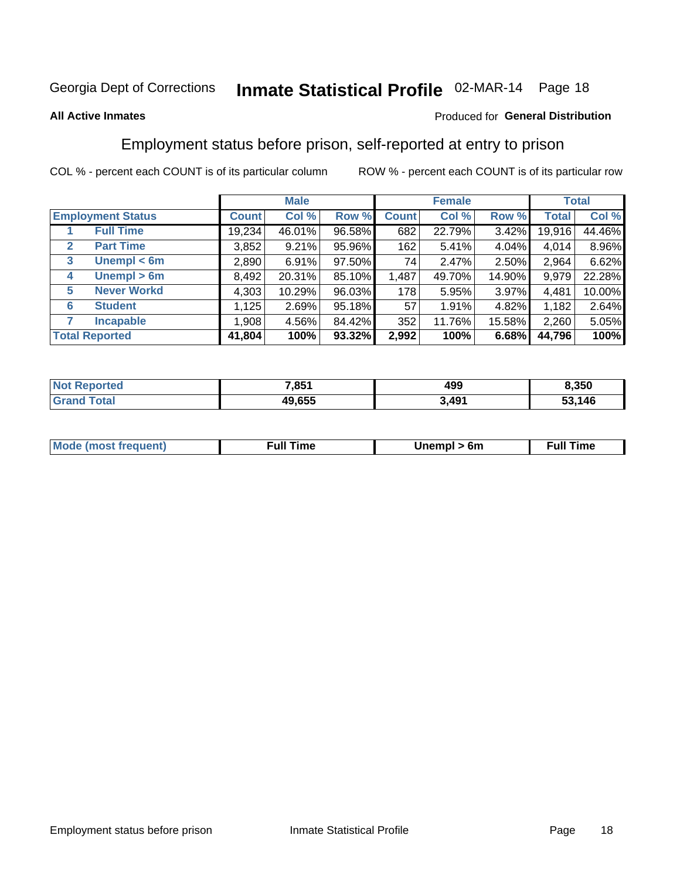Georgia Dept of Corrections **Inmate Statistical Profile** 02-MAR-14

**All Active Inmates**

Produced for **General Distribution**

## Employment status before prison, self-reported at entry to prison

COL % - percent each COUNT is of its particular column

ROW % - percent each COUNT is of its particular row

| | | Male | | | Female | | | Total | |
|---|---|---|---|---|---|---|---|---|---|
| **Employment Status** | | **Count** | **Col %** | **Row %** | **Count** | **Col %** | **Row %** | **Total** | **Col %** |
| 1 | Full Time | 19,234 | 46.01% | 96.58% | 682 | 22.79% | 3.42% | 19,916 | 44.46% |
| 2 | Part Time | 3,852 | 9.21% | 95.96% | 162 | 5.41% | 4.04% | 4,014 | 8.96% |
| 3 | Unempl < 6m | 2,890 | 6.91% | 97.50% | 74 | 2.47% | 2.50% | 2,964 | 6.62% |
| 4 | Unempl > 6m | 8,492 | 20.31% | 85.10% | 1,487 | 49.70% | 14.90% | 9,979 | 22.28% |
| 5 | Never Workd | 4,303 | 10.29% | 96.03% | 178 | 5.95% | 3.97% | 4,481 | 10.00% |
| 6 | Student | 1,125 | 2.69% | 95.18% | 57 | 1.91% | 4.82% | 1,182 | 2.64% |
| 7 | Incapable | 1,908 | 4.56% | 84.42% | 352 | 11.76% | 15.58% | 2,260 | 5.05% |
| **Total Reported** | | **41,804** | **100%** | **93.32%** | **2,992** | **100%** | **6.68%** | **44,796** | **100%** |

| | Male | Female | Total |
|---|---|---|---|
| Not Reported | 7,851 | 499 | 8,350 |
| Grand Total | 49,655 | 3,491 | 53,146 |

| | Male | Female | Total |
|---|---|---|---|
| Mode (most frequent) | Full Time | Unempl > 6m | Full Time |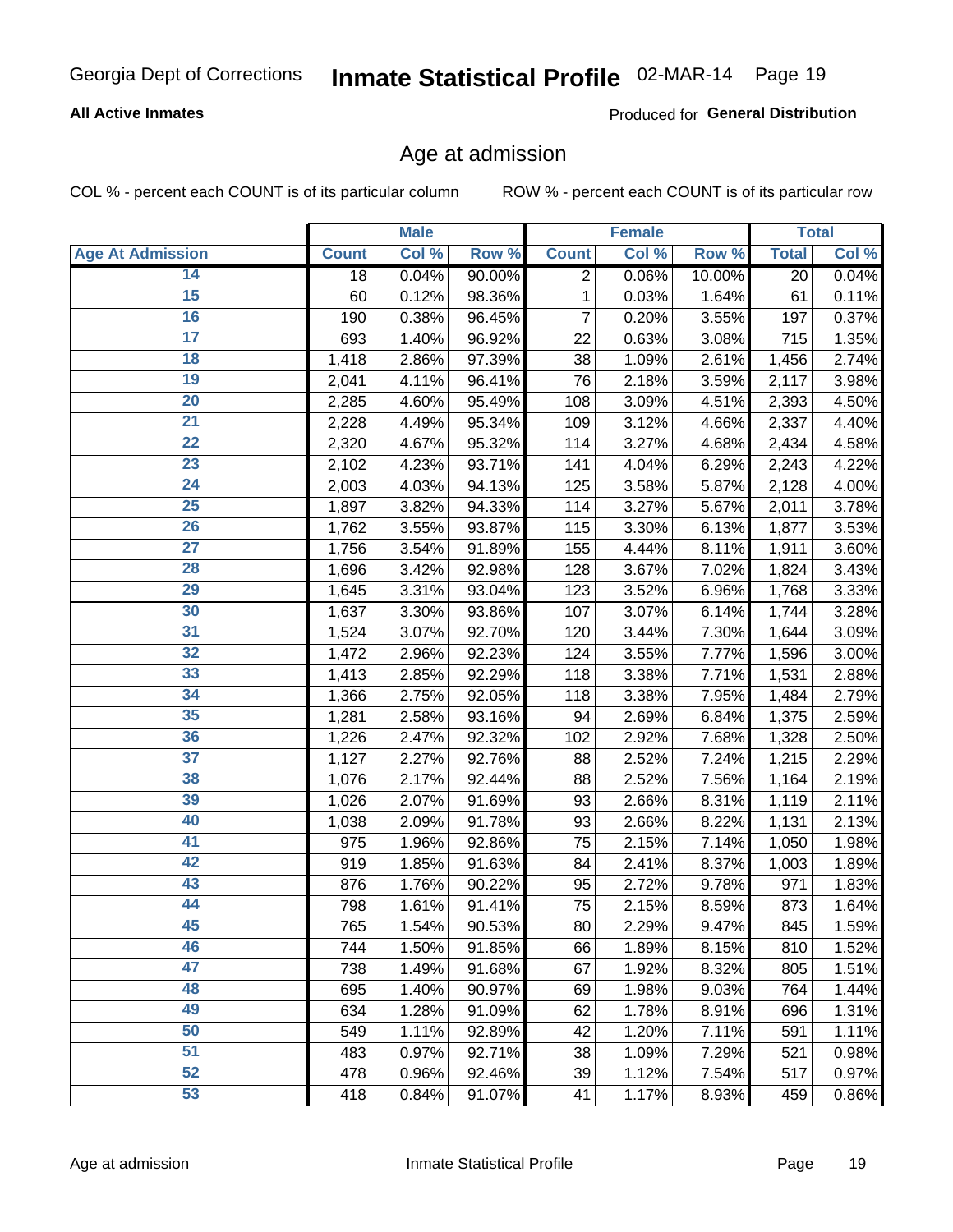Georgia Dept of Corrections **Inmate Statistical Profile** 02-MAR-14

**All Active Inmates**

Produced for **General Distribution**

## Age at admission

COL % - percent each COUNT is of its particular column ROW % - percent each COUNT is of its particular row

| | Male | | | Female | | | Total | |
|---|---|---|---|---|---|---|---|---|
| **Age At Admission** | **Count** | **Col %** | **Row %** | **Count** | **Col %** | **Row %** | **Total** | **Col %** |
| 14 | 18 | 0.04% | 90.00% | 2 | 0.06% | 10.00% | 20 | 0.04% |
| 15 | 60 | 0.12% | 98.36% | 1 | 0.03% | 1.64% | 61 | 0.11% |
| 16 | 190 | 0.38% | 96.45% | 7 | 0.20% | 3.55% | 197 | 0.37% |
| 17 | 693 | 1.40% | 96.92% | 22 | 0.63% | 3.08% | 715 | 1.35% |
| 18 | 1,418 | 2.86% | 97.39% | 38 | 1.09% | 2.61% | 1,456 | 2.74% |
| 19 | 2,041 | 4.11% | 96.41% | 76 | 2.18% | 3.59% | 2,117 | 3.98% |
| 20 | 2,285 | 4.60% | 95.49% | 108 | 3.09% | 4.51% | 2,393 | 4.50% |
| 21 | 2,228 | 4.49% | 95.34% | 109 | 3.12% | 4.66% | 2,337 | 4.40% |
| 22 | 2,320 | 4.67% | 95.32% | 114 | 3.27% | 4.68% | 2,434 | 4.58% |
| 23 | 2,102 | 4.23% | 93.71% | 141 | 4.04% | 6.29% | 2,243 | 4.22% |
| 24 | 2,003 | 4.03% | 94.13% | 125 | 3.58% | 5.87% | 2,128 | 4.00% |
| 25 | 1,897 | 3.82% | 94.33% | 114 | 3.27% | 5.67% | 2,011 | 3.78% |
| 26 | 1,762 | 3.55% | 93.87% | 115 | 3.30% | 6.13% | 1,877 | 3.53% |
| 27 | 1,756 | 3.54% | 91.89% | 155 | 4.44% | 8.11% | 1,911 | 3.60% |
| 28 | 1,696 | 3.42% | 92.98% | 128 | 3.67% | 7.02% | 1,824 | 3.43% |
| 29 | 1,645 | 3.31% | 93.04% | 123 | 3.52% | 6.96% | 1,768 | 3.33% |
| 30 | 1,637 | 3.30% | 93.86% | 107 | 3.07% | 6.14% | 1,744 | 3.28% |
| 31 | 1,524 | 3.07% | 92.70% | 120 | 3.44% | 7.30% | 1,644 | 3.09% |
| 32 | 1,472 | 2.96% | 92.23% | 124 | 3.55% | 7.77% | 1,596 | 3.00% |
| 33 | 1,413 | 2.85% | 92.29% | 118 | 3.38% | 7.71% | 1,531 | 2.88% |
| 34 | 1,366 | 2.75% | 92.05% | 118 | 3.38% | 7.95% | 1,484 | 2.79% |
| 35 | 1,281 | 2.58% | 93.16% | 94 | 2.69% | 6.84% | 1,375 | 2.59% |
| 36 | 1,226 | 2.47% | 92.32% | 102 | 2.92% | 7.68% | 1,328 | 2.50% |
| 37 | 1,127 | 2.27% | 92.76% | 88 | 2.52% | 7.24% | 1,215 | 2.29% |
| 38 | 1,076 | 2.17% | 92.44% | 88 | 2.52% | 7.56% | 1,164 | 2.19% |
| 39 | 1,026 | 2.07% | 91.69% | 93 | 2.66% | 8.31% | 1,119 | 2.11% |
| 40 | 1,038 | 2.09% | 91.78% | 93 | 2.66% | 8.22% | 1,131 | 2.13% |
| 41 | 975 | 1.96% | 92.86% | 75 | 2.15% | 7.14% | 1,050 | 1.98% |
| 42 | 919 | 1.85% | 91.63% | 84 | 2.41% | 8.37% | 1,003 | 1.89% |
| 43 | 876 | 1.76% | 90.22% | 95 | 2.72% | 9.78% | 971 | 1.83% |
| 44 | 798 | 1.61% | 91.41% | 75 | 2.15% | 8.59% | 873 | 1.64% |
| 45 | 765 | 1.54% | 90.53% | 80 | 2.29% | 9.47% | 845 | 1.59% |
| 46 | 744 | 1.50% | 91.85% | 66 | 1.89% | 8.15% | 810 | 1.52% |
| 47 | 738 | 1.49% | 91.68% | 67 | 1.92% | 8.32% | 805 | 1.51% |
| 48 | 695 | 1.40% | 90.97% | 69 | 1.98% | 9.03% | 764 | 1.44% |
| 49 | 634 | 1.28% | 91.09% | 62 | 1.78% | 8.91% | 696 | 1.31% |
| 50 | 549 | 1.11% | 92.89% | 42 | 1.20% | 7.11% | 591 | 1.11% |
| 51 | 483 | 0.97% | 92.71% | 38 | 1.09% | 7.29% | 521 | 0.98% |
| 52 | 478 | 0.96% | 92.46% | 39 | 1.12% | 7.54% | 517 | 0.97% |
| 53 | 418 | 0.84% | 91.07% | 41 | 1.17% | 8.93% | 459 | 0.86% |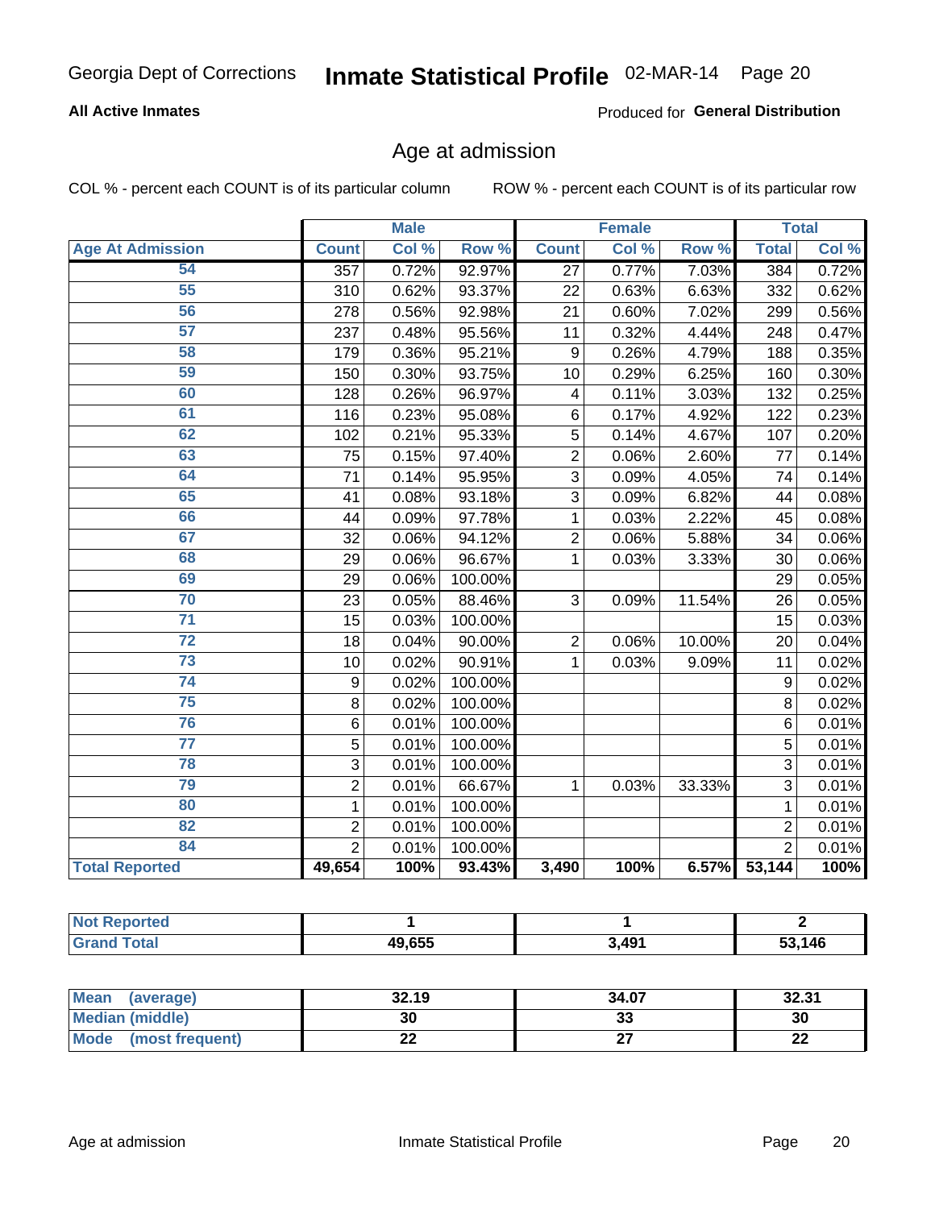Georgia Dept of Corrections **Inmate Statistical Profile** 02-MAR-14 Page 20

**All Active Inmates**

Produced for **General Distribution**

## Age at admission

COL % - percent each COUNT is of its particular column

ROW % - percent each COUNT is of its particular row

| | Male | | | Female | | | Total | |
|---|---|---|---|---|---|---|---|---|
| **Age At Admission** | **Count** | **Col %** | **Row %** | **Count** | **Col %** | **Row %** | **Total** | **Col %** |
| 54 | 357 | 0.72% | 92.97% | 27 | 0.77% | 7.03% | 384 | 0.72% |
| 55 | 310 | 0.62% | 93.37% | 22 | 0.63% | 6.63% | 332 | 0.62% |
| 56 | 278 | 0.56% | 92.98% | 21 | 0.60% | 7.02% | 299 | 0.56% |
| 57 | 237 | 0.48% | 95.56% | 11 | 0.32% | 4.44% | 248 | 0.47% |
| 58 | 179 | 0.36% | 95.21% | 9 | 0.26% | 4.79% | 188 | 0.35% |
| 59 | 150 | 0.30% | 93.75% | 10 | 0.29% | 6.25% | 160 | 0.30% |
| 60 | 128 | 0.26% | 96.97% | 4 | 0.11% | 3.03% | 132 | 0.25% |
| 61 | 116 | 0.23% | 95.08% | 6 | 0.17% | 4.92% | 122 | 0.23% |
| 62 | 102 | 0.21% | 95.33% | 5 | 0.14% | 4.67% | 107 | 0.20% |
| 63 | 75 | 0.15% | 97.40% | 2 | 0.06% | 2.60% | 77 | 0.14% |
| 64 | 71 | 0.14% | 95.95% | 3 | 0.09% | 4.05% | 74 | 0.14% |
| 65 | 41 | 0.08% | 93.18% | 3 | 0.09% | 6.82% | 44 | 0.08% |
| 66 | 44 | 0.09% | 97.78% | 1 | 0.03% | 2.22% | 45 | 0.08% |
| 67 | 32 | 0.06% | 94.12% | 2 | 0.06% | 5.88% | 34 | 0.06% |
| 68 | 29 | 0.06% | 96.67% | 1 | 0.03% | 3.33% | 30 | 0.06% |
| 69 | 29 | 0.06% | 100.00% | | | | 29 | 0.05% |
| 70 | 23 | 0.05% | 88.46% | 3 | 0.09% | 11.54% | 26 | 0.05% |
| 71 | 15 | 0.03% | 100.00% | | | | 15 | 0.03% |
| 72 | 18 | 0.04% | 90.00% | 2 | 0.06% | 10.00% | 20 | 0.04% |
| 73 | 10 | 0.02% | 90.91% | 1 | 0.03% | 9.09% | 11 | 0.02% |
| 74 | 9 | 0.02% | 100.00% | | | | 9 | 0.02% |
| 75 | 8 | 0.02% | 100.00% | | | | 8 | 0.02% |
| 76 | 6 | 0.01% | 100.00% | | | | 6 | 0.01% |
| 77 | 5 | 0.01% | 100.00% | | | | 5 | 0.01% |
| 78 | 3 | 0.01% | 100.00% | | | | 3 | 0.01% |
| 79 | 2 | 0.01% | 66.67% | 1 | 0.03% | 33.33% | 3 | 0.01% |
| 80 | 1 | 0.01% | 100.00% | | | | 1 | 0.01% |
| 82 | 2 | 0.01% | 100.00% | | | | 2 | 0.01% |
| 84 | 2 | 0.01% | 100.00% | | | | 2 | 0.01% |
| **Total Reported** | **49,654** | **100%** | **93.43%** | **3,490** | **100%** | **6.57%** | **53,144** | **100%** |

| | Male | Female | Total |
|---|---|---|---|
| **Not Reported** | **1** | **1** | **2** |
| **Grand Total** | **49,655** | **3,491** | **53,146** |

| | Male | Female | Total |
|---|---|---|---|
| **Mean (average)** | **32.19** | **34.07** | **32.31** |
| **Median (middle)** | **30** | **33** | **30** |
| **Mode (most frequent)** | **22** | **27** | **22** |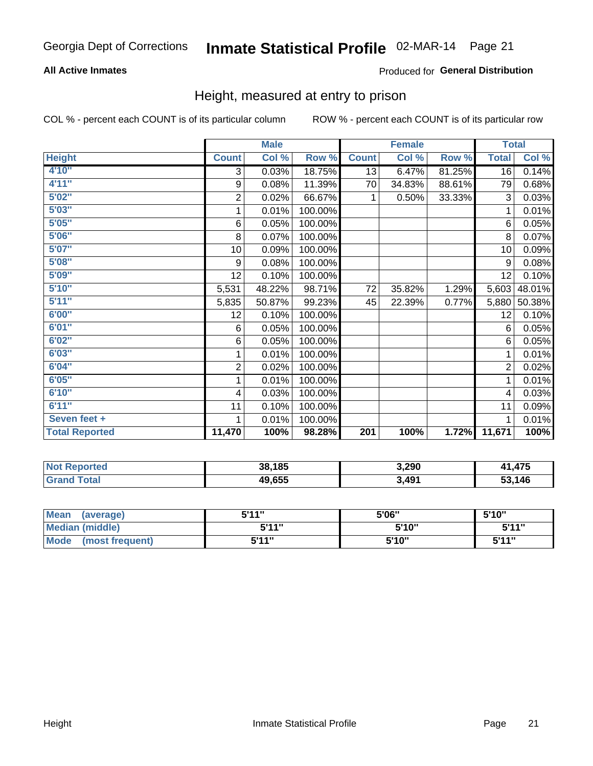Georgia Dept of Corrections **Inmate Statistical Profile** 02-MAR-14

**All Active Inmates**

Produced for **General Distribution**

## Height, measured at entry to prison

COL % - percent each COUNT is of its particular column

ROW % - percent each COUNT is of its particular row

| | Male | | | Female | | | Total | |
|---|---|---|---|---|---|---|---|---|
| **Height** | **Count** | **Col %** | **Row %** | **Count** | **Col %** | **Row %** | **Total** | **Col %** |
| **4'10"** | 3 | 0.03% | 18.75% | 13 | 6.47% | 81.25% | 16 | 0.14% |
| **4'11"** | 9 | 0.08% | 11.39% | 70 | 34.83% | 88.61% | 79 | 0.68% |
| **5'02"** | 2 | 0.02% | 66.67% | 1 | 0.50% | 33.33% | 3 | 0.03% |
| **5'03"** | 1 | 0.01% | 100.00% | | | | 1 | 0.01% |
| **5'05"** | 6 | 0.05% | 100.00% | | | | 6 | 0.05% |
| **5'06"** | 8 | 0.07% | 100.00% | | | | 8 | 0.07% |
| **5'07"** | 10 | 0.09% | 100.00% | | | | 10 | 0.09% |
| **5'08"** | 9 | 0.08% | 100.00% | | | | 9 | 0.08% |
| **5'09"** | 12 | 0.10% | 100.00% | | | | 12 | 0.10% |
| **5'10"** | 5,531 | 48.22% | 98.71% | 72 | 35.82% | 1.29% | 5,603 | 48.01% |
| **5'11"** | 5,835 | 50.87% | 99.23% | 45 | 22.39% | 0.77% | 5,880 | 50.38% |
| **6'00"** | 12 | 0.10% | 100.00% | | | | 12 | 0.10% |
| **6'01"** | 6 | 0.05% | 100.00% | | | | 6 | 0.05% |
| **6'02"** | 6 | 0.05% | 100.00% | | | | 6 | 0.05% |
| **6'03"** | 1 | 0.01% | 100.00% | | | | 1 | 0.01% |
| **6'04"** | 2 | 0.02% | 100.00% | | | | 2 | 0.02% |
| **6'05"** | 1 | 0.01% | 100.00% | | | | 1 | 0.01% |
| **6'10"** | 4 | 0.03% | 100.00% | | | | 4 | 0.03% |
| **6'11"** | 11 | 0.10% | 100.00% | | | | 11 | 0.09% |
| **Seven feet +** | 1 | 0.01% | 100.00% | | | | 1 | 0.01% |
| **Total Reported** | **11,470** | **100%** | **98.28%** | **201** | **100%** | **1.72%** | **11,671** | **100%** |

| | Male | Female | Total |
|---|---|---|---|
| **Not Reported** | **38,185** | **3,290** | **41,475** |
| **Grand Total** | **49,655** | **3,491** | **53,146** |

| | Male | Female | Total |
|---|---|---|---|
| **Mean (average)** | **5'11"** | **5'06"** | **5'10"** |
| **Median (middle)** | **5'11"** | **5'10"** | **5'11"** |
| **Mode (most frequent)** | **5'11"** | **5'10"** | **5'11"** |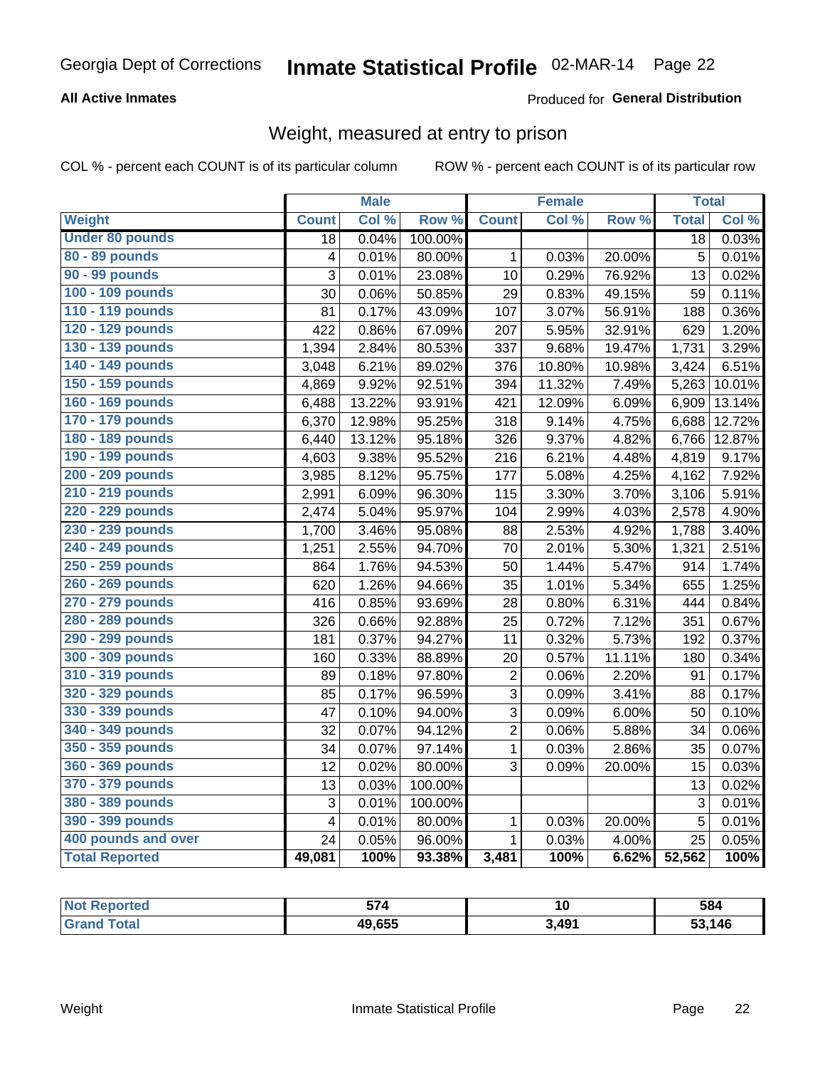# Georgia Dept of Corrections — Inmate Statistical Profile 02-MAR-14

**All Active Inmates**

Produced for **General Distribution**

## Weight, measured at entry to prison

COL % - percent each COUNT is of its particular column

ROW % - percent each COUNT is of its particular row

| | Male | | | Female | | | Total | |
|---|---|---|---|---|---|---|---|---|
| **Weight** | **Count** | **Col %** | **Row %** | **Count** | **Col %** | **Row %** | **Total** | **Col %** |
| **Under 80 pounds** | 18 | 0.04% | 100.00% | | | | 18 | 0.03% |
| **80 - 89 pounds** | 4 | 0.01% | 80.00% | 1 | 0.03% | 20.00% | 5 | 0.01% |
| **90 - 99 pounds** | 3 | 0.01% | 23.08% | 10 | 0.29% | 76.92% | 13 | 0.02% |
| **100 - 109 pounds** | 30 | 0.06% | 50.85% | 29 | 0.83% | 49.15% | 59 | 0.11% |
| **110 - 119 pounds** | 81 | 0.17% | 43.09% | 107 | 3.07% | 56.91% | 188 | 0.36% |
| **120 - 129 pounds** | 422 | 0.86% | 67.09% | 207 | 5.95% | 32.91% | 629 | 1.20% |
| **130 - 139 pounds** | 1,394 | 2.84% | 80.53% | 337 | 9.68% | 19.47% | 1,731 | 3.29% |
| **140 - 149 pounds** | 3,048 | 6.21% | 89.02% | 376 | 10.80% | 10.98% | 3,424 | 6.51% |
| **150 - 159 pounds** | 4,869 | 9.92% | 92.51% | 394 | 11.32% | 7.49% | 5,263 | 10.01% |
| **160 - 169 pounds** | 6,488 | 13.22% | 93.91% | 421 | 12.09% | 6.09% | 6,909 | 13.14% |
| **170 - 179 pounds** | 6,370 | 12.98% | 95.25% | 318 | 9.14% | 4.75% | 6,688 | 12.72% |
| **180 - 189 pounds** | 6,440 | 13.12% | 95.18% | 326 | 9.37% | 4.82% | 6,766 | 12.87% |
| **190 - 199 pounds** | 4,603 | 9.38% | 95.52% | 216 | 6.21% | 4.48% | 4,819 | 9.17% |
| **200 - 209 pounds** | 3,985 | 8.12% | 95.75% | 177 | 5.08% | 4.25% | 4,162 | 7.92% |
| **210 - 219 pounds** | 2,991 | 6.09% | 96.30% | 115 | 3.30% | 3.70% | 3,106 | 5.91% |
| **220 - 229 pounds** | 2,474 | 5.04% | 95.97% | 104 | 2.99% | 4.03% | 2,578 | 4.90% |
| **230 - 239 pounds** | 1,700 | 3.46% | 95.08% | 88 | 2.53% | 4.92% | 1,788 | 3.40% |
| **240 - 249 pounds** | 1,251 | 2.55% | 94.70% | 70 | 2.01% | 5.30% | 1,321 | 2.51% |
| **250 - 259 pounds** | 864 | 1.76% | 94.53% | 50 | 1.44% | 5.47% | 914 | 1.74% |
| **260 - 269 pounds** | 620 | 1.26% | 94.66% | 35 | 1.01% | 5.34% | 655 | 1.25% |
| **270 - 279 pounds** | 416 | 0.85% | 93.69% | 28 | 0.80% | 6.31% | 444 | 0.84% |
| **280 - 289 pounds** | 326 | 0.66% | 92.88% | 25 | 0.72% | 7.12% | 351 | 0.67% |
| **290 - 299 pounds** | 181 | 0.37% | 94.27% | 11 | 0.32% | 5.73% | 192 | 0.37% |
| **300 - 309 pounds** | 160 | 0.33% | 88.89% | 20 | 0.57% | 11.11% | 180 | 0.34% |
| **310 - 319 pounds** | 89 | 0.18% | 97.80% | 2 | 0.06% | 2.20% | 91 | 0.17% |
| **320 - 329 pounds** | 85 | 0.17% | 96.59% | 3 | 0.09% | 3.41% | 88 | 0.17% |
| **330 - 339 pounds** | 47 | 0.10% | 94.00% | 3 | 0.09% | 6.00% | 50 | 0.10% |
| **340 - 349 pounds** | 32 | 0.07% | 94.12% | 2 | 0.06% | 5.88% | 34 | 0.06% |
| **350 - 359 pounds** | 34 | 0.07% | 97.14% | 1 | 0.03% | 2.86% | 35 | 0.07% |
| **360 - 369 pounds** | 12 | 0.02% | 80.00% | 3 | 0.09% | 20.00% | 15 | 0.03% |
| **370 - 379 pounds** | 13 | 0.03% | 100.00% | | | | 13 | 0.02% |
| **380 - 389 pounds** | 3 | 0.01% | 100.00% | | | | 3 | 0.01% |
| **390 - 399 pounds** | 4 | 0.01% | 80.00% | 1 | 0.03% | 20.00% | 5 | 0.01% |
| **400 pounds and over** | 24 | 0.05% | 96.00% | 1 | 0.03% | 4.00% | 25 | 0.05% |
| **Total Reported** | **49,081** | **100%** | **93.38%** | **3,481** | **100%** | **6.62%** | **52,562** | **100%** |

| | Male | Female | Total |
|---|---|---|---|
| **Not Reported** | **574** | **10** | **584** |
| **Grand Total** | **49,655** | **3,491** | **53,146** |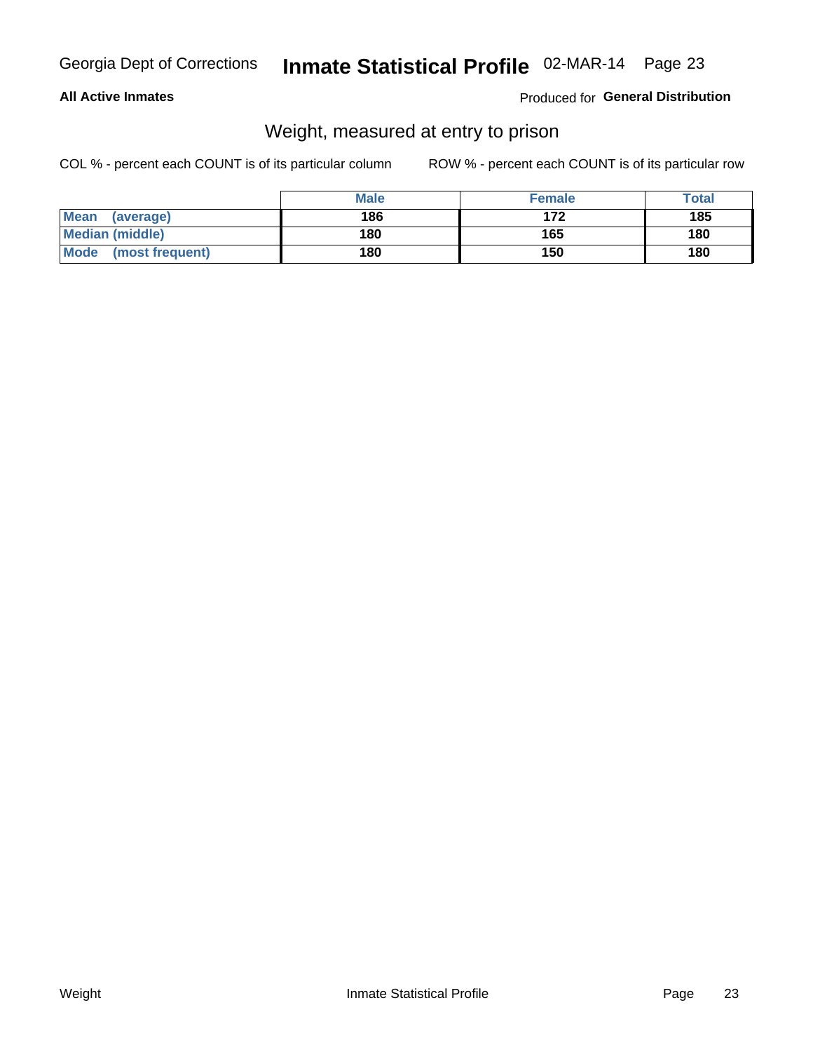**All Active Inmates**

Produced for **General Distribution**

## Weight, measured at entry to prison

COL % - percent each COUNT is of its particular column

ROW % - percent each COUNT is of its particular row

| | Male | Female | Total |
|---|---|---|---|
| Mean (average) | 186 | 172 | 185 |
| Median (middle) | 180 | 165 | 180 |
| Mode (most frequent) | 180 | 150 | 180 |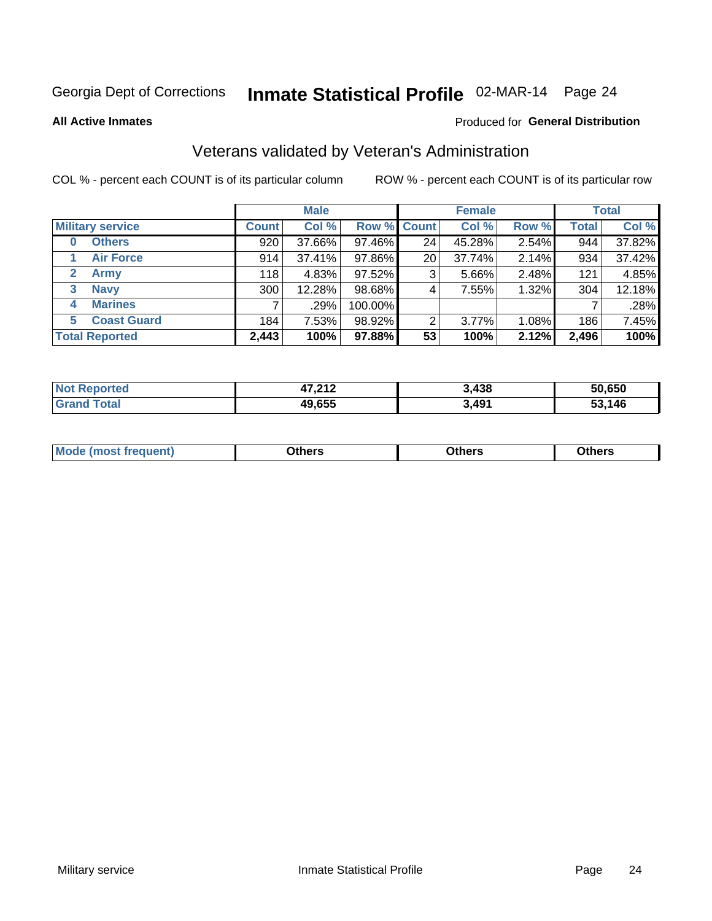Georgia Dept of Corrections **Inmate Statistical Profile** 02-MAR-14

**All Active Inmates**

Produced for **General Distribution**

## Veterans validated by Veteran's Administration

COL % - percent each COUNT is of its particular column

ROW % - percent each COUNT is of its particular row

| | | Male | | | Female | | | Total | |
|---|---|---|---|---|---|---|---|---|---|
| **Military service** | | **Count** | **Col %** | **Row %** | **Count** | **Col %** | **Row %** | **Total** | **Col %** |
| **0** | **Others** | 920 | 37.66% | 97.46% | 24 | 45.28% | 2.54% | 944 | 37.82% |
| **1** | **Air Force** | 914 | 37.41% | 97.86% | 20 | 37.74% | 2.14% | 934 | 37.42% |
| **2** | **Army** | 118 | 4.83% | 97.52% | 3 | 5.66% | 2.48% | 121 | 4.85% |
| **3** | **Navy** | 300 | 12.28% | 98.68% | 4 | 7.55% | 1.32% | 304 | 12.18% |
| **4** | **Marines** | 7 | .29% | 100.00% | | | | 7 | .28% |
| **5** | **Coast Guard** | 184 | 7.53% | 98.92% | 2 | 3.77% | 1.08% | 186 | 7.45% |
| **Total Reported** | | **2,443** | **100%** | **97.88%** | **53** | **100%** | **2.12%** | **2,496** | **100%** |

| | Male | Female | Total |
|---|---|---|---|
| **Not Reported** | **47,212** | **3,438** | **50,650** |
| **Grand Total** | **49,655** | **3,491** | **53,146** |

| | Male | Female | Total |
|---|---|---|---|
| **Mode (most frequent)** | **Others** | **Others** | **Others** |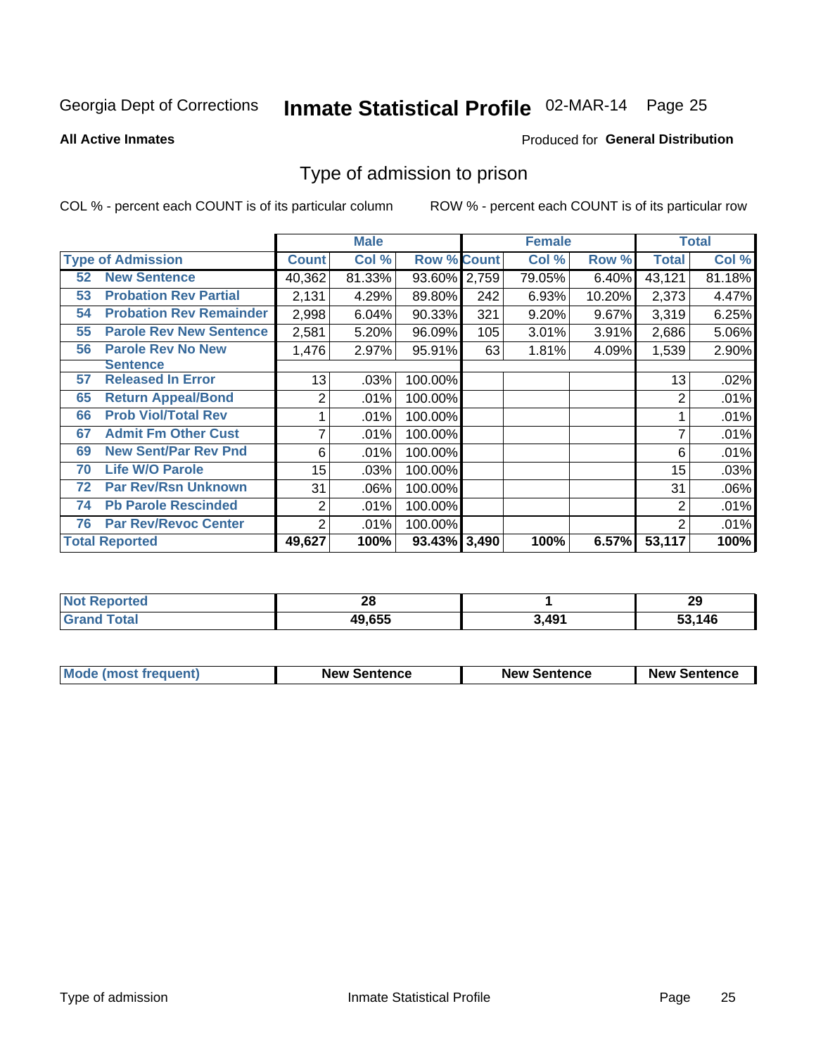Georgia Dept of Corrections **Inmate Statistical Profile** 02-MAR-14

**All Active Inmates**

Produced for **General Distribution**

## Type of admission to prison

COL % - percent each COUNT is of its particular column ROW % - percent each COUNT is of its particular row

| Type of Admission | Male | | | Female | | | Total | |
|---|---|---|---|---|---|---|---|---|
| | Count | Col % | Row % | Count | Col % | Row % | Total | Col % |
| 52 New Sentence | 40,362 | 81.33% | 93.60% | 2,759 | 79.05% | 6.40% | 43,121 | 81.18% |
| 53 Probation Rev Partial | 2,131 | 4.29% | 89.80% | 242 | 6.93% | 10.20% | 2,373 | 4.47% |
| 54 Probation Rev Remainder | 2,998 | 6.04% | 90.33% | 321 | 9.20% | 9.67% | 3,319 | 6.25% |
| 55 Parole Rev New Sentence | 2,581 | 5.20% | 96.09% | 105 | 3.01% | 3.91% | 2,686 | 5.06% |
| 56 Parole Rev No New Sentence | 1,476 | 2.97% | 95.91% | 63 | 1.81% | 4.09% | 1,539 | 2.90% |
| 57 Released In Error | 13 | .03% | 100.00% | | | | 13 | .02% |
| 65 Return Appeal/Bond | 2 | .01% | 100.00% | | | | 2 | .01% |
| 66 Prob Viol/Total Rev | 1 | .01% | 100.00% | | | | 1 | .01% |
| 67 Admit Fm Other Cust | 7 | .01% | 100.00% | | | | 7 | .01% |
| 69 New Sent/Par Rev Pnd | 6 | .01% | 100.00% | | | | 6 | .01% |
| 70 Life W/O Parole | 15 | .03% | 100.00% | | | | 15 | .03% |
| 72 Par Rev/Rsn Unknown | 31 | .06% | 100.00% | | | | 31 | .06% |
| 74 Pb Parole Rescinded | 2 | .01% | 100.00% | | | | 2 | .01% |
| 76 Par Rev/Revoc Center | 2 | .01% | 100.00% | | | | 2 | .01% |
| **Total Reported** | **49,627** | **100%** | **93.43%** | **3,490** | **100%** | **6.57%** | **53,117** | **100%** |

| | Male | Female | Total |
|---|---|---|---|
| Not Reported | 28 | 1 | 29 |
| Grand Total | 49,655 | 3,491 | 53,146 |

| | Male | Female | Total |
|---|---|---|---|
| Mode (most frequent) | New Sentence | New Sentence | New Sentence |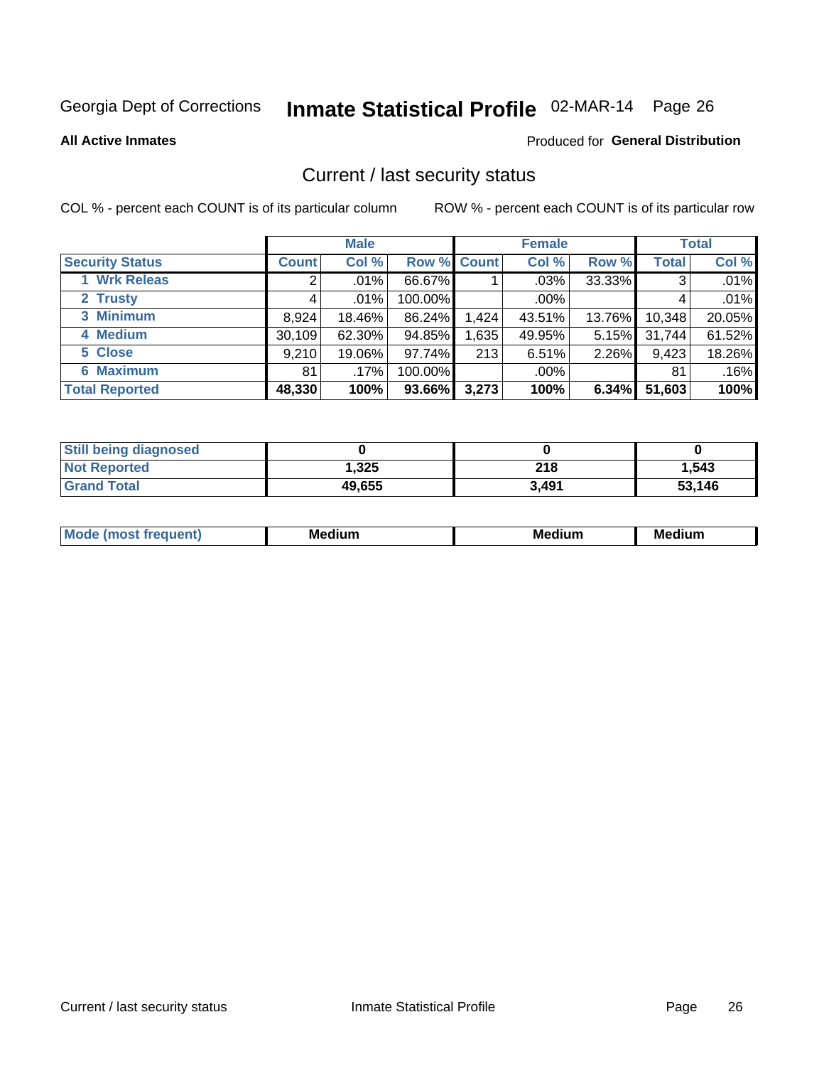Georgia Dept of Corrections **Inmate Statistical Profile** 02-MAR-14

**All Active Inmates**

Produced for **General Distribution**

## Current / last security status

COL % - percent each COUNT is of its particular column

ROW % - percent each COUNT is of its particular row

| | Male | | | Female | | | Total | |
|---|---|---|---|---|---|---|---|---|
| **Security Status** | **Count** | **Col %** | **Row %** | **Count** | **Col %** | **Row %** | **Total** | **Col %** |
| 1 Wrk Releas | 2 | .01% | 66.67% | 1 | .03% | 33.33% | 3 | .01% |
| 2 Trusty | 4 | .01% | 100.00% | | .00% | | 4 | .01% |
| 3 Minimum | 8,924 | 18.46% | 86.24% | 1,424 | 43.51% | 13.76% | 10,348 | 20.05% |
| 4 Medium | 30,109 | 62.30% | 94.85% | 1,635 | 49.95% | 5.15% | 31,744 | 61.52% |
| 5 Close | 9,210 | 19.06% | 97.74% | 213 | 6.51% | 2.26% | 9,423 | 18.26% |
| 6 Maximum | 81 | .17% | 100.00% | | .00% | | 81 | .16% |
| **Total Reported** | **48,330** | **100%** | **93.66%** | **3,273** | **100%** | **6.34%** | **51,603** | **100%** |

| | Male | Female | Total |
|---|---|---|---|
| Still being diagnosed | 0 | 0 | 0 |
| Not Reported | 1,325 | 218 | 1,543 |
| Grand Total | 49,655 | 3,491 | 53,146 |

| | Male | Female | Total |
|---|---|---|---|
| Mode (most frequent) | Medium | Medium | Medium |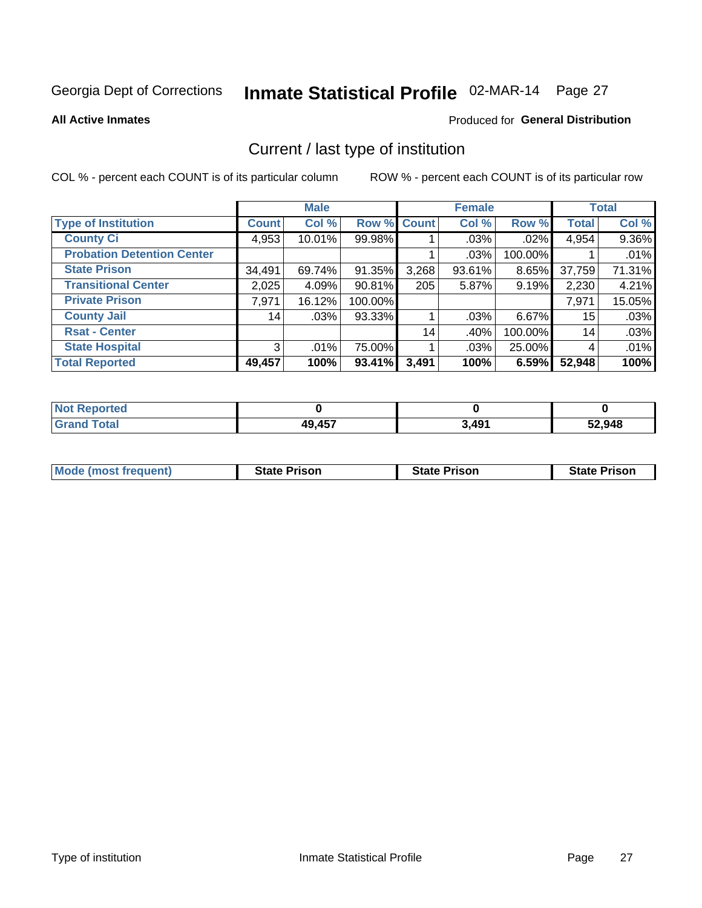Georgia Dept of Corrections **Inmate Statistical Profile** 02-MAR-14

**All Active Inmates**

Produced for **General Distribution**

## Current / last type of institution

COL % - percent each COUNT is of its particular column

ROW % - percent each COUNT is of its particular row

| | Male | | | Female | | | Total | |
|---|---|---|---|---|---|---|---|---|
| **Type of Institution** | **Count** | **Col %** | **Row %** | **Count** | **Col %** | **Row %** | **Total** | **Col %** |
| **County Ci** | 4,953 | 10.01% | 99.98% | 1 | .03% | .02% | 4,954 | 9.36% |
| **Probation Detention Center** | | | | 1 | .03% | 100.00% | 1 | .01% |
| **State Prison** | 34,491 | 69.74% | 91.35% | 3,268 | 93.61% | 8.65% | 37,759 | 71.31% |
| **Transitional Center** | 2,025 | 4.09% | 90.81% | 205 | 5.87% | 9.19% | 2,230 | 4.21% |
| **Private Prison** | 7,971 | 16.12% | 100.00% | | | | 7,971 | 15.05% |
| **County Jail** | 14 | .03% | 93.33% | 1 | .03% | 6.67% | 15 | .03% |
| **Rsat - Center** | | | | 14 | .40% | 100.00% | 14 | .03% |
| **State Hospital** | 3 | .01% | 75.00% | 1 | .03% | 25.00% | 4 | .01% |
| **Total Reported** | **49,457** | **100%** | **93.41%** | **3,491** | **100%** | **6.59%** | **52,948** | **100%** |

| | Male | Female | Total |
|---|---|---|---|
| **Not Reported** | **0** | **0** | **0** |
| **Grand Total** | **49,457** | **3,491** | **52,948** |

| | Male | Female | Total |
|---|---|---|---|
| **Mode (most frequent)** | **State Prison** | **State Prison** | **State Prison** |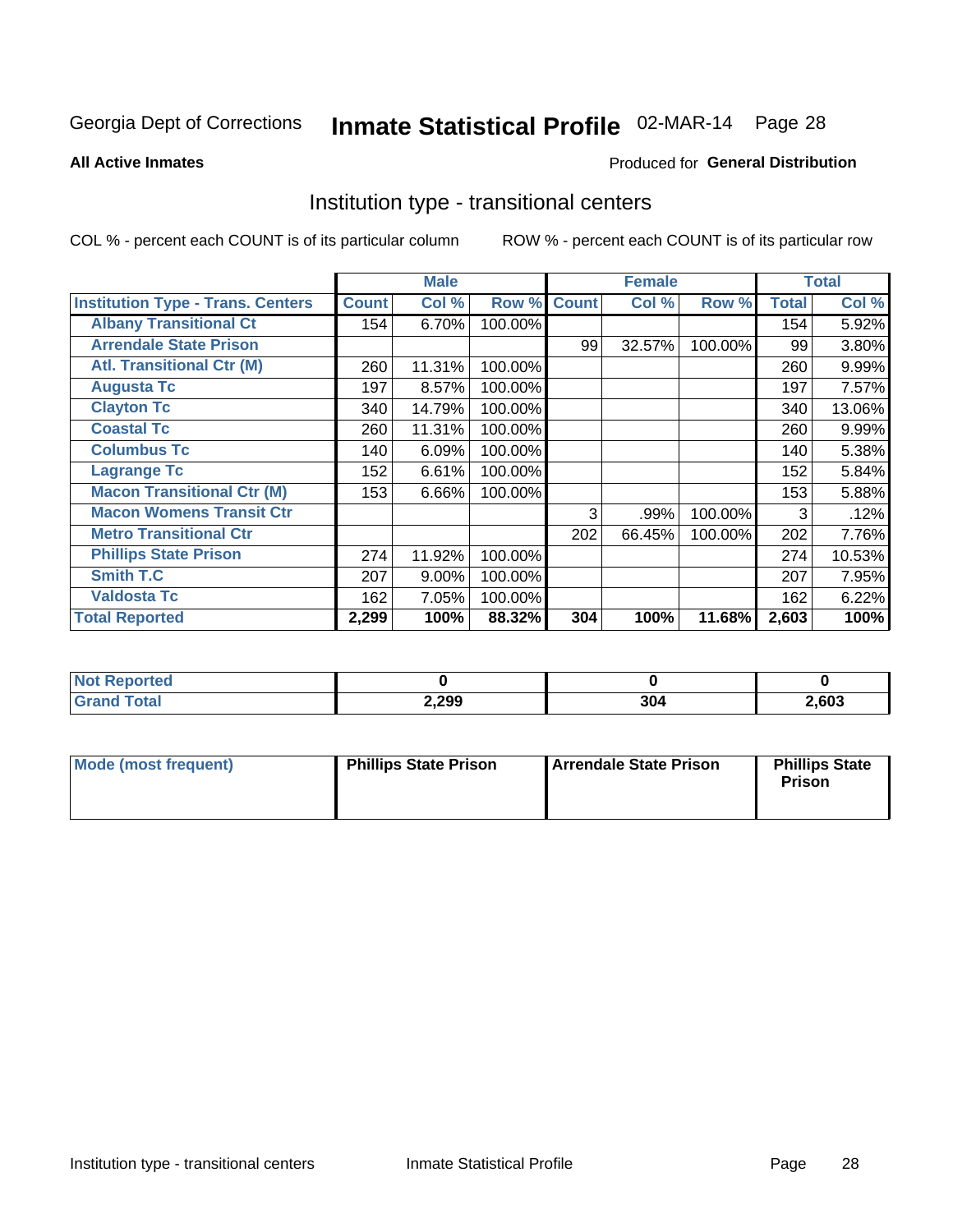Georgia Dept of Corrections **Inmate Statistical Profile** 02-MAR-14

**All Active Inmates**

Produced for **General Distribution**

## Institution type - transitional centers

COL % - percent each COUNT is of its particular column

ROW % - percent each COUNT is of its particular row

| | Male | | | Female | | | Total | |
|---|---|---|---|---|---|---|---|---|
| **Institution Type - Trans. Centers** | **Count** | **Col %** | **Row %** | **Count** | **Col %** | **Row %** | **Total** | **Col %** |
| **Albany Transitional Ct** | 154 | 6.70% | 100.00% | | | | 154 | 5.92% |
| **Arrendale State Prison** | | | | 99 | 32.57% | 100.00% | 99 | 3.80% |
| **Atl. Transitional Ctr (M)** | 260 | 11.31% | 100.00% | | | | 260 | 9.99% |
| **Augusta Tc** | 197 | 8.57% | 100.00% | | | | 197 | 7.57% |
| **Clayton Tc** | 340 | 14.79% | 100.00% | | | | 340 | 13.06% |
| **Coastal Tc** | 260 | 11.31% | 100.00% | | | | 260 | 9.99% |
| **Columbus Tc** | 140 | 6.09% | 100.00% | | | | 140 | 5.38% |
| **Lagrange Tc** | 152 | 6.61% | 100.00% | | | | 152 | 5.84% |
| **Macon Transitional Ctr (M)** | 153 | 6.66% | 100.00% | | | | 153 | 5.88% |
| **Macon Womens Transit Ctr** | | | | 3 | .99% | 100.00% | 3 | .12% |
| **Metro Transitional Ctr** | | | | 202 | 66.45% | 100.00% | 202 | 7.76% |
| **Phillips State Prison** | 274 | 11.92% | 100.00% | | | | 274 | 10.53% |
| **Smith T.C** | 207 | 9.00% | 100.00% | | | | 207 | 7.95% |
| **Valdosta Tc** | 162 | 7.05% | 100.00% | | | | 162 | 6.22% |
| **Total Reported** | **2,299** | **100%** | **88.32%** | **304** | **100%** | **11.68%** | **2,603** | **100%** |

| | Male | Female | Total |
|---|---|---|---|
| **Not Reported** | **0** | **0** | **0** |
| **Grand Total** | **2,299** | **304** | **2,603** |

| | Male | Female | Total |
|---|---|---|---|
| **Mode (most frequent)** | **Phillips State Prison** | **Arrendale State Prison** | **Phillips State Prison** |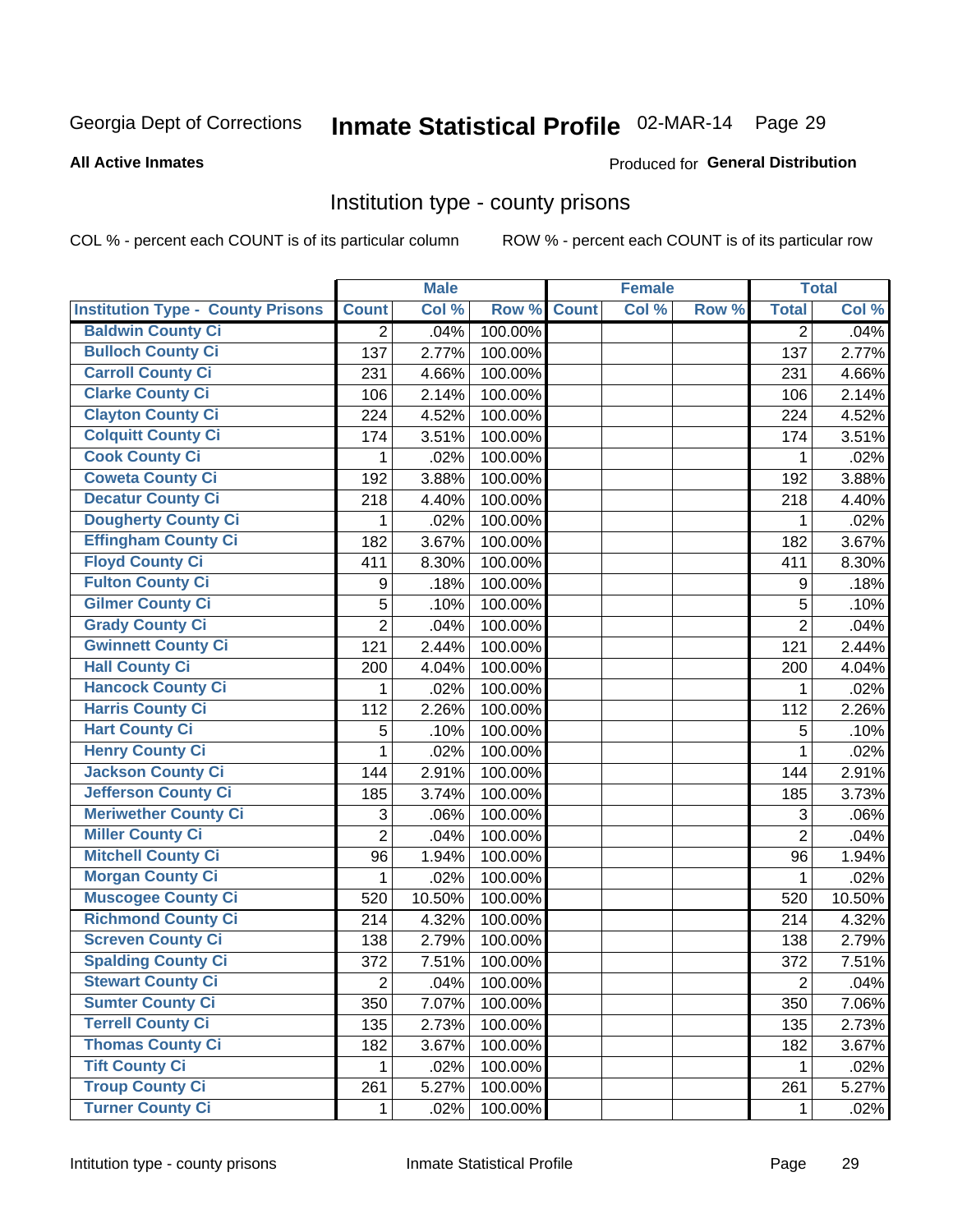Georgia Dept of Corrections **Inmate Statistical Profile** 02-MAR-14

**All Active Inmates**

Produced for **General Distribution**

## Institution type - county prisons

COL % - percent each COUNT is of its particular column

ROW % - percent each COUNT is of its particular row

| | Male | | | Female | | | Total | |
|---|---|---|---|---|---|---|---|---|
| **Institution Type - County Prisons** | **Count** | **Col %** | **Row %** | **Count** | **Col %** | **Row %** | **Total** | **Col %** |
| Baldwin County Ci | 2 | .04% | 100.00% | | | | 2 | .04% |
| Bulloch County Ci | 137 | 2.77% | 100.00% | | | | 137 | 2.77% |
| Carroll County Ci | 231 | 4.66% | 100.00% | | | | 231 | 4.66% |
| Clarke County Ci | 106 | 2.14% | 100.00% | | | | 106 | 2.14% |
| Clayton County Ci | 224 | 4.52% | 100.00% | | | | 224 | 4.52% |
| Colquitt County Ci | 174 | 3.51% | 100.00% | | | | 174 | 3.51% |
| Cook County Ci | 1 | .02% | 100.00% | | | | 1 | .02% |
| Coweta County Ci | 192 | 3.88% | 100.00% | | | | 192 | 3.88% |
| Decatur County Ci | 218 | 4.40% | 100.00% | | | | 218 | 4.40% |
| Dougherty County Ci | 1 | .02% | 100.00% | | | | 1 | .02% |
| Effingham County Ci | 182 | 3.67% | 100.00% | | | | 182 | 3.67% |
| Floyd County Ci | 411 | 8.30% | 100.00% | | | | 411 | 8.30% |
| Fulton County Ci | 9 | .18% | 100.00% | | | | 9 | .18% |
| Gilmer County Ci | 5 | .10% | 100.00% | | | | 5 | .10% |
| Grady County Ci | 2 | .04% | 100.00% | | | | 2 | .04% |
| Gwinnett County Ci | 121 | 2.44% | 100.00% | | | | 121 | 2.44% |
| Hall County Ci | 200 | 4.04% | 100.00% | | | | 200 | 4.04% |
| Hancock County Ci | 1 | .02% | 100.00% | | | | 1 | .02% |
| Harris County Ci | 112 | 2.26% | 100.00% | | | | 112 | 2.26% |
| Hart County Ci | 5 | .10% | 100.00% | | | | 5 | .10% |
| Henry County Ci | 1 | .02% | 100.00% | | | | 1 | .02% |
| Jackson County Ci | 144 | 2.91% | 100.00% | | | | 144 | 2.91% |
| Jefferson County Ci | 185 | 3.74% | 100.00% | | | | 185 | 3.73% |
| Meriwether County Ci | 3 | .06% | 100.00% | | | | 3 | .06% |
| Miller County Ci | 2 | .04% | 100.00% | | | | 2 | .04% |
| Mitchell County Ci | 96 | 1.94% | 100.00% | | | | 96 | 1.94% |
| Morgan County Ci | 1 | .02% | 100.00% | | | | 1 | .02% |
| Muscogee County Ci | 520 | 10.50% | 100.00% | | | | 520 | 10.50% |
| Richmond County Ci | 214 | 4.32% | 100.00% | | | | 214 | 4.32% |
| Screven County Ci | 138 | 2.79% | 100.00% | | | | 138 | 2.79% |
| Spalding County Ci | 372 | 7.51% | 100.00% | | | | 372 | 7.51% |
| Stewart County Ci | 2 | .04% | 100.00% | | | | 2 | .04% |
| Sumter County Ci | 350 | 7.07% | 100.00% | | | | 350 | 7.06% |
| Terrell County Ci | 135 | 2.73% | 100.00% | | | | 135 | 2.73% |
| Thomas County Ci | 182 | 3.67% | 100.00% | | | | 182 | 3.67% |
| Tift County Ci | 1 | .02% | 100.00% | | | | 1 | .02% |
| Troup County Ci | 261 | 5.27% | 100.00% | | | | 261 | 5.27% |
| Turner County Ci | 1 | .02% | 100.00% | | | | 1 | .02% |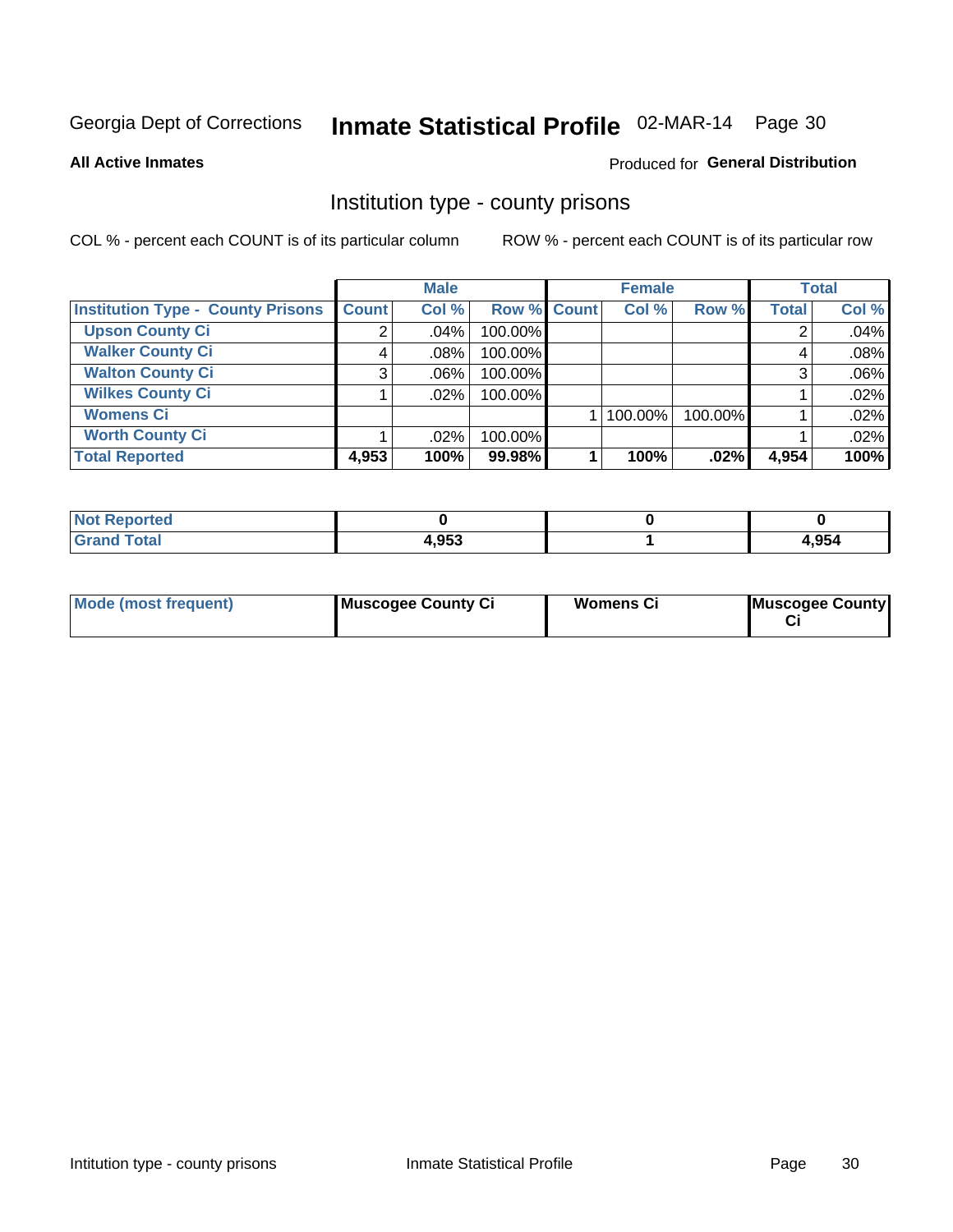Georgia Dept of Corrections **Inmate Statistical Profile** 02-MAR-14

**All Active Inmates**

Produced for **General Distribution**

## Institution type - county prisons

COL % - percent each COUNT is of its particular column

ROW % - percent each COUNT is of its particular row

| | Male | | | Female | | | Total | |
|---|---|---|---|---|---|---|---|---|
| **Institution Type - County Prisons** | **Count** | **Col %** | **Row %** | **Count** | **Col %** | **Row %** | **Total** | **Col %** |
| **Upson County Ci** | 2 | .04% | 100.00% | | | | 2 | .04% |
| **Walker County Ci** | 4 | .08% | 100.00% | | | | 4 | .08% |
| **Walton County Ci** | 3 | .06% | 100.00% | | | | 3 | .06% |
| **Wilkes County Ci** | 1 | .02% | 100.00% | | | | 1 | .02% |
| **Womens Ci** | | | | 1 | 100.00% | 100.00% | 1 | .02% |
| **Worth County Ci** | 1 | .02% | 100.00% | | | | 1 | .02% |
| **Total Reported** | **4,953** | **100%** | **99.98%** | **1** | **100%** | **.02%** | **4,954** | **100%** |

| | Male | Female | Total |
|---|---|---|---|
| **Not Reported** | **0** | **0** | **0** |
| **Grand Total** | **4,953** | **1** | **4,954** |

| | Male | Female | Total |
|---|---|---|---|
| **Mode (most frequent)** | **Muscogee County Ci** | **Womens Ci** | **Muscogee County Ci** |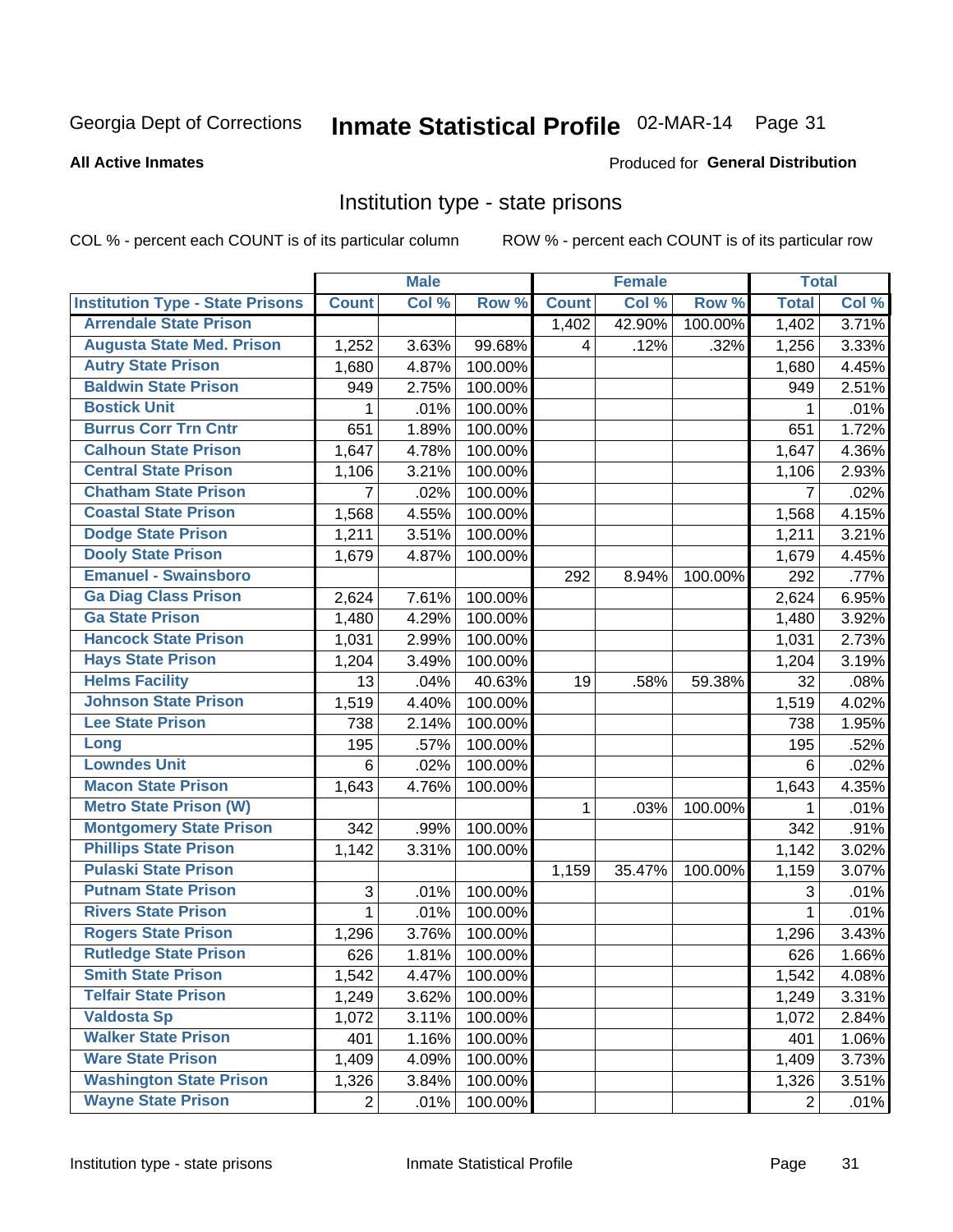Georgia Dept of Corrections **Inmate Statistical Profile** 02-MAR-14

**All Active Inmates**

Produced for **General Distribution**

## Institution type - state prisons

COL % - percent each COUNT is of its particular column

ROW % - percent each COUNT is of its particular row

| | Male | | | Female | | | Total | |
|---|---|---|---|---|---|---|---|---|
| **Institution Type - State Prisons** | **Count** | **Col %** | **Row %** | **Count** | **Col %** | **Row %** | **Total** | **Col %** |
| Arrendale State Prison | | | | 1,402 | 42.90% | 100.00% | 1,402 | 3.71% |
| Augusta State Med. Prison | 1,252 | 3.63% | 99.68% | 4 | .12% | .32% | 1,256 | 3.33% |
| Autry State Prison | 1,680 | 4.87% | 100.00% | | | | 1,680 | 4.45% |
| Baldwin State Prison | 949 | 2.75% | 100.00% | | | | 949 | 2.51% |
| Bostick Unit | 1 | .01% | 100.00% | | | | 1 | .01% |
| Burrus Corr Trn Cntr | 651 | 1.89% | 100.00% | | | | 651 | 1.72% |
| Calhoun State Prison | 1,647 | 4.78% | 100.00% | | | | 1,647 | 4.36% |
| Central State Prison | 1,106 | 3.21% | 100.00% | | | | 1,106 | 2.93% |
| Chatham State Prison | 7 | .02% | 100.00% | | | | 7 | .02% |
| Coastal State Prison | 1,568 | 4.55% | 100.00% | | | | 1,568 | 4.15% |
| Dodge State Prison | 1,211 | 3.51% | 100.00% | | | | 1,211 | 3.21% |
| Dooly State Prison | 1,679 | 4.87% | 100.00% | | | | 1,679 | 4.45% |
| Emanuel - Swainsboro | | | | 292 | 8.94% | 100.00% | 292 | .77% |
| Ga Diag Class Prison | 2,624 | 7.61% | 100.00% | | | | 2,624 | 6.95% |
| Ga State Prison | 1,480 | 4.29% | 100.00% | | | | 1,480 | 3.92% |
| Hancock State Prison | 1,031 | 2.99% | 100.00% | | | | 1,031 | 2.73% |
| Hays State Prison | 1,204 | 3.49% | 100.00% | | | | 1,204 | 3.19% |
| Helms Facility | 13 | .04% | 40.63% | 19 | .58% | 59.38% | 32 | .08% |
| Johnson State Prison | 1,519 | 4.40% | 100.00% | | | | 1,519 | 4.02% |
| Lee State Prison | 738 | 2.14% | 100.00% | | | | 738 | 1.95% |
| Long | 195 | .57% | 100.00% | | | | 195 | .52% |
| Lowndes Unit | 6 | .02% | 100.00% | | | | 6 | .02% |
| Macon State Prison | 1,643 | 4.76% | 100.00% | | | | 1,643 | 4.35% |
| Metro State Prison (W) | | | | 1 | .03% | 100.00% | 1 | .01% |
| Montgomery State Prison | 342 | .99% | 100.00% | | | | 342 | .91% |
| Phillips State Prison | 1,142 | 3.31% | 100.00% | | | | 1,142 | 3.02% |
| Pulaski State Prison | | | | 1,159 | 35.47% | 100.00% | 1,159 | 3.07% |
| Putnam State Prison | 3 | .01% | 100.00% | | | | 3 | .01% |
| Rivers State Prison | 1 | .01% | 100.00% | | | | 1 | .01% |
| Rogers State Prison | 1,296 | 3.76% | 100.00% | | | | 1,296 | 3.43% |
| Rutledge State Prison | 626 | 1.81% | 100.00% | | | | 626 | 1.66% |
| Smith State Prison | 1,542 | 4.47% | 100.00% | | | | 1,542 | 4.08% |
| Telfair State Prison | 1,249 | 3.62% | 100.00% | | | | 1,249 | 3.31% |
| Valdosta Sp | 1,072 | 3.11% | 100.00% | | | | 1,072 | 2.84% |
| Walker State Prison | 401 | 1.16% | 100.00% | | | | 401 | 1.06% |
| Ware State Prison | 1,409 | 4.09% | 100.00% | | | | 1,409 | 3.73% |
| Washington State Prison | 1,326 | 3.84% | 100.00% | | | | 1,326 | 3.51% |
| Wayne State Prison | 2 | .01% | 100.00% | | | | 2 | .01% |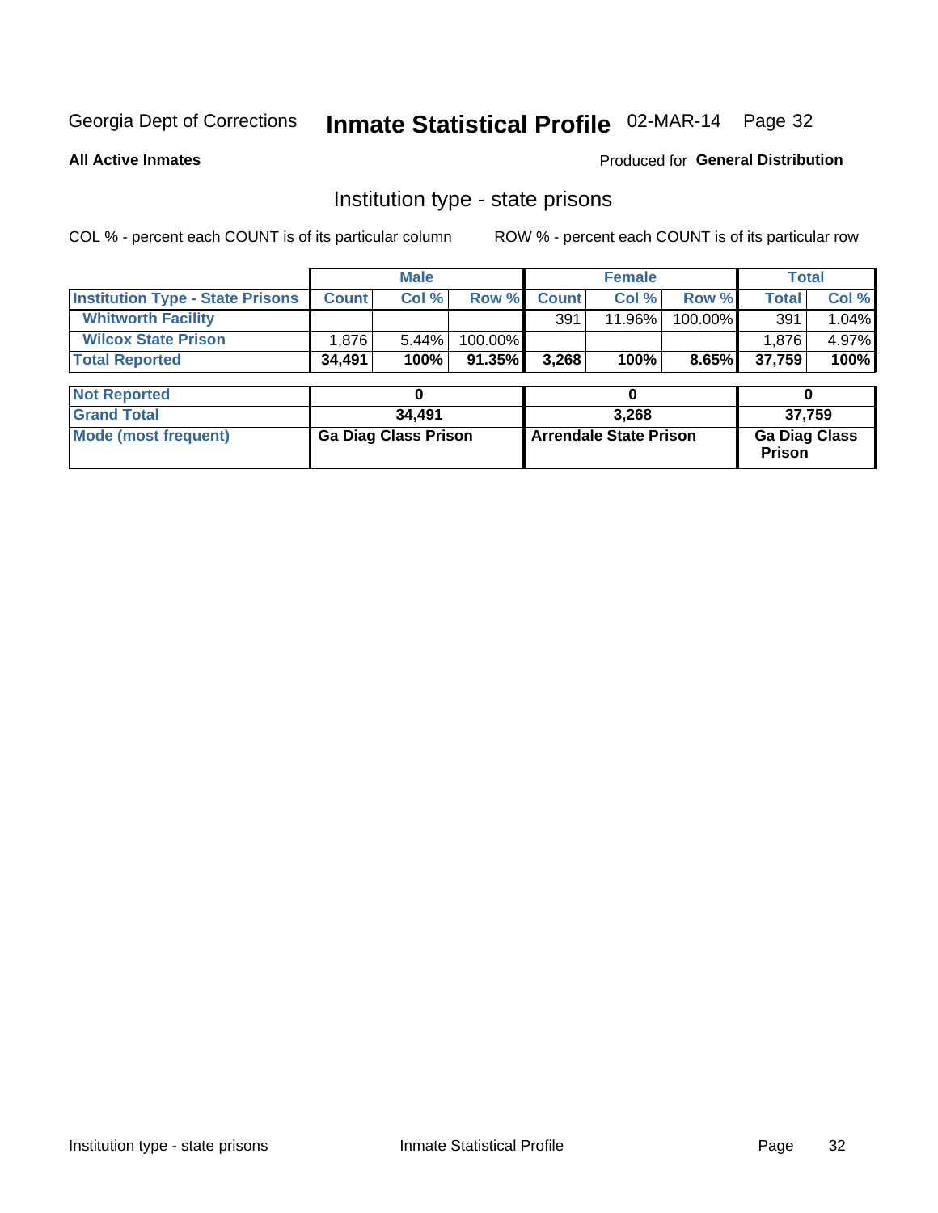Georgia Dept of Corrections **Inmate Statistical Profile** 02-MAR-14

**All Active Inmates** Produced for **General Distribution**

## Institution type - state prisons

COL % - percent each COUNT is of its particular column ROW % - percent each COUNT is of its particular row

| | Male | | | Female | | | Total | |
|---|---|---|---|---|---|---|---|---|
| **Institution Type - State Prisons** | **Count** | **Col %** | **Row %** | **Count** | **Col %** | **Row %** | **Total** | **Col %** |
| **Whitworth Facility** | | | | 391 | 11.96% | 100.00% | 391 | 1.04% |
| **Wilcox State Prison** | 1,876 | 5.44% | 100.00% | | | | 1,876 | 4.97% |
| **Total Reported** | **34,491** | **100%** | **91.35%** | **3,268** | **100%** | **8.65%** | **37,759** | **100%** |

| | Male | Female | Total |
|---|---|---|---|
| **Not Reported** | **0** | **0** | **0** |
| **Grand Total** | **34,491** | **3,268** | **37,759** |
| **Mode (most frequent)** | **Ga Diag Class Prison** | **Arrendale State Prison** | **Ga Diag Class Prison** |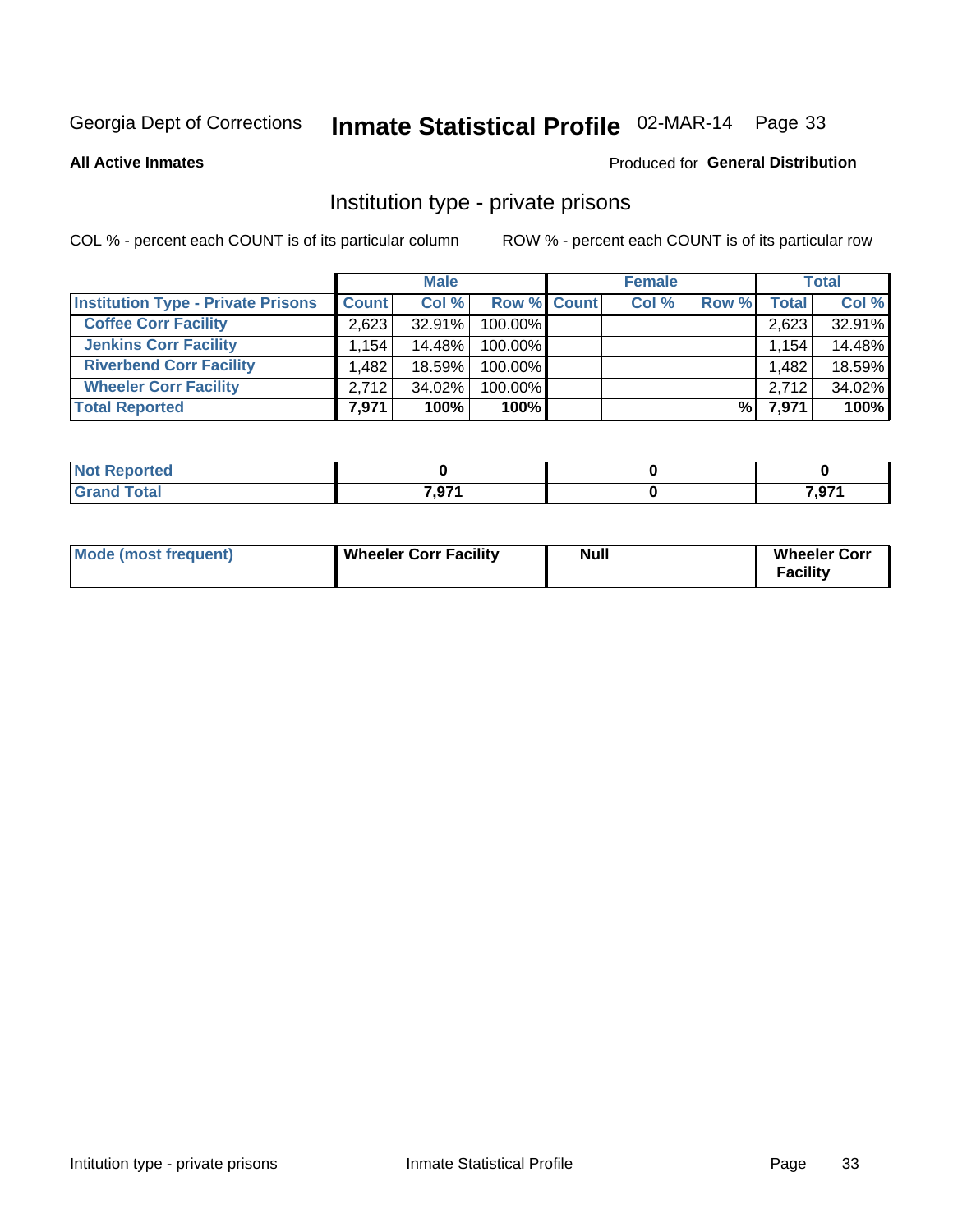Georgia Dept of Corrections **Inmate Statistical Profile** 02-MAR-14 Page 33

**All Active Inmates**

Produced for **General Distribution**

## Institution type - private prisons

COL % - percent each COUNT is of its particular column ROW % - percent each COUNT is of its particular row

| | Male | | | Female | | | Total | |
|---|---|---|---|---|---|---|---|---|
| Institution Type - Private Prisons | Count | Col % | Row % | Count | Col % | Row % | Total | Col % |
| Coffee Corr Facility | 2,623 | 32.91% | 100.00% | | | | 2,623 | 32.91% |
| Jenkins Corr Facility | 1,154 | 14.48% | 100.00% | | | | 1,154 | 14.48% |
| Riverbend Corr Facility | 1,482 | 18.59% | 100.00% | | | | 1,482 | 18.59% |
| Wheeler Corr Facility | 2,712 | 34.02% | 100.00% | | | | 2,712 | 34.02% |
| **Total Reported** | **7,971** | **100%** | **100%** | | | **%** | **7,971** | **100%** |

| | Male | Female | Total |
|---|---|---|---|
| Not Reported | 0 | 0 | 0 |
| Grand Total | 7,971 | 0 | 7,971 |

| | Male | Female | Total |
|---|---|---|---|
| Mode (most frequent) | Wheeler Corr Facility | Null | Wheeler Corr Facility |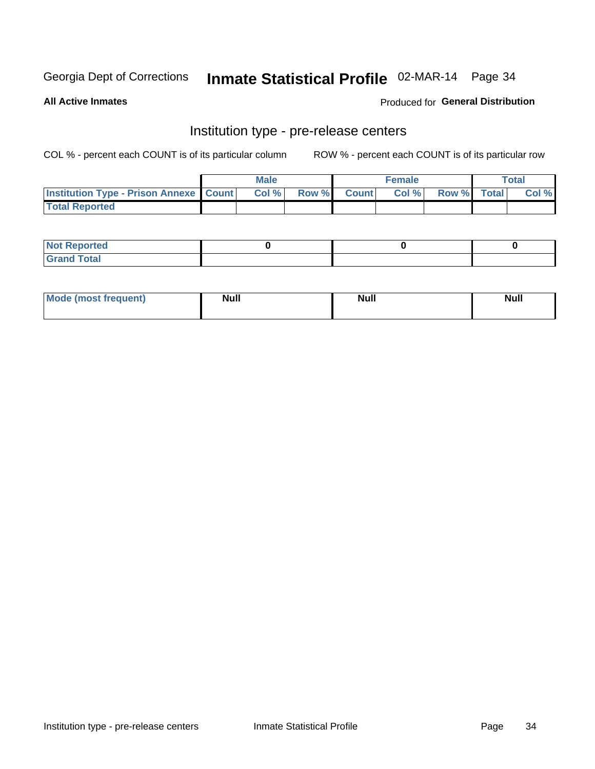Georgia Dept of Corrections **Inmate Statistical Profile** 02-MAR-14

**All Active Inmates**

Produced for **General Distribution**

## Institution type - pre-release centers

COL % - percent each COUNT is of its particular column ROW % - percent each COUNT is of its particular row

| | Male | | | Female | | | Total | |
|---|---|---|---|---|---|---|---|---|
| Institution Type - Prison Annexe | Count | Col % | Row % | Count | Col % | Row % | Total | Col % |
| Total Reported | | | | | | | | |

| | Male | Female | Total |
|---|---|---|---|
| Not Reported | 0 | 0 | 0 |
| Grand Total | | | |

| | Male | Female | Total |
|---|---|---|---|
| Mode (most frequent) | Null | Null | Null |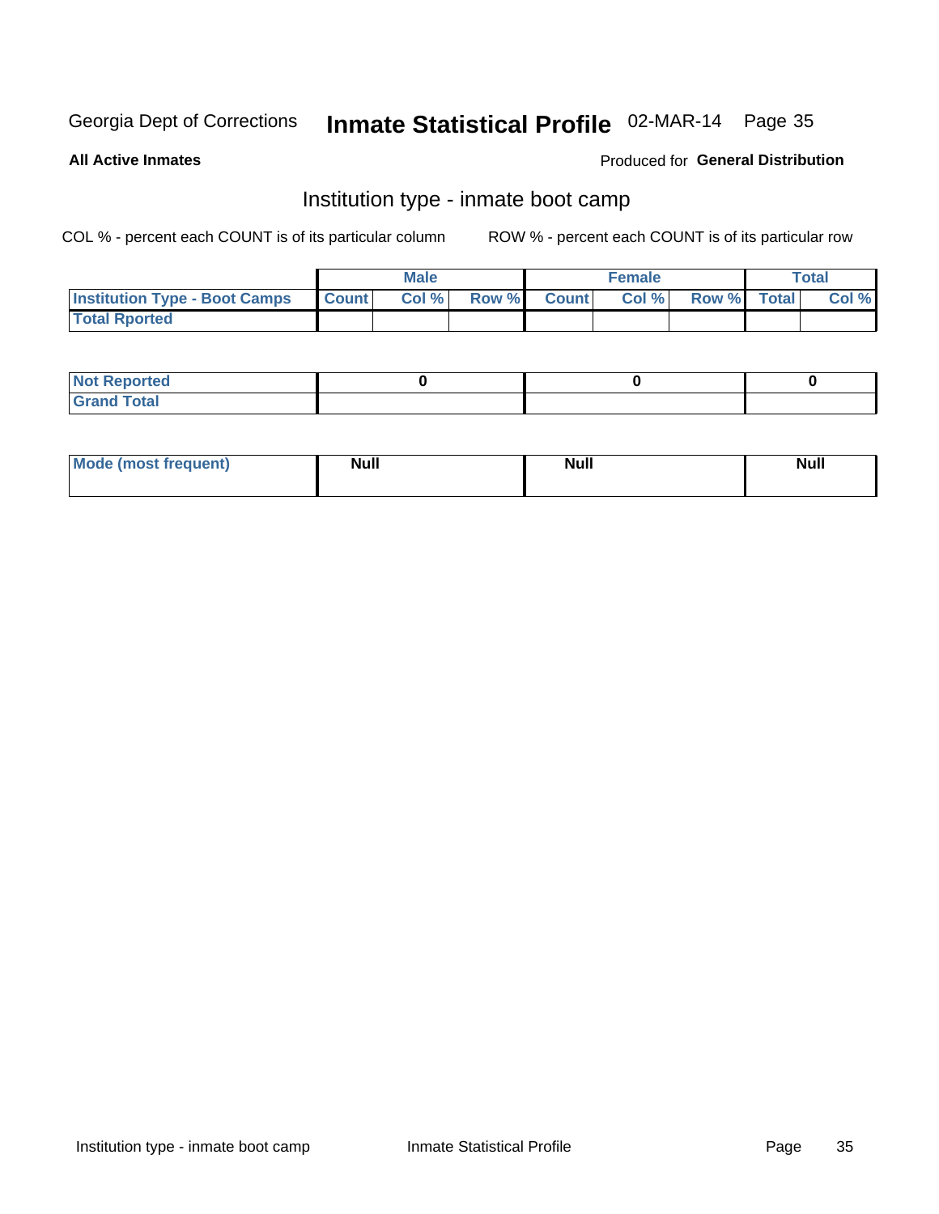Georgia Dept of Corrections **Inmate Statistical Profile** 02-MAR-14

**All Active Inmates**

Produced for **General Distribution**

## Institution type - inmate boot camp

COL % - percent each COUNT is of its particular column

ROW % - percent each COUNT is of its particular row

| | Male | | | Female | | | Total | |
|---|---|---|---|---|---|---|---|---|
| **Institution Type - Boot Camps** | **Count** | **Col %** | **Row %** | **Count** | **Col %** | **Row %** | **Total** | **Col %** |
| **Total Rported** | | | | | | | | |

| | Male | Female | Total |
|---|---|---|---|
| **Not Reported** | 0 | 0 | 0 |
| **Grand Total** | | | |

| | Male | Female | Total |
|---|---|---|---|
| **Mode (most frequent)** | Null | Null | Null |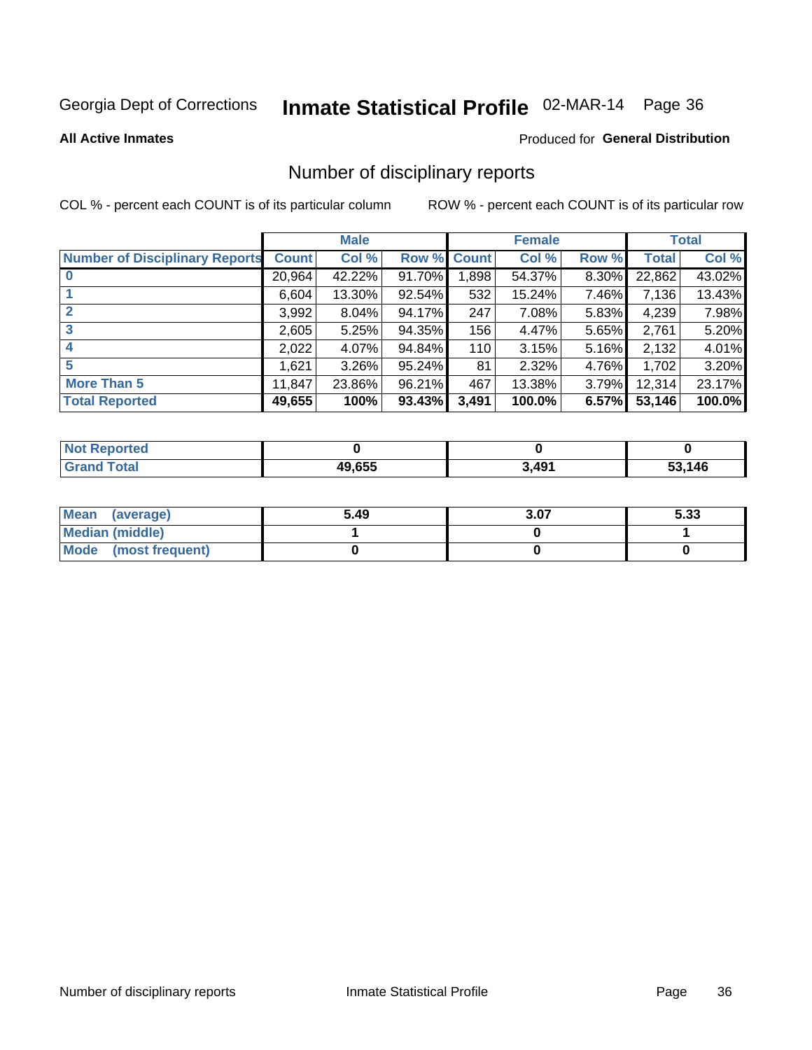Georgia Dept of Corrections **Inmate Statistical Profile** 02-MAR-14

**All Active Inmates**

Produced for **General Distribution**

# Number of disciplinary reports

COL % - percent each COUNT is of its particular column

ROW % - percent each COUNT is of its particular row

| | Male | | | Female | | | Total | |
|---|---|---|---|---|---|---|---|---|
| Number of Disciplinary Reports | Count | Col % | Row % | Count | Col % | Row % | Total | Col % |
| 0 | 20,964 | 42.22% | 91.70% | 1,898 | 54.37% | 8.30% | 22,862 | 43.02% |
| 1 | 6,604 | 13.30% | 92.54% | 532 | 15.24% | 7.46% | 7,136 | 13.43% |
| 2 | 3,992 | 8.04% | 94.17% | 247 | 7.08% | 5.83% | 4,239 | 7.98% |
| 3 | 2,605 | 5.25% | 94.35% | 156 | 4.47% | 5.65% | 2,761 | 5.20% |
| 4 | 2,022 | 4.07% | 94.84% | 110 | 3.15% | 5.16% | 2,132 | 4.01% |
| 5 | 1,621 | 3.26% | 95.24% | 81 | 2.32% | 4.76% | 1,702 | 3.20% |
| More Than 5 | 11,847 | 23.86% | 96.21% | 467 | 13.38% | 3.79% | 12,314 | 23.17% |
| **Total Reported** | **49,655** | **100%** | **93.43%** | **3,491** | **100.0%** | **6.57%** | **53,146** | **100.0%** |

| | Male | Female | Total |
|---|---|---|---|
| Not Reported | 0 | 0 | 0 |
| Grand Total | 49,655 | 3,491 | 53,146 |

| | Male | Female | Total |
|---|---|---|---|
| Mean (average) | 5.49 | 3.07 | 5.33 |
| Median (middle) | 1 | 0 | 1 |
| Mode (most frequent) | 0 | 0 | 0 |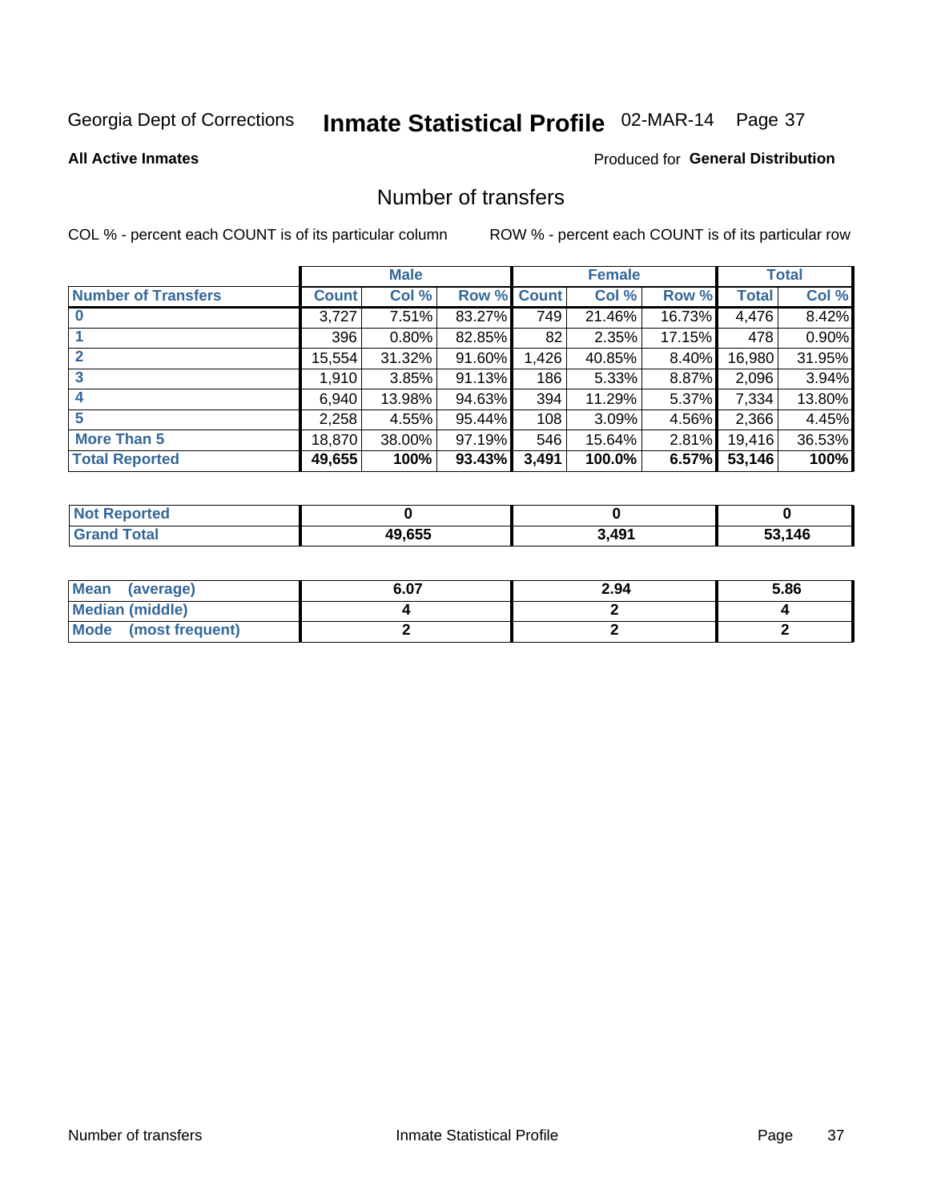Georgia Dept of Corrections **Inmate Statistical Profile** 02-MAR-14

**All Active Inmates**

Produced for **General Distribution**

## Number of transfers

COL % - percent each COUNT is of its particular column

ROW % - percent each COUNT is of its particular row

| | Male | | | Female | | | Total | |
|---|---|---|---|---|---|---|---|---|
| **Number of Transfers** | **Count** | **Col %** | **Row %** | **Count** | **Col %** | **Row %** | **Total** | **Col %** |
| **0** | 3,727 | 7.51% | 83.27% | 749 | 21.46% | 16.73% | 4,476 | 8.42% |
| **1** | 396 | 0.80% | 82.85% | 82 | 2.35% | 17.15% | 478 | 0.90% |
| **2** | 15,554 | 31.32% | 91.60% | 1,426 | 40.85% | 8.40% | 16,980 | 31.95% |
| **3** | 1,910 | 3.85% | 91.13% | 186 | 5.33% | 8.87% | 2,096 | 3.94% |
| **4** | 6,940 | 13.98% | 94.63% | 394 | 11.29% | 5.37% | 7,334 | 13.80% |
| **5** | 2,258 | 4.55% | 95.44% | 108 | 3.09% | 4.56% | 2,366 | 4.45% |
| **More Than 5** | 18,870 | 38.00% | 97.19% | 546 | 15.64% | 2.81% | 19,416 | 36.53% |
| **Total Reported** | **49,655** | **100%** | **93.43%** | **3,491** | **100.0%** | **6.57%** | **53,146** | **100%** |

| | Male | Female | Total |
|---|---|---|---|
| **Not Reported** | **0** | **0** | **0** |
| **Grand Total** | **49,655** | **3,491** | **53,146** |

| | Male | Female | Total |
|---|---|---|---|
| **Mean (average)** | **6.07** | **2.94** | **5.86** |
| **Median (middle)** | **4** | **2** | **4** |
| **Mode (most frequent)** | **2** | **2** | **2** |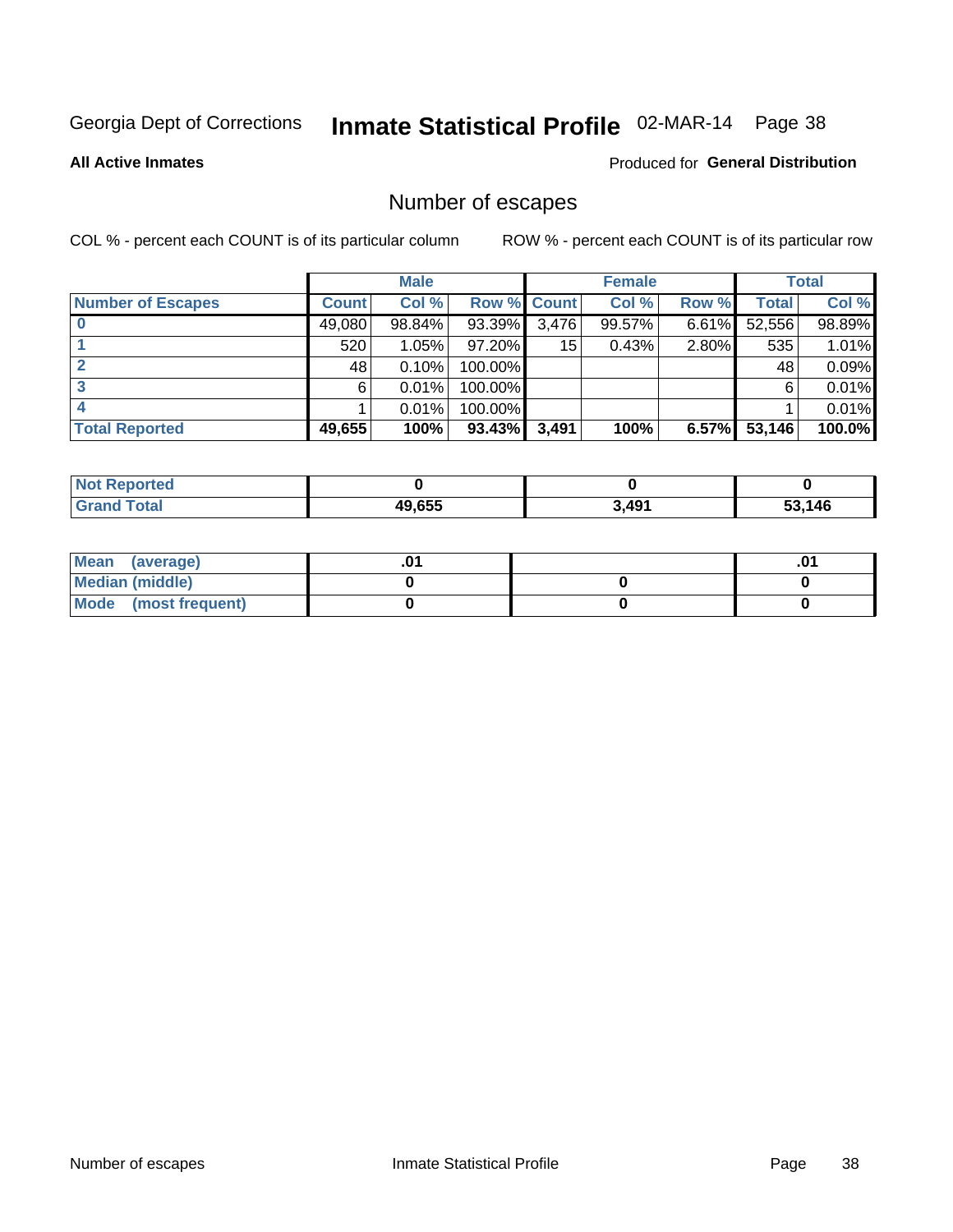Georgia Dept of Corrections **Inmate Statistical Profile** 02-MAR-14

**All Active Inmates**

Produced for **General Distribution**

## Number of escapes

COL % - percent each COUNT is of its particular column

ROW % - percent each COUNT is of its particular row

| | Male | | | Female | | | Total | |
|---|---|---|---|---|---|---|---|---|
| **Number of Escapes** | **Count** | **Col %** | **Row %** | **Count** | **Col %** | **Row %** | **Total** | **Col %** |
| **0** | 49,080 | 98.84% | 93.39% | 3,476 | 99.57% | 6.61% | 52,556 | 98.89% |
| **1** | 520 | 1.05% | 97.20% | 15 | 0.43% | 2.80% | 535 | 1.01% |
| **2** | 48 | 0.10% | 100.00% | | | | 48 | 0.09% |
| **3** | 6 | 0.01% | 100.00% | | | | 6 | 0.01% |
| **4** | 1 | 0.01% | 100.00% | | | | 1 | 0.01% |
| **Total Reported** | **49,655** | **100%** | **93.43%** | **3,491** | **100%** | **6.57%** | **53,146** | **100.0%** |

| | Male | Female | Total |
|---|---|---|---|
| **Not Reported** | **0** | **0** | **0** |
| **Grand Total** | **49,655** | **3,491** | **53,146** |

| | Male | Female | Total |
|---|---|---|---|
| **Mean (average)** | **.01** | | **.01** |
| **Median (middle)** | **0** | **0** | **0** |
| **Mode (most frequent)** | **0** | **0** | **0** |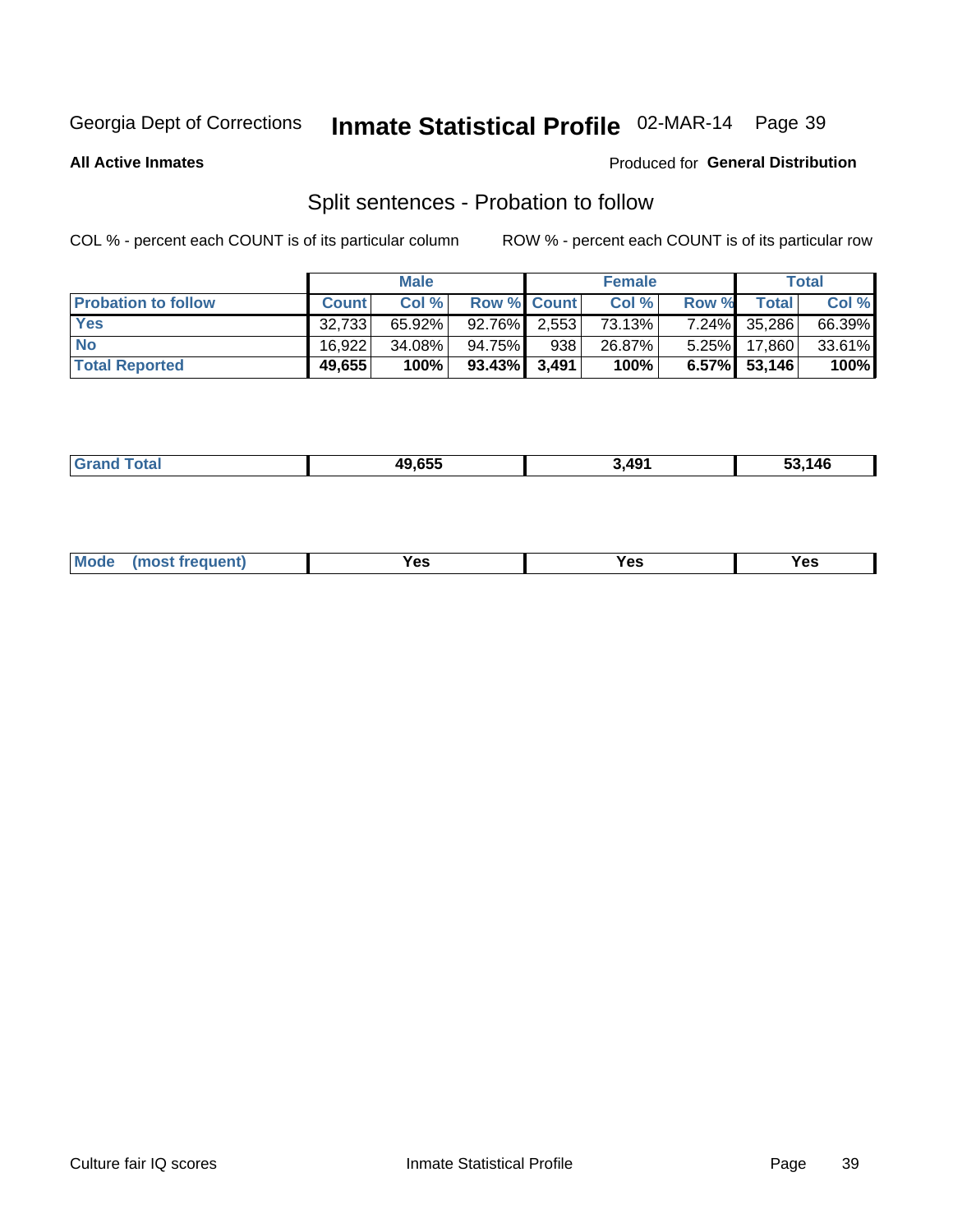Georgia Dept of Corrections **Inmate Statistical Profile** 02-MAR-14

**All Active Inmates**

Produced for **General Distribution**

## Split sentences - Probation to follow

COL % - percent each COUNT is of its particular column

ROW % - percent each COUNT is of its particular row

| | Male | | | Female | | | Total | |
|---|---|---|---|---|---|---|---|---|
| **Probation to follow** | **Count** | **Col %** | **Row %** | **Count** | **Col %** | **Row %** | **Total** | **Col %** |
| **Yes** | 32,733 | 65.92% | 92.76% | 2,553 | 73.13% | 7.24% | 35,286 | 66.39% |
| **No** | 16,922 | 34.08% | 94.75% | 938 | 26.87% | 5.25% | 17,860 | 33.61% |
| **Total Reported** | **49,655** | **100%** | **93.43%** | **3,491** | **100%** | **6.57%** | **53,146** | **100%** |

| | | | |
|---|---|---|---|
| **Grand Total** | **49,655** | **3,491** | **53,146** |

| | | | |
|---|---|---|---|
| **Mode (most frequent)** | **Yes** | **Yes** | **Yes** |

Culture fair IQ scores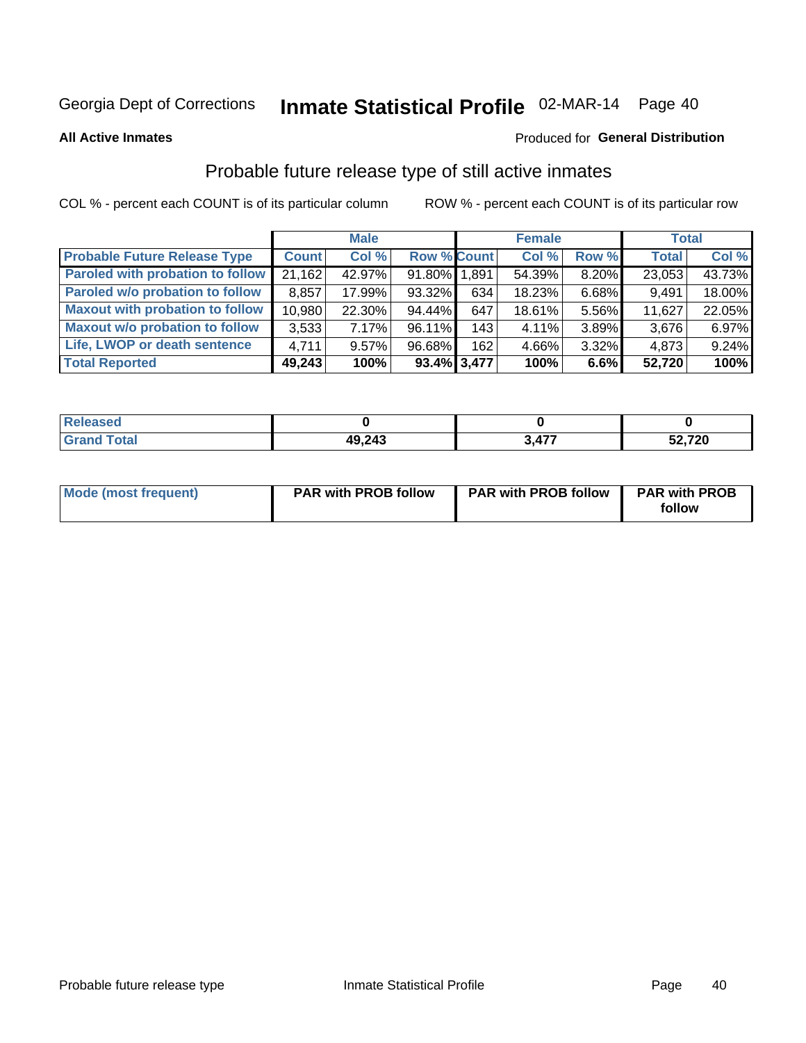Georgia Dept of Corrections **Inmate Statistical Profile** 02-MAR-14

**All Active Inmates**

Produced for **General Distribution**

## Probable future release type of still active inmates

COL % - percent each COUNT is of its particular column

ROW % - percent each COUNT is of its particular row

| | Male | | | Female | | | Total | |
|---|---|---|---|---|---|---|---|---|
| **Probable Future Release Type** | **Count** | **Col %** | **Row %** | **Count** | **Col %** | **Row %** | **Total** | **Col %** |
| Paroled with probation to follow | 21,162 | 42.97% | 91.80% | 1,891 | 54.39% | 8.20% | 23,053 | 43.73% |
| Paroled w/o probation to follow | 8,857 | 17.99% | 93.32% | 634 | 18.23% | 6.68% | 9,491 | 18.00% |
| Maxout with probation to follow | 10,980 | 22.30% | 94.44% | 647 | 18.61% | 5.56% | 11,627 | 22.05% |
| Maxout w/o probation to follow | 3,533 | 7.17% | 96.11% | 143 | 4.11% | 3.89% | 3,676 | 6.97% |
| Life, LWOP or death sentence | 4,711 | 9.57% | 96.68% | 162 | 4.66% | 3.32% | 4,873 | 9.24% |
| **Total Reported** | **49,243** | **100%** | **93.4%** | **3,477** | **100%** | **6.6%** | **52,720** | **100%** |

| | Male | Female | Total |
|---|---|---|---|
| Released | **0** | **0** | **0** |
| Grand Total | **49,243** | **3,477** | **52,720** |

| | Male | Female | Total |
|---|---|---|---|
| Mode (most frequent) | **PAR with PROB follow** | **PAR with PROB follow** | **PAR with PROB follow** |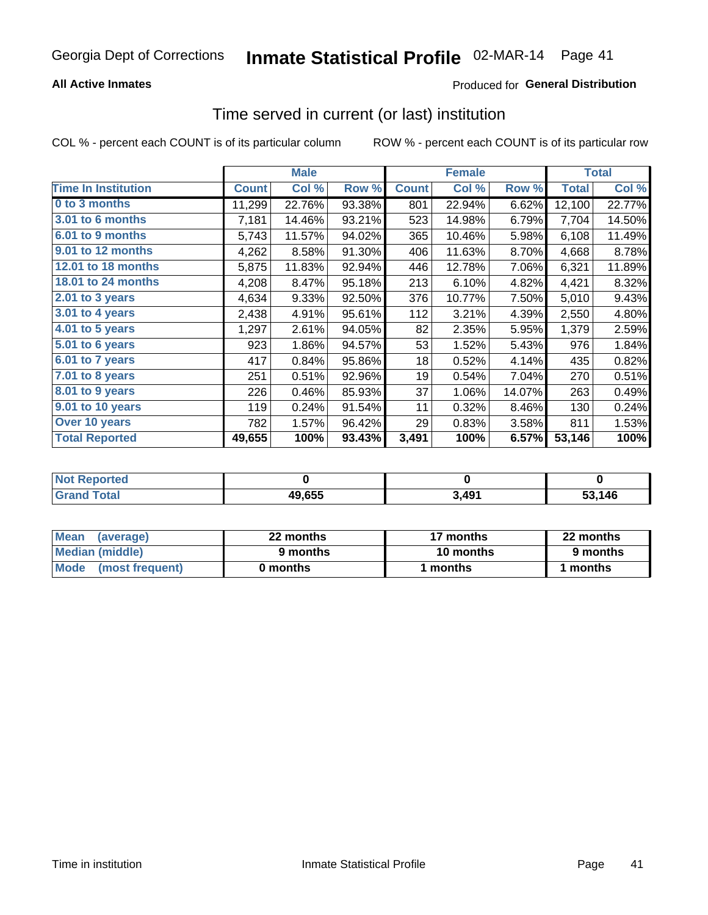Georgia Dept of Corrections **Inmate Statistical Profile** 02-MAR-14

**All Active Inmates**

Produced for **General Distribution**

## Time served in current (or last) institution

COL % - percent each COUNT is of its particular column ROW % - percent each COUNT is of its particular row

| | Male | | | Female | | | Total | |
|---|---|---|---|---|---|---|---|---|
| **Time In Institution** | **Count** | **Col %** | **Row %** | **Count** | **Col %** | **Row %** | **Total** | **Col %** |
| **0 to 3 months** | 11,299 | 22.76% | 93.38% | 801 | 22.94% | 6.62% | 12,100 | 22.77% |
| **3.01 to 6 months** | 7,181 | 14.46% | 93.21% | 523 | 14.98% | 6.79% | 7,704 | 14.50% |
| **6.01 to 9 months** | 5,743 | 11.57% | 94.02% | 365 | 10.46% | 5.98% | 6,108 | 11.49% |
| **9.01 to 12 months** | 4,262 | 8.58% | 91.30% | 406 | 11.63% | 8.70% | 4,668 | 8.78% |
| **12.01 to 18 months** | 5,875 | 11.83% | 92.94% | 446 | 12.78% | 7.06% | 6,321 | 11.89% |
| **18.01 to 24 months** | 4,208 | 8.47% | 95.18% | 213 | 6.10% | 4.82% | 4,421 | 8.32% |
| **2.01 to 3 years** | 4,634 | 9.33% | 92.50% | 376 | 10.77% | 7.50% | 5,010 | 9.43% |
| **3.01 to 4 years** | 2,438 | 4.91% | 95.61% | 112 | 3.21% | 4.39% | 2,550 | 4.80% |
| **4.01 to 5 years** | 1,297 | 2.61% | 94.05% | 82 | 2.35% | 5.95% | 1,379 | 2.59% |
| **5.01 to 6 years** | 923 | 1.86% | 94.57% | 53 | 1.52% | 5.43% | 976 | 1.84% |
| **6.01 to 7 years** | 417 | 0.84% | 95.86% | 18 | 0.52% | 4.14% | 435 | 0.82% |
| **7.01 to 8 years** | 251 | 0.51% | 92.96% | 19 | 0.54% | 7.04% | 270 | 0.51% |
| **8.01 to 9 years** | 226 | 0.46% | 85.93% | 37 | 1.06% | 14.07% | 263 | 0.49% |
| **9.01 to 10 years** | 119 | 0.24% | 91.54% | 11 | 0.32% | 8.46% | 130 | 0.24% |
| **Over 10 years** | 782 | 1.57% | 96.42% | 29 | 0.83% | 3.58% | 811 | 1.53% |
| **Total Reported** | **49,655** | **100%** | **93.43%** | **3,491** | **100%** | **6.57%** | **53,146** | **100%** |

| | Male | Female | Total |
|---|---|---|---|
| **Not Reported** | **0** | **0** | **0** |
| **Grand Total** | **49,655** | **3,491** | **53,146** |

| | Male | Female | Total |
|---|---|---|---|
| **Mean (average)** | **22 months** | **17 months** | **22 months** |
| **Median (middle)** | **9 months** | **10 months** | **9 months** |
| **Mode (most frequent)** | **0 months** | **1 months** | **1 months** |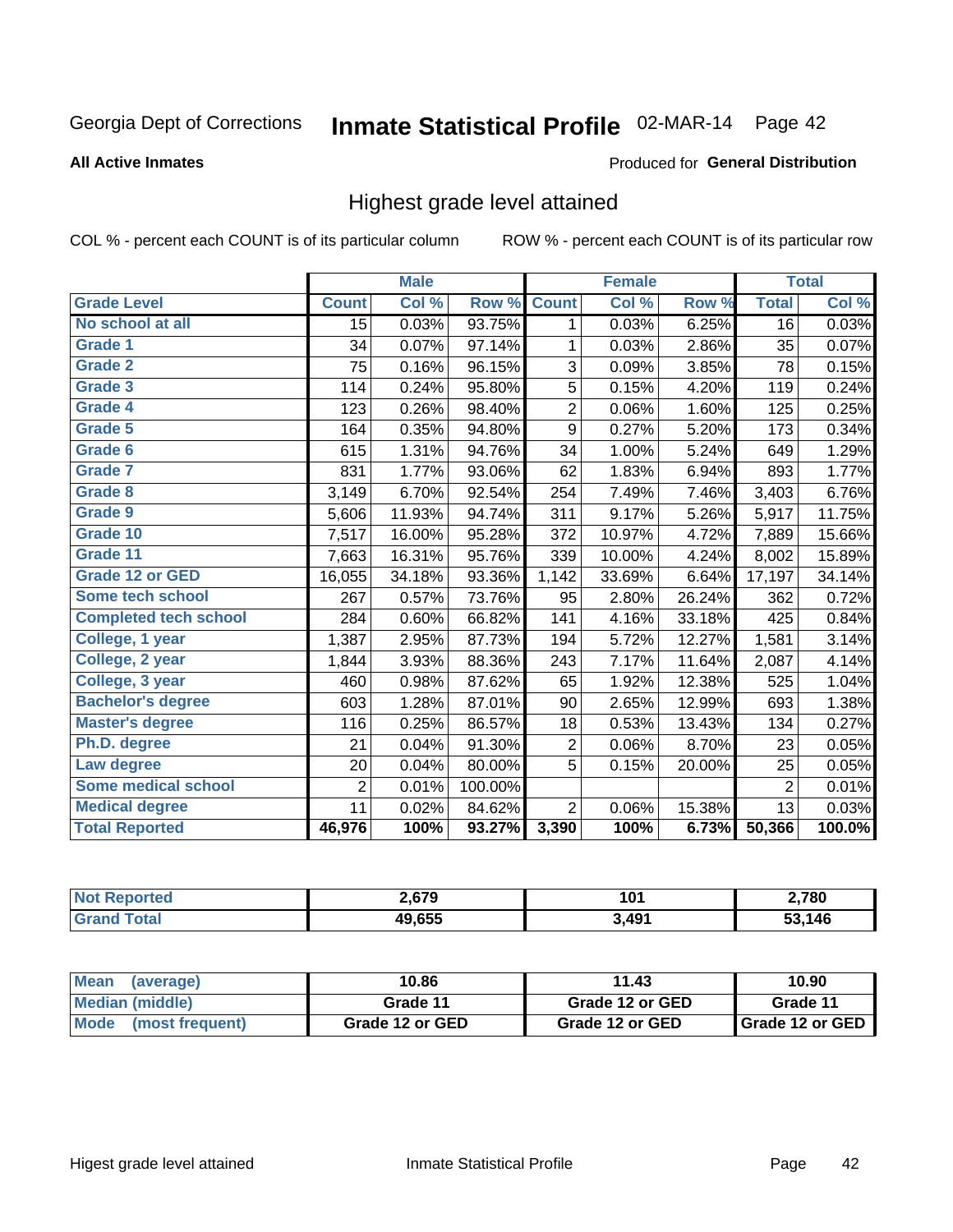Georgia Dept of Corrections **Inmate Statistical Profile** 02-MAR-14

**All Active Inmates**

Produced for **General Distribution**

## Highest grade level attained

COL % - percent each COUNT is of its particular column ROW % - percent each COUNT is of its particular row

| | Male | | | Female | | | Total | |
|---|---|---|---|---|---|---|---|---|
| **Grade Level** | **Count** | **Col %** | **Row %** | **Count** | **Col %** | **Row %** | **Total** | **Col %** |
| No school at all | 15 | 0.03% | 93.75% | 1 | 0.03% | 6.25% | 16 | 0.03% |
| Grade 1 | 34 | 0.07% | 97.14% | 1 | 0.03% | 2.86% | 35 | 0.07% |
| Grade 2 | 75 | 0.16% | 96.15% | 3 | 0.09% | 3.85% | 78 | 0.15% |
| Grade 3 | 114 | 0.24% | 95.80% | 5 | 0.15% | 4.20% | 119 | 0.24% |
| Grade 4 | 123 | 0.26% | 98.40% | 2 | 0.06% | 1.60% | 125 | 0.25% |
| Grade 5 | 164 | 0.35% | 94.80% | 9 | 0.27% | 5.20% | 173 | 0.34% |
| Grade 6 | 615 | 1.31% | 94.76% | 34 | 1.00% | 5.24% | 649 | 1.29% |
| Grade 7 | 831 | 1.77% | 93.06% | 62 | 1.83% | 6.94% | 893 | 1.77% |
| Grade 8 | 3,149 | 6.70% | 92.54% | 254 | 7.49% | 7.46% | 3,403 | 6.76% |
| Grade 9 | 5,606 | 11.93% | 94.74% | 311 | 9.17% | 5.26% | 5,917 | 11.75% |
| Grade 10 | 7,517 | 16.00% | 95.28% | 372 | 10.97% | 4.72% | 7,889 | 15.66% |
| Grade 11 | 7,663 | 16.31% | 95.76% | 339 | 10.00% | 4.24% | 8,002 | 15.89% |
| Grade 12 or GED | 16,055 | 34.18% | 93.36% | 1,142 | 33.69% | 6.64% | 17,197 | 34.14% |
| Some tech school | 267 | 0.57% | 73.76% | 95 | 2.80% | 26.24% | 362 | 0.72% |
| Completed tech school | 284 | 0.60% | 66.82% | 141 | 4.16% | 33.18% | 425 | 0.84% |
| College, 1 year | 1,387 | 2.95% | 87.73% | 194 | 5.72% | 12.27% | 1,581 | 3.14% |
| College, 2 year | 1,844 | 3.93% | 88.36% | 243 | 7.17% | 11.64% | 2,087 | 4.14% |
| College, 3 year | 460 | 0.98% | 87.62% | 65 | 1.92% | 12.38% | 525 | 1.04% |
| Bachelor's degree | 603 | 1.28% | 87.01% | 90 | 2.65% | 12.99% | 693 | 1.38% |
| Master's degree | 116 | 0.25% | 86.57% | 18 | 0.53% | 13.43% | 134 | 0.27% |
| Ph.D. degree | 21 | 0.04% | 91.30% | 2 | 0.06% | 8.70% | 23 | 0.05% |
| Law degree | 20 | 0.04% | 80.00% | 5 | 0.15% | 20.00% | 25 | 0.05% |
| Some medical school | 2 | 0.01% | 100.00% | | | | 2 | 0.01% |
| Medical degree | 11 | 0.02% | 84.62% | 2 | 0.06% | 15.38% | 13 | 0.03% |
| **Total Reported** | **46,976** | **100%** | **93.27%** | **3,390** | **100%** | **6.73%** | **50,366** | **100.0%** |

| | Male | Female | Total |
|---|---|---|---|
| Not Reported | 2,679 | 101 | 2,780 |
| Grand Total | 49,655 | 3,491 | 53,146 |

| | Male | Female | Total |
|---|---|---|---|
| Mean (average) | 10.86 | 11.43 | 10.90 |
| Median (middle) | Grade 11 | Grade 12 or GED | Grade 11 |
| Mode (most frequent) | Grade 12 or GED | Grade 12 or GED | Grade 12 or GED |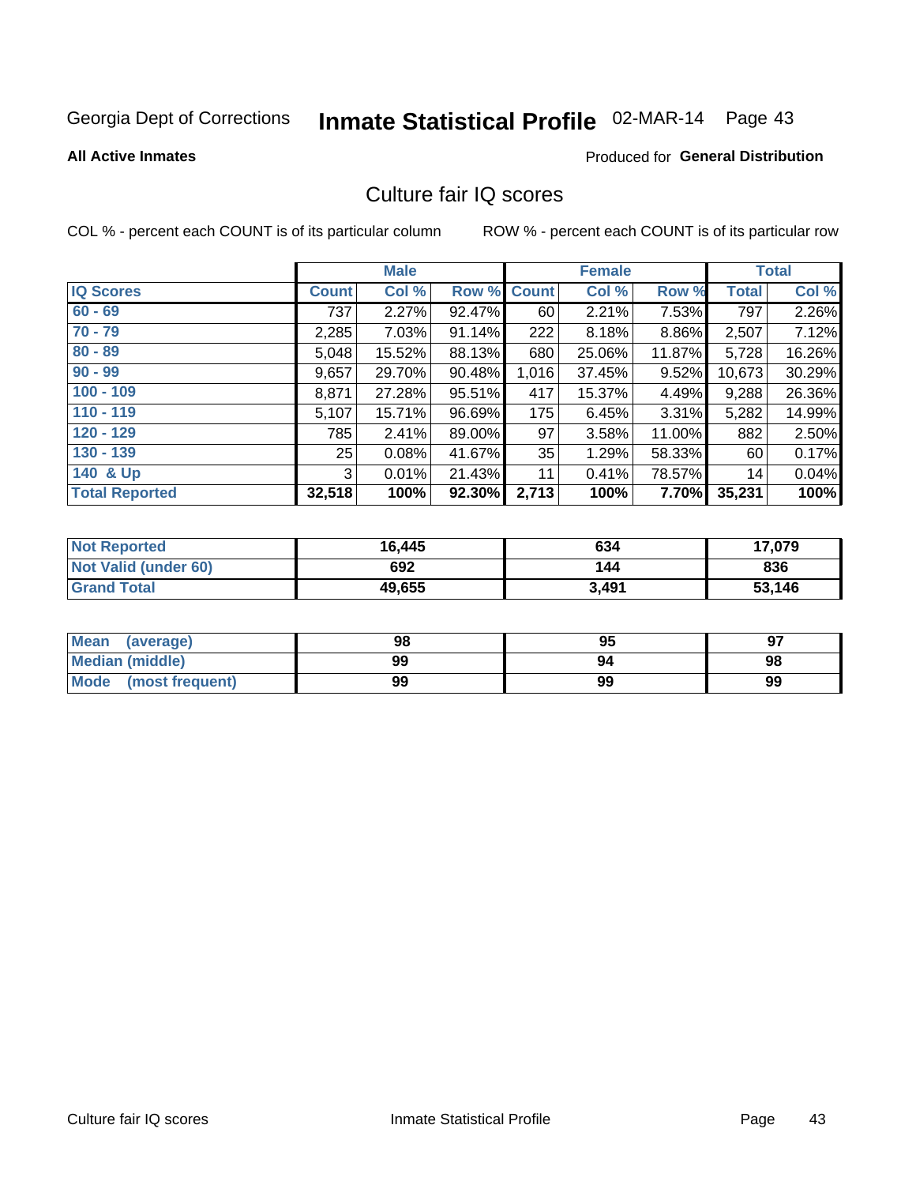Georgia Dept of Corrections **Inmate Statistical Profile** 02-MAR-14

**All Active Inmates**

Produced for **General Distribution**

## Culture fair IQ scores

COL % - percent each COUNT is of its particular column

ROW % - percent each COUNT is of its particular row

| | Male | | | Female | | | Total | |
|---|---|---|---|---|---|---|---|---|
| **IQ Scores** | **Count** | **Col %** | **Row %** | **Count** | **Col %** | **Row %** | **Total** | **Col %** |
| 60 - 69 | 737 | 2.27% | 92.47% | 60 | 2.21% | 7.53% | 797 | 2.26% |
| 70 - 79 | 2,285 | 7.03% | 91.14% | 222 | 8.18% | 8.86% | 2,507 | 7.12% |
| 80 - 89 | 5,048 | 15.52% | 88.13% | 680 | 25.06% | 11.87% | 5,728 | 16.26% |
| 90 - 99 | 9,657 | 29.70% | 90.48% | 1,016 | 37.45% | 9.52% | 10,673 | 30.29% |
| 100 - 109 | 8,871 | 27.28% | 95.51% | 417 | 15.37% | 4.49% | 9,288 | 26.36% |
| 110 - 119 | 5,107 | 15.71% | 96.69% | 175 | 6.45% | 3.31% | 5,282 | 14.99% |
| 120 - 129 | 785 | 2.41% | 89.00% | 97 | 3.58% | 11.00% | 882 | 2.50% |
| 130 - 139 | 25 | 0.08% | 41.67% | 35 | 1.29% | 58.33% | 60 | 0.17% |
| 140 & Up | 3 | 0.01% | 21.43% | 11 | 0.41% | 78.57% | 14 | 0.04% |
| **Total Reported** | **32,518** | **100%** | **92.30%** | **2,713** | **100%** | **7.70%** | **35,231** | **100%** |

| | Male | Female | Total |
|---|---|---|---|
| Not Reported | 16,445 | 634 | 17,079 |
| Not Valid (under 60) | 692 | 144 | 836 |
| Grand Total | 49,655 | 3,491 | 53,146 |

| | Male | Female | Total |
|---|---|---|---|
| Mean (average) | 98 | 95 | 97 |
| Median (middle) | 99 | 94 | 98 |
| Mode (most frequent) | 99 | 99 | 99 |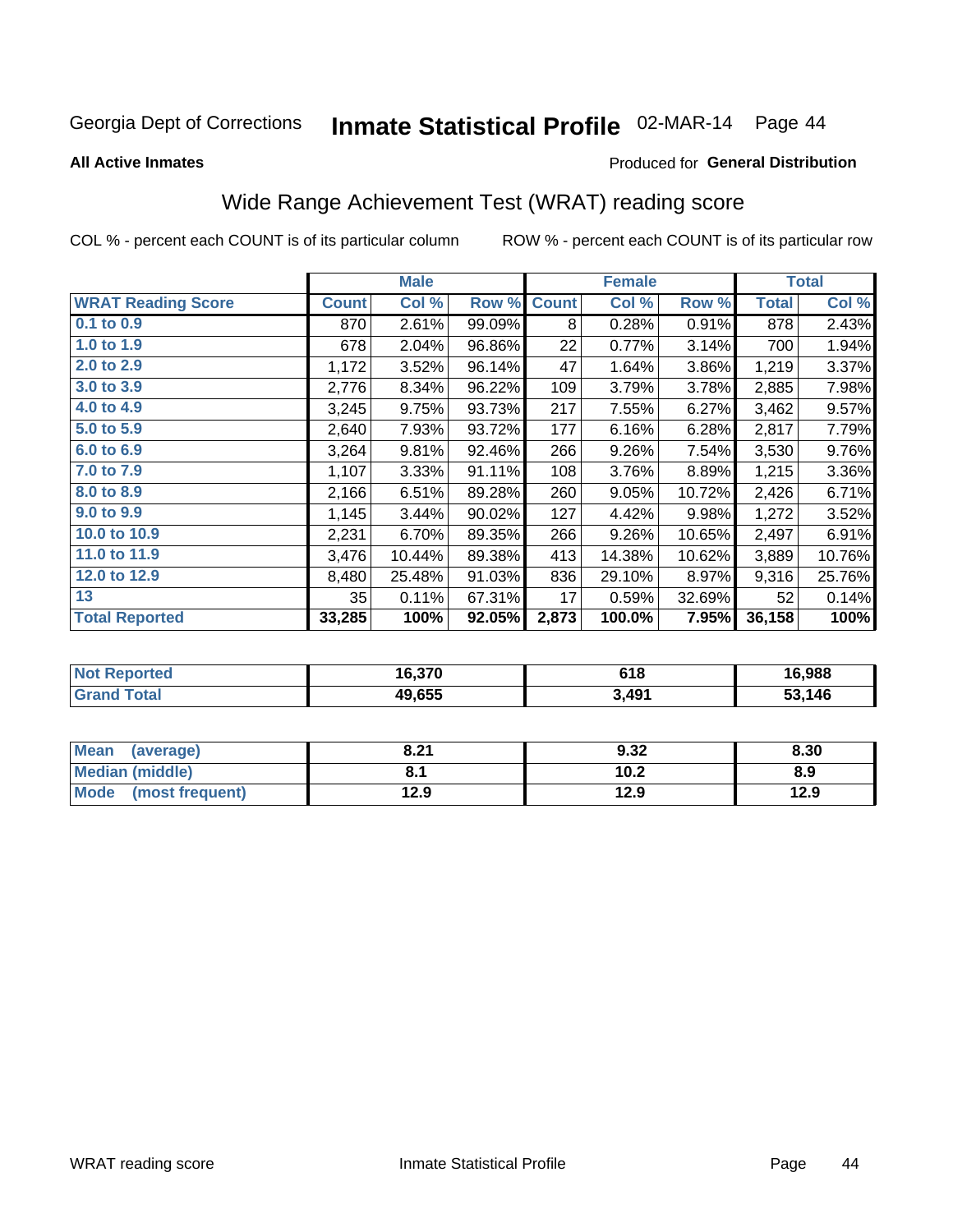Georgia Dept of Corrections **Inmate Statistical Profile** 02-MAR-14 Page 44

**All Active Inmates**

Produced for **General Distribution**

## Wide Range Achievement Test (WRAT) reading score

COL % - percent each COUNT is of its particular column

ROW % - percent each COUNT is of its particular row

| | Male | | | Female | | | Total | |
|---|---|---|---|---|---|---|---|---|
| **WRAT Reading Score** | **Count** | **Col %** | **Row %** | **Count** | **Col %** | **Row %** | **Total** | **Col %** |
| 0.1 to 0.9 | 870 | 2.61% | 99.09% | 8 | 0.28% | 0.91% | 878 | 2.43% |
| 1.0 to 1.9 | 678 | 2.04% | 96.86% | 22 | 0.77% | 3.14% | 700 | 1.94% |
| 2.0 to 2.9 | 1,172 | 3.52% | 96.14% | 47 | 1.64% | 3.86% | 1,219 | 3.37% |
| 3.0 to 3.9 | 2,776 | 8.34% | 96.22% | 109 | 3.79% | 3.78% | 2,885 | 7.98% |
| 4.0 to 4.9 | 3,245 | 9.75% | 93.73% | 217 | 7.55% | 6.27% | 3,462 | 9.57% |
| 5.0 to 5.9 | 2,640 | 7.93% | 93.72% | 177 | 6.16% | 6.28% | 2,817 | 7.79% |
| 6.0 to 6.9 | 3,264 | 9.81% | 92.46% | 266 | 9.26% | 7.54% | 3,530 | 9.76% |
| 7.0 to 7.9 | 1,107 | 3.33% | 91.11% | 108 | 3.76% | 8.89% | 1,215 | 3.36% |
| 8.0 to 8.9 | 2,166 | 6.51% | 89.28% | 260 | 9.05% | 10.72% | 2,426 | 6.71% |
| 9.0 to 9.9 | 1,145 | 3.44% | 90.02% | 127 | 4.42% | 9.98% | 1,272 | 3.52% |
| 10.0 to 10.9 | 2,231 | 6.70% | 89.35% | 266 | 9.26% | 10.65% | 2,497 | 6.91% |
| 11.0 to 11.9 | 3,476 | 10.44% | 89.38% | 413 | 14.38% | 10.62% | 3,889 | 10.76% |
| 12.0 to 12.9 | 8,480 | 25.48% | 91.03% | 836 | 29.10% | 8.97% | 9,316 | 25.76% |
| 13 | 35 | 0.11% | 67.31% | 17 | 0.59% | 32.69% | 52 | 0.14% |
| **Total Reported** | **33,285** | **100%** | **92.05%** | **2,873** | **100.0%** | **7.95%** | **36,158** | **100%** |

| | Male | Female | Total |
|---|---|---|---|
| Not Reported | 16,370 | 618 | 16,988 |
| Grand Total | 49,655 | 3,491 | 53,146 |

| | Male | Female | Total |
|---|---|---|---|
| Mean (average) | 8.21 | 9.32 | 8.30 |
| Median (middle) | 8.1 | 10.2 | 8.9 |
| Mode (most frequent) | 12.9 | 12.9 | 12.9 |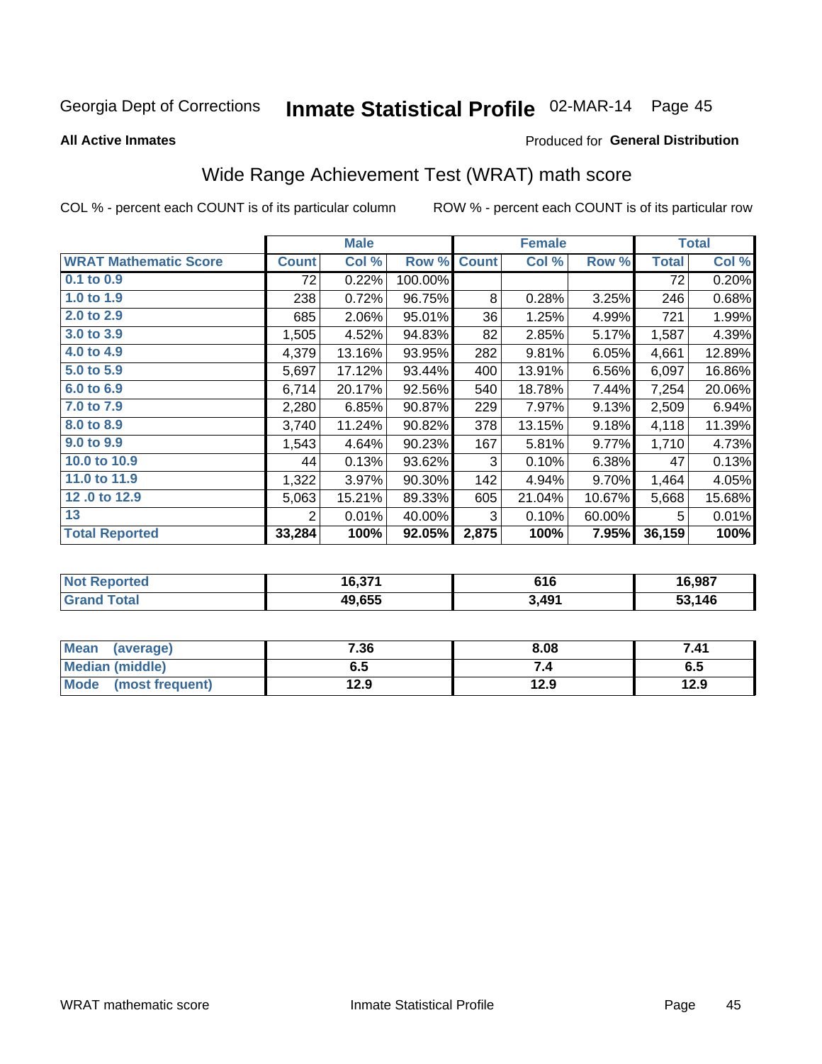Georgia Dept of Corrections **Inmate Statistical Profile** 02-MAR-14

**All Active Inmates**

Produced for **General Distribution**

## Wide Range Achievement Test (WRAT) math score

COL % - percent each COUNT is of its particular column ROW % - percent each COUNT is of its particular row

| | Male | | | Female | | | Total | |
|---|---|---|---|---|---|---|---|---|
| **WRAT Mathematic Score** | **Count** | **Col %** | **Row %** | **Count** | **Col %** | **Row %** | **Total** | **Col %** |
| 0.1 to 0.9 | 72 | 0.22% | 100.00% | | | | 72 | 0.20% |
| 1.0 to 1.9 | 238 | 0.72% | 96.75% | 8 | 0.28% | 3.25% | 246 | 0.68% |
| 2.0 to 2.9 | 685 | 2.06% | 95.01% | 36 | 1.25% | 4.99% | 721 | 1.99% |
| 3.0 to 3.9 | 1,505 | 4.52% | 94.83% | 82 | 2.85% | 5.17% | 1,587 | 4.39% |
| 4.0 to 4.9 | 4,379 | 13.16% | 93.95% | 282 | 9.81% | 6.05% | 4,661 | 12.89% |
| 5.0 to 5.9 | 5,697 | 17.12% | 93.44% | 400 | 13.91% | 6.56% | 6,097 | 16.86% |
| 6.0 to 6.9 | 6,714 | 20.17% | 92.56% | 540 | 18.78% | 7.44% | 7,254 | 20.06% |
| 7.0 to 7.9 | 2,280 | 6.85% | 90.87% | 229 | 7.97% | 9.13% | 2,509 | 6.94% |
| 8.0 to 8.9 | 3,740 | 11.24% | 90.82% | 378 | 13.15% | 9.18% | 4,118 | 11.39% |
| 9.0 to 9.9 | 1,543 | 4.64% | 90.23% | 167 | 5.81% | 9.77% | 1,710 | 4.73% |
| 10.0 to 10.9 | 44 | 0.13% | 93.62% | 3 | 0.10% | 6.38% | 47 | 0.13% |
| 11.0 to 11.9 | 1,322 | 3.97% | 90.30% | 142 | 4.94% | 9.70% | 1,464 | 4.05% |
| 12 .0 to 12.9 | 5,063 | 15.21% | 89.33% | 605 | 21.04% | 10.67% | 5,668 | 15.68% |
| 13 | 2 | 0.01% | 40.00% | 3 | 0.10% | 60.00% | 5 | 0.01% |
| **Total Reported** | **33,284** | **100%** | **92.05%** | **2,875** | **100%** | **7.95%** | **36,159** | **100%** |

| | Male | Female | Total |
|---|---|---|---|
| Not Reported | 16,371 | 616 | 16,987 |
| Grand Total | 49,655 | 3,491 | 53,146 |

| | Male | Female | Total |
|---|---|---|---|
| Mean (average) | 7.36 | 8.08 | 7.41 |
| Median (middle) | 6.5 | 7.4 | 6.5 |
| Mode (most frequent) | 12.9 | 12.9 | 12.9 |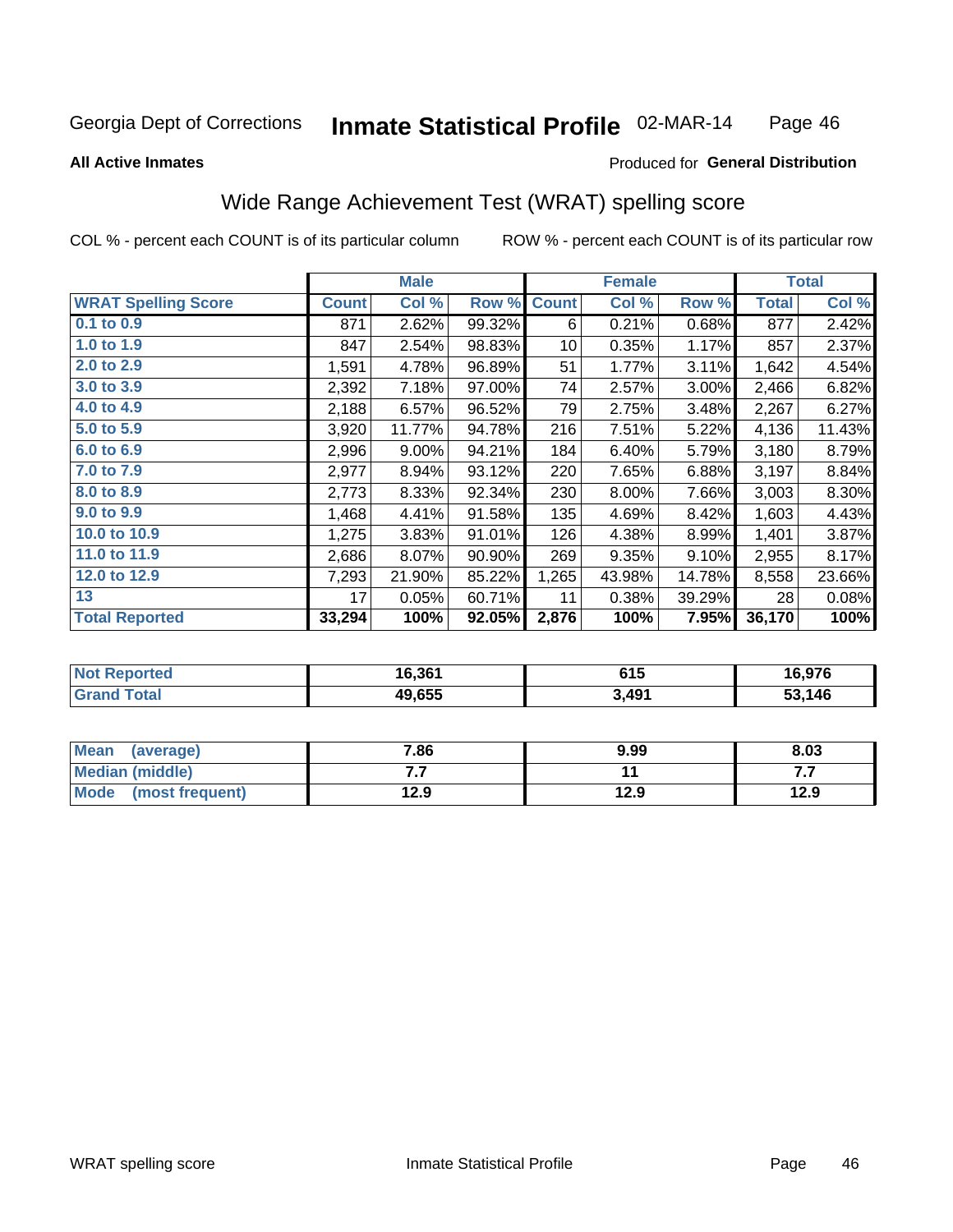Georgia Dept of Corrections **Inmate Statistical Profile** 02-MAR-14

**All Active Inmates**

Produced for **General Distribution**

## Wide Range Achievement Test (WRAT) spelling score

COL % - percent each COUNT is of its particular column ROW % - percent each COUNT is of its particular row

| | Male | | | Female | | | Total | |
|---|---|---|---|---|---|---|---|---|
| **WRAT Spelling Score** | **Count** | **Col %** | **Row %** | **Count** | **Col %** | **Row %** | **Total** | **Col %** |
| **0.1 to 0.9** | 871 | 2.62% | 99.32% | 6 | 0.21% | 0.68% | 877 | 2.42% |
| **1.0 to 1.9** | 847 | 2.54% | 98.83% | 10 | 0.35% | 1.17% | 857 | 2.37% |
| **2.0 to 2.9** | 1,591 | 4.78% | 96.89% | 51 | 1.77% | 3.11% | 1,642 | 4.54% |
| **3.0 to 3.9** | 2,392 | 7.18% | 97.00% | 74 | 2.57% | 3.00% | 2,466 | 6.82% |
| **4.0 to 4.9** | 2,188 | 6.57% | 96.52% | 79 | 2.75% | 3.48% | 2,267 | 6.27% |
| **5.0 to 5.9** | 3,920 | 11.77% | 94.78% | 216 | 7.51% | 5.22% | 4,136 | 11.43% |
| **6.0 to 6.9** | 2,996 | 9.00% | 94.21% | 184 | 6.40% | 5.79% | 3,180 | 8.79% |
| **7.0 to 7.9** | 2,977 | 8.94% | 93.12% | 220 | 7.65% | 6.88% | 3,197 | 8.84% |
| **8.0 to 8.9** | 2,773 | 8.33% | 92.34% | 230 | 8.00% | 7.66% | 3,003 | 8.30% |
| **9.0 to 9.9** | 1,468 | 4.41% | 91.58% | 135 | 4.69% | 8.42% | 1,603 | 4.43% |
| **10.0 to 10.9** | 1,275 | 3.83% | 91.01% | 126 | 4.38% | 8.99% | 1,401 | 3.87% |
| **11.0 to 11.9** | 2,686 | 8.07% | 90.90% | 269 | 9.35% | 9.10% | 2,955 | 8.17% |
| **12.0 to 12.9** | 7,293 | 21.90% | 85.22% | 1,265 | 43.98% | 14.78% | 8,558 | 23.66% |
| **13** | 17 | 0.05% | 60.71% | 11 | 0.38% | 39.29% | 28 | 0.08% |
| **Total Reported** | **33,294** | **100%** | **92.05%** | **2,876** | **100%** | **7.95%** | **36,170** | **100%** |

| | Male | Female | Total |
|---|---|---|---|
| **Not Reported** | **16,361** | **615** | **16,976** |
| **Grand Total** | **49,655** | **3,491** | **53,146** |

| | Male | Female | Total |
|---|---|---|---|
| **Mean (average)** | **7.86** | **9.99** | **8.03** |
| **Median (middle)** | **7.7** | **11** | **7.7** |
| **Mode (most frequent)** | **12.9** | **12.9** | **12.9** |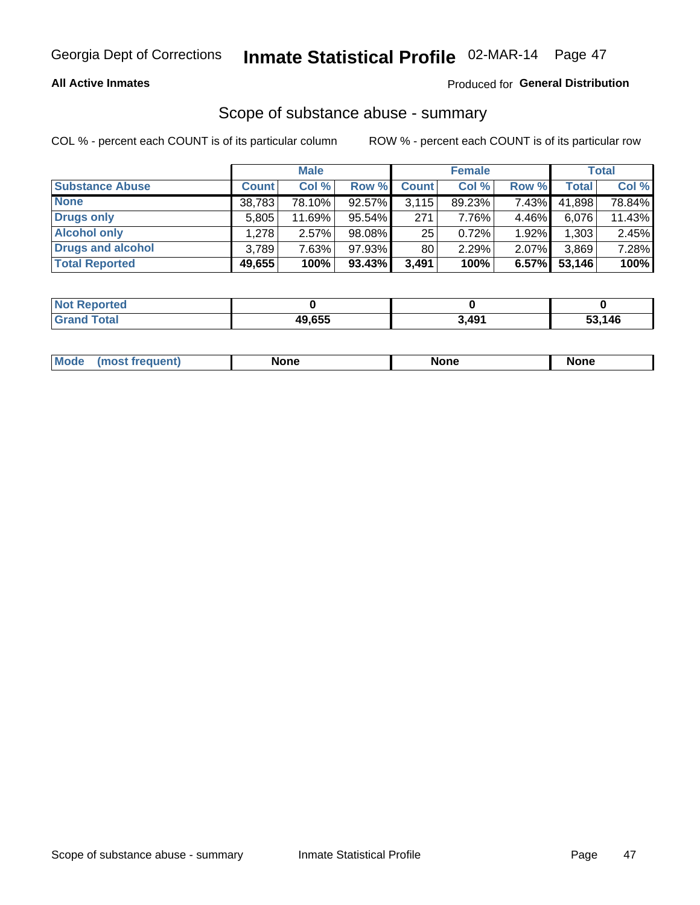Georgia Dept of Corrections **Inmate Statistical Profile** 02-MAR-14

**All Active Inmates**

Produced for **General Distribution**

## Scope of substance abuse - summary

COL % - percent each COUNT is of its particular column

ROW % - percent each COUNT is of its particular row

| | Male | | | Female | | | Total | |
|---|---|---|---|---|---|---|---|---|
| **Substance Abuse** | **Count** | **Col %** | **Row %** | **Count** | **Col %** | **Row %** | **Total** | **Col %** |
| **None** | 38,783 | 78.10% | 92.57% | 3,115 | 89.23% | 7.43% | 41,898 | 78.84% |
| **Drugs only** | 5,805 | 11.69% | 95.54% | 271 | 7.76% | 4.46% | 6,076 | 11.43% |
| **Alcohol only** | 1,278 | 2.57% | 98.08% | 25 | 0.72% | 1.92% | 1,303 | 2.45% |
| **Drugs and alcohol** | 3,789 | 7.63% | 97.93% | 80 | 2.29% | 2.07% | 3,869 | 7.28% |
| **Total Reported** | **49,655** | **100%** | **93.43%** | **3,491** | **100%** | **6.57%** | **53,146** | **100%** |

| | Male | Female | Total |
|---|---|---|---|
| **Not Reported** | **0** | **0** | **0** |
| **Grand Total** | **49,655** | **3,491** | **53,146** |

| | Male | Female | Total |
|---|---|---|---|
| **Mode (most frequent)** | **None** | **None** | **None** |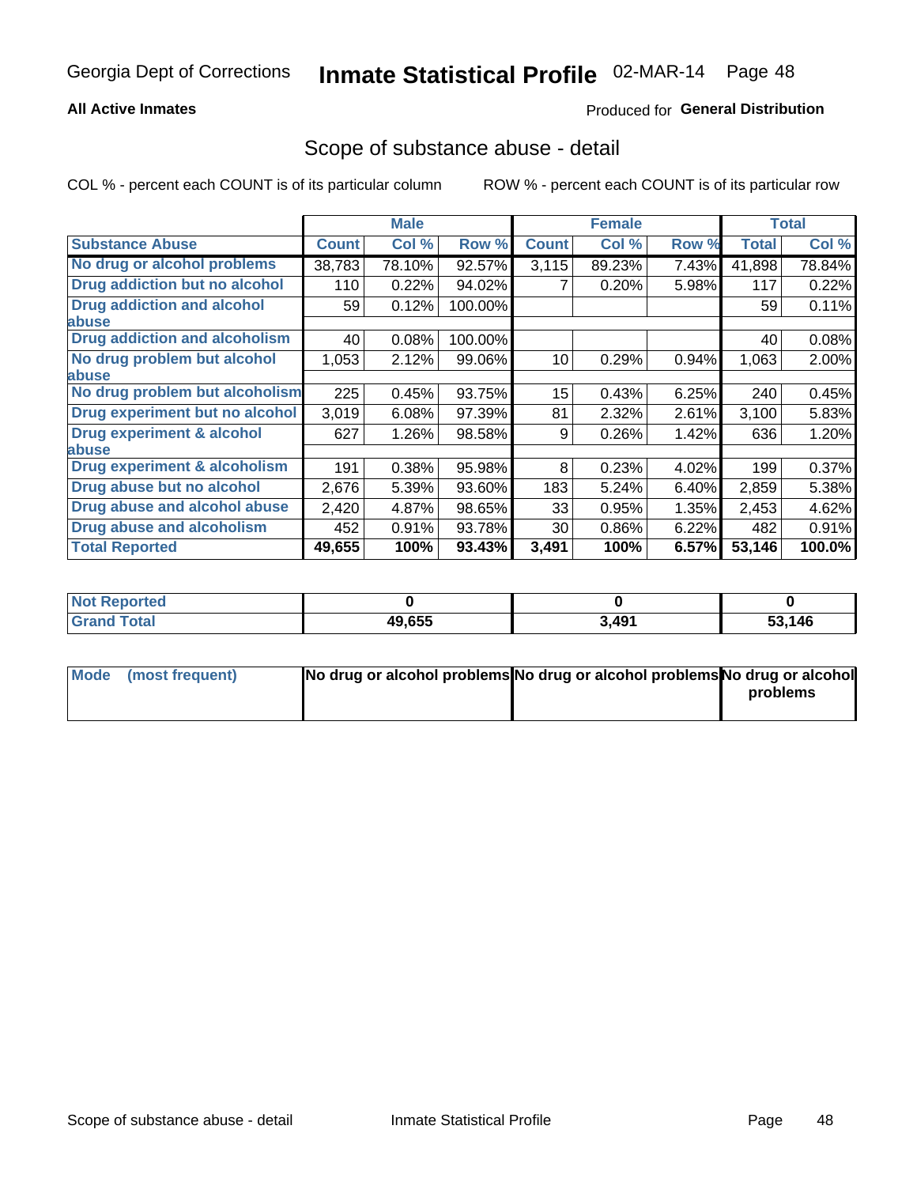Georgia Dept of Corrections **Inmate Statistical Profile** 02-MAR-14

**All Active Inmates**

Produced for **General Distribution**

## Scope of substance abuse - detail

COL % - percent each COUNT is of its particular column

ROW % - percent each COUNT is of its particular row

| | Male | | | Female | | | Total | |
|---|---|---|---|---|---|---|---|---|
| **Substance Abuse** | **Count** | **Col %** | **Row %** | **Count** | **Col %** | **Row %** | **Total** | **Col %** |
| **No drug or alcohol problems** | 38,783 | 78.10% | 92.57% | 3,115 | 89.23% | 7.43% | 41,898 | 78.84% |
| **Drug addiction but no alcohol** | 110 | 0.22% | 94.02% | 7 | 0.20% | 5.98% | 117 | 0.22% |
| **Drug addiction and alcohol abuse** | 59 | 0.12% | 100.00% | | | | 59 | 0.11% |
| **Drug addiction and alcoholism** | 40 | 0.08% | 100.00% | | | | 40 | 0.08% |
| **No drug problem but alcohol abuse** | 1,053 | 2.12% | 99.06% | 10 | 0.29% | 0.94% | 1,063 | 2.00% |
| **No drug problem but alcoholism** | 225 | 0.45% | 93.75% | 15 | 0.43% | 6.25% | 240 | 0.45% |
| **Drug experiment but no alcohol** | 3,019 | 6.08% | 97.39% | 81 | 2.32% | 2.61% | 3,100 | 5.83% |
| **Drug experiment & alcohol abuse** | 627 | 1.26% | 98.58% | 9 | 0.26% | 1.42% | 636 | 1.20% |
| **Drug experiment & alcoholism** | 191 | 0.38% | 95.98% | 8 | 0.23% | 4.02% | 199 | 0.37% |
| **Drug abuse but no alcohol** | 2,676 | 5.39% | 93.60% | 183 | 5.24% | 6.40% | 2,859 | 5.38% |
| **Drug abuse and alcohol abuse** | 2,420 | 4.87% | 98.65% | 33 | 0.95% | 1.35% | 2,453 | 4.62% |
| **Drug abuse and alcoholism** | 452 | 0.91% | 93.78% | 30 | 0.86% | 6.22% | 482 | 0.91% |
| **Total Reported** | **49,655** | **100%** | **93.43%** | **3,491** | **100%** | **6.57%** | **53,146** | **100.0%** |

| | Male | Female | Total |
|---|---|---|---|
| **Not Reported** | **0** | **0** | **0** |
| **Grand Total** | **49,655** | **3,491** | **53,146** |

| | Male | Female | Total |
|---|---|---|---|
| **Mode (most frequent)** | **No drug or alcohol problems** | **No drug or alcohol problems** | **No drug or alcohol problems** |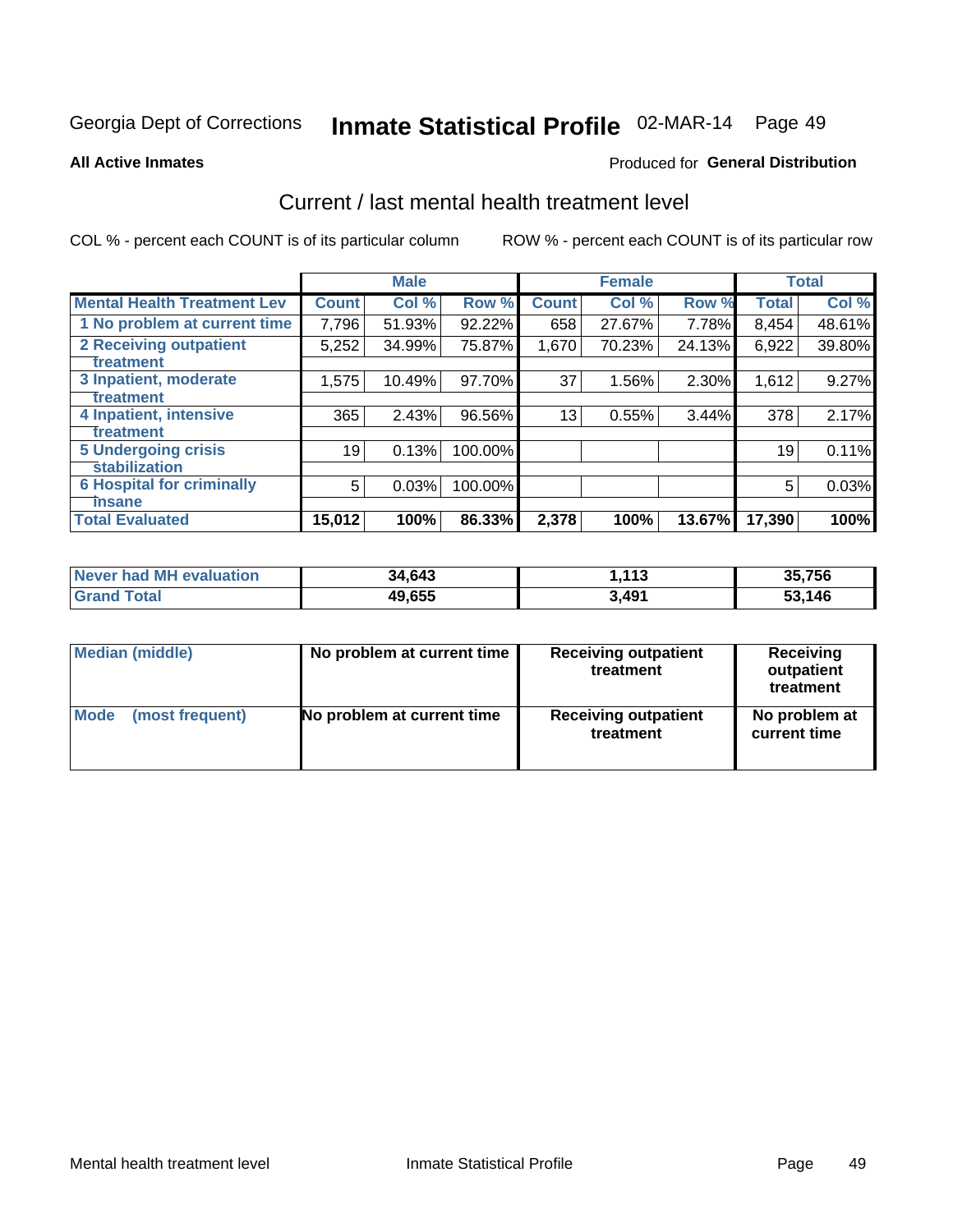Georgia Dept of Corrections **Inmate Statistical Profile** 02-MAR-14 Page 49

**All Active Inmates**

Produced for **General Distribution**

## Current / last mental health treatment level

COL % - percent each COUNT is of its particular column

ROW % - percent each COUNT is of its particular row

| | Male | | | Female | | | Total | |
|---|---|---|---|---|---|---|---|---|
| **Mental Health Treatment Lev** | **Count** | **Col %** | **Row %** | **Count** | **Col %** | **Row %** | **Total** | **Col %** |
| 1 No problem at current time | 7,796 | 51.93% | 92.22% | 658 | 27.67% | 7.78% | 8,454 | 48.61% |
| 2 Receiving outpatient treatment | 5,252 | 34.99% | 75.87% | 1,670 | 70.23% | 24.13% | 6,922 | 39.80% |
| 3 Inpatient, moderate treatment | 1,575 | 10.49% | 97.70% | 37 | 1.56% | 2.30% | 1,612 | 9.27% |
| 4 Inpatient, intensive treatment | 365 | 2.43% | 96.56% | 13 | 0.55% | 3.44% | 378 | 2.17% |
| 5 Undergoing crisis stabilization | 19 | 0.13% | 100.00% | | | | 19 | 0.11% |
| 6 Hospital for criminally insane | 5 | 0.03% | 100.00% | | | | 5 | 0.03% |
| **Total Evaluated** | **15,012** | **100%** | **86.33%** | **2,378** | **100%** | **13.67%** | **17,390** | **100%** |

| | Male | Female | Total |
|---|---|---|---|
| Never had MH evaluation | **34,643** | **1,113** | **35,756** |
| Grand Total | **49,655** | **3,491** | **53,146** |

| | Male | Female | Total |
|---|---|---|---|
| Median (middle) | No problem at current time | Receiving outpatient treatment | Receiving outpatient treatment |
| Mode (most frequent) | No problem at current time | Receiving outpatient treatment | No problem at current time |

Mental health treatment level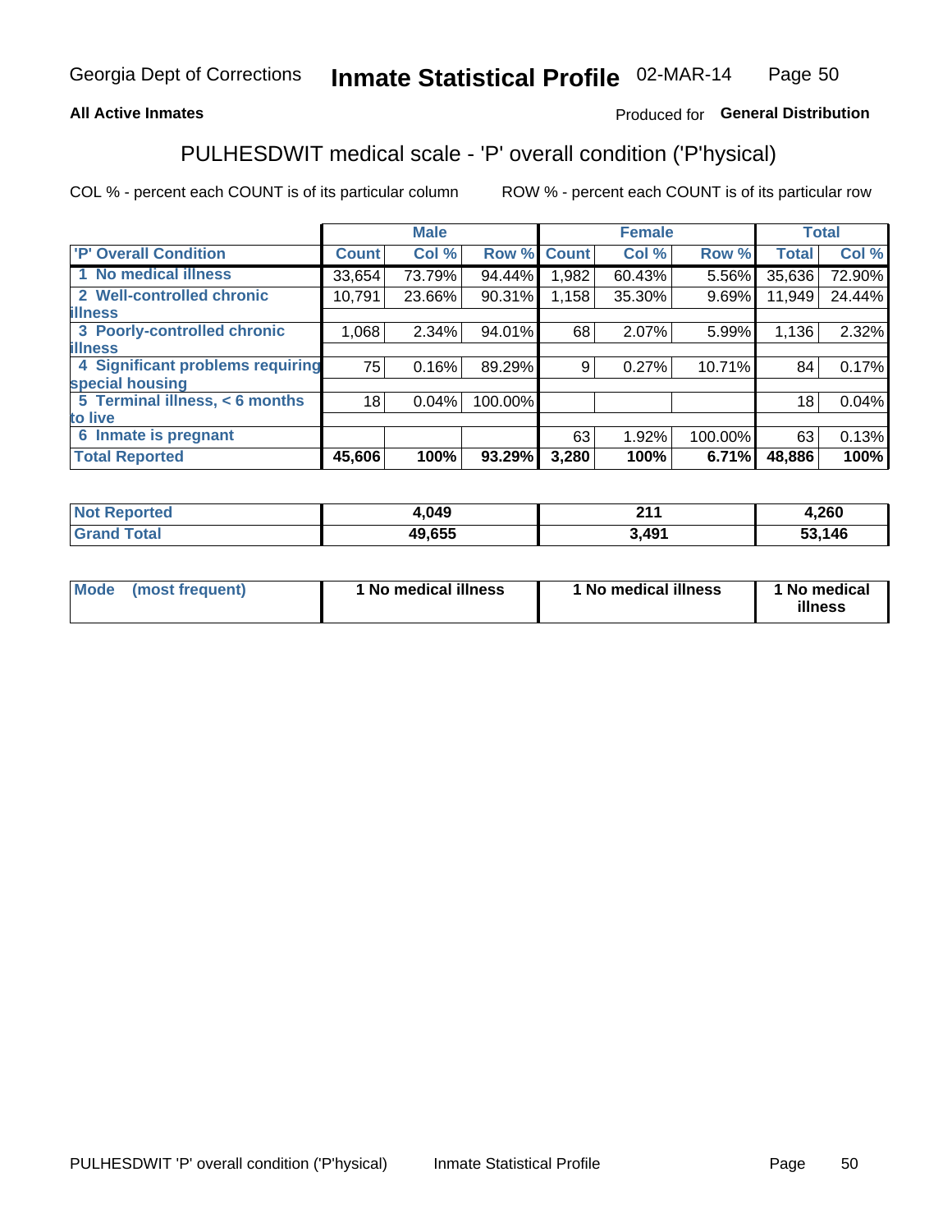Georgia Dept of Corrections **Inmate Statistical Profile** 02-MAR-14

**All Active Inmates**

Produced for **General Distribution**

## PULHESDWIT medical scale - 'P' overall condition ('P'hysical)

COL % - percent each COUNT is of its particular column

ROW % - percent each COUNT is of its particular row

| | Male | | | Female | | | Total | |
|---|---|---|---|---|---|---|---|---|
| 'P' Overall Condition | Count | Col % | Row % | Count | Col % | Row % | Total | Col % |
| 1 No medical illness | 33,654 | 73.79% | 94.44% | 1,982 | 60.43% | 5.56% | 35,636 | 72.90% |
| 2 Well-controlled chronic illness | 10,791 | 23.66% | 90.31% | 1,158 | 35.30% | 9.69% | 11,949 | 24.44% |
| 3 Poorly-controlled chronic illness | 1,068 | 2.34% | 94.01% | 68 | 2.07% | 5.99% | 1,136 | 2.32% |
| 4 Significant problems requiring special housing | 75 | 0.16% | 89.29% | 9 | 0.27% | 10.71% | 84 | 0.17% |
| 5 Terminal illness, < 6 months to live | 18 | 0.04% | 100.00% | | | | 18 | 0.04% |
| 6 Inmate is pregnant | | | | 63 | 1.92% | 100.00% | 63 | 0.13% |
| **Total Reported** | **45,606** | **100%** | **93.29%** | **3,280** | **100%** | **6.71%** | **48,886** | **100%** |

| | Male | Female | Total |
|---|---|---|---|
| Not Reported | 4,049 | 211 | 4,260 |
| Grand Total | 49,655 | 3,491 | 53,146 |

| | Male | Female | Total |
|---|---|---|---|
| Mode (most frequent) | 1 No medical illness | 1 No medical illness | 1 No medical illness |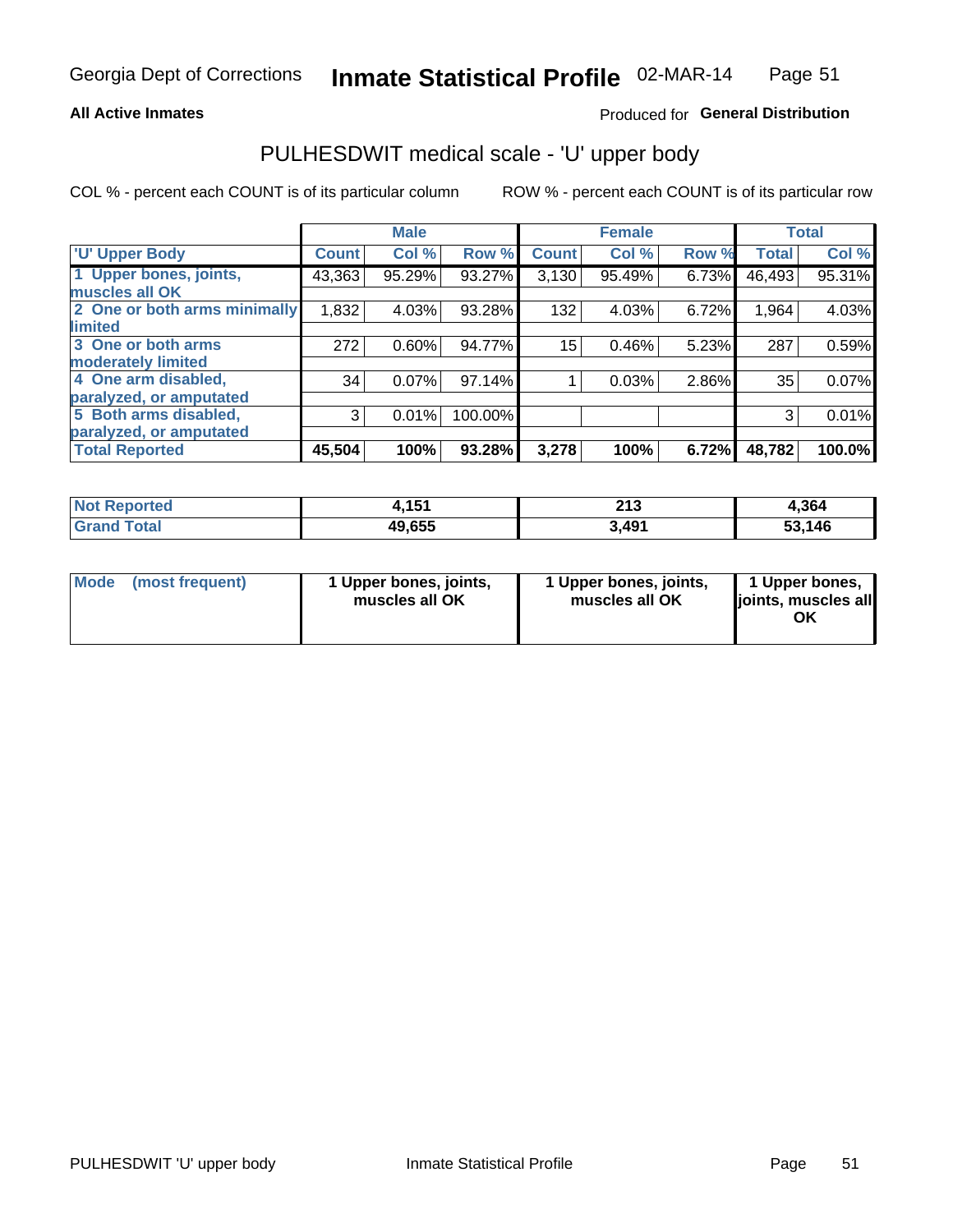Georgia Dept of Corrections **Inmate Statistical Profile** 02-MAR-14

**All Active Inmates**

Produced for **General Distribution**

## PULHESDWIT medical scale - 'U' upper body

COL % - percent each COUNT is of its particular column

ROW % - percent each COUNT is of its particular row

| | Male | | | Female | | | Total | |
|---|---|---|---|---|---|---|---|---|
| 'U' Upper Body | Count | Col % | Row % | Count | Col % | Row % | Total | Col % |
| 1 Upper bones, joints, muscles all OK | 43,363 | 95.29% | 93.27% | 3,130 | 95.49% | 6.73% | 46,493 | 95.31% |
| 2 One or both arms minimally limited | 1,832 | 4.03% | 93.28% | 132 | 4.03% | 6.72% | 1,964 | 4.03% |
| 3 One or both arms moderately limited | 272 | 0.60% | 94.77% | 15 | 0.46% | 5.23% | 287 | 0.59% |
| 4 One arm disabled, paralyzed, or amputated | 34 | 0.07% | 97.14% | 1 | 0.03% | 2.86% | 35 | 0.07% |
| 5 Both arms disabled, paralyzed, or amputated | 3 | 0.01% | 100.00% | | | | 3 | 0.01% |
| **Total Reported** | **45,504** | **100%** | **93.28%** | **3,278** | **100%** | **6.72%** | **48,782** | **100.0%** |

| | Male | Female | Total |
|---|---|---|---|
| Not Reported | 4,151 | 213 | 4,364 |
| Grand Total | 49,655 | 3,491 | 53,146 |

| | Male | Female | Total |
|---|---|---|---|
| Mode (most frequent) | 1 Upper bones, joints, muscles all OK | 1 Upper bones, joints, muscles all OK | 1 Upper bones, joints, muscles all OK |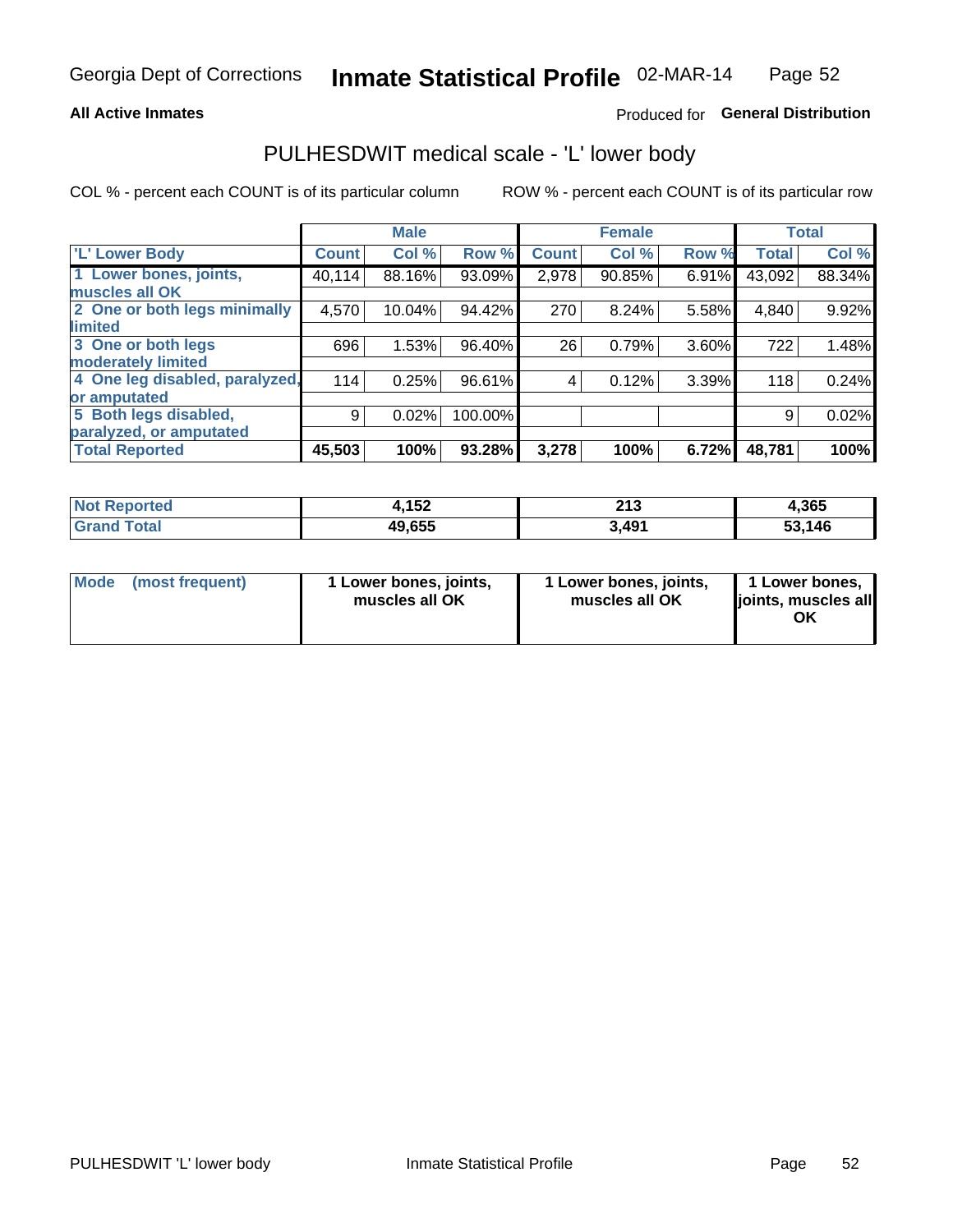Georgia Dept of Corrections **Inmate Statistical Profile** 02-MAR-14

**All Active Inmates**

Produced for **General Distribution**

# PULHESDWIT medical scale - 'L' lower body

COL % - percent each COUNT is of its particular column

ROW % - percent each COUNT is of its particular row

| | Male | | | Female | | | Total | |
|---|---|---|---|---|---|---|---|---|
| 'L' Lower Body | Count | Col % | Row % | Count | Col % | Row % | Total | Col % |
| 1 Lower bones, joints, muscles all OK | 40,114 | 88.16% | 93.09% | 2,978 | 90.85% | 6.91% | 43,092 | 88.34% |
| 2 One or both legs minimally limited | 4,570 | 10.04% | 94.42% | 270 | 8.24% | 5.58% | 4,840 | 9.92% |
| 3 One or both legs moderately limited | 696 | 1.53% | 96.40% | 26 | 0.79% | 3.60% | 722 | 1.48% |
| 4 One leg disabled, paralyzed, or amputated | 114 | 0.25% | 96.61% | 4 | 0.12% | 3.39% | 118 | 0.24% |
| 5 Both legs disabled, paralyzed, or amputated | 9 | 0.02% | 100.00% | | | | 9 | 0.02% |
| **Total Reported** | **45,503** | **100%** | **93.28%** | **3,278** | **100%** | **6.72%** | **48,781** | **100%** |

| | Male | Female | Total |
|---|---|---|---|
| Not Reported | 4,152 | 213 | 4,365 |
| Grand Total | 49,655 | 3,491 | 53,146 |

| | Male | Female | Total |
|---|---|---|---|
| Mode (most frequent) | 1 Lower bones, joints, muscles all OK | 1 Lower bones, joints, muscles all OK | 1 Lower bones, joints, muscles all OK |

PULHESDWIT 'L' lower body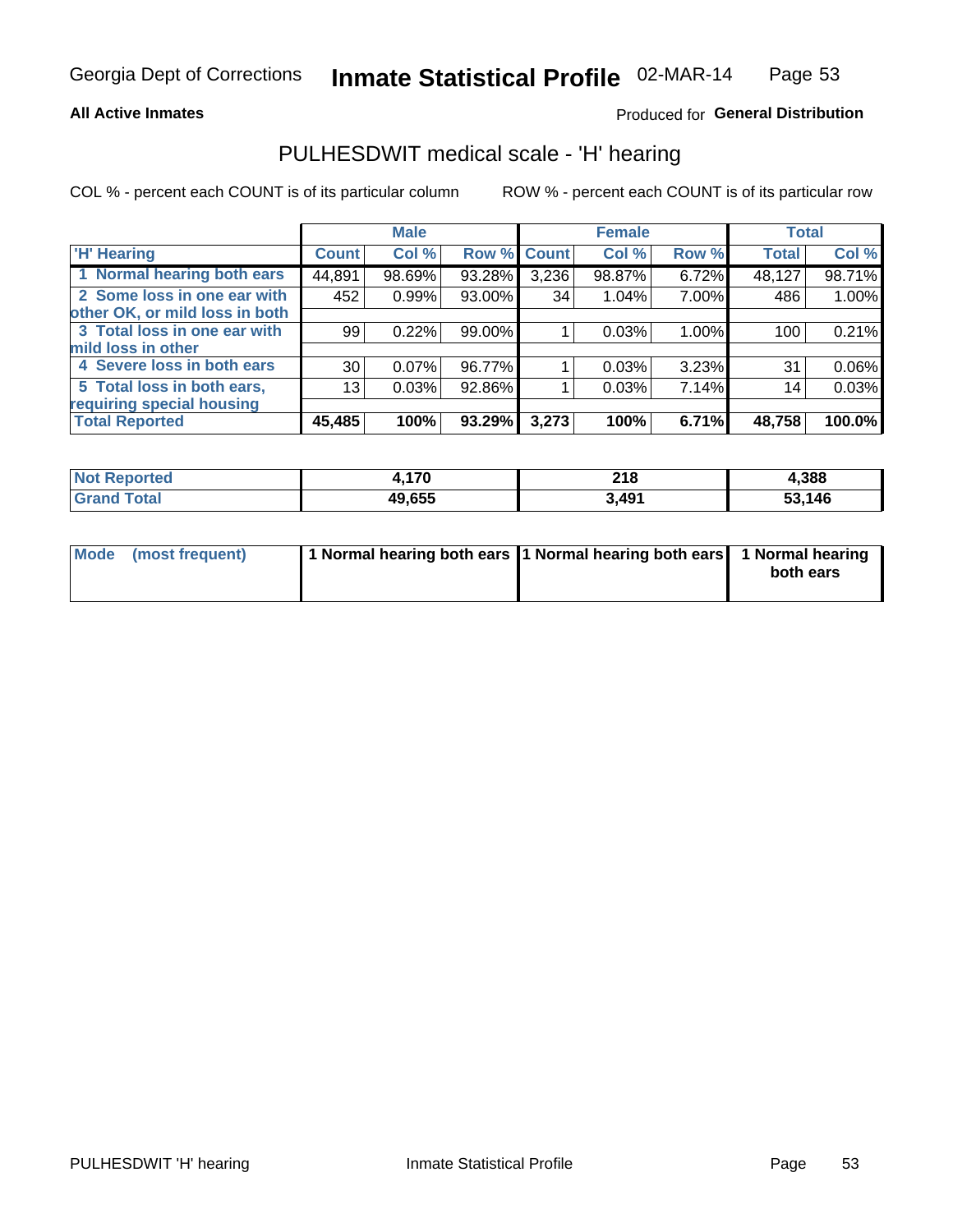Georgia Dept of Corrections **Inmate Statistical Profile** 02-MAR-14

**All Active Inmates**

Produced for **General Distribution**

## PULHESDWIT medical scale - 'H' hearing

COL % - percent each COUNT is of its particular column

ROW % - percent each COUNT is of its particular row

| | Male | | | Female | | | Total | |
|---|---|---|---|---|---|---|---|---|
| 'H' Hearing | Count | Col % | Row % | Count | Col % | Row % | Total | Col % |
| 1 Normal hearing both ears | 44,891 | 98.69% | 93.28% | 3,236 | 98.87% | 6.72% | 48,127 | 98.71% |
| 2 Some loss in one ear with other OK, or mild loss in both | 452 | 0.99% | 93.00% | 34 | 1.04% | 7.00% | 486 | 1.00% |
| 3 Total loss in one ear with mild loss in other | 99 | 0.22% | 99.00% | 1 | 0.03% | 1.00% | 100 | 0.21% |
| 4 Severe loss in both ears | 30 | 0.07% | 96.77% | 1 | 0.03% | 3.23% | 31 | 0.06% |
| 5 Total loss in both ears, requiring special housing | 13 | 0.03% | 92.86% | 1 | 0.03% | 7.14% | 14 | 0.03% |
| **Total Reported** | **45,485** | **100%** | **93.29%** | **3,273** | **100%** | **6.71%** | **48,758** | **100.0%** |

| | Male | Female | Total |
|---|---|---|---|
| Not Reported | 4,170 | 218 | 4,388 |
| Grand Total | 49,655 | 3,491 | 53,146 |

| | Male | Female | Total |
|---|---|---|---|
| Mode (most frequent) | 1 Normal hearing both ears | 1 Normal hearing both ears | 1 Normal hearing both ears |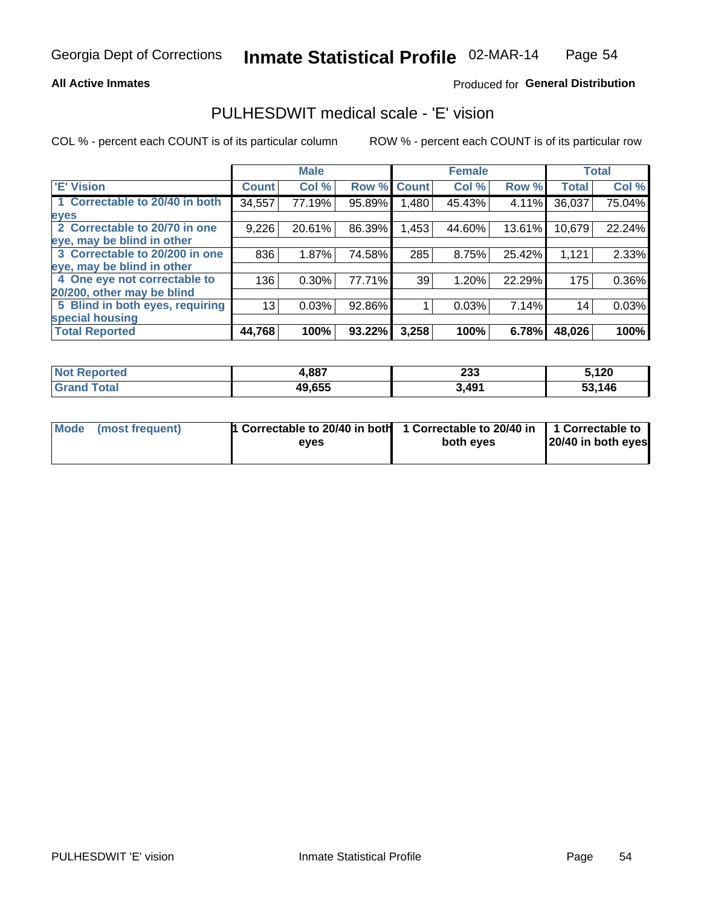Georgia Dept of Corrections **Inmate Statistical Profile** 02-MAR-14

**All Active Inmates**

Produced for **General Distribution**

## PULHESDWIT medical scale - 'E' vision

COL % - percent each COUNT is of its particular column

ROW % - percent each COUNT is of its particular row

| | Male | | | Female | | | Total | |
|---|---|---|---|---|---|---|---|---|
| 'E' Vision | Count | Col % | Row % | Count | Col % | Row % | Total | Col % |
| 1 Correctable to 20/40 in both eyes | 34,557 | 77.19% | 95.89% | 1,480 | 45.43% | 4.11% | 36,037 | 75.04% |
| 2 Correctable to 20/70 in one eye, may be blind in other | 9,226 | 20.61% | 86.39% | 1,453 | 44.60% | 13.61% | 10,679 | 22.24% |
| 3 Correctable to 20/200 in one eye, may be blind in other | 836 | 1.87% | 74.58% | 285 | 8.75% | 25.42% | 1,121 | 2.33% |
| 4 One eye not correctable to 20/200, other may be blind | 136 | 0.30% | 77.71% | 39 | 1.20% | 22.29% | 175 | 0.36% |
| 5 Blind in both eyes, requiring special housing | 13 | 0.03% | 92.86% | 1 | 0.03% | 7.14% | 14 | 0.03% |
| **Total Reported** | **44,768** | **100%** | **93.22%** | **3,258** | **100%** | **6.78%** | **48,026** | **100%** |

| | Male | Female | Total |
|---|---|---|---|
| Not Reported | 4,887 | 233 | 5,120 |
| Grand Total | 49,655 | 3,491 | 53,146 |

| Mode (most frequent) | 1 Correctable to 20/40 in both eyes | 1 Correctable to 20/40 in both eyes | 1 Correctable to 20/40 in both eyes |
|---|---|---|---|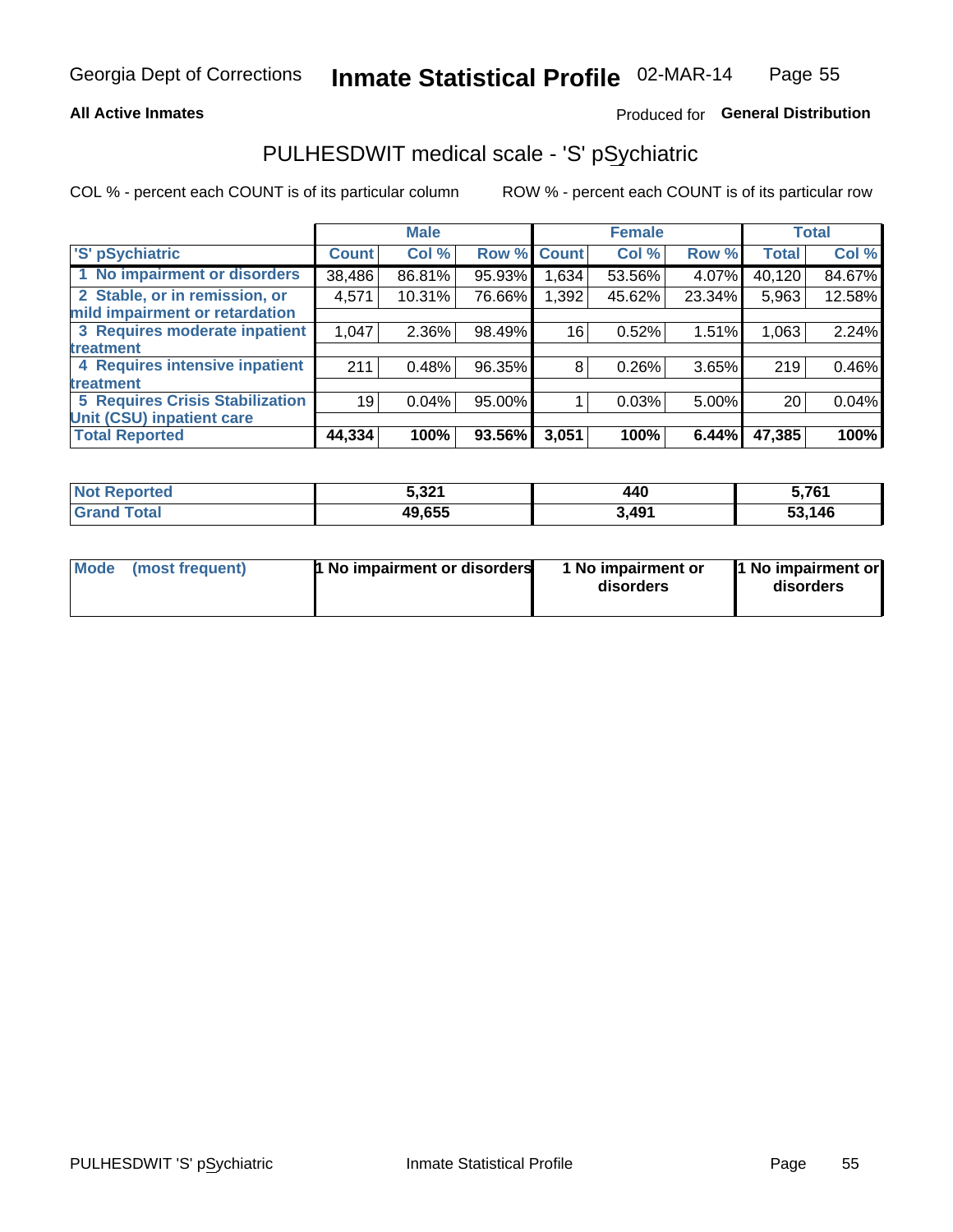Georgia Dept of Corrections **Inmate Statistical Profile** 02-MAR-14

**All Active Inmates**

Produced for **General Distribution**

## PULHESDWIT medical scale - 'S' pSychiatric

COL % - percent each COUNT is of its particular column

ROW % - percent each COUNT is of its particular row

| 'S' pSychiatric | Male | | | Female | | | Total | |
|---|---|---|---|---|---|---|---|---|
| | Count | Col % | Row % | Count | Col % | Row % | Total | Col % |
| 1 No impairment or disorders | 38,486 | 86.81% | 95.93% | 1,634 | 53.56% | 4.07% | 40,120 | 84.67% |
| 2 Stable, or in remission, or mild impairment or retardation | 4,571 | 10.31% | 76.66% | 1,392 | 45.62% | 23.34% | 5,963 | 12.58% |
| 3 Requires moderate inpatient treatment | 1,047 | 2.36% | 98.49% | 16 | 0.52% | 1.51% | 1,063 | 2.24% |
| 4 Requires intensive inpatient treatment | 211 | 0.48% | 96.35% | 8 | 0.26% | 3.65% | 219 | 0.46% |
| 5 Requires Crisis Stabilization Unit (CSU) inpatient care | 19 | 0.04% | 95.00% | 1 | 0.03% | 5.00% | 20 | 0.04% |
| **Total Reported** | **44,334** | **100%** | **93.56%** | **3,051** | **100%** | **6.44%** | **47,385** | **100%** |

| | Male | Female | Total |
|---|---|---|---|
| Not Reported | 5,321 | 440 | 5,761 |
| Grand Total | 49,655 | 3,491 | 53,146 |

| Mode (most frequent) | 1 No impairment or disorders | 1 No impairment or disorders | 1 No impairment or disorders |
|---|---|---|---|

PULHESDWIT 'S' pSychiatric Inmate Statistical Profile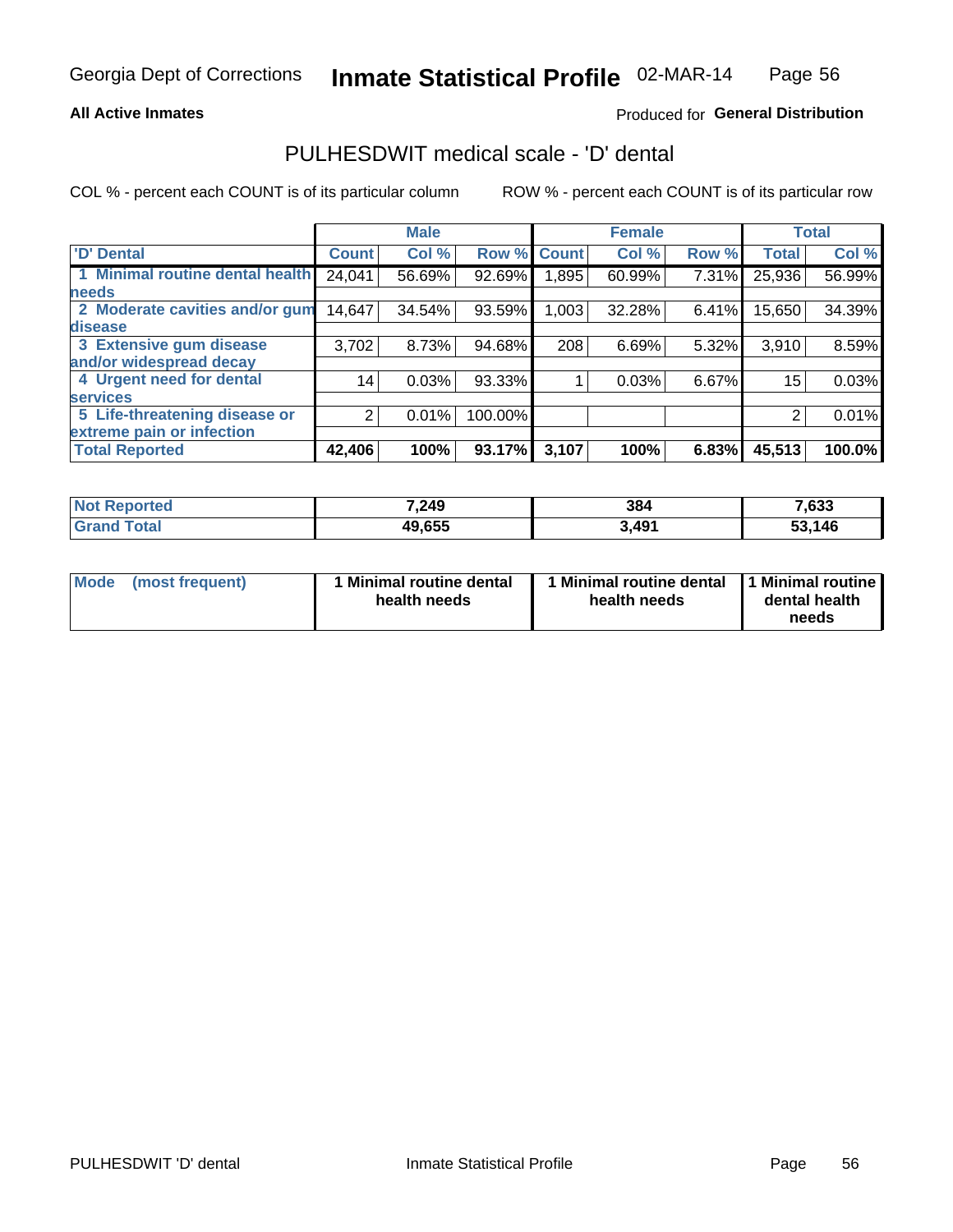Georgia Dept of Corrections **Inmate Statistical Profile** 02-MAR-14

**All Active Inmates**

Produced for **General Distribution**

## PULHESDWIT medical scale - 'D' dental

COL % - percent each COUNT is of its particular column

ROW % - percent each COUNT is of its particular row

| | Male | | | Female | | | Total | |
|---|---|---|---|---|---|---|---|---|
| **'D' Dental** | **Count** | **Col %** | **Row %** | **Count** | **Col %** | **Row %** | **Total** | **Col %** |
| **1 Minimal routine dental health needs** | 24,041 | 56.69% | 92.69% | 1,895 | 60.99% | 7.31% | 25,936 | 56.99% |
| **2 Moderate cavities and/or gum disease** | 14,647 | 34.54% | 93.59% | 1,003 | 32.28% | 6.41% | 15,650 | 34.39% |
| **3 Extensive gum disease and/or widespread decay** | 3,702 | 8.73% | 94.68% | 208 | 6.69% | 5.32% | 3,910 | 8.59% |
| **4 Urgent need for dental services** | 14 | 0.03% | 93.33% | 1 | 0.03% | 6.67% | 15 | 0.03% |
| **5 Life-threatening disease or extreme pain or infection** | 2 | 0.01% | 100.00% | | | | 2 | 0.01% |
| **Total Reported** | **42,406** | **100%** | **93.17%** | **3,107** | **100%** | **6.83%** | **45,513** | **100.0%** |

| | Male | Female | Total |
|---|---|---|---|
| **Not Reported** | **7,249** | **384** | **7,633** |
| **Grand Total** | **49,655** | **3,491** | **53,146** |

| | Male | Female | Total |
|---|---|---|---|
| **Mode (most frequent)** | **1 Minimal routine dental health needs** | **1 Minimal routine dental health needs** | **1 Minimal routine dental health needs** |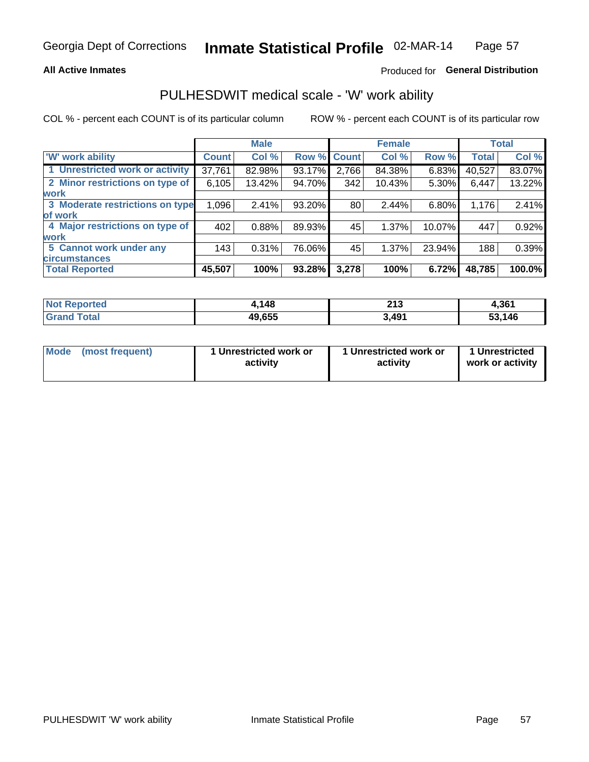Georgia Dept of Corrections **Inmate Statistical Profile** 02-MAR-14

**All Active Inmates**

Produced for **General Distribution**

## PULHESDWIT medical scale - 'W' work ability

COL % - percent each COUNT is of its particular column    ROW % - percent each COUNT is of its particular row

| | Male | | | Female | | | Total | |
|---|---|---|---|---|---|---|---|---|
| 'W' work ability | Count | Col % | Row % | Count | Col % | Row % | Total | Col % |
| 1 Unrestricted work or activity | 37,761 | 82.98% | 93.17% | 2,766 | 84.38% | 6.83% | 40,527 | 83.07% |
| 2 Minor restrictions on type of work | 6,105 | 13.42% | 94.70% | 342 | 10.43% | 5.30% | 6,447 | 13.22% |
| 3 Moderate restrictions on type of work | 1,096 | 2.41% | 93.20% | 80 | 2.44% | 6.80% | 1,176 | 2.41% |
| 4 Major restrictions on type of work | 402 | 0.88% | 89.93% | 45 | 1.37% | 10.07% | 447 | 0.92% |
| 5 Cannot work under any circumstances | 143 | 0.31% | 76.06% | 45 | 1.37% | 23.94% | 188 | 0.39% |
| **Total Reported** | **45,507** | **100%** | **93.28%** | **3,278** | **100%** | **6.72%** | **48,785** | **100.0%** |

| | Male | Female | Total |
|---|---|---|---|
| Not Reported | 4,148 | 213 | 4,361 |
| Grand Total | 49,655 | 3,491 | 53,146 |

| | Male | Female | Total |
|---|---|---|---|
| Mode (most frequent) | 1 Unrestricted work or activity | 1 Unrestricted work or activity | 1 Unrestricted work or activity |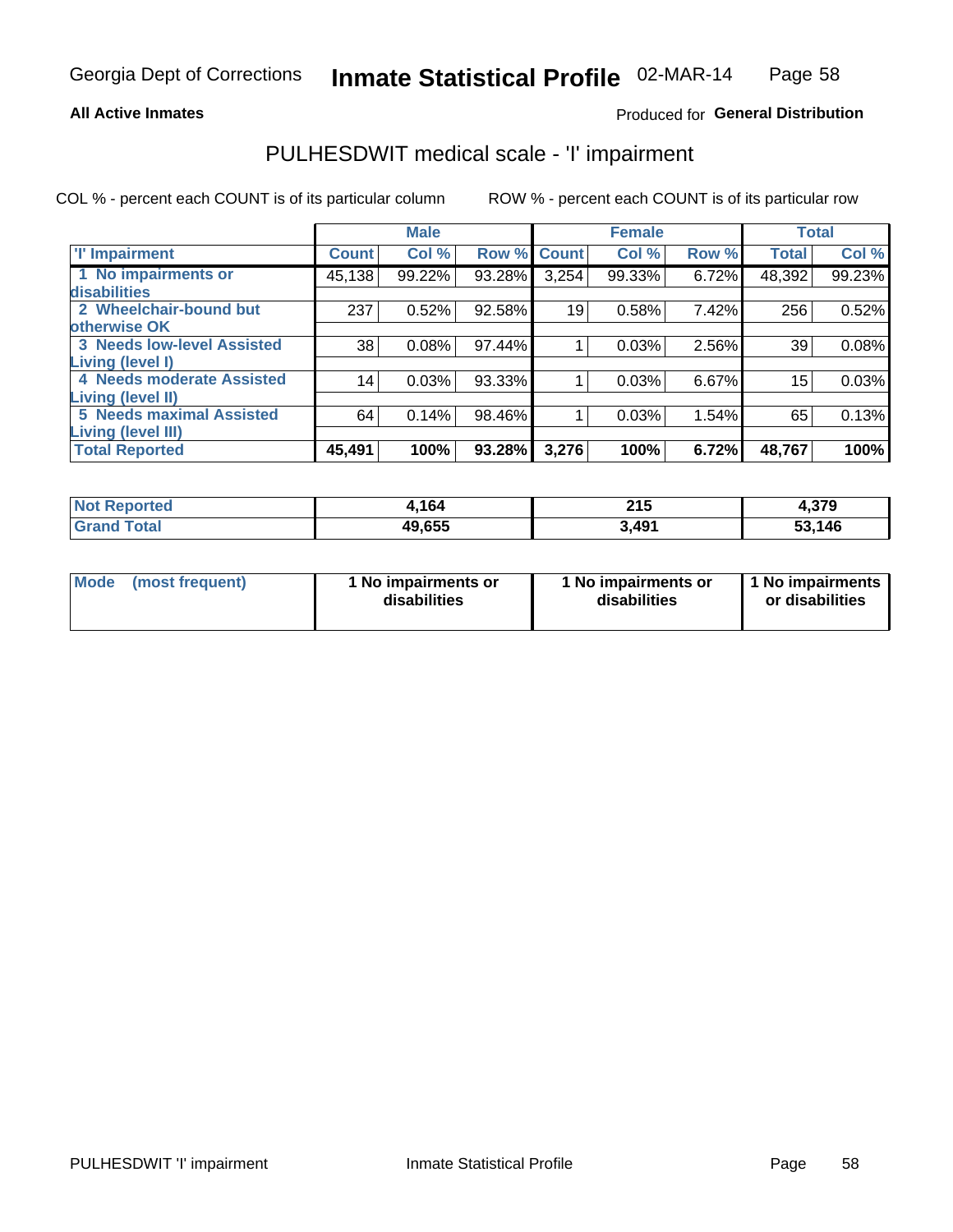Georgia Dept of Corrections **Inmate Statistical Profile** 02-MAR-14

**All Active Inmates**

Produced for **General Distribution**

## PULHESDWIT medical scale - 'I' impairment

COL % - percent each COUNT is of its particular column     ROW % - percent each COUNT is of its particular row

| | Male | | | Female | | | Total | |
|---|---|---|---|---|---|---|---|---|
| **'I' Impairment** | **Count** | **Col %** | **Row %** | **Count** | **Col %** | **Row %** | **Total** | **Col %** |
| **1 No impairments or disabilities** | 45,138 | 99.22% | 93.28% | 3,254 | 99.33% | 6.72% | 48,392 | 99.23% |
| **2 Wheelchair-bound but otherwise OK** | 237 | 0.52% | 92.58% | 19 | 0.58% | 7.42% | 256 | 0.52% |
| **3 Needs low-level Assisted Living (level I)** | 38 | 0.08% | 97.44% | 1 | 0.03% | 2.56% | 39 | 0.08% |
| **4 Needs moderate Assisted Living (level II)** | 14 | 0.03% | 93.33% | 1 | 0.03% | 6.67% | 15 | 0.03% |
| **5 Needs maximal Assisted Living (level III)** | 64 | 0.14% | 98.46% | 1 | 0.03% | 1.54% | 65 | 0.13% |
| **Total Reported** | **45,491** | **100%** | **93.28%** | **3,276** | **100%** | **6.72%** | **48,767** | **100%** |

| | Male | Female | Total |
|---|---|---|---|
| **Not Reported** | **4,164** | **215** | **4,379** |
| **Grand Total** | **49,655** | **3,491** | **53,146** |

| | Male | Female | Total |
|---|---|---|---|
| **Mode (most frequent)** | **1 No impairments or disabilities** | **1 No impairments or disabilities** | **1 No impairments or disabilities** |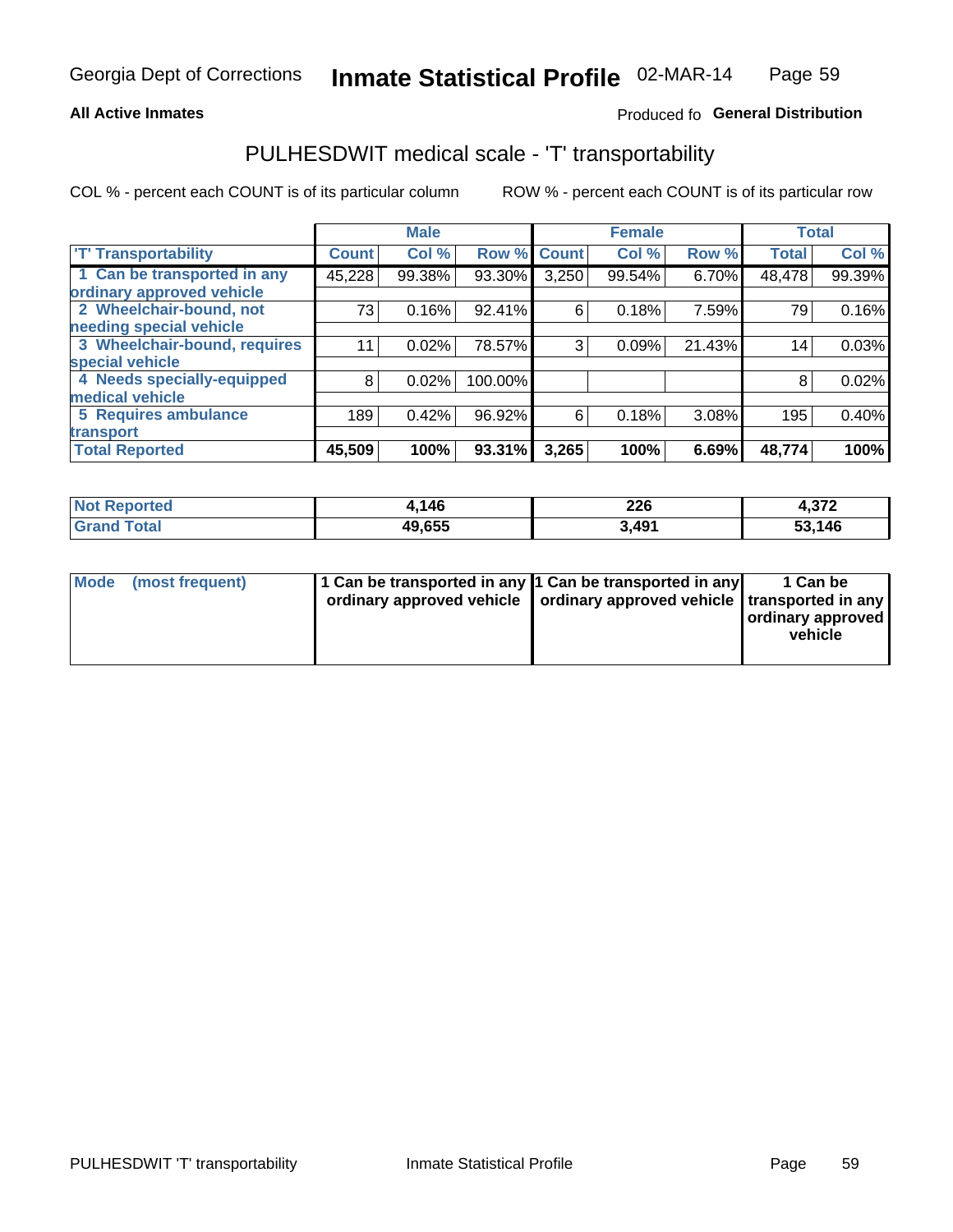Georgia Dept of Corrections **Inmate Statistical Profile** 02-MAR-14

**All Active Inmates**

Produced fo **General Distribution**

## PULHESDWIT medical scale - 'T' transportability

COL % - percent each COUNT is of its particular column

ROW % - percent each COUNT is of its particular row

| | Male | | | Female | | | Total | |
|---|---|---|---|---|---|---|---|---|
| 'T' Transportability | Count | Col % | Row % | Count | Col % | Row % | Total | Col % |
| 1 Can be transported in any ordinary approved vehicle | 45,228 | 99.38% | 93.30% | 3,250 | 99.54% | 6.70% | 48,478 | 99.39% |
| 2 Wheelchair-bound, not needing special vehicle | 73 | 0.16% | 92.41% | 6 | 0.18% | 7.59% | 79 | 0.16% |
| 3 Wheelchair-bound, requires special vehicle | 11 | 0.02% | 78.57% | 3 | 0.09% | 21.43% | 14 | 0.03% |
| 4 Needs specially-equipped medical vehicle | 8 | 0.02% | 100.00% | | | | 8 | 0.02% |
| 5 Requires ambulance transport | 189 | 0.42% | 96.92% | 6 | 0.18% | 3.08% | 195 | 0.40% |
| **Total Reported** | **45,509** | **100%** | **93.31%** | **3,265** | **100%** | **6.69%** | **48,774** | **100%** |

| | Male | Female | Total |
|---|---|---|---|
| **Not Reported** | **4,146** | **226** | **4,372** |
| **Grand Total** | **49,655** | **3,491** | **53,146** |

| | Male | Female | Total |
|---|---|---|---|
| **Mode (most frequent)** | **1 Can be transported in any ordinary approved vehicle** | **1 Can be transported in any ordinary approved vehicle** | **1 Can be transported in any ordinary approved vehicle** |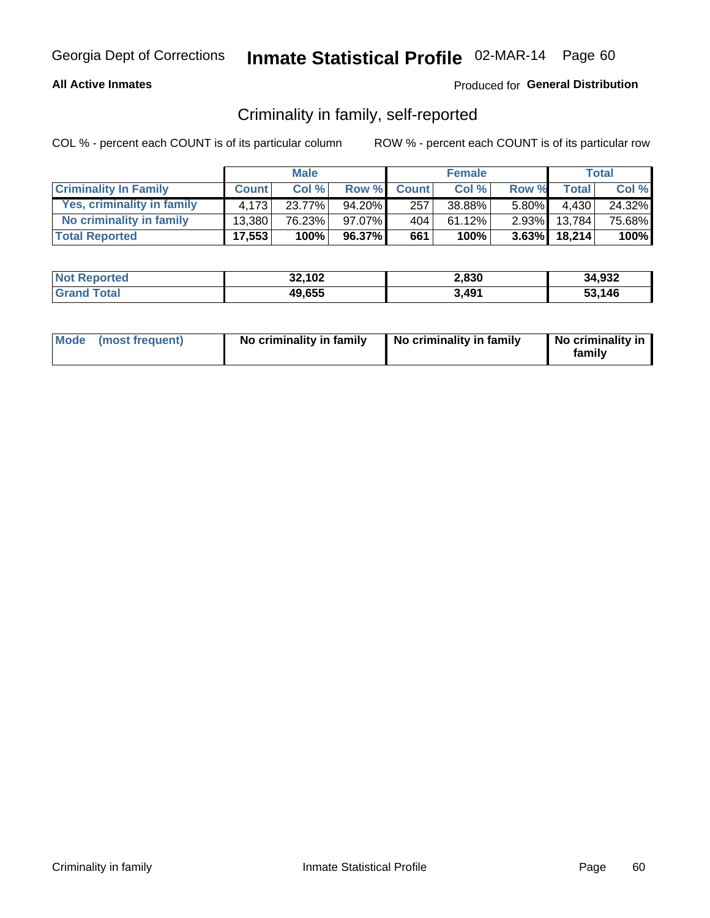Georgia Dept of Corrections **Inmate Statistical Profile** 02-MAR-14

**All Active Inmates**

Produced for **General Distribution**

## Criminality in family, self-reported

COL % - percent each COUNT is of its particular column

ROW % - percent each COUNT is of its particular row

| | Male | | | Female | | | Total | |
|---|---|---|---|---|---|---|---|---|
| **Criminality In Family** | **Count** | **Col %** | **Row %** | **Count** | **Col %** | **Row %** | **Total** | **Col %** |
| **Yes, criminality in family** | 4,173 | 23.77% | 94.20% | 257 | 38.88% | 5.80% | 4,430 | 24.32% |
| **No criminality in family** | 13,380 | 76.23% | 97.07% | 404 | 61.12% | 2.93% | 13,784 | 75.68% |
| **Total Reported** | **17,553** | **100%** | **96.37%** | **661** | **100%** | **3.63%** | **18,214** | **100%** |

| | Male | Female | Total |
|---|---|---|---|
| **Not Reported** | **32,102** | **2,830** | **34,932** |
| **Grand Total** | **49,655** | **3,491** | **53,146** |

| | Male | Female | Total |
|---|---|---|---|
| **Mode (most frequent)** | **No criminality in family** | **No criminality in family** | **No criminality in family** |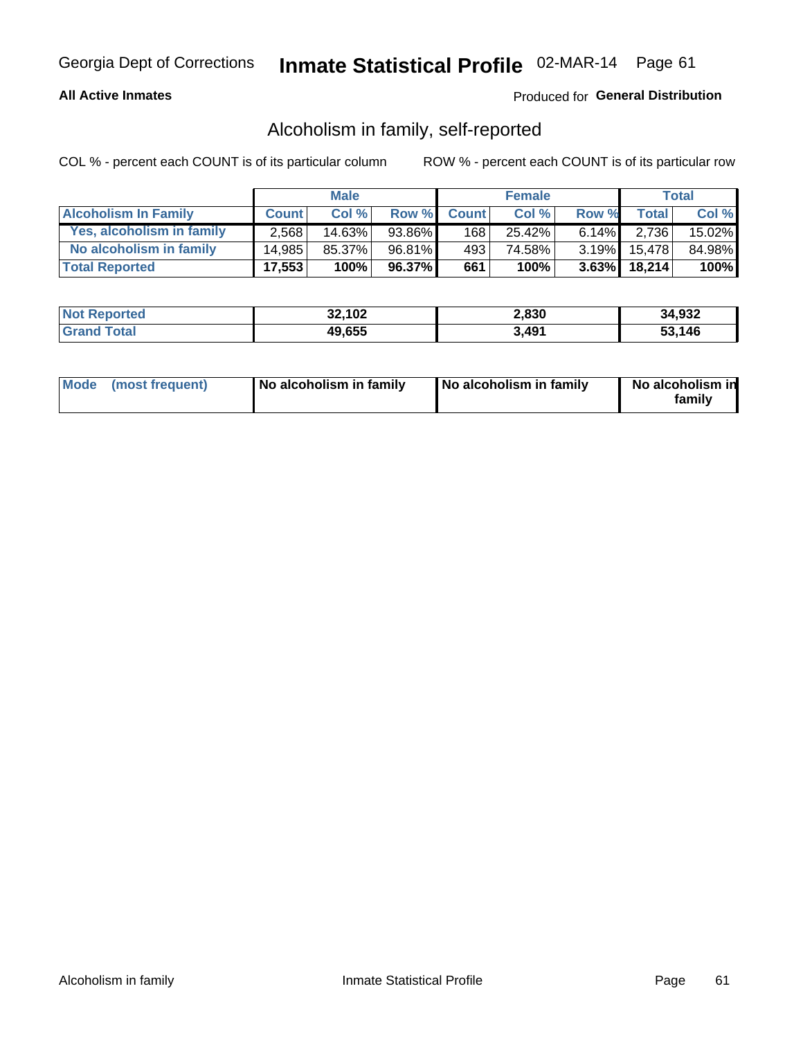Georgia Dept of Corrections **Inmate Statistical Profile** 02-MAR-14

**All Active Inmates**

Produced for **General Distribution**

## Alcoholism in family, self-reported

COL % - percent each COUNT is of its particular column ROW % - percent each COUNT is of its particular row

| | Male | | | Female | | | Total | |
|---|---|---|---|---|---|---|---|---|
| **Alcoholism In Family** | **Count** | **Col %** | **Row %** | **Count** | **Col %** | **Row %** | **Total** | **Col %** |
| **Yes, alcoholism in family** | 2,568 | 14.63% | 93.86% | 168 | 25.42% | 6.14% | 2,736 | 15.02% |
| **No alcoholism in family** | 14,985 | 85.37% | 96.81% | 493 | 74.58% | 3.19% | 15,478 | 84.98% |
| **Total Reported** | **17,553** | **100%** | **96.37%** | **661** | **100%** | **3.63%** | **18,214** | **100%** |

| | Male | Female | Total |
|---|---|---|---|
| **Not Reported** | **32,102** | **2,830** | **34,932** |
| **Grand Total** | **49,655** | **3,491** | **53,146** |

| | Male | Female | Total |
|---|---|---|---|
| **Mode (most frequent)** | **No alcoholism in family** | **No alcoholism in family** | **No alcoholism in family** |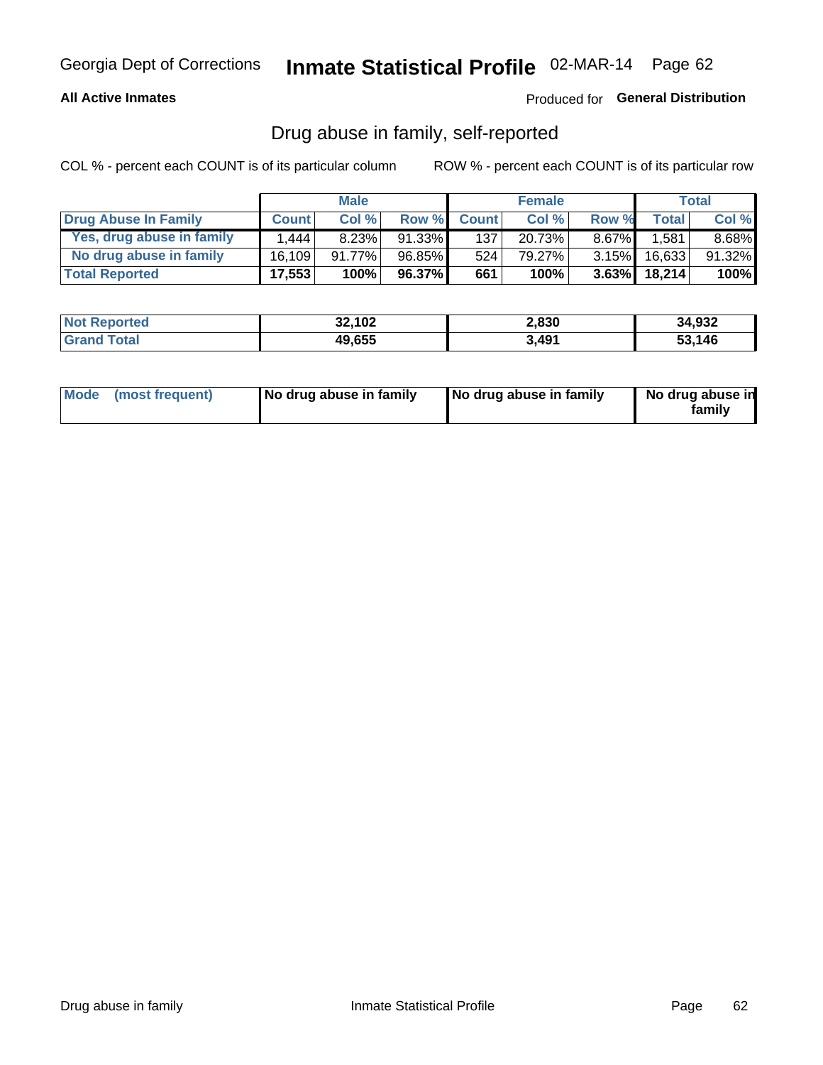Georgia Dept of Corrections **Inmate Statistical Profile** 02-MAR-14

**All Active Inmates**

Produced for **General Distribution**

## Drug abuse in family, self-reported

COL % - percent each COUNT is of its particular column

ROW % - percent each COUNT is of its particular row

| | Male | | | Female | | | Total | |
|---|---|---|---|---|---|---|---|---|
| **Drug Abuse In Family** | **Count** | **Col %** | **Row %** | **Count** | **Col %** | **Row %** | **Total** | **Col %** |
| **Yes, drug abuse in family** | 1,444 | 8.23% | 91.33% | 137 | 20.73% | 8.67% | 1,581 | 8.68% |
| **No drug abuse in family** | 16,109 | 91.77% | 96.85% | 524 | 79.27% | 3.15% | 16,633 | 91.32% |
| **Total Reported** | **17,553** | **100%** | **96.37%** | **661** | **100%** | **3.63%** | **18,214** | **100%** |

| | Male | Female | Total |
|---|---|---|---|
| **Not Reported** | **32,102** | **2,830** | **34,932** |
| **Grand Total** | **49,655** | **3,491** | **53,146** |

| | Male | Female | Total |
|---|---|---|---|
| **Mode (most frequent)** | **No drug abuse in family** | **No drug abuse in family** | **No drug abuse in family** |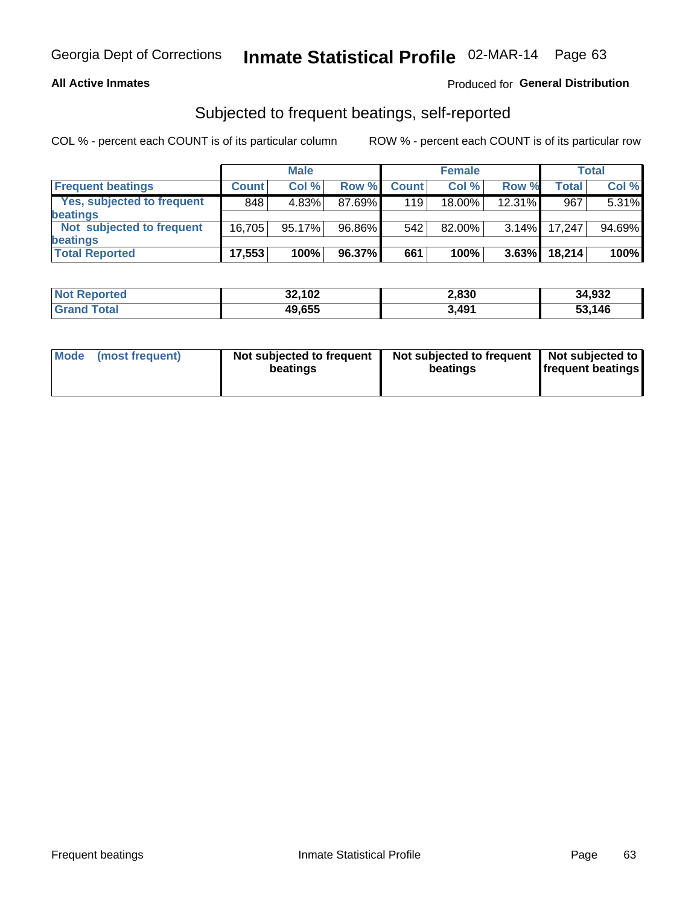Georgia Dept of Corrections **Inmate Statistical Profile** 02-MAR-14

**All Active Inmates**

Produced for **General Distribution**

## Subjected to frequent beatings, self-reported

COL % - percent each COUNT is of its particular column ROW % - percent each COUNT is of its particular row

| | Male | | | Female | | | Total | |
|---|---|---|---|---|---|---|---|---|
| **Frequent beatings** | **Count** | **Col %** | **Row %** | **Count** | **Col %** | **Row %** | **Total** | **Col %** |
| **Yes, subjected to frequent beatings** | 848 | 4.83% | 87.69% | 119 | 18.00% | 12.31% | 967 | 5.31% |
| **Not subjected to frequent beatings** | 16,705 | 95.17% | 96.86% | 542 | 82.00% | 3.14% | 17,247 | 94.69% |
| **Total Reported** | **17,553** | **100%** | **96.37%** | **661** | **100%** | **3.63%** | **18,214** | **100%** |

| | Male | Female | Total |
|---|---|---|---|
| **Not Reported** | **32,102** | **2,830** | **34,932** |
| **Grand Total** | **49,655** | **3,491** | **53,146** |

| | Male | Female | Total |
|---|---|---|---|
| **Mode (most frequent)** | **Not subjected to frequent beatings** | **Not subjected to frequent beatings** | **Not subjected to frequent beatings** |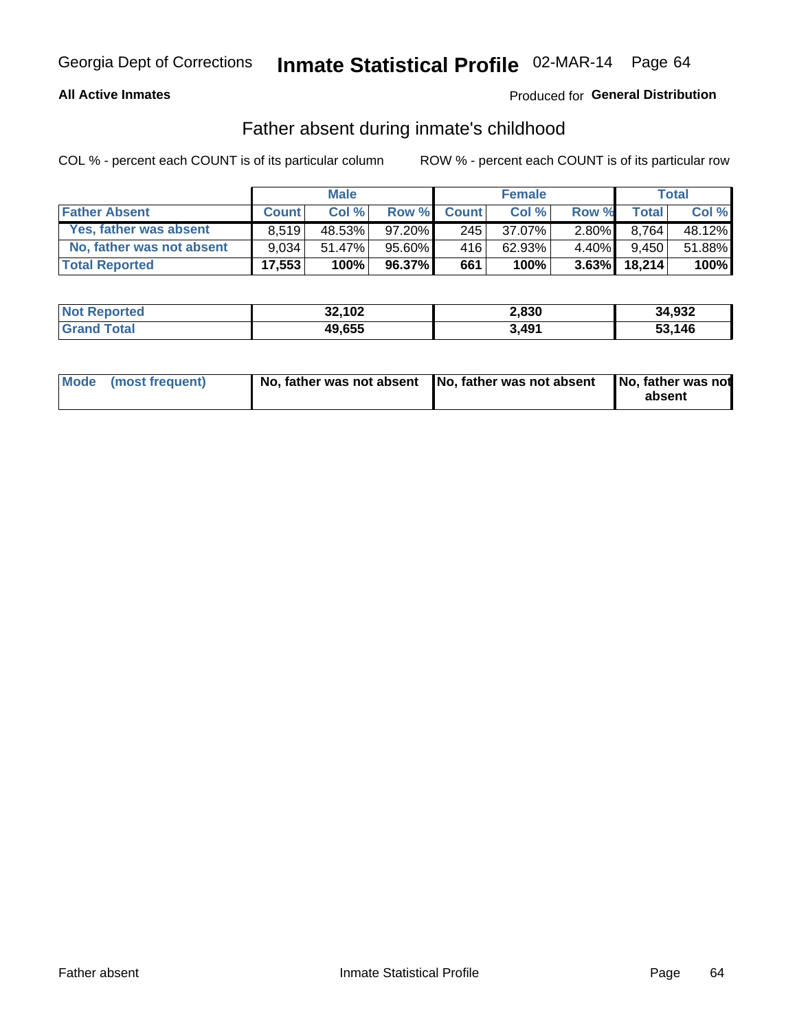Georgia Dept of Corrections **Inmate Statistical Profile** 02-MAR-14

**All Active Inmates**

Produced for **General Distribution**

## Father absent during inmate's childhood

COL % - percent each COUNT is of its particular column

ROW % - percent each COUNT is of its particular row

| | Male | | | Female | | | Total | |
|---|---|---|---|---|---|---|---|---|
| **Father Absent** | **Count** | **Col %** | **Row %** | **Count** | **Col %** | **Row %** | **Total** | **Col %** |
| Yes, father was absent | 8,519 | 48.53% | 97.20% | 245 | 37.07% | 2.80% | 8,764 | 48.12% |
| No, father was not absent | 9,034 | 51.47% | 95.60% | 416 | 62.93% | 4.40% | 9,450 | 51.88% |
| **Total Reported** | **17,553** | **100%** | **96.37%** | **661** | **100%** | **3.63%** | **18,214** | **100%** |

| | Male | Female | Total |
|---|---|---|---|
| Not Reported | 32,102 | 2,830 | 34,932 |
| Grand Total | 49,655 | 3,491 | 53,146 |

| | Male | Female | Total |
|---|---|---|---|
| Mode (most frequent) | No, father was not absent | No, father was not absent | No, father was not absent |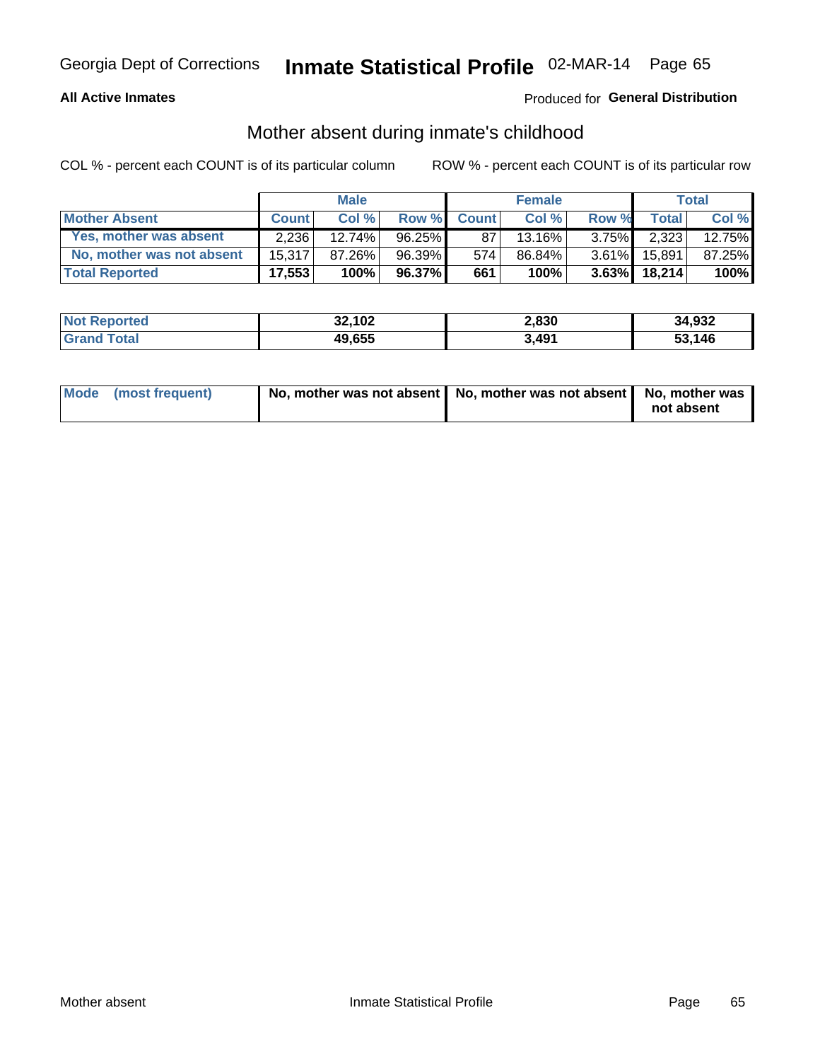# Inmate Statistical Profile

Georgia Dept of Corrections — 02-MAR-14

**All Active Inmates**

Produced for **General Distribution**

## Mother absent during inmate's childhood

COL % - percent each COUNT is of its particular column

ROW % - percent each COUNT is of its particular row

| | Male | | | Female | | | Total | |
|---|---|---|---|---|---|---|---|---|
| **Mother Absent** | **Count** | **Col %** | **Row %** | **Count** | **Col %** | **Row %** | **Total** | **Col %** |
| **Yes, mother was absent** | 2,236 | 12.74% | 96.25% | 87 | 13.16% | 3.75% | 2,323 | 12.75% |
| **No, mother was not absent** | 15,317 | 87.26% | 96.39% | 574 | 86.84% | 3.61% | 15,891 | 87.25% |
| **Total Reported** | **17,553** | **100%** | **96.37%** | **661** | **100%** | **3.63%** | **18,214** | **100%** |

| | Male | Female | Total |
|---|---|---|---|
| **Not Reported** | **32,102** | **2,830** | **34,932** |
| **Grand Total** | **49,655** | **3,491** | **53,146** |

| | Male | Female | Total |
|---|---|---|---|
| **Mode (most frequent)** | **No, mother was not absent** | **No, mother was not absent** | **No, mother was not absent** |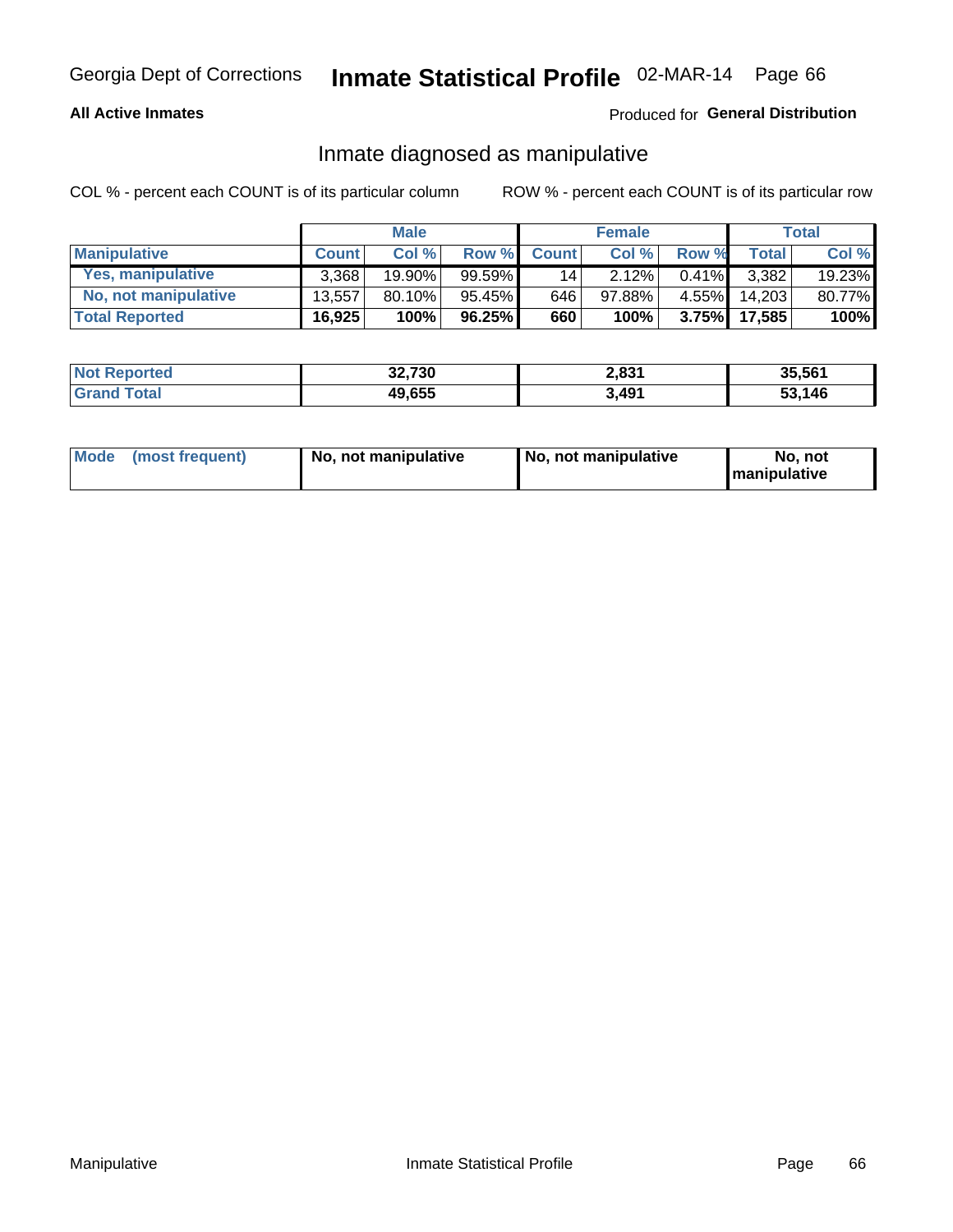Georgia Dept of Corrections **Inmate Statistical Profile** 02-MAR-14

**All Active Inmates**

Produced for **General Distribution**

## Inmate diagnosed as manipulative

COL % - percent each COUNT is of its particular column

ROW % - percent each COUNT is of its particular row

| | Male | | | Female | | | Total | |
|---|---|---|---|---|---|---|---|---|
| **Manipulative** | **Count** | **Col %** | **Row %** | **Count** | **Col %** | **Row %** | **Total** | **Col %** |
| **Yes, manipulative** | 3,368 | 19.90% | 99.59% | 14 | 2.12% | 0.41% | 3,382 | 19.23% |
| **No, not manipulative** | 13,557 | 80.10% | 95.45% | 646 | 97.88% | 4.55% | 14,203 | 80.77% |
| **Total Reported** | **16,925** | **100%** | **96.25%** | **660** | **100%** | **3.75%** | **17,585** | **100%** |

| | Male | Female | Total |
|---|---|---|---|
| **Not Reported** | **32,730** | **2,831** | **35,561** |
| **Grand Total** | **49,655** | **3,491** | **53,146** |

| | Male | Female | Total |
|---|---|---|---|
| **Mode (most frequent)** | **No, not manipulative** | **No, not manipulative** | **No, not manipulative** |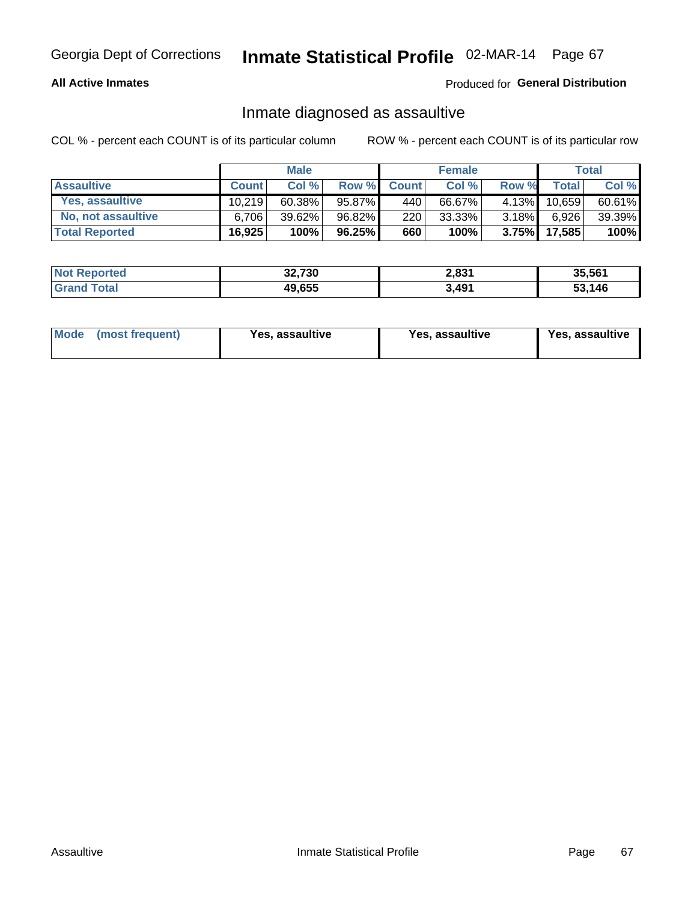Georgia Dept of Corrections **Inmate Statistical Profile** 02-MAR-14 Page 67

**All Active Inmates**

Produced for **General Distribution**

## Inmate diagnosed as assaultive

COL % - percent each COUNT is of its particular column

ROW % - percent each COUNT is of its particular row

| | Male | | | Female | | | Total | |
|---|---|---|---|---|---|---|---|---|
| **Assaultive** | **Count** | **Col %** | **Row %** | **Count** | **Col %** | **Row %** | **Total** | **Col %** |
| Yes, assaultive | 10,219 | 60.38% | 95.87% | 440 | 66.67% | 4.13% | 10,659 | 60.61% |
| No, not assaultive | 6,706 | 39.62% | 96.82% | 220 | 33.33% | 3.18% | 6,926 | 39.39% |
| **Total Reported** | **16,925** | **100%** | **96.25%** | **660** | **100%** | **3.75%** | **17,585** | **100%** |

| | Male | Female | Total |
|---|---|---|---|
| Not Reported | 32,730 | 2,831 | 35,561 |
| Grand Total | 49,655 | 3,491 | 53,146 |

| | Male | Female | Total |
|---|---|---|---|
| Mode (most frequent) | Yes, assaultive | Yes, assaultive | Yes, assaultive |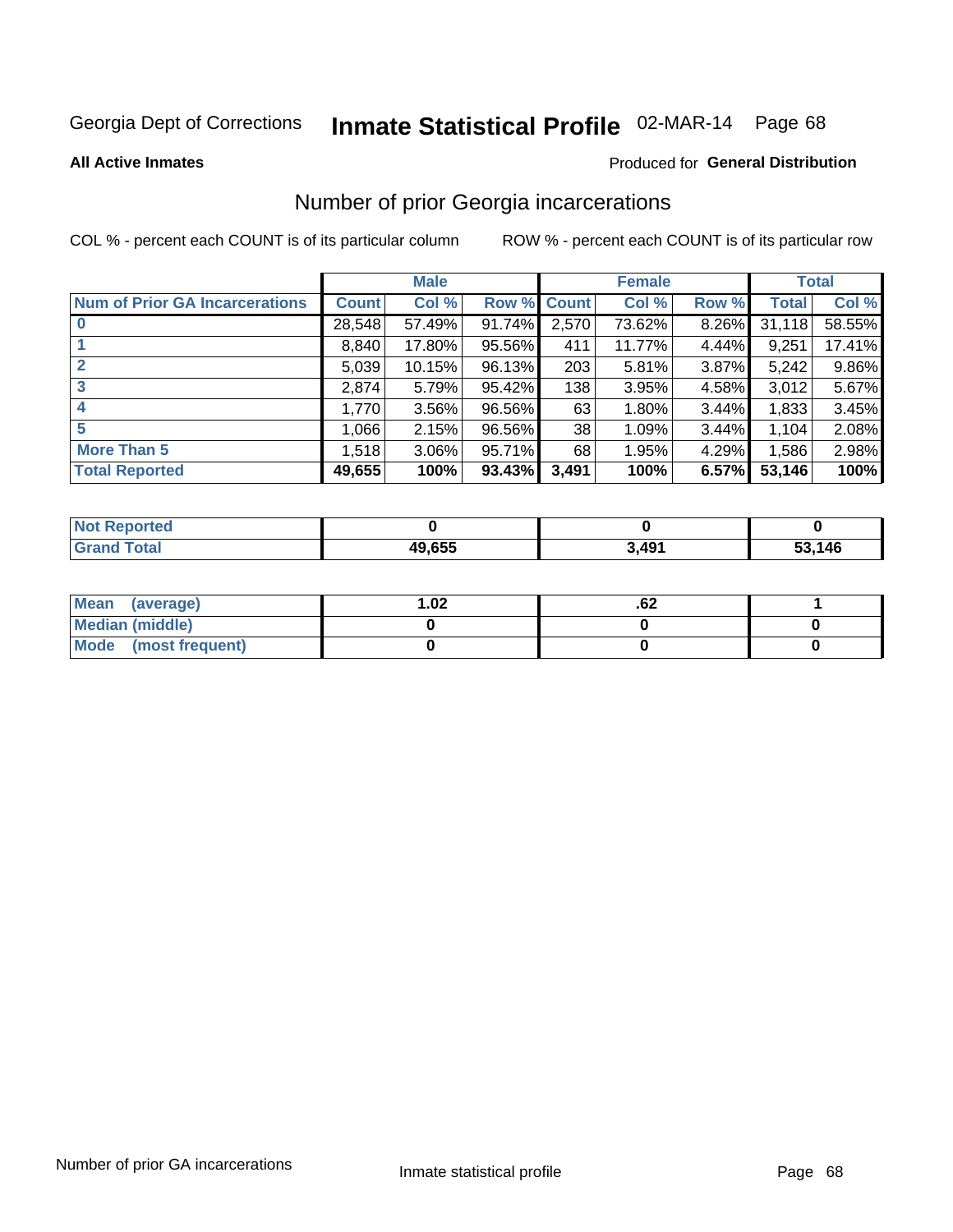Georgia Dept of Corrections **Inmate Statistical Profile** 02-MAR-14

**All Active Inmates**

Produced for **General Distribution**

## Number of prior Georgia incarcerations

COL % - percent each COUNT is of its particular column ROW % - percent each COUNT is of its particular row

| | Male | | | Female | | | Total | |
|---|---|---|---|---|---|---|---|---|
| **Num of Prior GA Incarcerations** | **Count** | **Col %** | **Row %** | **Count** | **Col %** | **Row %** | **Total** | **Col %** |
| **0** | 28,548 | 57.49% | 91.74% | 2,570 | 73.62% | 8.26% | 31,118 | 58.55% |
| **1** | 8,840 | 17.80% | 95.56% | 411 | 11.77% | 4.44% | 9,251 | 17.41% |
| **2** | 5,039 | 10.15% | 96.13% | 203 | 5.81% | 3.87% | 5,242 | 9.86% |
| **3** | 2,874 | 5.79% | 95.42% | 138 | 3.95% | 4.58% | 3,012 | 5.67% |
| **4** | 1,770 | 3.56% | 96.56% | 63 | 1.80% | 3.44% | 1,833 | 3.45% |
| **5** | 1,066 | 2.15% | 96.56% | 38 | 1.09% | 3.44% | 1,104 | 2.08% |
| **More Than 5** | 1,518 | 3.06% | 95.71% | 68 | 1.95% | 4.29% | 1,586 | 2.98% |
| **Total Reported** | **49,655** | **100%** | **93.43%** | **3,491** | **100%** | **6.57%** | **53,146** | **100%** |

| | Male | Female | Total |
|---|---|---|---|
| **Not Reported** | **0** | **0** | **0** |
| **Grand Total** | **49,655** | **3,491** | **53,146** |

| | Male | Female | Total |
|---|---|---|---|
| **Mean (average)** | **1.02** | **.62** | **1** |
| **Median (middle)** | **0** | **0** | **0** |
| **Mode (most frequent)** | **0** | **0** | **0** |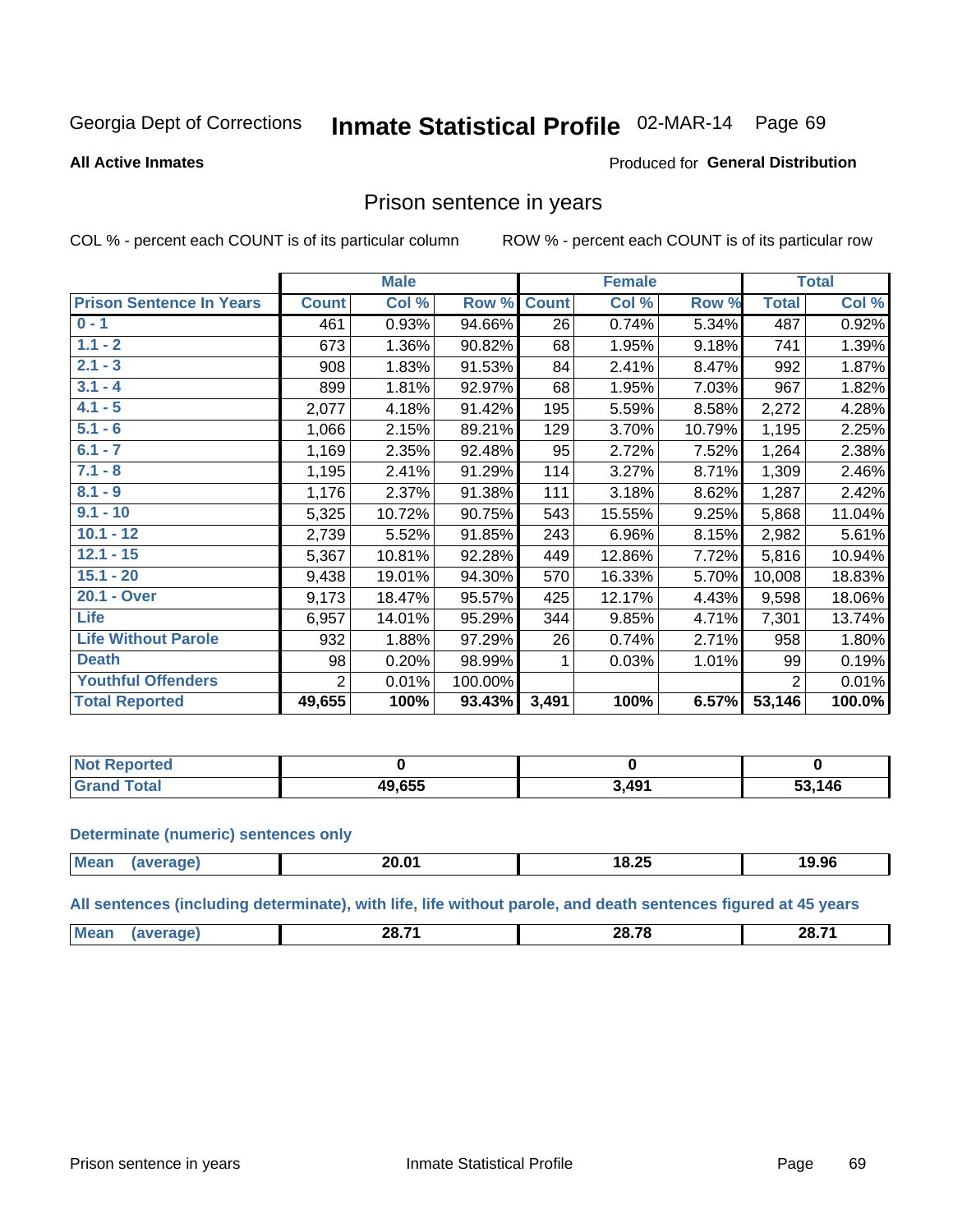Georgia Dept of Corrections **Inmate Statistical Profile** 02-MAR-14 Page 69

**All Active Inmates**

Produced for **General Distribution**

## Prison sentence in years

COL % - percent each COUNT is of its particular column

ROW % - percent each COUNT is of its particular row

| | Male | | | Female | | | Total | |
|---|---|---|---|---|---|---|---|---|
| **Prison Sentence In Years** | **Count** | **Col %** | **Row %** | **Count** | **Col %** | **Row %** | **Total** | **Col %** |
| **0 - 1** | 461 | 0.93% | 94.66% | 26 | 0.74% | 5.34% | 487 | 0.92% |
| **1.1 - 2** | 673 | 1.36% | 90.82% | 68 | 1.95% | 9.18% | 741 | 1.39% |
| **2.1 - 3** | 908 | 1.83% | 91.53% | 84 | 2.41% | 8.47% | 992 | 1.87% |
| **3.1 - 4** | 899 | 1.81% | 92.97% | 68 | 1.95% | 7.03% | 967 | 1.82% |
| **4.1 - 5** | 2,077 | 4.18% | 91.42% | 195 | 5.59% | 8.58% | 2,272 | 4.28% |
| **5.1 - 6** | 1,066 | 2.15% | 89.21% | 129 | 3.70% | 10.79% | 1,195 | 2.25% |
| **6.1 - 7** | 1,169 | 2.35% | 92.48% | 95 | 2.72% | 7.52% | 1,264 | 2.38% |
| **7.1 - 8** | 1,195 | 2.41% | 91.29% | 114 | 3.27% | 8.71% | 1,309 | 2.46% |
| **8.1 - 9** | 1,176 | 2.37% | 91.38% | 111 | 3.18% | 8.62% | 1,287 | 2.42% |
| **9.1 - 10** | 5,325 | 10.72% | 90.75% | 543 | 15.55% | 9.25% | 5,868 | 11.04% |
| **10.1 - 12** | 2,739 | 5.52% | 91.85% | 243 | 6.96% | 8.15% | 2,982 | 5.61% |
| **12.1 - 15** | 5,367 | 10.81% | 92.28% | 449 | 12.86% | 7.72% | 5,816 | 10.94% |
| **15.1 - 20** | 9,438 | 19.01% | 94.30% | 570 | 16.33% | 5.70% | 10,008 | 18.83% |
| **20.1 - Over** | 9,173 | 18.47% | 95.57% | 425 | 12.17% | 4.43% | 9,598 | 18.06% |
| **Life** | 6,957 | 14.01% | 95.29% | 344 | 9.85% | 4.71% | 7,301 | 13.74% |
| **Life Without Parole** | 932 | 1.88% | 97.29% | 26 | 0.74% | 2.71% | 958 | 1.80% |
| **Death** | 98 | 0.20% | 98.99% | 1 | 0.03% | 1.01% | 99 | 0.19% |
| **Youthful Offenders** | 2 | 0.01% | 100.00% | | | | 2 | 0.01% |
| **Total Reported** | **49,655** | **100%** | **93.43%** | **3,491** | **100%** | **6.57%** | **53,146** | **100.0%** |

| | Male | Female | Total |
|---|---|---|---|
| **Not Reported** | **0** | **0** | **0** |
| **Grand Total** | **49,655** | **3,491** | **53,146** |

**Determinate (numeric) sentences only**

| | Male | Female | Total |
|---|---|---|---|
| **Mean (average)** | **20.01** | **18.25** | **19.96** |

**All sentences (including determinate), with life, life without parole, and death sentences figured at 45 years**

| | Male | Female | Total |
|---|---|---|---|
| **Mean (average)** | **28.71** | **28.78** | **28.71** |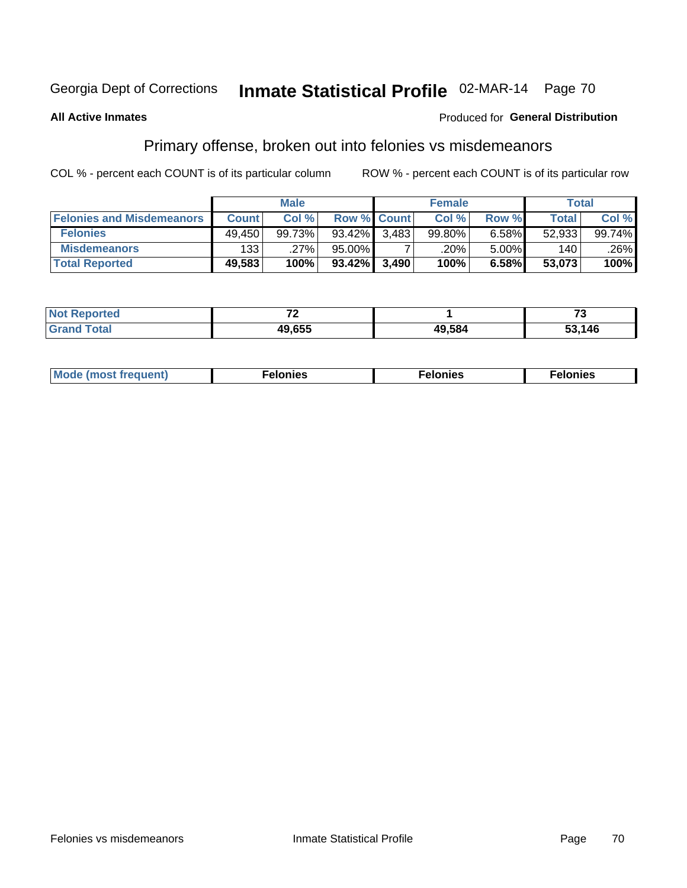Georgia Dept of Corrections **Inmate Statistical Profile** 02-MAR-14

**All Active Inmates**

Produced for **General Distribution**

## Primary offense, broken out into felonies vs misdemeanors

COL % - percent each COUNT is of its particular column

ROW % - percent each COUNT is of its particular row

| | Male | | | Female | | | Total | |
|---|---|---|---|---|---|---|---|---|
| **Felonies and Misdemeanors** | **Count** | **Col %** | **Row %** | **Count** | **Col %** | **Row %** | **Total** | **Col %** |
| **Felonies** | 49,450 | 99.73% | 93.42% | 3,483 | 99.80% | 6.58% | 52,933 | 99.74% |
| **Misdemeanors** | 133 | .27% | 95.00% | 7 | .20% | 5.00% | 140 | .26% |
| **Total Reported** | **49,583** | **100%** | **93.42%** | **3,490** | **100%** | **6.58%** | **53,073** | **100%** |

| | Male | Female | Total |
|---|---|---|---|
| **Not Reported** | **72** | **1** | **73** |
| **Grand Total** | **49,655** | **49,584** | **53,146** |

| | Male | Female | Total |
|---|---|---|---|
| **Mode (most frequent)** | **Felonies** | **Felonies** | **Felonies** |

Felonies vs misdemeanors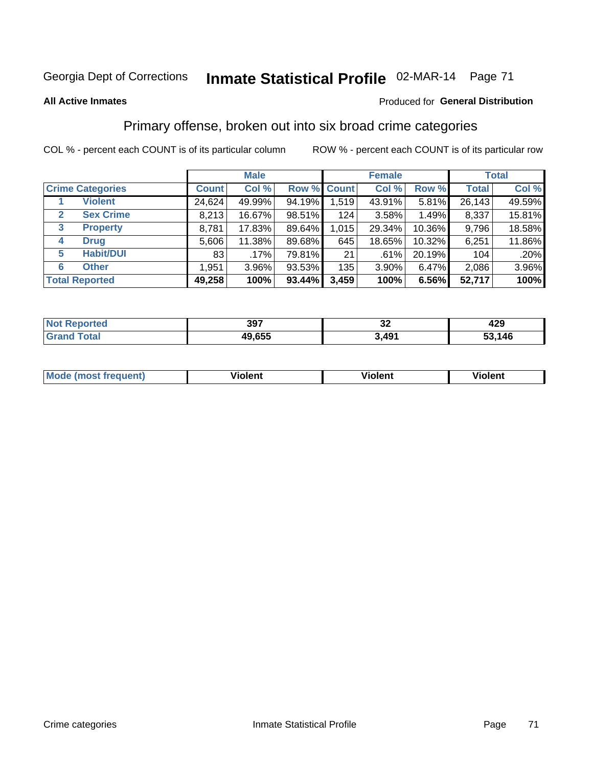Georgia Dept of Corrections **Inmate Statistical Profile** 02-MAR-14

**All Active Inmates**

Produced for **General Distribution**

## Primary offense, broken out into six broad crime categories

COL % - percent each COUNT is of its particular column    ROW % - percent each COUNT is of its particular row

| | | Male | | | Female | | | Total | |
|---|---|---|---|---|---|---|---|---|---|
| **Crime Categories** | | **Count** | **Col %** | **Row %** | **Count** | **Col %** | **Row %** | **Total** | **Col %** |
| 1 | **Violent** | 24,624 | 49.99% | 94.19% | 1,519 | 43.91% | 5.81% | 26,143 | 49.59% |
| 2 | **Sex Crime** | 8,213 | 16.67% | 98.51% | 124 | 3.58% | 1.49% | 8,337 | 15.81% |
| 3 | **Property** | 8,781 | 17.83% | 89.64% | 1,015 | 29.34% | 10.36% | 9,796 | 18.58% |
| 4 | **Drug** | 5,606 | 11.38% | 89.68% | 645 | 18.65% | 10.32% | 6,251 | 11.86% |
| 5 | **Habit/DUI** | 83 | .17% | 79.81% | 21 | .61% | 20.19% | 104 | .20% |
| 6 | **Other** | 1,951 | 3.96% | 93.53% | 135 | 3.90% | 6.47% | 2,086 | 3.96% |
| **Total Reported** | | **49,258** | **100%** | **93.44%** | **3,459** | **100%** | **6.56%** | **52,717** | **100%** |

| | Male | Female | Total |
|---|---|---|---|
| **Not Reported** | **397** | **32** | **429** |
| **Grand Total** | **49,655** | **3,491** | **53,146** |

| | Male | Female | Total |
|---|---|---|---|
| **Mode (most frequent)** | **Violent** | **Violent** | **Violent** |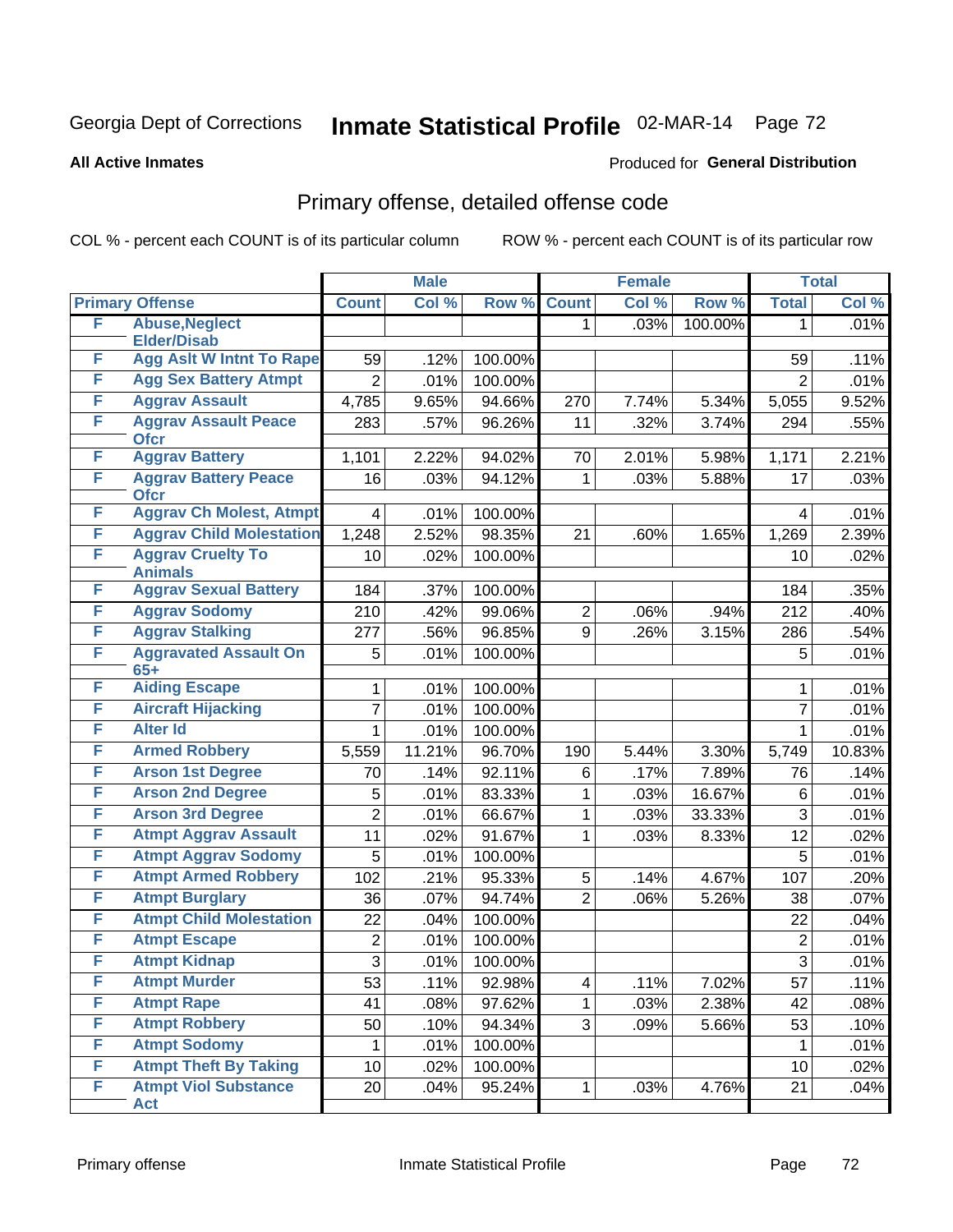Georgia Dept of Corrections **Inmate Statistical Profile** 02-MAR-14

**All Active Inmates**

Produced for **General Distribution**

## Primary offense, detailed offense code

COL % - percent each COUNT is of its particular column    ROW % - percent each COUNT is of its particular row

| Primary Offense | | Male | | | Female | | | Total | |
|---|---|---|---|---|---|---|---|---|---|
| | | Count | Col % | Row % | Count | Col % | Row % | Total | Col % |
| F | Abuse,Neglect Elder/Disab | | | | 1 | .03% | 100.00% | 1 | .01% |
| F | Agg Aslt W Intnt To Rape | 59 | .12% | 100.00% | | | | 59 | .11% |
| F | Agg Sex Battery Atmpt | 2 | .01% | 100.00% | | | | 2 | .01% |
| F | Aggrav Assault | 4,785 | 9.65% | 94.66% | 270 | 7.74% | 5.34% | 5,055 | 9.52% |
| F | Aggrav Assault Peace Ofcr | 283 | .57% | 96.26% | 11 | .32% | 3.74% | 294 | .55% |
| F | Aggrav Battery | 1,101 | 2.22% | 94.02% | 70 | 2.01% | 5.98% | 1,171 | 2.21% |
| F | Aggrav Battery Peace Ofcr | 16 | .03% | 94.12% | 1 | .03% | 5.88% | 17 | .03% |
| F | Aggrav Ch Molest, Atmpt | 4 | .01% | 100.00% | | | | 4 | .01% |
| F | Aggrav Child Molestation | 1,248 | 2.52% | 98.35% | 21 | .60% | 1.65% | 1,269 | 2.39% |
| F | Aggrav Cruelty To Animals | 10 | .02% | 100.00% | | | | 10 | .02% |
| F | Aggrav Sexual Battery | 184 | .37% | 100.00% | | | | 184 | .35% |
| F | Aggrav Sodomy | 210 | .42% | 99.06% | 2 | .06% | .94% | 212 | .40% |
| F | Aggrav Stalking | 277 | .56% | 96.85% | 9 | .26% | 3.15% | 286 | .54% |
| F | Aggravated Assault On 65+ | 5 | .01% | 100.00% | | | | 5 | .01% |
| F | Aiding Escape | 1 | .01% | 100.00% | | | | 1 | .01% |
| F | Aircraft Hijacking | 7 | .01% | 100.00% | | | | 7 | .01% |
| F | Alter Id | 1 | .01% | 100.00% | | | | 1 | .01% |
| F | Armed Robbery | 5,559 | 11.21% | 96.70% | 190 | 5.44% | 3.30% | 5,749 | 10.83% |
| F | Arson 1st Degree | 70 | .14% | 92.11% | 6 | .17% | 7.89% | 76 | .14% |
| F | Arson 2nd Degree | 5 | .01% | 83.33% | 1 | .03% | 16.67% | 6 | .01% |
| F | Arson 3rd Degree | 2 | .01% | 66.67% | 1 | .03% | 33.33% | 3 | .01% |
| F | Atmpt Aggrav Assault | 11 | .02% | 91.67% | 1 | .03% | 8.33% | 12 | .02% |
| F | Atmpt Aggrav Sodomy | 5 | .01% | 100.00% | | | | 5 | .01% |
| F | Atmpt Armed Robbery | 102 | .21% | 95.33% | 5 | .14% | 4.67% | 107 | .20% |
| F | Atmpt Burglary | 36 | .07% | 94.74% | 2 | .06% | 5.26% | 38 | .07% |
| F | Atmpt Child Molestation | 22 | .04% | 100.00% | | | | 22 | .04% |
| F | Atmpt Escape | 2 | .01% | 100.00% | | | | 2 | .01% |
| F | Atmpt Kidnap | 3 | .01% | 100.00% | | | | 3 | .01% |
| F | Atmpt Murder | 53 | .11% | 92.98% | 4 | .11% | 7.02% | 57 | .11% |
| F | Atmpt Rape | 41 | .08% | 97.62% | 1 | .03% | 2.38% | 42 | .08% |
| F | Atmpt Robbery | 50 | .10% | 94.34% | 3 | .09% | 5.66% | 53 | .10% |
| F | Atmpt Sodomy | 1 | .01% | 100.00% | | | | 1 | .01% |
| F | Atmpt Theft By Taking | 10 | .02% | 100.00% | | | | 10 | .02% |
| F | Atmpt Viol Substance Act | 20 | .04% | 95.24% | 1 | .03% | 4.76% | 21 | .04% |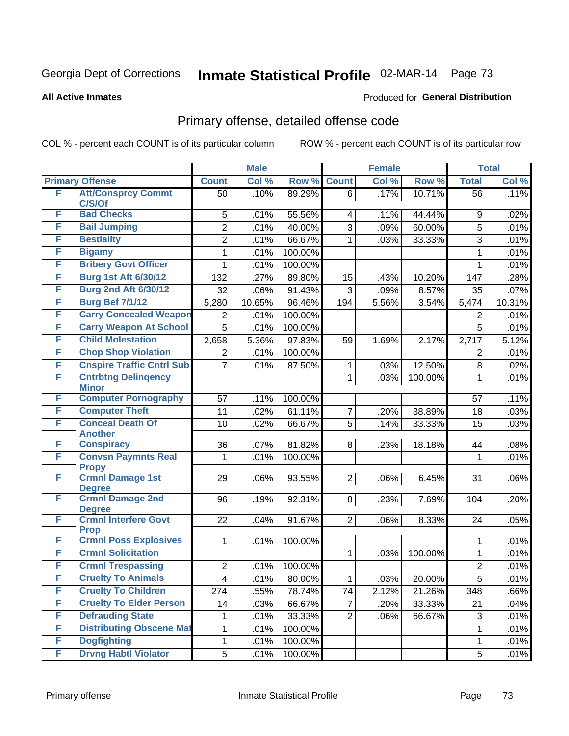Georgia Dept of Corrections **Inmate Statistical Profile** 02-MAR-14

**All Active Inmates**

Produced for **General Distribution**

## Primary offense, detailed offense code

COL % - percent each COUNT is of its particular column

ROW % - percent each COUNT is of its particular row

| Primary Offense | | Male | | | Female | | | Total | |
|---|---|---|---|---|---|---|---|---|---|
| | | Count | Col % | Row % | Count | Col % | Row % | Total | Col % |
| F | Att/Consprcy Commt C/S/Of | 50 | .10% | 89.29% | 6 | .17% | 10.71% | 56 | .11% |
| F | Bad Checks | 5 | .01% | 55.56% | 4 | .11% | 44.44% | 9 | .02% |
| F | Bail Jumping | 2 | .01% | 40.00% | 3 | .09% | 60.00% | 5 | .01% |
| F | Bestiality | 2 | .01% | 66.67% | 1 | .03% | 33.33% | 3 | .01% |
| F | Bigamy | 1 | .01% | 100.00% | | | | 1 | .01% |
| F | Bribery Govt Officer | 1 | .01% | 100.00% | | | | 1 | .01% |
| F | Burg 1st Aft 6/30/12 | 132 | .27% | 89.80% | 15 | .43% | 10.20% | 147 | .28% |
| F | Burg 2nd Aft 6/30/12 | 32 | .06% | 91.43% | 3 | .09% | 8.57% | 35 | .07% |
| F | Burg Bef 7/1/12 | 5,280 | 10.65% | 96.46% | 194 | 5.56% | 3.54% | 5,474 | 10.31% |
| F | Carry Concealed Weapon | 2 | .01% | 100.00% | | | | 2 | .01% |
| F | Carry Weapon At School | 5 | .01% | 100.00% | | | | 5 | .01% |
| F | Child Molestation | 2,658 | 5.36% | 97.83% | 59 | 1.69% | 2.17% | 2,717 | 5.12% |
| F | Chop Shop Violation | 2 | .01% | 100.00% | | | | 2 | .01% |
| F | Cnspire Traffic Cntrl Sub | 7 | .01% | 87.50% | 1 | .03% | 12.50% | 8 | .02% |
| F | Cntrbtng Delinqency Minor | | | | 1 | .03% | 100.00% | 1 | .01% |
| F | Computer Pornography | 57 | .11% | 100.00% | | | | 57 | .11% |
| F | Computer Theft | 11 | .02% | 61.11% | 7 | .20% | 38.89% | 18 | .03% |
| F | Conceal Death Of Another | 10 | .02% | 66.67% | 5 | .14% | 33.33% | 15 | .03% |
| F | Conspiracy | 36 | .07% | 81.82% | 8 | .23% | 18.18% | 44 | .08% |
| F | Convsn Paymnts Real Propy | 1 | .01% | 100.00% | | | | 1 | .01% |
| F | Crmnl Damage 1st Degree | 29 | .06% | 93.55% | 2 | .06% | 6.45% | 31 | .06% |
| F | Crmnl Damage 2nd Degree | 96 | .19% | 92.31% | 8 | .23% | 7.69% | 104 | .20% |
| F | Crmnl Interfere Govt Prop | 22 | .04% | 91.67% | 2 | .06% | 8.33% | 24 | .05% |
| F | Crmnl Poss Explosives | 1 | .01% | 100.00% | | | | 1 | .01% |
| F | Crmnl Solicitation | | | | 1 | .03% | 100.00% | 1 | .01% |
| F | Crmnl Trespassing | 2 | .01% | 100.00% | | | | 2 | .01% |
| F | Cruelty To Animals | 4 | .01% | 80.00% | 1 | .03% | 20.00% | 5 | .01% |
| F | Cruelty To Children | 274 | .55% | 78.74% | 74 | 2.12% | 21.26% | 348 | .66% |
| F | Cruelty To Elder Person | 14 | .03% | 66.67% | 7 | .20% | 33.33% | 21 | .04% |
| F | Defrauding State | 1 | .01% | 33.33% | 2 | .06% | 66.67% | 3 | .01% |
| F | Distributing Obscene Mat | 1 | .01% | 100.00% | | | | 1 | .01% |
| F | Dogfighting | 1 | .01% | 100.00% | | | | 1 | .01% |
| F | Drvng Habtl Violator | 5 | .01% | 100.00% | | | | 5 | .01% |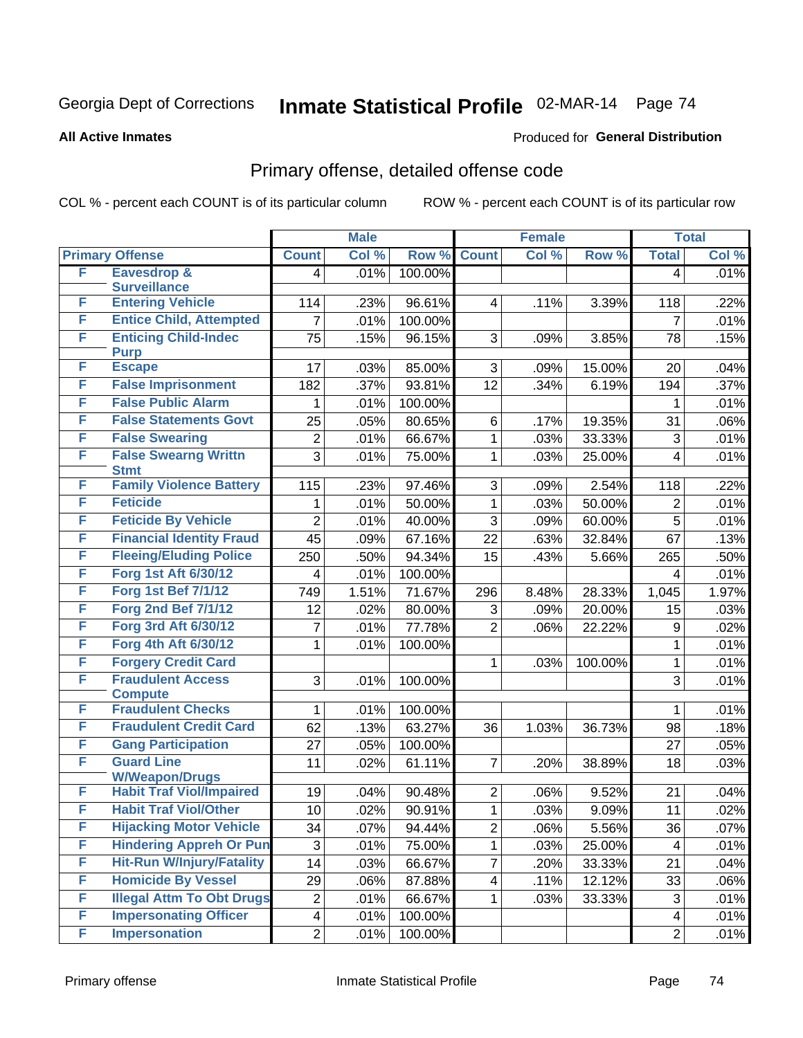Georgia Dept of Corrections **Inmate Statistical Profile** 02-MAR-14

**All Active Inmates**

Produced for **General Distribution**

## Primary offense, detailed offense code

COL % - percent each COUNT is of its particular column ROW % - percent each COUNT is of its particular row

| Primary Offense | | Male | | | Female | | | Total | |
|---|---|---|---|---|---|---|---|---|---|
| | | Count | Col % | Row % | Count | Col % | Row % | Total | Col % |
| F | Eavesdrop & Surveillance | 4 | .01% | 100.00% | | | | 4 | .01% |
| F | Entering Vehicle | 114 | .23% | 96.61% | 4 | .11% | 3.39% | 118 | .22% |
| F | Entice Child, Attempted | 7 | .01% | 100.00% | | | | 7 | .01% |
| F | Enticing Child-Indec Purp | 75 | .15% | 96.15% | 3 | .09% | 3.85% | 78 | .15% |
| F | Escape | 17 | .03% | 85.00% | 3 | .09% | 15.00% | 20 | .04% |
| F | False Imprisonment | 182 | .37% | 93.81% | 12 | .34% | 6.19% | 194 | .37% |
| F | False Public Alarm | 1 | .01% | 100.00% | | | | 1 | .01% |
| F | False Statements Govt | 25 | .05% | 80.65% | 6 | .17% | 19.35% | 31 | .06% |
| F | False Swearing | 2 | .01% | 66.67% | 1 | .03% | 33.33% | 3 | .01% |
| F | False Swearng Writtn Stmt | 3 | .01% | 75.00% | 1 | .03% | 25.00% | 4 | .01% |
| F | Family Violence Battery | 115 | .23% | 97.46% | 3 | .09% | 2.54% | 118 | .22% |
| F | Feticide | 1 | .01% | 50.00% | 1 | .03% | 50.00% | 2 | .01% |
| F | Feticide By Vehicle | 2 | .01% | 40.00% | 3 | .09% | 60.00% | 5 | .01% |
| F | Financial Identity Fraud | 45 | .09% | 67.16% | 22 | .63% | 32.84% | 67 | .13% |
| F | Fleeing/Eluding Police | 250 | .50% | 94.34% | 15 | .43% | 5.66% | 265 | .50% |
| F | Forg 1st Aft 6/30/12 | 4 | .01% | 100.00% | | | | 4 | .01% |
| F | Forg 1st Bef 7/1/12 | 749 | 1.51% | 71.67% | 296 | 8.48% | 28.33% | 1,045 | 1.97% |
| F | Forg 2nd Bef 7/1/12 | 12 | .02% | 80.00% | 3 | .09% | 20.00% | 15 | .03% |
| F | Forg 3rd Aft 6/30/12 | 7 | .01% | 77.78% | 2 | .06% | 22.22% | 9 | .02% |
| F | Forg 4th Aft 6/30/12 | 1 | .01% | 100.00% | | | | 1 | .01% |
| F | Forgery Credit Card | | | | 1 | .03% | 100.00% | 1 | .01% |
| F | Fraudulent Access Compute | 3 | .01% | 100.00% | | | | 3 | .01% |
| F | Fraudulent Checks | 1 | .01% | 100.00% | | | | 1 | .01% |
| F | Fraudulent Credit Card | 62 | .13% | 63.27% | 36 | 1.03% | 36.73% | 98 | .18% |
| F | Gang Participation | 27 | .05% | 100.00% | | | | 27 | .05% |
| F | Guard Line W/Weapon/Drugs | 11 | .02% | 61.11% | 7 | .20% | 38.89% | 18 | .03% |
| F | Habit Traf Viol/Impaired | 19 | .04% | 90.48% | 2 | .06% | 9.52% | 21 | .04% |
| F | Habit Traf Viol/Other | 10 | .02% | 90.91% | 1 | .03% | 9.09% | 11 | .02% |
| F | Hijacking Motor Vehicle | 34 | .07% | 94.44% | 2 | .06% | 5.56% | 36 | .07% |
| F | Hindering Appreh Or Pun | 3 | .01% | 75.00% | 1 | .03% | 25.00% | 4 | .01% |
| F | Hit-Run W/Injury/Fatality | 14 | .03% | 66.67% | 7 | .20% | 33.33% | 21 | .04% |
| F | Homicide By Vessel | 29 | .06% | 87.88% | 4 | .11% | 12.12% | 33 | .06% |
| F | Illegal Attm To Obt Drugs | 2 | .01% | 66.67% | 1 | .03% | 33.33% | 3 | .01% |
| F | Impersonating Officer | 4 | .01% | 100.00% | | | | 4 | .01% |
| F | Impersonation | 2 | .01% | 100.00% | | | | 2 | .01% |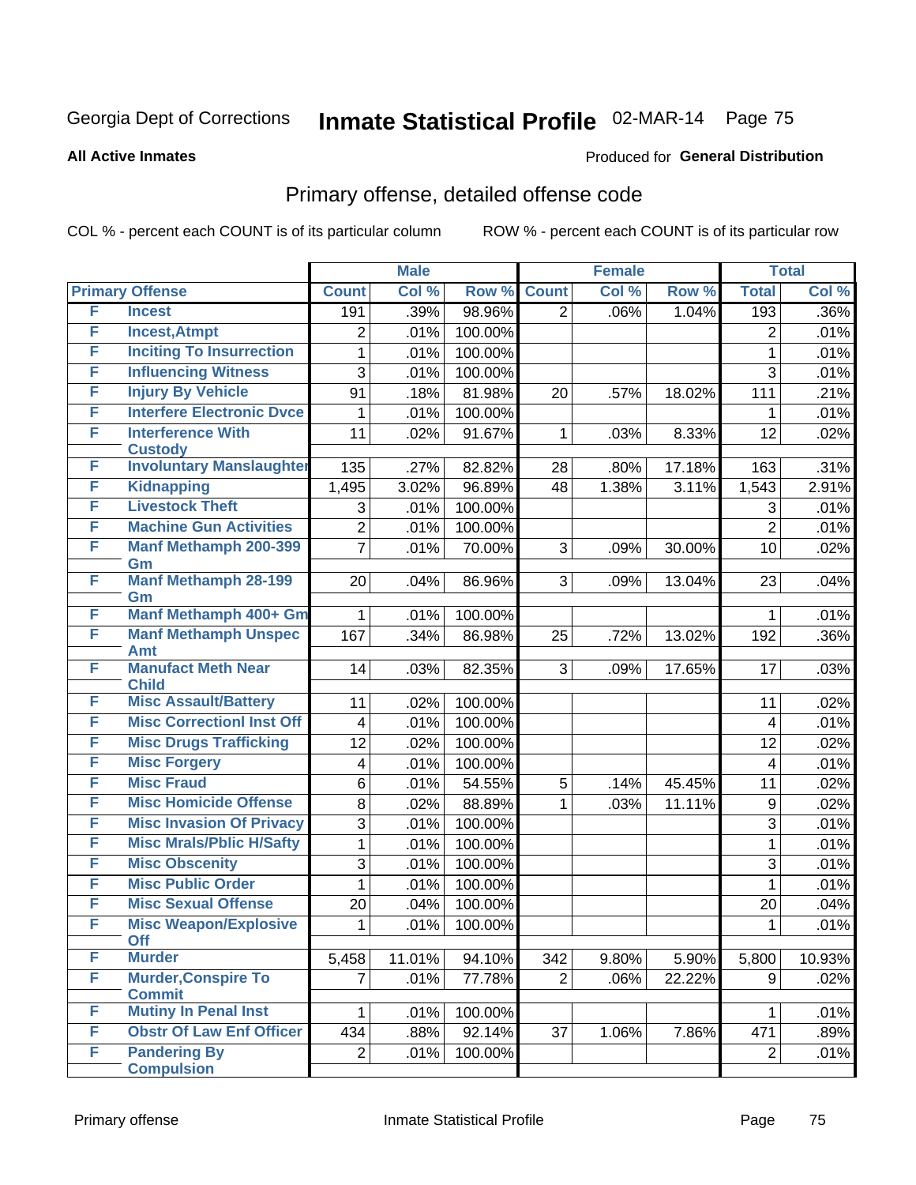Georgia Dept of Corrections **Inmate Statistical Profile** 02-MAR-14

**All Active Inmates**

Produced for **General Distribution**

## Primary offense, detailed offense code

COL % - percent each COUNT is of its particular column

ROW % - percent each COUNT is of its particular row

| Primary Offense | | Male | | | Female | | | Total | |
|---|---|---|---|---|---|---|---|---|---|
| | | Count | Col % | Row % | Count | Col % | Row % | Total | Col % |
| F | Incest | 191 | .39% | 98.96% | 2 | .06% | 1.04% | 193 | .36% |
| F | Incest,Atmpt | 2 | .01% | 100.00% | | | | 2 | .01% |
| F | Inciting To Insurrection | 1 | .01% | 100.00% | | | | 1 | .01% |
| F | Influencing Witness | 3 | .01% | 100.00% | | | | 3 | .01% |
| F | Injury By Vehicle | 91 | .18% | 81.98% | 20 | .57% | 18.02% | 111 | .21% |
| F | Interfere Electronic Dvce | 1 | .01% | 100.00% | | | | 1 | .01% |
| F | Interference With Custody | 11 | .02% | 91.67% | 1 | .03% | 8.33% | 12 | .02% |
| F | Involuntary Manslaughter | 135 | .27% | 82.82% | 28 | .80% | 17.18% | 163 | .31% |
| F | Kidnapping | 1,495 | 3.02% | 96.89% | 48 | 1.38% | 3.11% | 1,543 | 2.91% |
| F | Livestock Theft | 3 | .01% | 100.00% | | | | 3 | .01% |
| F | Machine Gun Activities | 2 | .01% | 100.00% | | | | 2 | .01% |
| F | Manf Methamph 200-399 Gm | 7 | .01% | 70.00% | 3 | .09% | 30.00% | 10 | .02% |
| F | Manf Methamph 28-199 Gm | 20 | .04% | 86.96% | 3 | .09% | 13.04% | 23 | .04% |
| F | Manf Methamph 400+ Gm | 1 | .01% | 100.00% | | | | 1 | .01% |
| F | Manf Methamph Unspec Amt | 167 | .34% | 86.98% | 25 | .72% | 13.02% | 192 | .36% |
| F | Manufact Meth Near Child | 14 | .03% | 82.35% | 3 | .09% | 17.65% | 17 | .03% |
| F | Misc Assault/Battery | 11 | .02% | 100.00% | | | | 11 | .02% |
| F | Misc Correctionl Inst Off | 4 | .01% | 100.00% | | | | 4 | .01% |
| F | Misc Drugs Trafficking | 12 | .02% | 100.00% | | | | 12 | .02% |
| F | Misc Forgery | 4 | .01% | 100.00% | | | | 4 | .01% |
| F | Misc Fraud | 6 | .01% | 54.55% | 5 | .14% | 45.45% | 11 | .02% |
| F | Misc Homicide Offense | 8 | .02% | 88.89% | 1 | .03% | 11.11% | 9 | .02% |
| F | Misc Invasion Of Privacy | 3 | .01% | 100.00% | | | | 3 | .01% |
| F | Misc Mrals/Pblic H/Safty | 1 | .01% | 100.00% | | | | 1 | .01% |
| F | Misc Obscenity | 3 | .01% | 100.00% | | | | 3 | .01% |
| F | Misc Public Order | 1 | .01% | 100.00% | | | | 1 | .01% |
| F | Misc Sexual Offense | 20 | .04% | 100.00% | | | | 20 | .04% |
| F | Misc Weapon/Explosive Off | 1 | .01% | 100.00% | | | | 1 | .01% |
| F | Murder | 5,458 | 11.01% | 94.10% | 342 | 9.80% | 5.90% | 5,800 | 10.93% |
| F | Murder,Conspire To Commit | 7 | .01% | 77.78% | 2 | .06% | 22.22% | 9 | .02% |
| F | Mutiny In Penal Inst | 1 | .01% | 100.00% | | | | 1 | .01% |
| F | Obstr Of Law Enf Officer | 434 | .88% | 92.14% | 37 | 1.06% | 7.86% | 471 | .89% |
| F | Pandering By Compulsion | 2 | .01% | 100.00% | | | | 2 | .01% |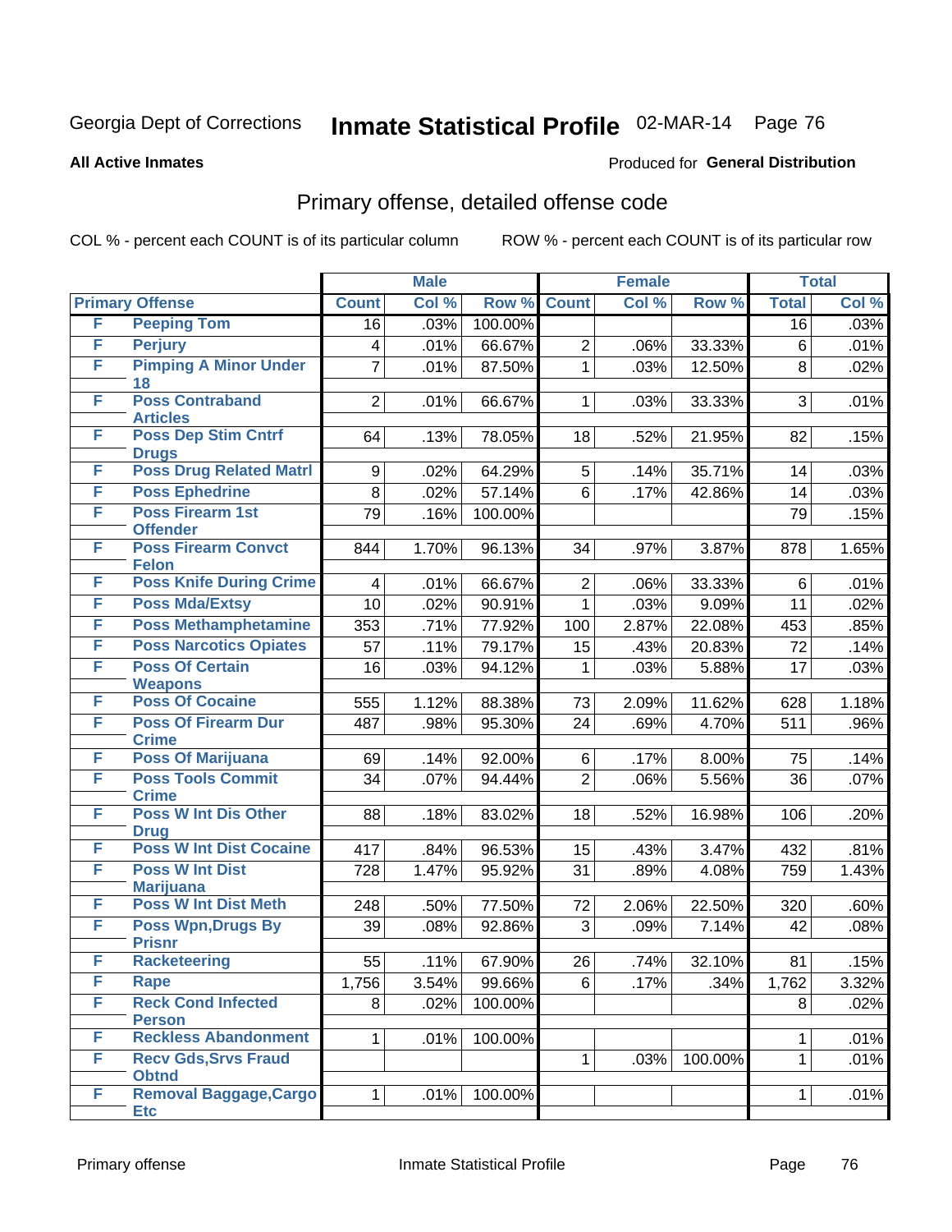Georgia Dept of Corrections **Inmate Statistical Profile** 02-MAR-14

**All Active Inmates**

Produced for **General Distribution**

## Primary offense, detailed offense code

COL % - percent each COUNT is of its particular column ROW % - percent each COUNT is of its particular row

| Primary Offense | | Male | | | Female | | | Total | |
|---|---|---|---|---|---|---|---|---|---|
| | | Count | Col % | Row % | Count | Col % | Row % | Total | Col % |
| F | Peeping Tom | 16 | .03% | 100.00% | | | | 16 | .03% |
| F | Perjury | 4 | .01% | 66.67% | 2 | .06% | 33.33% | 6 | .01% |
| F | Pimping A Minor Under 18 | 7 | .01% | 87.50% | 1 | .03% | 12.50% | 8 | .02% |
| F | Poss Contraband Articles | 2 | .01% | 66.67% | 1 | .03% | 33.33% | 3 | .01% |
| F | Poss Dep Stim Cntrf Drugs | 64 | .13% | 78.05% | 18 | .52% | 21.95% | 82 | .15% |
| F | Poss Drug Related Matrl | 9 | .02% | 64.29% | 5 | .14% | 35.71% | 14 | .03% |
| F | Poss Ephedrine | 8 | .02% | 57.14% | 6 | .17% | 42.86% | 14 | .03% |
| F | Poss Firearm 1st Offender | 79 | .16% | 100.00% | | | | 79 | .15% |
| F | Poss Firearm Convct Felon | 844 | 1.70% | 96.13% | 34 | .97% | 3.87% | 878 | 1.65% |
| F | Poss Knife During Crime | 4 | .01% | 66.67% | 2 | .06% | 33.33% | 6 | .01% |
| F | Poss Mda/Extsy | 10 | .02% | 90.91% | 1 | .03% | 9.09% | 11 | .02% |
| F | Poss Methamphetamine | 353 | .71% | 77.92% | 100 | 2.87% | 22.08% | 453 | .85% |
| F | Poss Narcotics Opiates | 57 | .11% | 79.17% | 15 | .43% | 20.83% | 72 | .14% |
| F | Poss Of Certain Weapons | 16 | .03% | 94.12% | 1 | .03% | 5.88% | 17 | .03% |
| F | Poss Of Cocaine | 555 | 1.12% | 88.38% | 73 | 2.09% | 11.62% | 628 | 1.18% |
| F | Poss Of Firearm Dur Crime | 487 | .98% | 95.30% | 24 | .69% | 4.70% | 511 | .96% |
| F | Poss Of Marijuana | 69 | .14% | 92.00% | 6 | .17% | 8.00% | 75 | .14% |
| F | Poss Tools Commit Crime | 34 | .07% | 94.44% | 2 | .06% | 5.56% | 36 | .07% |
| F | Poss W Int Dis Other Drug | 88 | .18% | 83.02% | 18 | .52% | 16.98% | 106 | .20% |
| F | Poss W Int Dist Cocaine | 417 | .84% | 96.53% | 15 | .43% | 3.47% | 432 | .81% |
| F | Poss W Int Dist Marijuana | 728 | 1.47% | 95.92% | 31 | .89% | 4.08% | 759 | 1.43% |
| F | Poss W Int Dist Meth | 248 | .50% | 77.50% | 72 | 2.06% | 22.50% | 320 | .60% |
| F | Poss Wpn,Drugs By Prisnr | 39 | .08% | 92.86% | 3 | .09% | 7.14% | 42 | .08% |
| F | Racketeering | 55 | .11% | 67.90% | 26 | .74% | 32.10% | 81 | .15% |
| F | Rape | 1,756 | 3.54% | 99.66% | 6 | .17% | .34% | 1,762 | 3.32% |
| F | Reck Cond Infected Person | 8 | .02% | 100.00% | | | | 8 | .02% |
| F | Reckless Abandonment | 1 | .01% | 100.00% | | | | 1 | .01% |
| F | Recv Gds,Srvs Fraud Obtnd | | | | 1 | .03% | 100.00% | 1 | .01% |
| F | Removal Baggage,Cargo Etc | 1 | .01% | 100.00% | | | | 1 | .01% |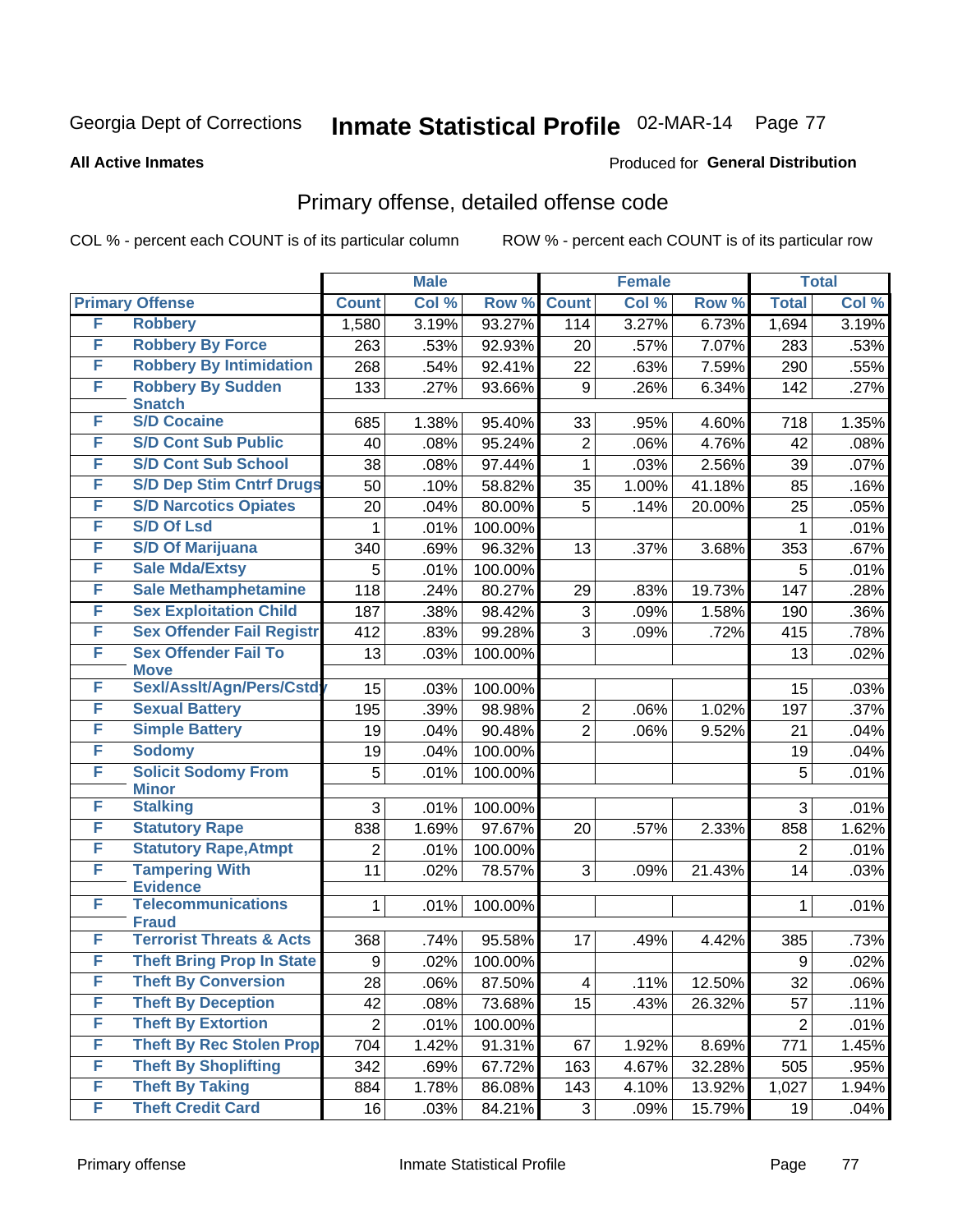Georgia Dept of Corrections **Inmate Statistical Profile** 02-MAR-14

**All Active Inmates**

Produced for **General Distribution**

## Primary offense, detailed offense code

COL % - percent each COUNT is of its particular column

ROW % - percent each COUNT is of its particular row

| Primary Offense | | Male | | | Female | | | Total | |
|---|---|---|---|---|---|---|---|---|---|
| | | Count | Col % | Row % | Count | Col % | Row % | Total | Col % |
| F | Robbery | 1,580 | 3.19% | 93.27% | 114 | 3.27% | 6.73% | 1,694 | 3.19% |
| F | Robbery By Force | 263 | .53% | 92.93% | 20 | .57% | 7.07% | 283 | .53% |
| F | Robbery By Intimidation | 268 | .54% | 92.41% | 22 | .63% | 7.59% | 290 | .55% |
| F | Robbery By Sudden Snatch | 133 | .27% | 93.66% | 9 | .26% | 6.34% | 142 | .27% |
| F | S/D Cocaine | 685 | 1.38% | 95.40% | 33 | .95% | 4.60% | 718 | 1.35% |
| F | S/D Cont Sub Public | 40 | .08% | 95.24% | 2 | .06% | 4.76% | 42 | .08% |
| F | S/D Cont Sub School | 38 | .08% | 97.44% | 1 | .03% | 2.56% | 39 | .07% |
| F | S/D Dep Stim Cntrf Drugs | 50 | .10% | 58.82% | 35 | 1.00% | 41.18% | 85 | .16% |
| F | S/D Narcotics Opiates | 20 | .04% | 80.00% | 5 | .14% | 20.00% | 25 | .05% |
| F | S/D Of Lsd | 1 | .01% | 100.00% | | | | 1 | .01% |
| F | S/D Of Marijuana | 340 | .69% | 96.32% | 13 | .37% | 3.68% | 353 | .67% |
| F | Sale Mda/Extsy | 5 | .01% | 100.00% | | | | 5 | .01% |
| F | Sale Methamphetamine | 118 | .24% | 80.27% | 29 | .83% | 19.73% | 147 | .28% |
| F | Sex Exploitation Child | 187 | .38% | 98.42% | 3 | .09% | 1.58% | 190 | .36% |
| F | Sex Offender Fail Registr | 412 | .83% | 99.28% | 3 | .09% | .72% | 415 | .78% |
| F | Sex Offender Fail To Move | 13 | .03% | 100.00% | | | | 13 | .02% |
| F | Sexl/Asslt/Agn/Pers/Cstdy | 15 | .03% | 100.00% | | | | 15 | .03% |
| F | Sexual Battery | 195 | .39% | 98.98% | 2 | .06% | 1.02% | 197 | .37% |
| F | Simple Battery | 19 | .04% | 90.48% | 2 | .06% | 9.52% | 21 | .04% |
| F | Sodomy | 19 | .04% | 100.00% | | | | 19 | .04% |
| F | Solicit Sodomy From Minor | 5 | .01% | 100.00% | | | | 5 | .01% |
| F | Stalking | 3 | .01% | 100.00% | | | | 3 | .01% |
| F | Statutory Rape | 838 | 1.69% | 97.67% | 20 | .57% | 2.33% | 858 | 1.62% |
| F | Statutory Rape,Atmpt | 2 | .01% | 100.00% | | | | 2 | .01% |
| F | Tampering With Evidence | 11 | .02% | 78.57% | 3 | .09% | 21.43% | 14 | .03% |
| F | Telecommunications Fraud | 1 | .01% | 100.00% | | | | 1 | .01% |
| F | Terrorist Threats & Acts | 368 | .74% | 95.58% | 17 | .49% | 4.42% | 385 | .73% |
| F | Theft Bring Prop In State | 9 | .02% | 100.00% | | | | 9 | .02% |
| F | Theft By Conversion | 28 | .06% | 87.50% | 4 | .11% | 12.50% | 32 | .06% |
| F | Theft By Deception | 42 | .08% | 73.68% | 15 | .43% | 26.32% | 57 | .11% |
| F | Theft By Extortion | 2 | .01% | 100.00% | | | | 2 | .01% |
| F | Theft By Rec Stolen Prop | 704 | 1.42% | 91.31% | 67 | 1.92% | 8.69% | 771 | 1.45% |
| F | Theft By Shoplifting | 342 | .69% | 67.72% | 163 | 4.67% | 32.28% | 505 | .95% |
| F | Theft By Taking | 884 | 1.78% | 86.08% | 143 | 4.10% | 13.92% | 1,027 | 1.94% |
| F | Theft Credit Card | 16 | .03% | 84.21% | 3 | .09% | 15.79% | 19 | .04% |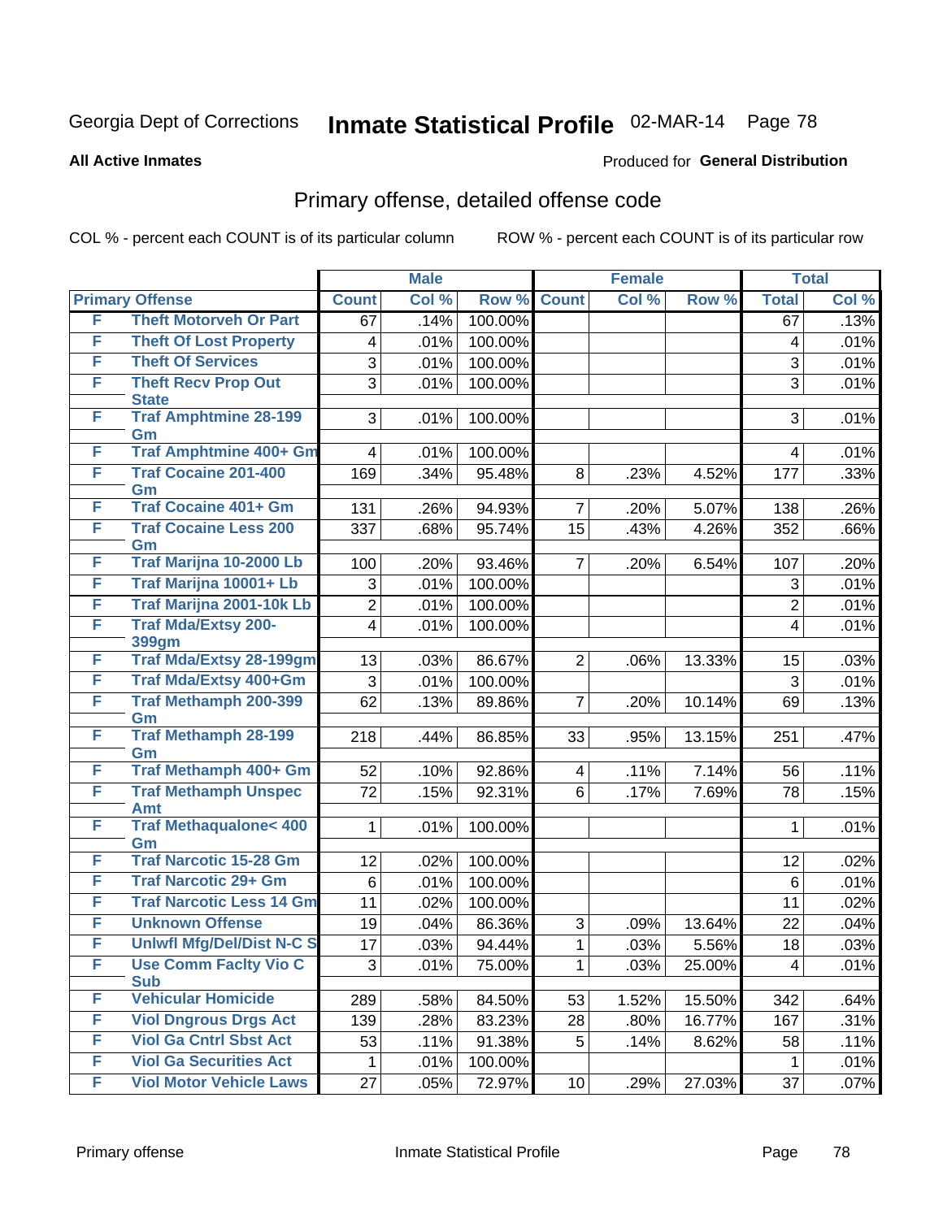Georgia Dept of Corrections **Inmate Statistical Profile** 02-MAR-14 Page 78

**All Active Inmates**

Produced for **General Distribution**

## Primary offense, detailed offense code

COL % - percent each COUNT is of its particular column ROW % - percent each COUNT is of its particular row

| Primary Offense | | Male | | | Female | | | Total | |
|---|---|---|---|---|---|---|---|---|---|
| | | Count | Col % | Row % | Count | Col % | Row % | Total | Col % |
| F | Theft Motorveh Or Part | 67 | .14% | 100.00% | | | | 67 | .13% |
| F | Theft Of Lost Property | 4 | .01% | 100.00% | | | | 4 | .01% |
| F | Theft Of Services | 3 | .01% | 100.00% | | | | 3 | .01% |
| F | Theft Recv Prop Out State | 3 | .01% | 100.00% | | | | 3 | .01% |
| F | Traf Amphtmine 28-199 Gm | 3 | .01% | 100.00% | | | | 3 | .01% |
| F | Traf Amphtmine 400+ Gm | 4 | .01% | 100.00% | | | | 4 | .01% |
| F | Traf Cocaine 201-400 Gm | 169 | .34% | 95.48% | 8 | .23% | 4.52% | 177 | .33% |
| F | Traf Cocaine 401+ Gm | 131 | .26% | 94.93% | 7 | .20% | 5.07% | 138 | .26% |
| F | Traf Cocaine Less 200 Gm | 337 | .68% | 95.74% | 15 | .43% | 4.26% | 352 | .66% |
| F | Traf Marijna 10-2000 Lb | 100 | .20% | 93.46% | 7 | .20% | 6.54% | 107 | .20% |
| F | Traf Marijna 10001+ Lb | 3 | .01% | 100.00% | | | | 3 | .01% |
| F | Traf Marijna 2001-10k Lb | 2 | .01% | 100.00% | | | | 2 | .01% |
| F | Traf Mda/Extsy 200-399gm | 4 | .01% | 100.00% | | | | 4 | .01% |
| F | Traf Mda/Extsy 28-199gm | 13 | .03% | 86.67% | 2 | .06% | 13.33% | 15 | .03% |
| F | Traf Mda/Extsy 400+Gm | 3 | .01% | 100.00% | | | | 3 | .01% |
| F | Traf Methamph 200-399 Gm | 62 | .13% | 89.86% | 7 | .20% | 10.14% | 69 | .13% |
| F | Traf Methamph 28-199 Gm | 218 | .44% | 86.85% | 33 | .95% | 13.15% | 251 | .47% |
| F | Traf Methamph 400+ Gm | 52 | .10% | 92.86% | 4 | .11% | 7.14% | 56 | .11% |
| F | Traf Methamph Unspec Amt | 72 | .15% | 92.31% | 6 | .17% | 7.69% | 78 | .15% |
| F | Traf Methaqualone< 400 Gm | 1 | .01% | 100.00% | | | | 1 | .01% |
| F | Traf Narcotic 15-28 Gm | 12 | .02% | 100.00% | | | | 12 | .02% |
| F | Traf Narcotic 29+ Gm | 6 | .01% | 100.00% | | | | 6 | .01% |
| F | Traf Narcotic Less 14 Gm | 11 | .02% | 100.00% | | | | 11 | .02% |
| F | Unknown Offense | 19 | .04% | 86.36% | 3 | .09% | 13.64% | 22 | .04% |
| F | Unlwfl Mfg/Del/Dist N-C S | 17 | .03% | 94.44% | 1 | .03% | 5.56% | 18 | .03% |
| F | Use Comm Faclty Vio C Sub | 3 | .01% | 75.00% | 1 | .03% | 25.00% | 4 | .01% |
| F | Vehicular Homicide | 289 | .58% | 84.50% | 53 | 1.52% | 15.50% | 342 | .64% |
| F | Viol Dngrous Drgs Act | 139 | .28% | 83.23% | 28 | .80% | 16.77% | 167 | .31% |
| F | Viol Ga Cntrl Sbst Act | 53 | .11% | 91.38% | 5 | .14% | 8.62% | 58 | .11% |
| F | Viol Ga Securities Act | 1 | .01% | 100.00% | | | | 1 | .01% |
| F | Viol Motor Vehicle Laws | 27 | .05% | 72.97% | 10 | .29% | 27.03% | 37 | .07% |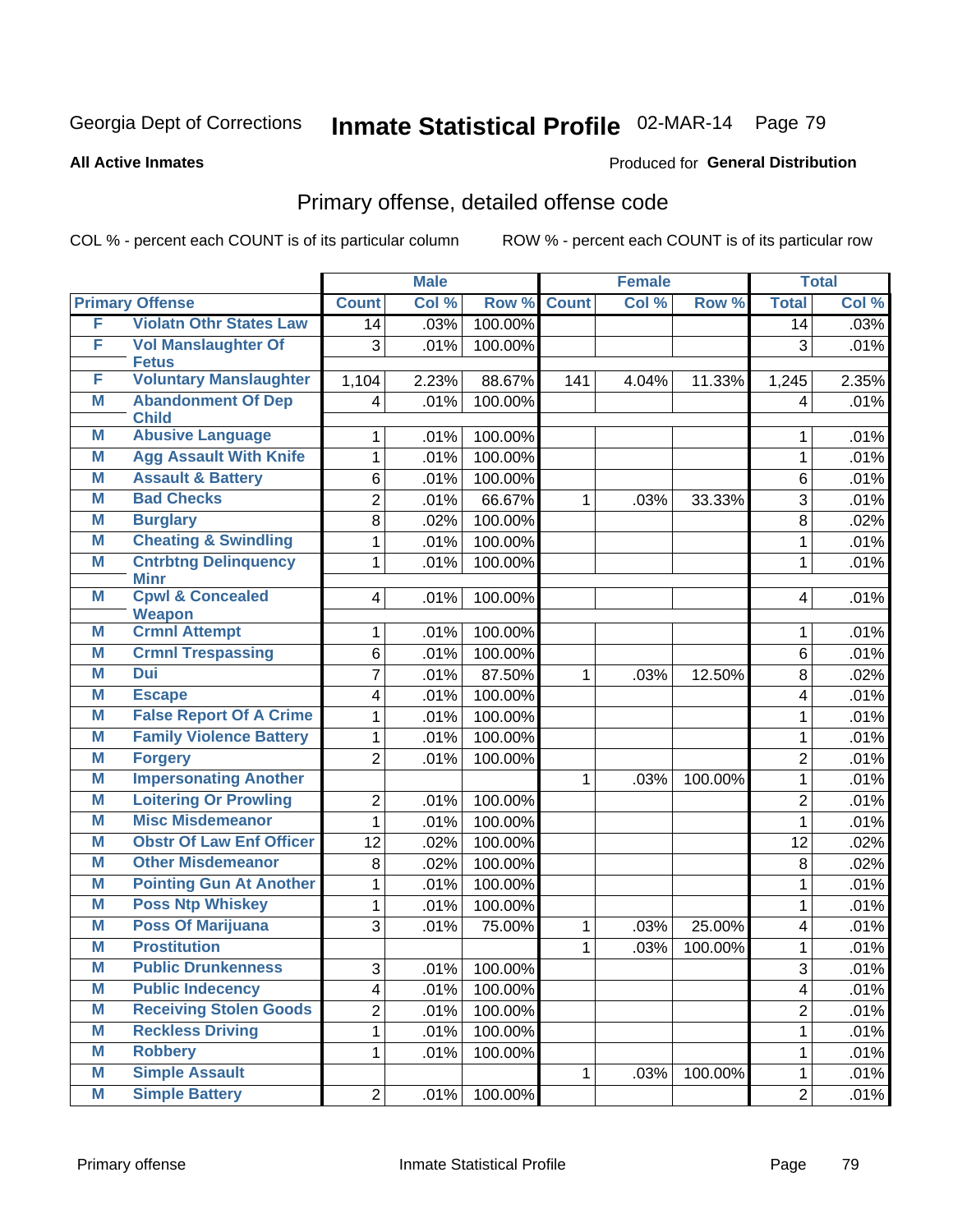Georgia Dept of Corrections **Inmate Statistical Profile** 02-MAR-14

**All Active Inmates**

Produced for **General Distribution**

## Primary offense, detailed offense code

COL % - percent each COUNT is of its particular column   ROW % - percent each COUNT is of its particular row

| Primary Offense | | Male | | | Female | | | Total | |
|---|---|---|---|---|---|---|---|---|---|
| | | Count | Col % | Row % | Count | Col % | Row % | Total | Col % |
| F | Violatn Othr States Law | 14 | .03% | 100.00% | | | | 14 | .03% |
| F | Vol Manslaughter Of Fetus | 3 | .01% | 100.00% | | | | 3 | .01% |
| F | Voluntary Manslaughter | 1,104 | 2.23% | 88.67% | 141 | 4.04% | 11.33% | 1,245 | 2.35% |
| M | Abandonment Of Dep Child | 4 | .01% | 100.00% | | | | 4 | .01% |
| M | Abusive Language | 1 | .01% | 100.00% | | | | 1 | .01% |
| M | Agg Assault With Knife | 1 | .01% | 100.00% | | | | 1 | .01% |
| M | Assault & Battery | 6 | .01% | 100.00% | | | | 6 | .01% |
| M | Bad Checks | 2 | .01% | 66.67% | 1 | .03% | 33.33% | 3 | .01% |
| M | Burglary | 8 | .02% | 100.00% | | | | 8 | .02% |
| M | Cheating & Swindling | 1 | .01% | 100.00% | | | | 1 | .01% |
| M | Cntrbtng Delinquency Minr | 1 | .01% | 100.00% | | | | 1 | .01% |
| M | Cpwl & Concealed Weapon | 4 | .01% | 100.00% | | | | 4 | .01% |
| M | Crmnl Attempt | 1 | .01% | 100.00% | | | | 1 | .01% |
| M | Crmnl Trespassing | 6 | .01% | 100.00% | | | | 6 | .01% |
| M | Dui | 7 | .01% | 87.50% | 1 | .03% | 12.50% | 8 | .02% |
| M | Escape | 4 | .01% | 100.00% | | | | 4 | .01% |
| M | False Report Of A Crime | 1 | .01% | 100.00% | | | | 1 | .01% |
| M | Family Violence Battery | 1 | .01% | 100.00% | | | | 1 | .01% |
| M | Forgery | 2 | .01% | 100.00% | | | | 2 | .01% |
| M | Impersonating Another | | | | 1 | .03% | 100.00% | 1 | .01% |
| M | Loitering Or Prowling | 2 | .01% | 100.00% | | | | 2 | .01% |
| M | Misc Misdemeanor | 1 | .01% | 100.00% | | | | 1 | .01% |
| M | Obstr Of Law Enf Officer | 12 | .02% | 100.00% | | | | 12 | .02% |
| M | Other Misdemeanor | 8 | .02% | 100.00% | | | | 8 | .02% |
| M | Pointing Gun At Another | 1 | .01% | 100.00% | | | | 1 | .01% |
| M | Poss Ntp Whiskey | 1 | .01% | 100.00% | | | | 1 | .01% |
| M | Poss Of Marijuana | 3 | .01% | 75.00% | 1 | .03% | 25.00% | 4 | .01% |
| M | Prostitution | | | | 1 | .03% | 100.00% | 1 | .01% |
| M | Public Drunkenness | 3 | .01% | 100.00% | | | | 3 | .01% |
| M | Public Indecency | 4 | .01% | 100.00% | | | | 4 | .01% |
| M | Receiving Stolen Goods | 2 | .01% | 100.00% | | | | 2 | .01% |
| M | Reckless Driving | 1 | .01% | 100.00% | | | | 1 | .01% |
| M | Robbery | 1 | .01% | 100.00% | | | | 1 | .01% |
| M | Simple Assault | | | | 1 | .03% | 100.00% | 1 | .01% |
| M | Simple Battery | 2 | .01% | 100.00% | | | | 2 | .01% |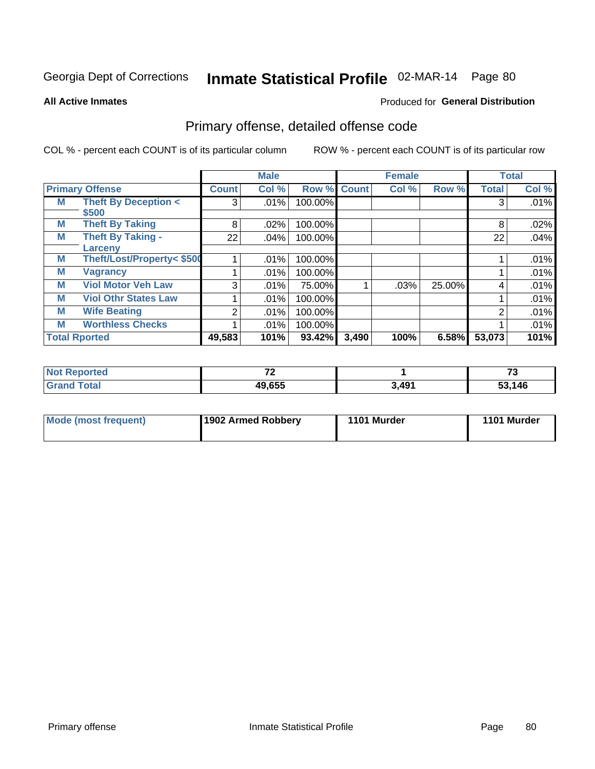Georgia Dept of Corrections **Inmate Statistical Profile** 02-MAR-14

**All Active Inmates**

Produced for **General Distribution**

## Primary offense, detailed offense code

COL % - percent each COUNT is of its particular column

ROW % - percent each COUNT is of its particular row

| | | Male | | | Female | | | Total | |
|---|---|---|---|---|---|---|---|---|---|
| Primary Offense | | Count | Col % | Row % | Count | Col % | Row % | Total | Col % |
| M | Theft By Deception < $500 | 3 | .01% | 100.00% | | | | 3 | .01% |
| M | Theft By Taking | 8 | .02% | 100.00% | | | | 8 | .02% |
| M | Theft By Taking - Larceny | 22 | .04% | 100.00% | | | | 22 | .04% |
| M | Theft/Lost/Property< $500 | 1 | .01% | 100.00% | | | | 1 | .01% |
| M | Vagrancy | 1 | .01% | 100.00% | | | | 1 | .01% |
| M | Viol Motor Veh Law | 3 | .01% | 75.00% | 1 | .03% | 25.00% | 4 | .01% |
| M | Viol Othr States Law | 1 | .01% | 100.00% | | | | 1 | .01% |
| M | Wife Beating | 2 | .01% | 100.00% | | | | 2 | .01% |
| M | Worthless Checks | 1 | .01% | 100.00% | | | | 1 | .01% |
| **Total Rported** | | **49,583** | **101%** | **93.42%** | **3,490** | **100%** | **6.58%** | **53,073** | **101%** |

| | Male | Female | Total |
|---|---|---|---|
| Not Reported | 72 | 1 | 73 |
| Grand Total | 49,655 | 3,491 | 53,146 |

| | Male | Female | Total |
|---|---|---|---|
| Mode (most frequent) | 1902 Armed Robbery | 1101 Murder | 1101 Murder |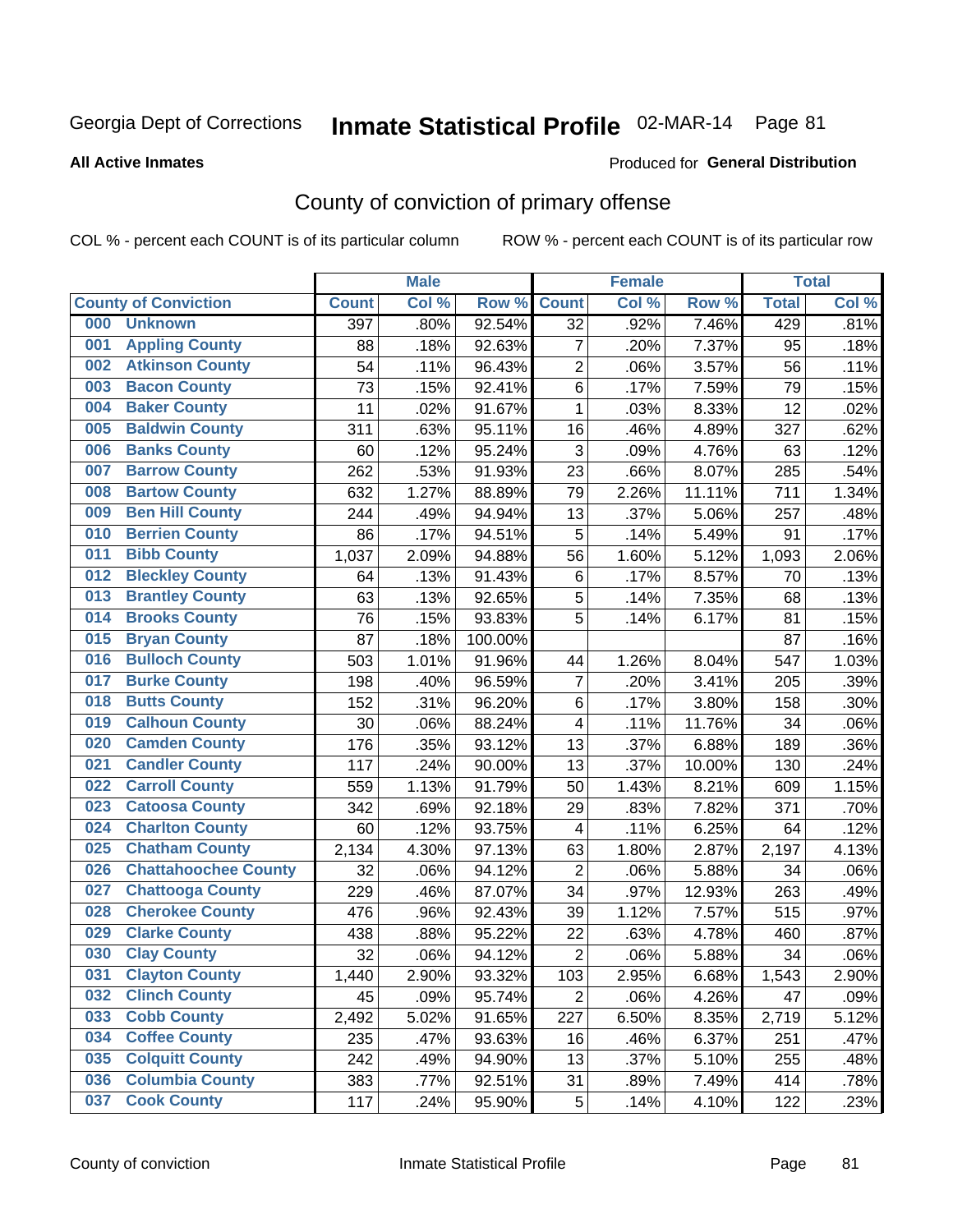Georgia Dept of Corrections **Inmate Statistical Profile** 02-MAR-14 Page 81

**All Active Inmates**

Produced for **General Distribution**

## County of conviction of primary offense

COL % - percent each COUNT is of its particular column ROW % - percent each COUNT is of its particular row

| County of Conviction | Male | | | Female | | | Total | |
|---|---|---|---|---|---|---|---|---|
| | Count | Col % | Row % | Count | Col % | Row % | Total | Col % |
| 000 Unknown | 397 | .80% | 92.54% | 32 | .92% | 7.46% | 429 | .81% |
| 001 Appling County | 88 | .18% | 92.63% | 7 | .20% | 7.37% | 95 | .18% |
| 002 Atkinson County | 54 | .11% | 96.43% | 2 | .06% | 3.57% | 56 | .11% |
| 003 Bacon County | 73 | .15% | 92.41% | 6 | .17% | 7.59% | 79 | .15% |
| 004 Baker County | 11 | .02% | 91.67% | 1 | .03% | 8.33% | 12 | .02% |
| 005 Baldwin County | 311 | .63% | 95.11% | 16 | .46% | 4.89% | 327 | .62% |
| 006 Banks County | 60 | .12% | 95.24% | 3 | .09% | 4.76% | 63 | .12% |
| 007 Barrow County | 262 | .53% | 91.93% | 23 | .66% | 8.07% | 285 | .54% |
| 008 Bartow County | 632 | 1.27% | 88.89% | 79 | 2.26% | 11.11% | 711 | 1.34% |
| 009 Ben Hill County | 244 | .49% | 94.94% | 13 | .37% | 5.06% | 257 | .48% |
| 010 Berrien County | 86 | .17% | 94.51% | 5 | .14% | 5.49% | 91 | .17% |
| 011 Bibb County | 1,037 | 2.09% | 94.88% | 56 | 1.60% | 5.12% | 1,093 | 2.06% |
| 012 Bleckley County | 64 | .13% | 91.43% | 6 | .17% | 8.57% | 70 | .13% |
| 013 Brantley County | 63 | .13% | 92.65% | 5 | .14% | 7.35% | 68 | .13% |
| 014 Brooks County | 76 | .15% | 93.83% | 5 | .14% | 6.17% | 81 | .15% |
| 015 Bryan County | 87 | .18% | 100.00% | | | | 87 | .16% |
| 016 Bulloch County | 503 | 1.01% | 91.96% | 44 | 1.26% | 8.04% | 547 | 1.03% |
| 017 Burke County | 198 | .40% | 96.59% | 7 | .20% | 3.41% | 205 | .39% |
| 018 Butts County | 152 | .31% | 96.20% | 6 | .17% | 3.80% | 158 | .30% |
| 019 Calhoun County | 30 | .06% | 88.24% | 4 | .11% | 11.76% | 34 | .06% |
| 020 Camden County | 176 | .35% | 93.12% | 13 | .37% | 6.88% | 189 | .36% |
| 021 Candler County | 117 | .24% | 90.00% | 13 | .37% | 10.00% | 130 | .24% |
| 022 Carroll County | 559 | 1.13% | 91.79% | 50 | 1.43% | 8.21% | 609 | 1.15% |
| 023 Catoosa County | 342 | .69% | 92.18% | 29 | .83% | 7.82% | 371 | .70% |
| 024 Charlton County | 60 | .12% | 93.75% | 4 | .11% | 6.25% | 64 | .12% |
| 025 Chatham County | 2,134 | 4.30% | 97.13% | 63 | 1.80% | 2.87% | 2,197 | 4.13% |
| 026 Chattahoochee County | 32 | .06% | 94.12% | 2 | .06% | 5.88% | 34 | .06% |
| 027 Chattooga County | 229 | .46% | 87.07% | 34 | .97% | 12.93% | 263 | .49% |
| 028 Cherokee County | 476 | .96% | 92.43% | 39 | 1.12% | 7.57% | 515 | .97% |
| 029 Clarke County | 438 | .88% | 95.22% | 22 | .63% | 4.78% | 460 | .87% |
| 030 Clay County | 32 | .06% | 94.12% | 2 | .06% | 5.88% | 34 | .06% |
| 031 Clayton County | 1,440 | 2.90% | 93.32% | 103 | 2.95% | 6.68% | 1,543 | 2.90% |
| 032 Clinch County | 45 | .09% | 95.74% | 2 | .06% | 4.26% | 47 | .09% |
| 033 Cobb County | 2,492 | 5.02% | 91.65% | 227 | 6.50% | 8.35% | 2,719 | 5.12% |
| 034 Coffee County | 235 | .47% | 93.63% | 16 | .46% | 6.37% | 251 | .47% |
| 035 Colquitt County | 242 | .49% | 94.90% | 13 | .37% | 5.10% | 255 | .48% |
| 036 Columbia County | 383 | .77% | 92.51% | 31 | .89% | 7.49% | 414 | .78% |
| 037 Cook County | 117 | .24% | 95.90% | 5 | .14% | 4.10% | 122 | .23% |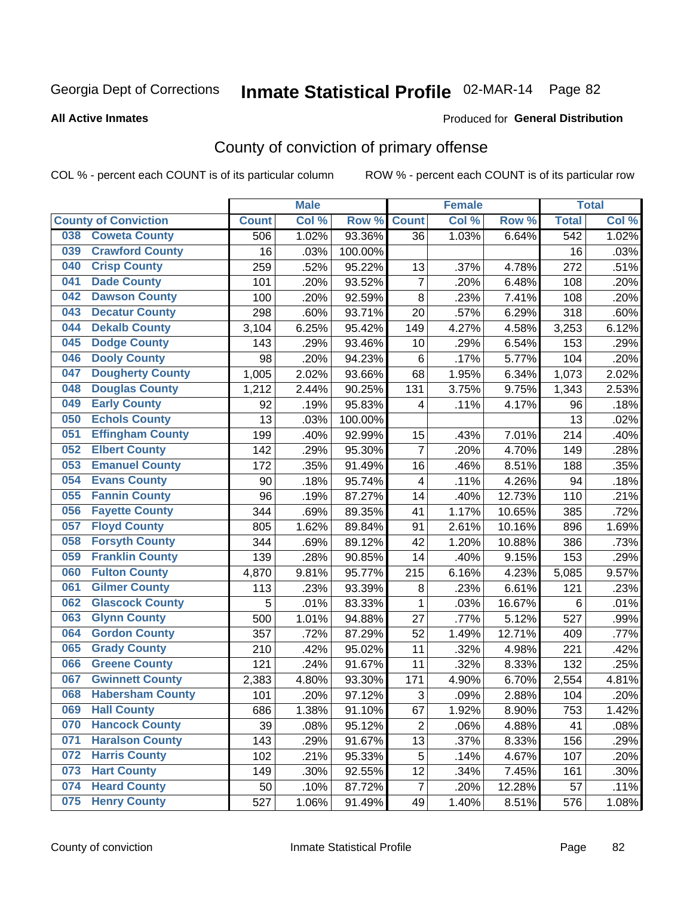Georgia Dept of Corrections **Inmate Statistical Profile** 02-MAR-14 Page 82

**All Active Inmates**

Produced for **General Distribution**

## County of conviction of primary offense

COL % - percent each COUNT is of its particular column ROW % - percent each COUNT is of its particular row

| County of Conviction | Male | | | Female | | | Total | |
|---|---|---|---|---|---|---|---|---|
| | Count | Col % | Row % | Count | Col % | Row % | Total | Col % |
| 038 Coweta County | 506 | 1.02% | 93.36% | 36 | 1.03% | 6.64% | 542 | 1.02% |
| 039 Crawford County | 16 | .03% | 100.00% | | | | 16 | .03% |
| 040 Crisp County | 259 | .52% | 95.22% | 13 | .37% | 4.78% | 272 | .51% |
| 041 Dade County | 101 | .20% | 93.52% | 7 | .20% | 6.48% | 108 | .20% |
| 042 Dawson County | 100 | .20% | 92.59% | 8 | .23% | 7.41% | 108 | .20% |
| 043 Decatur County | 298 | .60% | 93.71% | 20 | .57% | 6.29% | 318 | .60% |
| 044 Dekalb County | 3,104 | 6.25% | 95.42% | 149 | 4.27% | 4.58% | 3,253 | 6.12% |
| 045 Dodge County | 143 | .29% | 93.46% | 10 | .29% | 6.54% | 153 | .29% |
| 046 Dooly County | 98 | .20% | 94.23% | 6 | .17% | 5.77% | 104 | .20% |
| 047 Dougherty County | 1,005 | 2.02% | 93.66% | 68 | 1.95% | 6.34% | 1,073 | 2.02% |
| 048 Douglas County | 1,212 | 2.44% | 90.25% | 131 | 3.75% | 9.75% | 1,343 | 2.53% |
| 049 Early County | 92 | .19% | 95.83% | 4 | .11% | 4.17% | 96 | .18% |
| 050 Echols County | 13 | .03% | 100.00% | | | | 13 | .02% |
| 051 Effingham County | 199 | .40% | 92.99% | 15 | .43% | 7.01% | 214 | .40% |
| 052 Elbert County | 142 | .29% | 95.30% | 7 | .20% | 4.70% | 149 | .28% |
| 053 Emanuel County | 172 | .35% | 91.49% | 16 | .46% | 8.51% | 188 | .35% |
| 054 Evans County | 90 | .18% | 95.74% | 4 | .11% | 4.26% | 94 | .18% |
| 055 Fannin County | 96 | .19% | 87.27% | 14 | .40% | 12.73% | 110 | .21% |
| 056 Fayette County | 344 | .69% | 89.35% | 41 | 1.17% | 10.65% | 385 | .72% |
| 057 Floyd County | 805 | 1.62% | 89.84% | 91 | 2.61% | 10.16% | 896 | 1.69% |
| 058 Forsyth County | 344 | .69% | 89.12% | 42 | 1.20% | 10.88% | 386 | .73% |
| 059 Franklin County | 139 | .28% | 90.85% | 14 | .40% | 9.15% | 153 | .29% |
| 060 Fulton County | 4,870 | 9.81% | 95.77% | 215 | 6.16% | 4.23% | 5,085 | 9.57% |
| 061 Gilmer County | 113 | .23% | 93.39% | 8 | .23% | 6.61% | 121 | .23% |
| 062 Glascock County | 5 | .01% | 83.33% | 1 | .03% | 16.67% | 6 | .01% |
| 063 Glynn County | 500 | 1.01% | 94.88% | 27 | .77% | 5.12% | 527 | .99% |
| 064 Gordon County | 357 | .72% | 87.29% | 52 | 1.49% | 12.71% | 409 | .77% |
| 065 Grady County | 210 | .42% | 95.02% | 11 | .32% | 4.98% | 221 | .42% |
| 066 Greene County | 121 | .24% | 91.67% | 11 | .32% | 8.33% | 132 | .25% |
| 067 Gwinnett County | 2,383 | 4.80% | 93.30% | 171 | 4.90% | 6.70% | 2,554 | 4.81% |
| 068 Habersham County | 101 | .20% | 97.12% | 3 | .09% | 2.88% | 104 | .20% |
| 069 Hall County | 686 | 1.38% | 91.10% | 67 | 1.92% | 8.90% | 753 | 1.42% |
| 070 Hancock County | 39 | .08% | 95.12% | 2 | .06% | 4.88% | 41 | .08% |
| 071 Haralson County | 143 | .29% | 91.67% | 13 | .37% | 8.33% | 156 | .29% |
| 072 Harris County | 102 | .21% | 95.33% | 5 | .14% | 4.67% | 107 | .20% |
| 073 Hart County | 149 | .30% | 92.55% | 12 | .34% | 7.45% | 161 | .30% |
| 074 Heard County | 50 | .10% | 87.72% | 7 | .20% | 12.28% | 57 | .11% |
| 075 Henry County | 527 | 1.06% | 91.49% | 49 | 1.40% | 8.51% | 576 | 1.08% |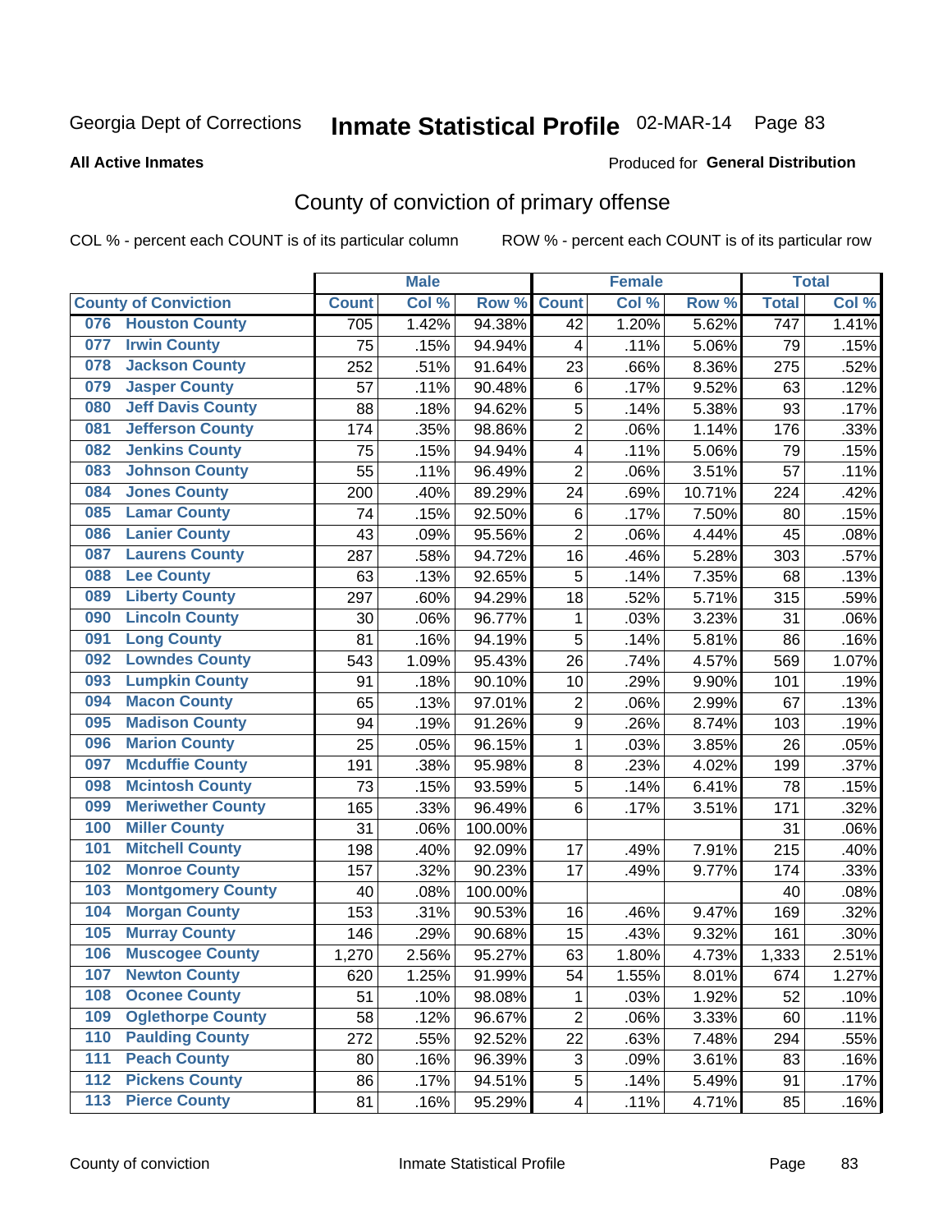Georgia Dept of Corrections **Inmate Statistical Profile** 02-MAR-14

**All Active Inmates**

Produced for **General Distribution**

## County of conviction of primary offense

COL % - percent each COUNT is of its particular column ROW % - percent each COUNT is of its particular row

| County of Conviction | | Male | | | Female | | | Total | |
|---|---|---|---|---|---|---|---|---|---|
| | | Count | Col % | Row % | Count | Col % | Row % | Total | Col % |
| 076 | Houston County | 705 | 1.42% | 94.38% | 42 | 1.20% | 5.62% | 747 | 1.41% |
| 077 | Irwin County | 75 | .15% | 94.94% | 4 | .11% | 5.06% | 79 | .15% |
| 078 | Jackson County | 252 | .51% | 91.64% | 23 | .66% | 8.36% | 275 | .52% |
| 079 | Jasper County | 57 | .11% | 90.48% | 6 | .17% | 9.52% | 63 | .12% |
| 080 | Jeff Davis County | 88 | .18% | 94.62% | 5 | .14% | 5.38% | 93 | .17% |
| 081 | Jefferson County | 174 | .35% | 98.86% | 2 | .06% | 1.14% | 176 | .33% |
| 082 | Jenkins County | 75 | .15% | 94.94% | 4 | .11% | 5.06% | 79 | .15% |
| 083 | Johnson County | 55 | .11% | 96.49% | 2 | .06% | 3.51% | 57 | .11% |
| 084 | Jones County | 200 | .40% | 89.29% | 24 | .69% | 10.71% | 224 | .42% |
| 085 | Lamar County | 74 | .15% | 92.50% | 6 | .17% | 7.50% | 80 | .15% |
| 086 | Lanier County | 43 | .09% | 95.56% | 2 | .06% | 4.44% | 45 | .08% |
| 087 | Laurens County | 287 | .58% | 94.72% | 16 | .46% | 5.28% | 303 | .57% |
| 088 | Lee County | 63 | .13% | 92.65% | 5 | .14% | 7.35% | 68 | .13% |
| 089 | Liberty County | 297 | .60% | 94.29% | 18 | .52% | 5.71% | 315 | .59% |
| 090 | Lincoln County | 30 | .06% | 96.77% | 1 | .03% | 3.23% | 31 | .06% |
| 091 | Long County | 81 | .16% | 94.19% | 5 | .14% | 5.81% | 86 | .16% |
| 092 | Lowndes County | 543 | 1.09% | 95.43% | 26 | .74% | 4.57% | 569 | 1.07% |
| 093 | Lumpkin County | 91 | .18% | 90.10% | 10 | .29% | 9.90% | 101 | .19% |
| 094 | Macon County | 65 | .13% | 97.01% | 2 | .06% | 2.99% | 67 | .13% |
| 095 | Madison County | 94 | .19% | 91.26% | 9 | .26% | 8.74% | 103 | .19% |
| 096 | Marion County | 25 | .05% | 96.15% | 1 | .03% | 3.85% | 26 | .05% |
| 097 | Mcduffie County | 191 | .38% | 95.98% | 8 | .23% | 4.02% | 199 | .37% |
| 098 | Mcintosh County | 73 | .15% | 93.59% | 5 | .14% | 6.41% | 78 | .15% |
| 099 | Meriwether County | 165 | .33% | 96.49% | 6 | .17% | 3.51% | 171 | .32% |
| 100 | Miller County | 31 | .06% | 100.00% | | | | 31 | .06% |
| 101 | Mitchell County | 198 | .40% | 92.09% | 17 | .49% | 7.91% | 215 | .40% |
| 102 | Monroe County | 157 | .32% | 90.23% | 17 | .49% | 9.77% | 174 | .33% |
| 103 | Montgomery County | 40 | .08% | 100.00% | | | | 40 | .08% |
| 104 | Morgan County | 153 | .31% | 90.53% | 16 | .46% | 9.47% | 169 | .32% |
| 105 | Murray County | 146 | .29% | 90.68% | 15 | .43% | 9.32% | 161 | .30% |
| 106 | Muscogee County | 1,270 | 2.56% | 95.27% | 63 | 1.80% | 4.73% | 1,333 | 2.51% |
| 107 | Newton County | 620 | 1.25% | 91.99% | 54 | 1.55% | 8.01% | 674 | 1.27% |
| 108 | Oconee County | 51 | .10% | 98.08% | 1 | .03% | 1.92% | 52 | .10% |
| 109 | Oglethorpe County | 58 | .12% | 96.67% | 2 | .06% | 3.33% | 60 | .11% |
| 110 | Paulding County | 272 | .55% | 92.52% | 22 | .63% | 7.48% | 294 | .55% |
| 111 | Peach County | 80 | .16% | 96.39% | 3 | .09% | 3.61% | 83 | .16% |
| 112 | Pickens County | 86 | .17% | 94.51% | 5 | .14% | 5.49% | 91 | .17% |
| 113 | Pierce County | 81 | .16% | 95.29% | 4 | .11% | 4.71% | 85 | .16% |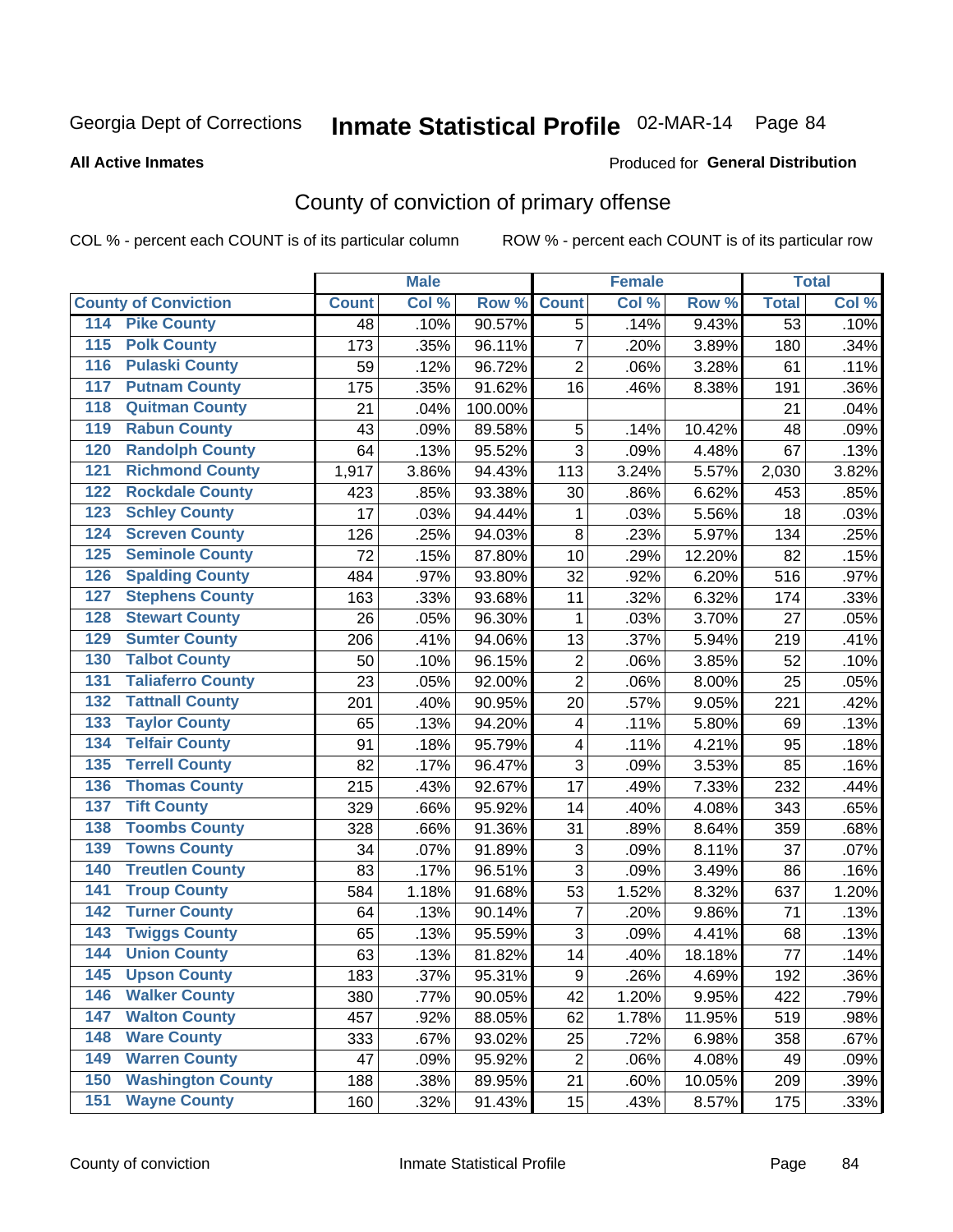Georgia Dept of Corrections **Inmate Statistical Profile** 02-MAR-14 Page 84

**All Active Inmates**

Produced for **General Distribution**

## County of conviction of primary offense

COL % - percent each COUNT is of its particular column ROW % - percent each COUNT is of its particular row

| County of Conviction | Male | | | Female | | | Total | |
|---|---|---|---|---|---|---|---|---|
| | Count | Col % | Row % | Count | Col % | Row % | Total | Col % |
| 114 Pike County | 48 | .10% | 90.57% | 5 | .14% | 9.43% | 53 | .10% |
| 115 Polk County | 173 | .35% | 96.11% | 7 | .20% | 3.89% | 180 | .34% |
| 116 Pulaski County | 59 | .12% | 96.72% | 2 | .06% | 3.28% | 61 | .11% |
| 117 Putnam County | 175 | .35% | 91.62% | 16 | .46% | 8.38% | 191 | .36% |
| 118 Quitman County | 21 | .04% | 100.00% | | | | 21 | .04% |
| 119 Rabun County | 43 | .09% | 89.58% | 5 | .14% | 10.42% | 48 | .09% |
| 120 Randolph County | 64 | .13% | 95.52% | 3 | .09% | 4.48% | 67 | .13% |
| 121 Richmond County | 1,917 | 3.86% | 94.43% | 113 | 3.24% | 5.57% | 2,030 | 3.82% |
| 122 Rockdale County | 423 | .85% | 93.38% | 30 | .86% | 6.62% | 453 | .85% |
| 123 Schley County | 17 | .03% | 94.44% | 1 | .03% | 5.56% | 18 | .03% |
| 124 Screven County | 126 | .25% | 94.03% | 8 | .23% | 5.97% | 134 | .25% |
| 125 Seminole County | 72 | .15% | 87.80% | 10 | .29% | 12.20% | 82 | .15% |
| 126 Spalding County | 484 | .97% | 93.80% | 32 | .92% | 6.20% | 516 | .97% |
| 127 Stephens County | 163 | .33% | 93.68% | 11 | .32% | 6.32% | 174 | .33% |
| 128 Stewart County | 26 | .05% | 96.30% | 1 | .03% | 3.70% | 27 | .05% |
| 129 Sumter County | 206 | .41% | 94.06% | 13 | .37% | 5.94% | 219 | .41% |
| 130 Talbot County | 50 | .10% | 96.15% | 2 | .06% | 3.85% | 52 | .10% |
| 131 Taliaferro County | 23 | .05% | 92.00% | 2 | .06% | 8.00% | 25 | .05% |
| 132 Tattnall County | 201 | .40% | 90.95% | 20 | .57% | 9.05% | 221 | .42% |
| 133 Taylor County | 65 | .13% | 94.20% | 4 | .11% | 5.80% | 69 | .13% |
| 134 Telfair County | 91 | .18% | 95.79% | 4 | .11% | 4.21% | 95 | .18% |
| 135 Terrell County | 82 | .17% | 96.47% | 3 | .09% | 3.53% | 85 | .16% |
| 136 Thomas County | 215 | .43% | 92.67% | 17 | .49% | 7.33% | 232 | .44% |
| 137 Tift County | 329 | .66% | 95.92% | 14 | .40% | 4.08% | 343 | .65% |
| 138 Toombs County | 328 | .66% | 91.36% | 31 | .89% | 8.64% | 359 | .68% |
| 139 Towns County | 34 | .07% | 91.89% | 3 | .09% | 8.11% | 37 | .07% |
| 140 Treutlen County | 83 | .17% | 96.51% | 3 | .09% | 3.49% | 86 | .16% |
| 141 Troup County | 584 | 1.18% | 91.68% | 53 | 1.52% | 8.32% | 637 | 1.20% |
| 142 Turner County | 64 | .13% | 90.14% | 7 | .20% | 9.86% | 71 | .13% |
| 143 Twiggs County | 65 | .13% | 95.59% | 3 | .09% | 4.41% | 68 | .13% |
| 144 Union County | 63 | .13% | 81.82% | 14 | .40% | 18.18% | 77 | .14% |
| 145 Upson County | 183 | .37% | 95.31% | 9 | .26% | 4.69% | 192 | .36% |
| 146 Walker County | 380 | .77% | 90.05% | 42 | 1.20% | 9.95% | 422 | .79% |
| 147 Walton County | 457 | .92% | 88.05% | 62 | 1.78% | 11.95% | 519 | .98% |
| 148 Ware County | 333 | .67% | 93.02% | 25 | .72% | 6.98% | 358 | .67% |
| 149 Warren County | 47 | .09% | 95.92% | 2 | .06% | 4.08% | 49 | .09% |
| 150 Washington County | 188 | .38% | 89.95% | 21 | .60% | 10.05% | 209 | .39% |
| 151 Wayne County | 160 | .32% | 91.43% | 15 | .43% | 8.57% | 175 | .33% |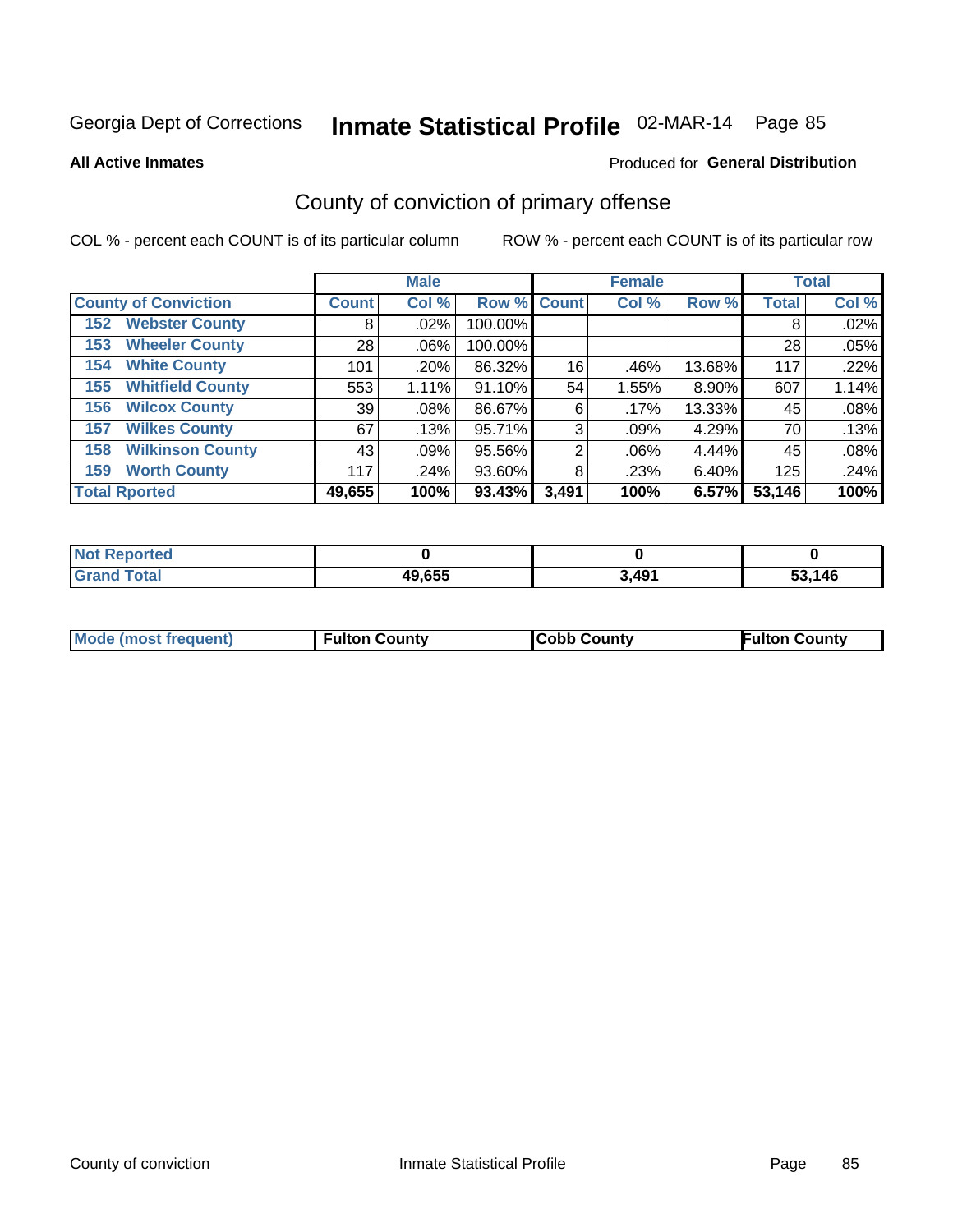Georgia Dept of Corrections **Inmate Statistical Profile** 02-MAR-14 Page 85

**All Active Inmates**

Produced for **General Distribution**

## County of conviction of primary offense

COL % - percent each COUNT is of its particular column

ROW % - percent each COUNT is of its particular row

| | Male | | | Female | | | Total | |
|---|---|---|---|---|---|---|---|---|
| **County of Conviction** | **Count** | **Col %** | **Row %** | **Count** | **Col %** | **Row %** | **Total** | **Col %** |
| 152 Webster County | 8 | .02% | 100.00% | | | | 8 | .02% |
| 153 Wheeler County | 28 | .06% | 100.00% | | | | 28 | .05% |
| 154 White County | 101 | .20% | 86.32% | 16 | .46% | 13.68% | 117 | .22% |
| 155 Whitfield County | 553 | 1.11% | 91.10% | 54 | 1.55% | 8.90% | 607 | 1.14% |
| 156 Wilcox County | 39 | .08% | 86.67% | 6 | .17% | 13.33% | 45 | .08% |
| 157 Wilkes County | 67 | .13% | 95.71% | 3 | .09% | 4.29% | 70 | .13% |
| 158 Wilkinson County | 43 | .09% | 95.56% | 2 | .06% | 4.44% | 45 | .08% |
| 159 Worth County | 117 | .24% | 93.60% | 8 | .23% | 6.40% | 125 | .24% |
| **Total Rported** | **49,655** | **100%** | **93.43%** | **3,491** | **100%** | **6.57%** | **53,146** | **100%** |

| | Male | Female | Total |
|---|---|---|---|
| **Not Reported** | **0** | **0** | **0** |
| **Grand Total** | **49,655** | **3,491** | **53,146** |

| | Male | Female | Total |
|---|---|---|---|
| **Mode (most frequent)** | **Fulton County** | **Cobb County** | **Fulton County** |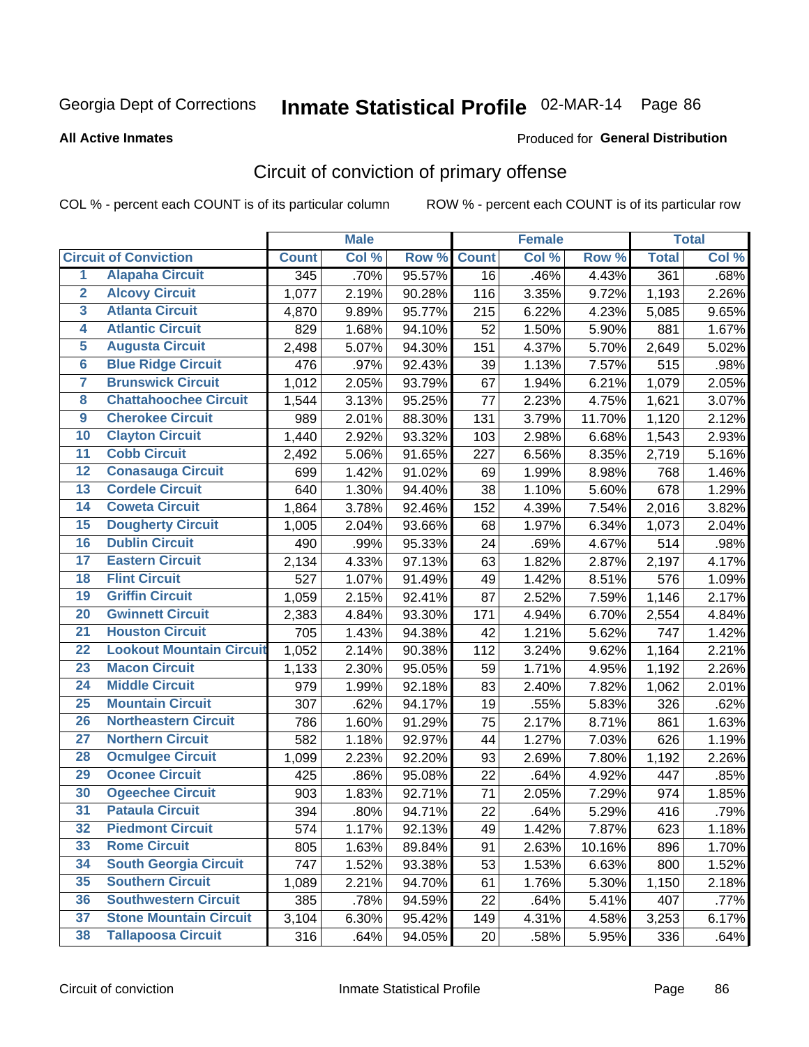Georgia Dept of Corrections **Inmate Statistical Profile** 02-MAR-14

**All Active Inmates**

Produced for **General Distribution**

## Circuit of conviction of primary offense

COL % - percent each COUNT is of its particular column ROW % - percent each COUNT is of its particular row

| | | Male | | | Female | | | Total | |
|---|---|---|---|---|---|---|---|---|---|
| Circuit of Conviction | | Count | Col % | Row % | Count | Col % | Row % | Total | Col % |
| 1 | Alapaha Circuit | 345 | .70% | 95.57% | 16 | .46% | 4.43% | 361 | .68% |
| 2 | Alcovy Circuit | 1,077 | 2.19% | 90.28% | 116 | 3.35% | 9.72% | 1,193 | 2.26% |
| 3 | Atlanta Circuit | 4,870 | 9.89% | 95.77% | 215 | 6.22% | 4.23% | 5,085 | 9.65% |
| 4 | Atlantic Circuit | 829 | 1.68% | 94.10% | 52 | 1.50% | 5.90% | 881 | 1.67% |
| 5 | Augusta Circuit | 2,498 | 5.07% | 94.30% | 151 | 4.37% | 5.70% | 2,649 | 5.02% |
| 6 | Blue Ridge Circuit | 476 | .97% | 92.43% | 39 | 1.13% | 7.57% | 515 | .98% |
| 7 | Brunswick Circuit | 1,012 | 2.05% | 93.79% | 67 | 1.94% | 6.21% | 1,079 | 2.05% |
| 8 | Chattahoochee Circuit | 1,544 | 3.13% | 95.25% | 77 | 2.23% | 4.75% | 1,621 | 3.07% |
| 9 | Cherokee Circuit | 989 | 2.01% | 88.30% | 131 | 3.79% | 11.70% | 1,120 | 2.12% |
| 10 | Clayton Circuit | 1,440 | 2.92% | 93.32% | 103 | 2.98% | 6.68% | 1,543 | 2.93% |
| 11 | Cobb Circuit | 2,492 | 5.06% | 91.65% | 227 | 6.56% | 8.35% | 2,719 | 5.16% |
| 12 | Conasauga Circuit | 699 | 1.42% | 91.02% | 69 | 1.99% | 8.98% | 768 | 1.46% |
| 13 | Cordele Circuit | 640 | 1.30% | 94.40% | 38 | 1.10% | 5.60% | 678 | 1.29% |
| 14 | Coweta Circuit | 1,864 | 3.78% | 92.46% | 152 | 4.39% | 7.54% | 2,016 | 3.82% |
| 15 | Dougherty Circuit | 1,005 | 2.04% | 93.66% | 68 | 1.97% | 6.34% | 1,073 | 2.04% |
| 16 | Dublin Circuit | 490 | .99% | 95.33% | 24 | .69% | 4.67% | 514 | .98% |
| 17 | Eastern Circuit | 2,134 | 4.33% | 97.13% | 63 | 1.82% | 2.87% | 2,197 | 4.17% |
| 18 | Flint Circuit | 527 | 1.07% | 91.49% | 49 | 1.42% | 8.51% | 576 | 1.09% |
| 19 | Griffin Circuit | 1,059 | 2.15% | 92.41% | 87 | 2.52% | 7.59% | 1,146 | 2.17% |
| 20 | Gwinnett Circuit | 2,383 | 4.84% | 93.30% | 171 | 4.94% | 6.70% | 2,554 | 4.84% |
| 21 | Houston Circuit | 705 | 1.43% | 94.38% | 42 | 1.21% | 5.62% | 747 | 1.42% |
| 22 | Lookout Mountain Circuit | 1,052 | 2.14% | 90.38% | 112 | 3.24% | 9.62% | 1,164 | 2.21% |
| 23 | Macon Circuit | 1,133 | 2.30% | 95.05% | 59 | 1.71% | 4.95% | 1,192 | 2.26% |
| 24 | Middle Circuit | 979 | 1.99% | 92.18% | 83 | 2.40% | 7.82% | 1,062 | 2.01% |
| 25 | Mountain Circuit | 307 | .62% | 94.17% | 19 | .55% | 5.83% | 326 | .62% |
| 26 | Northeastern Circuit | 786 | 1.60% | 91.29% | 75 | 2.17% | 8.71% | 861 | 1.63% |
| 27 | Northern Circuit | 582 | 1.18% | 92.97% | 44 | 1.27% | 7.03% | 626 | 1.19% |
| 28 | Ocmulgee Circuit | 1,099 | 2.23% | 92.20% | 93 | 2.69% | 7.80% | 1,192 | 2.26% |
| 29 | Oconee Circuit | 425 | .86% | 95.08% | 22 | .64% | 4.92% | 447 | .85% |
| 30 | Ogeechee Circuit | 903 | 1.83% | 92.71% | 71 | 2.05% | 7.29% | 974 | 1.85% |
| 31 | Pataula Circuit | 394 | .80% | 94.71% | 22 | .64% | 5.29% | 416 | .79% |
| 32 | Piedmont Circuit | 574 | 1.17% | 92.13% | 49 | 1.42% | 7.87% | 623 | 1.18% |
| 33 | Rome Circuit | 805 | 1.63% | 89.84% | 91 | 2.63% | 10.16% | 896 | 1.70% |
| 34 | South Georgia Circuit | 747 | 1.52% | 93.38% | 53 | 1.53% | 6.63% | 800 | 1.52% |
| 35 | Southern Circuit | 1,089 | 2.21% | 94.70% | 61 | 1.76% | 5.30% | 1,150 | 2.18% |
| 36 | Southwestern Circuit | 385 | .78% | 94.59% | 22 | .64% | 5.41% | 407 | .77% |
| 37 | Stone Mountain Circuit | 3,104 | 6.30% | 95.42% | 149 | 4.31% | 4.58% | 3,253 | 6.17% |
| 38 | Tallapoosa Circuit | 316 | .64% | 94.05% | 20 | .58% | 5.95% | 336 | .64% |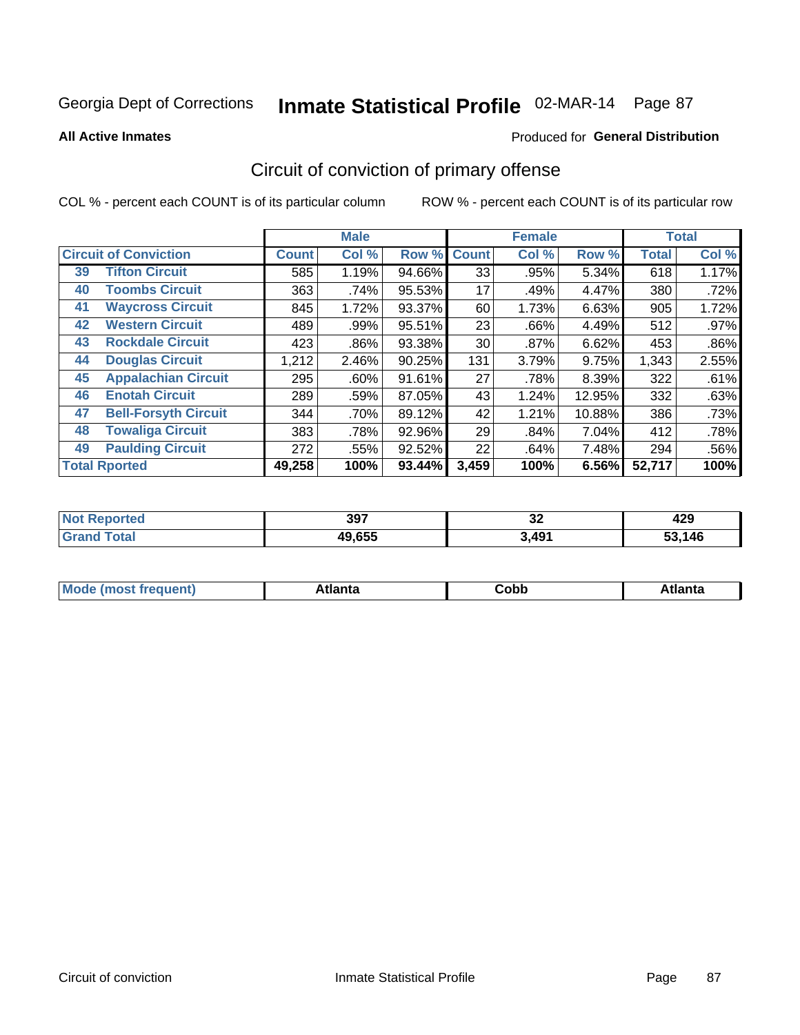Georgia Dept of Corrections **Inmate Statistical Profile** 02-MAR-14

**All Active Inmates**

Produced for **General Distribution**

## Circuit of conviction of primary offense

COL % - percent each COUNT is of its particular column

ROW % - percent each COUNT is of its particular row

| Circuit of Conviction | | Male | | | Female | | | Total | |
|---|---|---|---|---|---|---|---|---|---|
| | | Count | Col % | Row % | Count | Col % | Row % | Total | Col % |
| 39 | Tifton Circuit | 585 | 1.19% | 94.66% | 33 | .95% | 5.34% | 618 | 1.17% |
| 40 | Toombs Circuit | 363 | .74% | 95.53% | 17 | .49% | 4.47% | 380 | .72% |
| 41 | Waycross Circuit | 845 | 1.72% | 93.37% | 60 | 1.73% | 6.63% | 905 | 1.72% |
| 42 | Western Circuit | 489 | .99% | 95.51% | 23 | .66% | 4.49% | 512 | .97% |
| 43 | Rockdale Circuit | 423 | .86% | 93.38% | 30 | .87% | 6.62% | 453 | .86% |
| 44 | Douglas Circuit | 1,212 | 2.46% | 90.25% | 131 | 3.79% | 9.75% | 1,343 | 2.55% |
| 45 | Appalachian Circuit | 295 | .60% | 91.61% | 27 | .78% | 8.39% | 322 | .61% |
| 46 | Enotah Circuit | 289 | .59% | 87.05% | 43 | 1.24% | 12.95% | 332 | .63% |
| 47 | Bell-Forsyth Circuit | 344 | .70% | 89.12% | 42 | 1.21% | 10.88% | 386 | .73% |
| 48 | Towaliga Circuit | 383 | .78% | 92.96% | 29 | .84% | 7.04% | 412 | .78% |
| 49 | Paulding Circuit | 272 | .55% | 92.52% | 22 | .64% | 7.48% | 294 | .56% |
| Total Rported | | 49,258 | 100% | 93.44% | 3,459 | 100% | 6.56% | 52,717 | 100% |

| | Male | Female | Total |
|---|---|---|---|
| Not Reported | 397 | 32 | 429 |
| Grand Total | 49,655 | 3,491 | 53,146 |

| | Male | Female | Total |
|---|---|---|---|
| Mode (most frequent) | Atlanta | Cobb | Atlanta |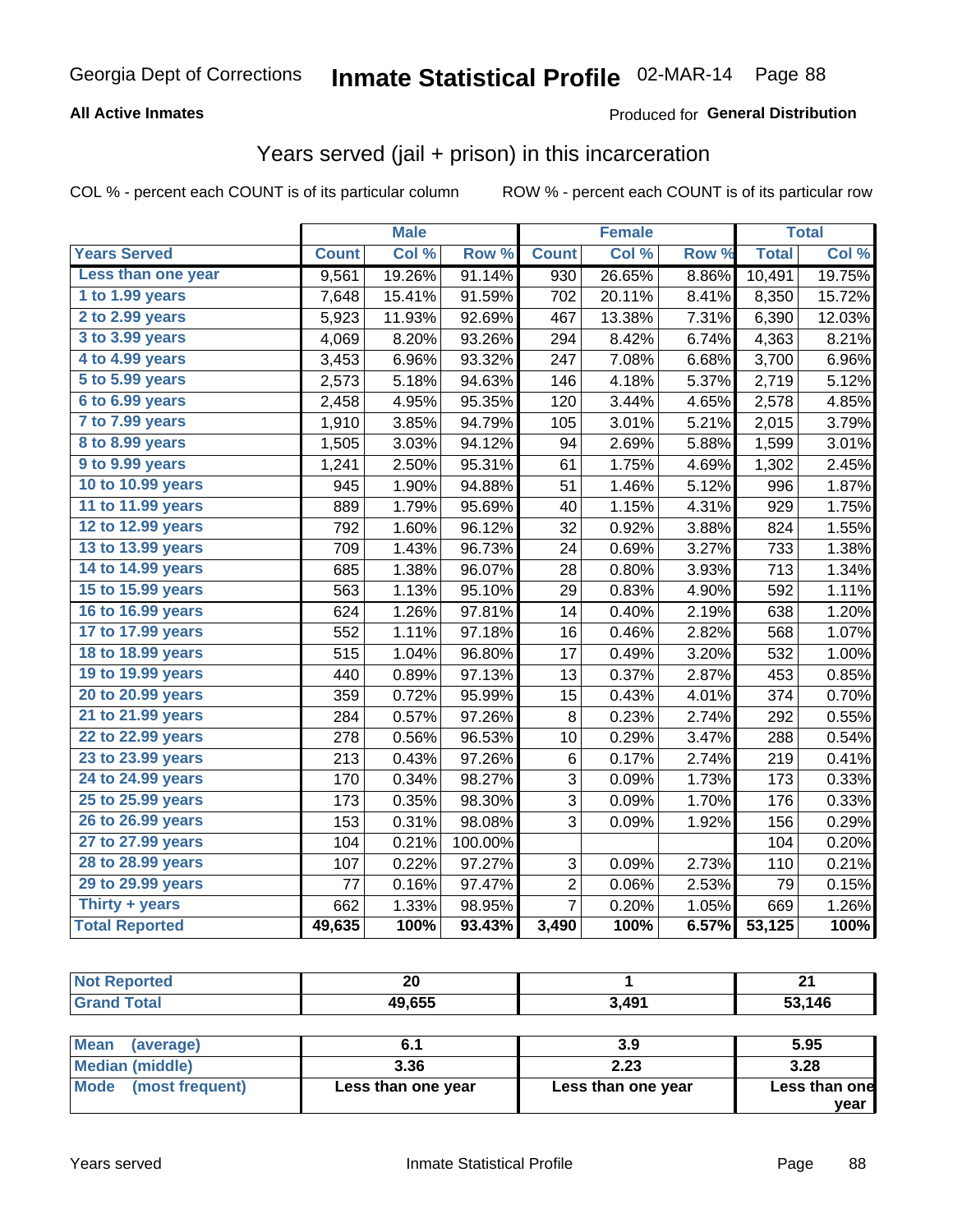Georgia Dept of Corrections **Inmate Statistical Profile** 02-MAR-14

**All Active Inmates**

Produced for **General Distribution**

## Years served (jail + prison) in this incarceration

COL % - percent each COUNT is of its particular column

ROW % - percent each COUNT is of its particular row

| | Male | | | Female | | | Total | |
|---|---|---|---|---|---|---|---|---|
| **Years Served** | **Count** | **Col %** | **Row %** | **Count** | **Col %** | **Row %** | **Total** | **Col %** |
| Less than one year | 9,561 | 19.26% | 91.14% | 930 | 26.65% | 8.86% | 10,491 | 19.75% |
| 1 to 1.99 years | 7,648 | 15.41% | 91.59% | 702 | 20.11% | 8.41% | 8,350 | 15.72% |
| 2 to 2.99 years | 5,923 | 11.93% | 92.69% | 467 | 13.38% | 7.31% | 6,390 | 12.03% |
| 3 to 3.99 years | 4,069 | 8.20% | 93.26% | 294 | 8.42% | 6.74% | 4,363 | 8.21% |
| 4 to 4.99 years | 3,453 | 6.96% | 93.32% | 247 | 7.08% | 6.68% | 3,700 | 6.96% |
| 5 to 5.99 years | 2,573 | 5.18% | 94.63% | 146 | 4.18% | 5.37% | 2,719 | 5.12% |
| 6 to 6.99 years | 2,458 | 4.95% | 95.35% | 120 | 3.44% | 4.65% | 2,578 | 4.85% |
| 7 to 7.99 years | 1,910 | 3.85% | 94.79% | 105 | 3.01% | 5.21% | 2,015 | 3.79% |
| 8 to 8.99 years | 1,505 | 3.03% | 94.12% | 94 | 2.69% | 5.88% | 1,599 | 3.01% |
| 9 to 9.99 years | 1,241 | 2.50% | 95.31% | 61 | 1.75% | 4.69% | 1,302 | 2.45% |
| 10 to 10.99 years | 945 | 1.90% | 94.88% | 51 | 1.46% | 5.12% | 996 | 1.87% |
| 11 to 11.99 years | 889 | 1.79% | 95.69% | 40 | 1.15% | 4.31% | 929 | 1.75% |
| 12 to 12.99 years | 792 | 1.60% | 96.12% | 32 | 0.92% | 3.88% | 824 | 1.55% |
| 13 to 13.99 years | 709 | 1.43% | 96.73% | 24 | 0.69% | 3.27% | 733 | 1.38% |
| 14 to 14.99 years | 685 | 1.38% | 96.07% | 28 | 0.80% | 3.93% | 713 | 1.34% |
| 15 to 15.99 years | 563 | 1.13% | 95.10% | 29 | 0.83% | 4.90% | 592 | 1.11% |
| 16 to 16.99 years | 624 | 1.26% | 97.81% | 14 | 0.40% | 2.19% | 638 | 1.20% |
| 17 to 17.99 years | 552 | 1.11% | 97.18% | 16 | 0.46% | 2.82% | 568 | 1.07% |
| 18 to 18.99 years | 515 | 1.04% | 96.80% | 17 | 0.49% | 3.20% | 532 | 1.00% |
| 19 to 19.99 years | 440 | 0.89% | 97.13% | 13 | 0.37% | 2.87% | 453 | 0.85% |
| 20 to 20.99 years | 359 | 0.72% | 95.99% | 15 | 0.43% | 4.01% | 374 | 0.70% |
| 21 to 21.99 years | 284 | 0.57% | 97.26% | 8 | 0.23% | 2.74% | 292 | 0.55% |
| 22 to 22.99 years | 278 | 0.56% | 96.53% | 10 | 0.29% | 3.47% | 288 | 0.54% |
| 23 to 23.99 years | 213 | 0.43% | 97.26% | 6 | 0.17% | 2.74% | 219 | 0.41% |
| 24 to 24.99 years | 170 | 0.34% | 98.27% | 3 | 0.09% | 1.73% | 173 | 0.33% |
| 25 to 25.99 years | 173 | 0.35% | 98.30% | 3 | 0.09% | 1.70% | 176 | 0.33% |
| 26 to 26.99 years | 153 | 0.31% | 98.08% | 3 | 0.09% | 1.92% | 156 | 0.29% |
| 27 to 27.99 years | 104 | 0.21% | 100.00% | | | | 104 | 0.20% |
| 28 to 28.99 years | 107 | 0.22% | 97.27% | 3 | 0.09% | 2.73% | 110 | 0.21% |
| 29 to 29.99 years | 77 | 0.16% | 97.47% | 2 | 0.06% | 2.53% | 79 | 0.15% |
| Thirty + years | 662 | 1.33% | 98.95% | 7 | 0.20% | 1.05% | 669 | 1.26% |
| **Total Reported** | **49,635** | **100%** | **93.43%** | **3,490** | **100%** | **6.57%** | **53,125** | **100%** |

| | Male | Female | Total |
|---|---|---|---|
| Not Reported | 20 | 1 | 21 |
| Grand Total | 49,655 | 3,491 | 53,146 |

| | Male | Female | Total |
|---|---|---|---|
| Mean (average) | 6.1 | 3.9 | 5.95 |
| Median (middle) | 3.36 | 2.23 | 3.28 |
| Mode (most frequent) | Less than one year | Less than one year | Less than one year |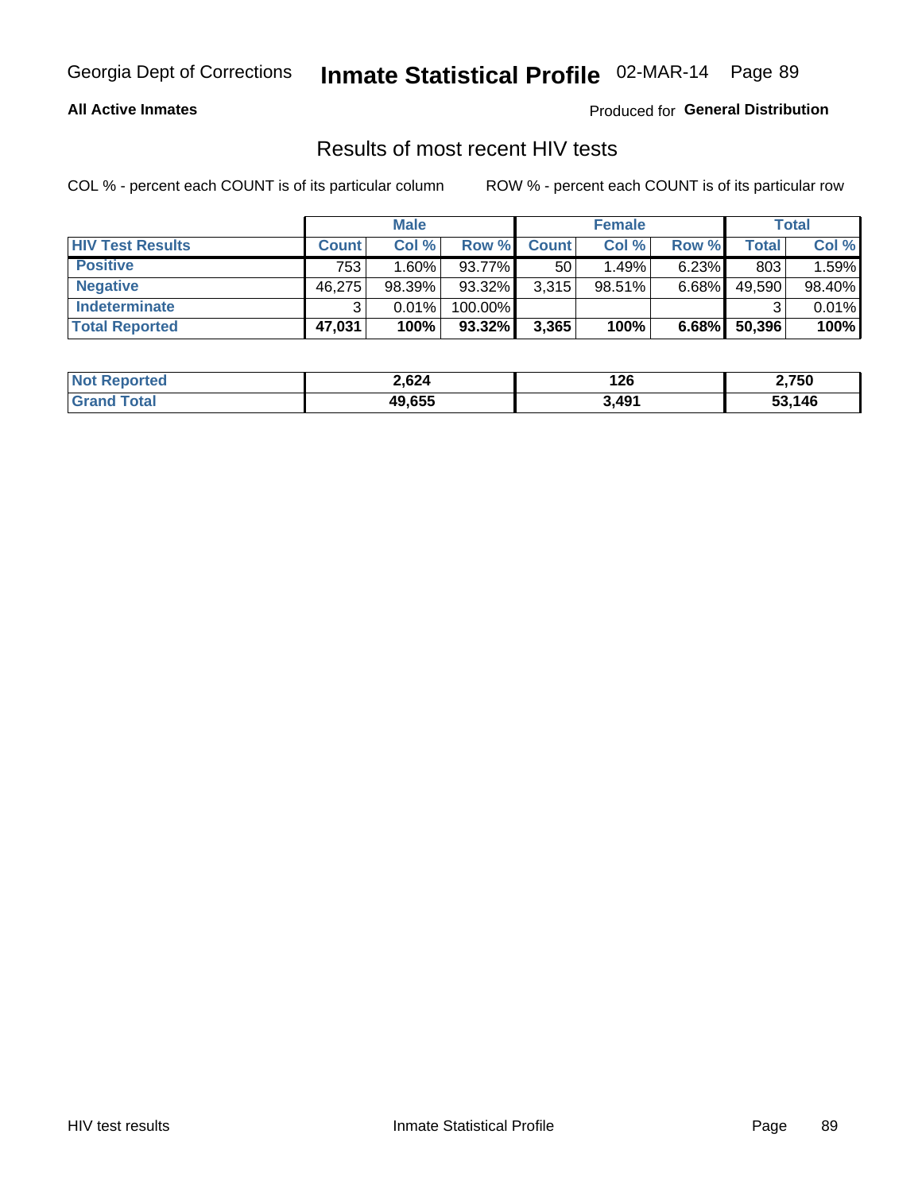Georgia Dept of Corrections **Inmate Statistical Profile** 02-MAR-14

**All Active Inmates**

Produced for **General Distribution**

## Results of most recent HIV tests

COL % - percent each COUNT is of its particular column

ROW % - percent each COUNT is of its particular row

| | Male | | | Female | | | Total | |
|---|---|---|---|---|---|---|---|---|
| **HIV Test Results** | **Count** | **Col %** | **Row %** | **Count** | **Col %** | **Row %** | **Total** | **Col %** |
| **Positive** | 753 | 1.60% | 93.77% | 50 | 1.49% | 6.23% | 803 | 1.59% |
| **Negative** | 46,275 | 98.39% | 93.32% | 3,315 | 98.51% | 6.68% | 49,590 | 98.40% |
| **Indeterminate** | 3 | 0.01% | 100.00% | | | | 3 | 0.01% |
| **Total Reported** | **47,031** | **100%** | **93.32%** | **3,365** | **100%** | **6.68%** | **50,396** | **100%** |

| | Male | Female | Total |
|---|---|---|---|
| **Not Reported** | **2,624** | **126** | **2,750** |
| **Grand Total** | **49,655** | **3,491** | **53,146** |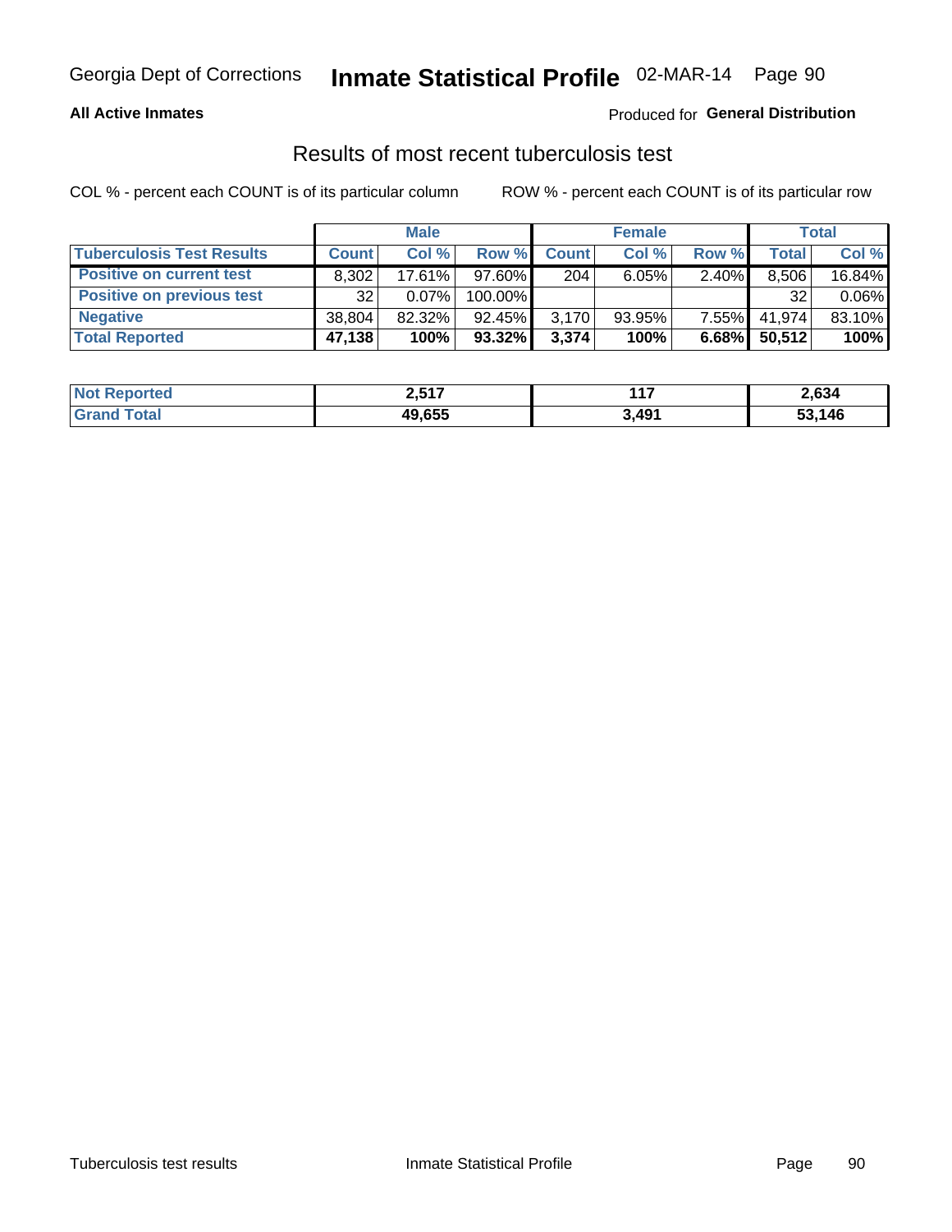Georgia Dept of Corrections **Inmate Statistical Profile** 02-MAR-14

**All Active Inmates**

Produced for **General Distribution**

## Results of most recent tuberculosis test

COL % - percent each COUNT is of its particular column

ROW % - percent each COUNT is of its particular row

| | Male | | | Female | | | Total | |
|---|---|---|---|---|---|---|---|---|
| **Tuberculosis Test Results** | **Count** | **Col %** | **Row %** | **Count** | **Col %** | **Row %** | **Total** | **Col %** |
| **Positive on current test** | 8,302 | 17.61% | 97.60% | 204 | 6.05% | 2.40% | 8,506 | 16.84% |
| **Positive on previous test** | 32 | 0.07% | 100.00% | | | | 32 | 0.06% |
| **Negative** | 38,804 | 82.32% | 92.45% | 3,170 | 93.95% | 7.55% | 41,974 | 83.10% |
| **Total Reported** | **47,138** | **100%** | **93.32%** | **3,374** | **100%** | **6.68%** | **50,512** | **100%** |

| | Male | Female | Total |
|---|---|---|---|
| **Not Reported** | **2,517** | **117** | **2,634** |
| **Grand Total** | **49,655** | **3,491** | **53,146** |

Tuberculosis test results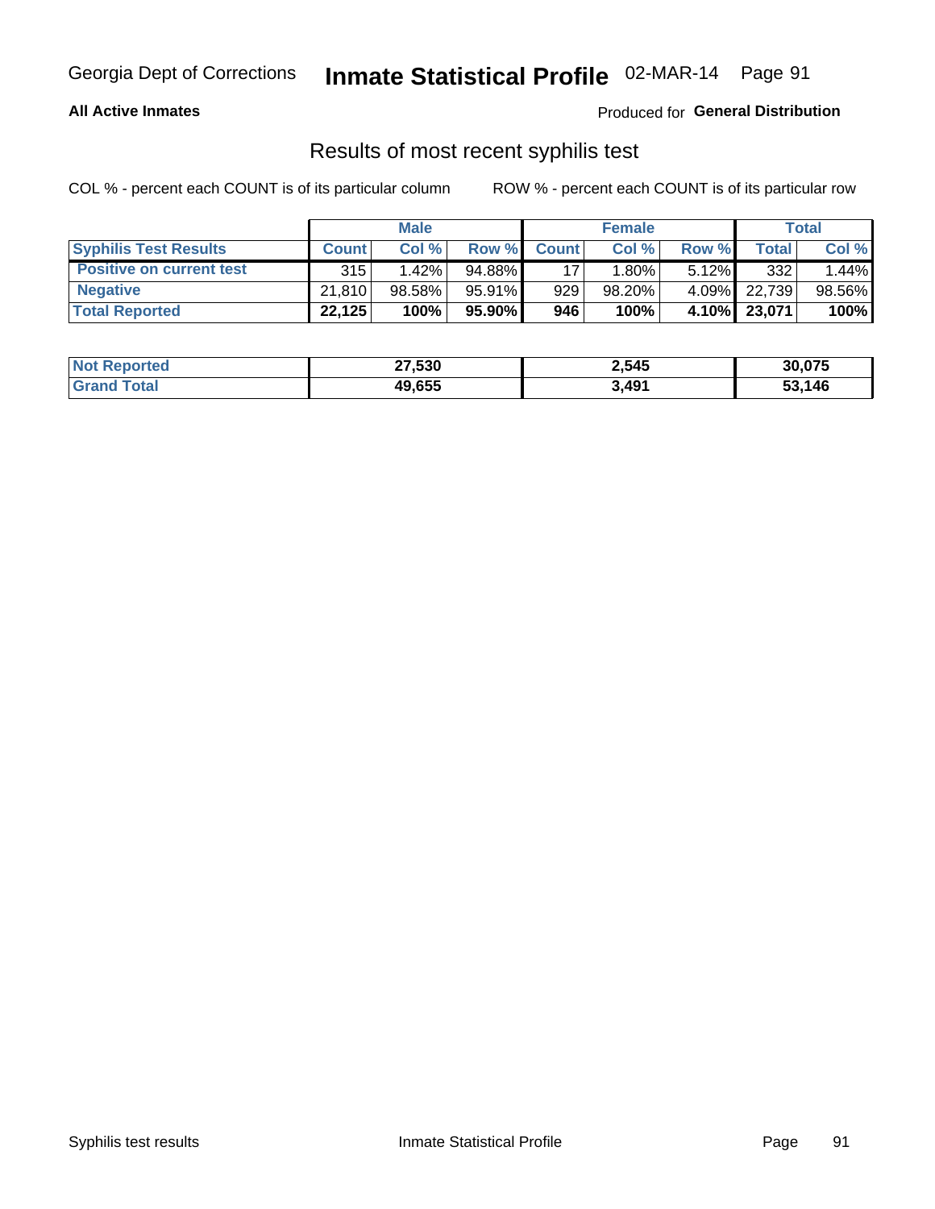Georgia Dept of Corrections **Inmate Statistical Profile** 02-MAR-14

**All Active Inmates**

Produced for **General Distribution**

## Results of most recent syphilis test

COL % - percent each COUNT is of its particular column     ROW % - percent each COUNT is of its particular row

| | Male | | | Female | | | Total | |
|---|---|---|---|---|---|---|---|---|
| **Syphilis Test Results** | **Count** | **Col %** | **Row %** | **Count** | **Col %** | **Row %** | **Total** | **Col %** |
| **Positive on current test** | 315 | 1.42% | 94.88% | 17 | 1.80% | 5.12% | 332 | 1.44% |
| **Negative** | 21,810 | 98.58% | 95.91% | 929 | 98.20% | 4.09% | 22,739 | 98.56% |
| **Total Reported** | **22,125** | **100%** | **95.90%** | **946** | **100%** | **4.10%** | **23,071** | **100%** |

| | Male | Female | Total |
|---|---|---|---|
| **Not Reported** | **27,530** | **2,545** | **30,075** |
| **Grand Total** | **49,655** | **3,491** | **53,146** |

Syphilis test results     Inmate Statistical Profile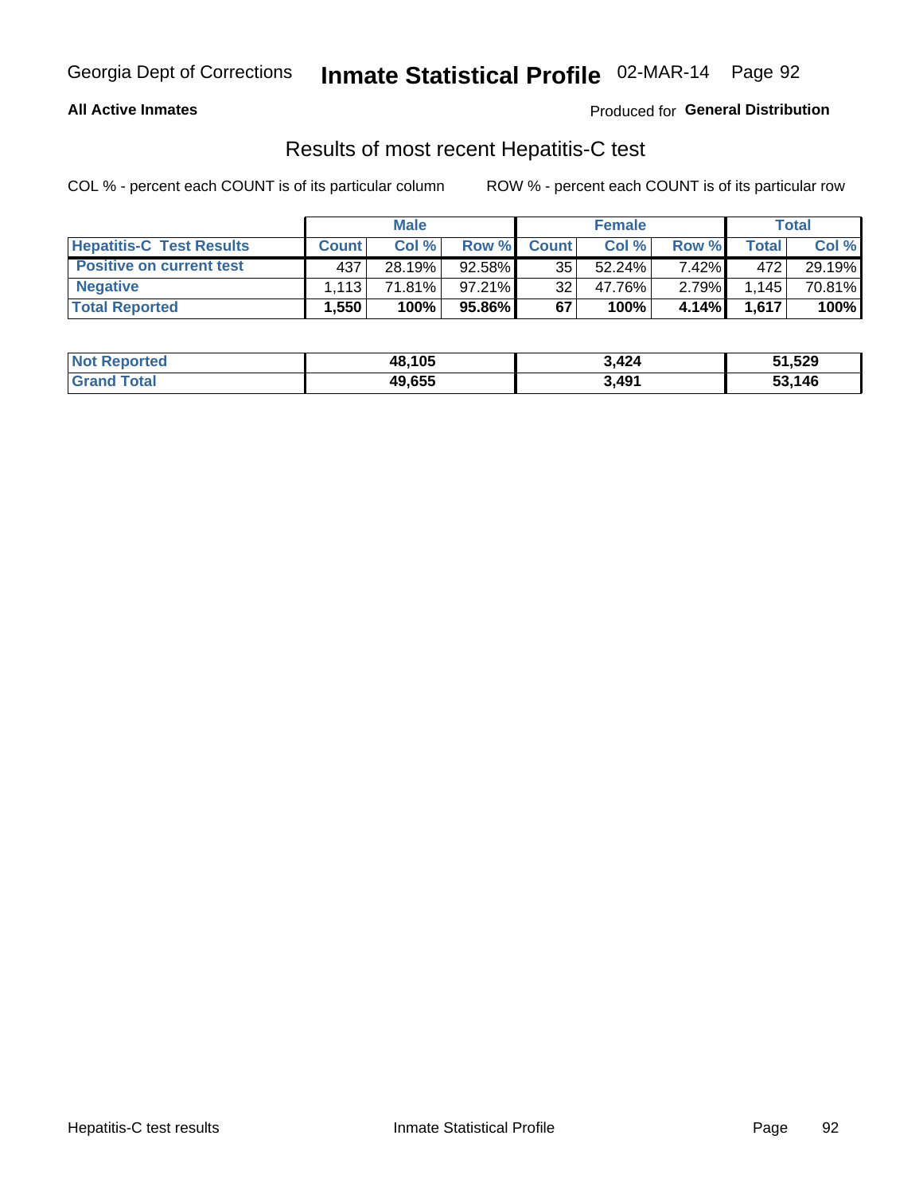Georgia Dept of Corrections **Inmate Statistical Profile** 02-MAR-14 Page 92

**All Active Inmates**

Produced for **General Distribution**

## Results of most recent Hepatitis-C test

COL % - percent each COUNT is of its particular column

ROW % - percent each COUNT is of its particular row

| | Male | | | Female | | | Total | |
|---|---|---|---|---|---|---|---|---|
| **Hepatitis-C Test Results** | **Count** | **Col %** | **Row %** | **Count** | **Col %** | **Row %** | **Total** | **Col %** |
| **Positive on current test** | 437 | 28.19% | 92.58% | 35 | 52.24% | 7.42% | 472 | 29.19% |
| **Negative** | 1,113 | 71.81% | 97.21% | 32 | 47.76% | 2.79% | 1,145 | 70.81% |
| **Total Reported** | **1,550** | **100%** | **95.86%** | **67** | **100%** | **4.14%** | **1,617** | **100%** |

| | Male | Female | Total |
|---|---|---|---|
| **Not Reported** | **48,105** | **3,424** | **51,529** |
| **Grand Total** | **49,655** | **3,491** | **53,146** |

Hepatitis-C test results Inmate Statistical Profile